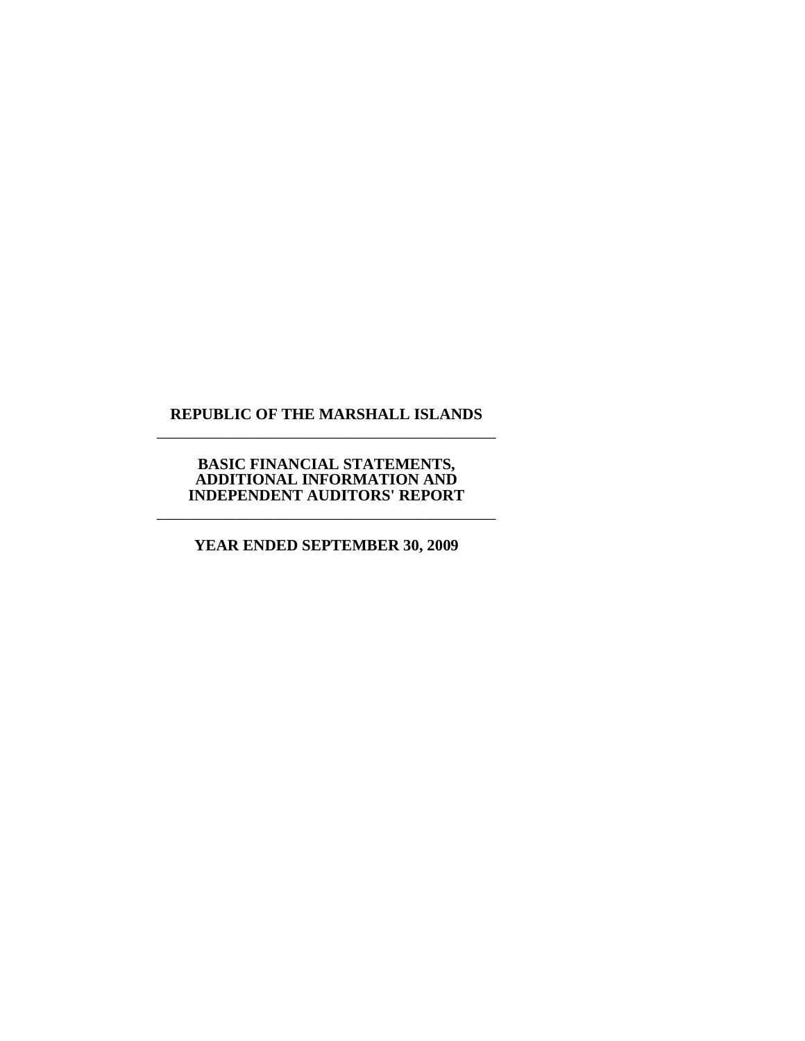# REPUBLIC OF THE MARSHALL ISLANDS

---

## BASIC FINANCIAL STATEMENTS, ADDITIONAL INFORMATION AND INDEPENDENT AUDITORS' REPORT

---

## YEAR ENDED SEPTEMBER 30, 2009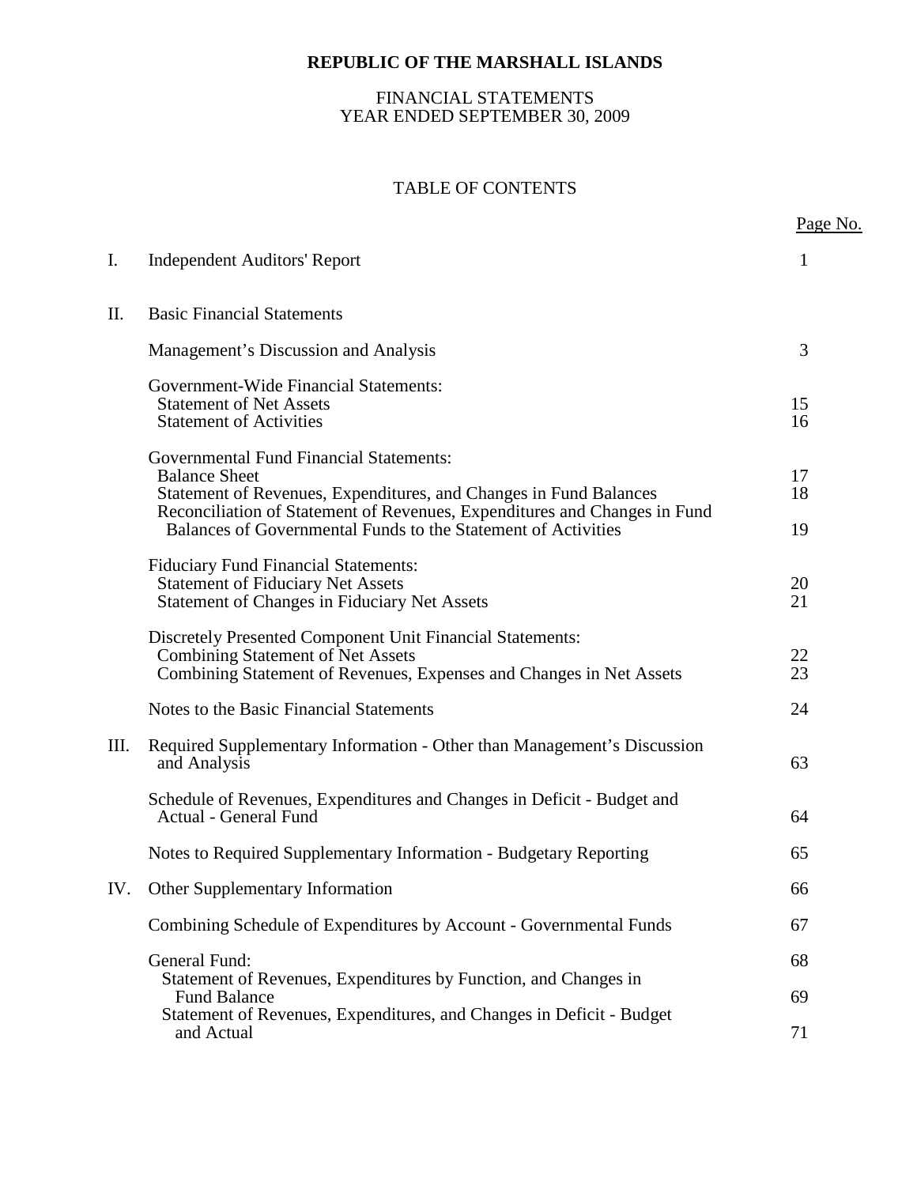**REPUBLIC OF THE MARSHALL ISLANDS**

FINANCIAL STATEMENTS
YEAR ENDED SEPTEMBER 30, 2009

TABLE OF CONTENTS

| | | Page No. |
|---|---|---|
| I. | Independent Auditors' Report | 1 |
| II. | Basic Financial Statements | |
| | Management's Discussion and Analysis | 3 |
| | Government-Wide Financial Statements: | |
| | Statement of Net Assets | 15 |
| | Statement of Activities | 16 |
| | Governmental Fund Financial Statements: | |
| | Balance Sheet | 17 |
| | Statement of Revenues, Expenditures, and Changes in Fund Balances | 18 |
| | Reconciliation of Statement of Revenues, Expenditures and Changes in Fund Balances of Governmental Funds to the Statement of Activities | 19 |
| | Fiduciary Fund Financial Statements: | |
| | Statement of Fiduciary Net Assets | 20 |
| | Statement of Changes in Fiduciary Net Assets | 21 |
| | Discretely Presented Component Unit Financial Statements: | |
| | Combining Statement of Net Assets | 22 |
| | Combining Statement of Revenues, Expenses and Changes in Net Assets | 23 |
| | Notes to the Basic Financial Statements | 24 |
| III. | Required Supplementary Information - Other than Management's Discussion and Analysis | 63 |
| | Schedule of Revenues, Expenditures and Changes in Deficit - Budget and Actual - General Fund | 64 |
| | Notes to Required Supplementary Information - Budgetary Reporting | 65 |
| IV. | Other Supplementary Information | 66 |
| | Combining Schedule of Expenditures by Account - Governmental Funds | 67 |
| | General Fund: | 68 |
| | Statement of Revenues, Expenditures by Function, and Changes in Fund Balance | 69 |
| | Statement of Revenues, Expenditures, and Changes in Deficit - Budget and Actual | 71 |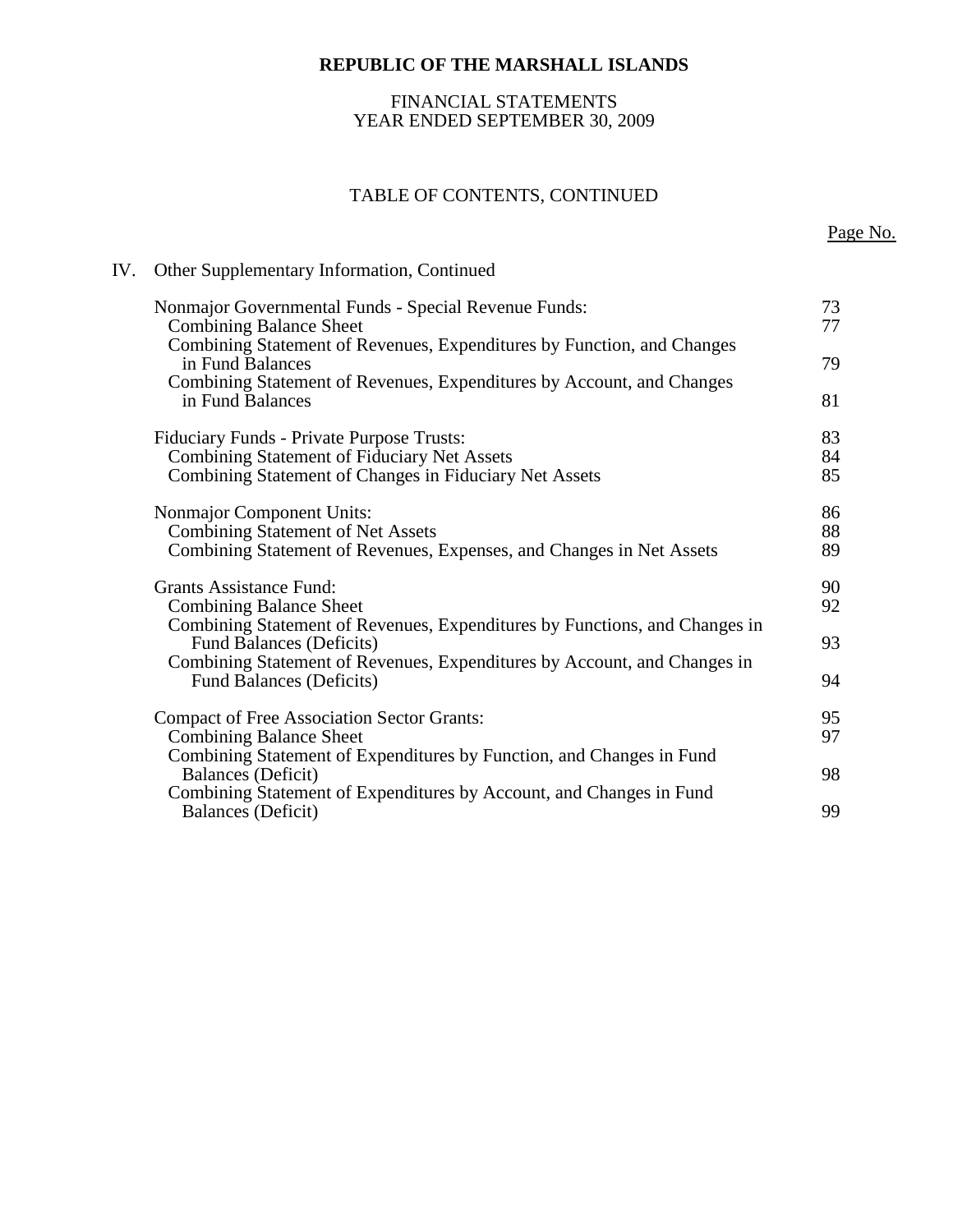**REPUBLIC OF THE MARSHALL ISLANDS**

FINANCIAL STATEMENTS
YEAR ENDED SEPTEMBER 30, 2009

TABLE OF CONTENTS, CONTINUED

| | | Page No. |
|---|---|---|
| IV. | Other Supplementary Information, Continued | |
| | Nonmajor Governmental Funds - Special Revenue Funds: | 73 |
| | Combining Balance Sheet | 77 |
| | Combining Statement of Revenues, Expenditures by Function, and Changes in Fund Balances | 79 |
| | Combining Statement of Revenues, Expenditures by Account, and Changes in Fund Balances | 81 |
| | Fiduciary Funds - Private Purpose Trusts: | 83 |
| | Combining Statement of Fiduciary Net Assets | 84 |
| | Combining Statement of Changes in Fiduciary Net Assets | 85 |
| | Nonmajor Component Units: | 86 |
| | Combining Statement of Net Assets | 88 |
| | Combining Statement of Revenues, Expenses, and Changes in Net Assets | 89 |
| | Grants Assistance Fund: | 90 |
| | Combining Balance Sheet | 92 |
| | Combining Statement of Revenues, Expenditures by Functions, and Changes in Fund Balances (Deficits) | 93 |
| | Combining Statement of Revenues, Expenditures by Account, and Changes in Fund Balances (Deficits) | 94 |
| | Compact of Free Association Sector Grants: | 95 |
| | Combining Balance Sheet | 97 |
| | Combining Statement of Expenditures by Function, and Changes in Fund Balances (Deficit) | 98 |
| | Combining Statement of Expenditures by Account, and Changes in Fund Balances (Deficit) | 99 |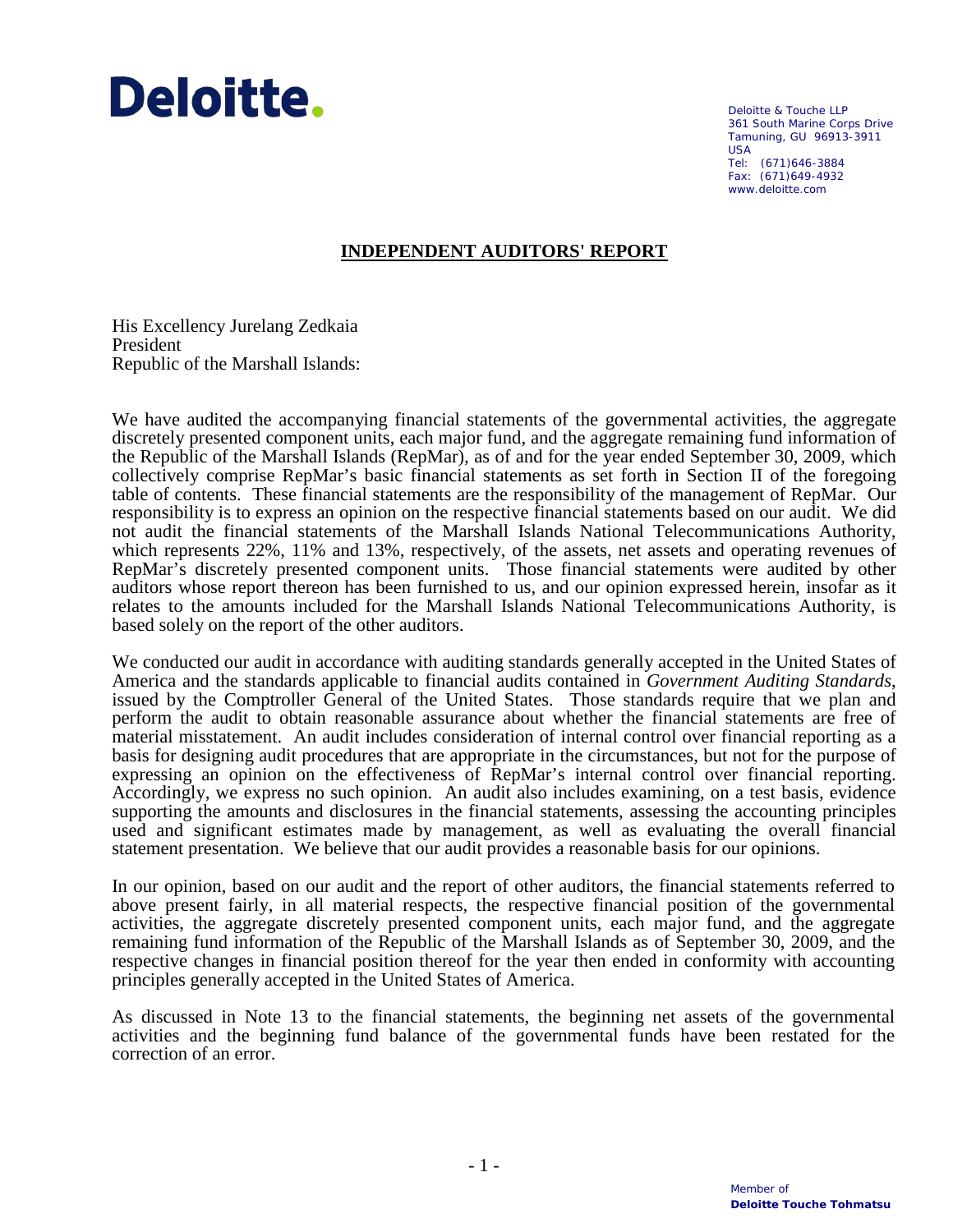**Deloitte.**

Deloitte & Touche LLP
361 South Marine Corps Drive
Tamuning, GU 96913-3911
USA
Tel: (671)646-3884
Fax: (671)649-4932
www.deloitte.com

## INDEPENDENT AUDITORS' REPORT

His Excellency Jurelang Zedkaia
President
Republic of the Marshall Islands:

We have audited the accompanying financial statements of the governmental activities, the aggregate discretely presented component units, each major fund, and the aggregate remaining fund information of the Republic of the Marshall Islands (RepMar), as of and for the year ended September 30, 2009, which collectively comprise RepMar's basic financial statements as set forth in Section II of the foregoing table of contents. These financial statements are the responsibility of the management of RepMar. Our responsibility is to express an opinion on the respective financial statements based on our audit. We did not audit the financial statements of the Marshall Islands National Telecommunications Authority, which represents 22%, 11% and 13%, respectively, of the assets, net assets and operating revenues of RepMar's discretely presented component units. Those financial statements were audited by other auditors whose report thereon has been furnished to us, and our opinion expressed herein, insofar as it relates to the amounts included for the Marshall Islands National Telecommunications Authority, is based solely on the report of the other auditors.

We conducted our audit in accordance with auditing standards generally accepted in the United States of America and the standards applicable to financial audits contained in *Government Auditing Standards*, issued by the Comptroller General of the United States. Those standards require that we plan and perform the audit to obtain reasonable assurance about whether the financial statements are free of material misstatement. An audit includes consideration of internal control over financial reporting as a basis for designing audit procedures that are appropriate in the circumstances, but not for the purpose of expressing an opinion on the effectiveness of RepMar's internal control over financial reporting. Accordingly, we express no such opinion. An audit also includes examining, on a test basis, evidence supporting the amounts and disclosures in the financial statements, assessing the accounting principles used and significant estimates made by management, as well as evaluating the overall financial statement presentation. We believe that our audit provides a reasonable basis for our opinions.

In our opinion, based on our audit and the report of other auditors, the financial statements referred to above present fairly, in all material respects, the respective financial position of the governmental activities, the aggregate discretely presented component units, each major fund, and the aggregate remaining fund information of the Republic of the Marshall Islands as of September 30, 2009, and the respective changes in financial position thereof for the year then ended in conformity with accounting principles generally accepted in the United States of America.

As discussed in Note 13 to the financial statements, the beginning net assets of the governmental activities and the beginning fund balance of the governmental funds have been restated for the correction of an error.

Member of
**Deloitte Touche Tohmatsu**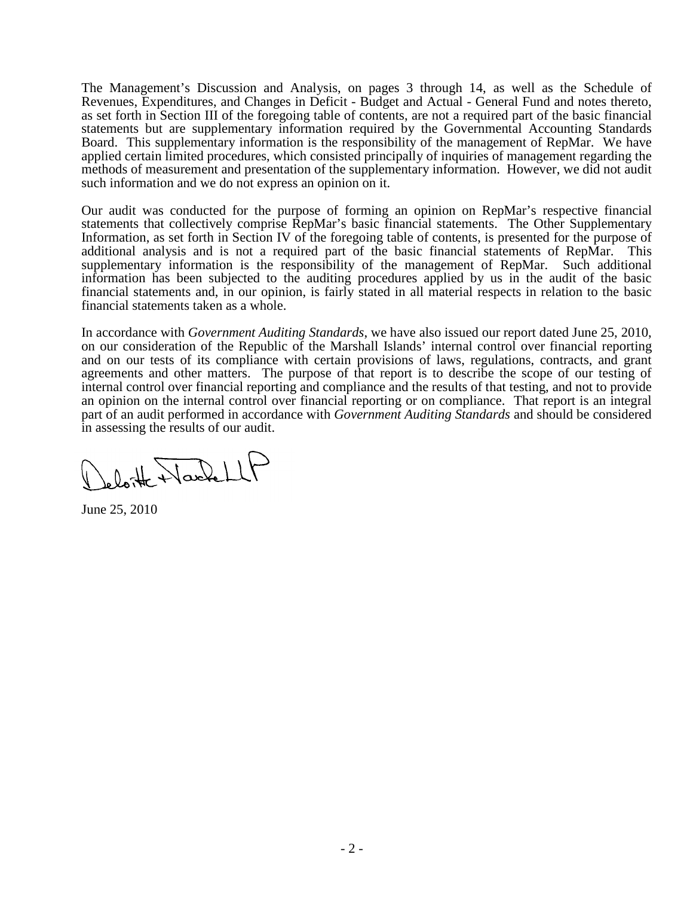The Management's Discussion and Analysis, on pages 3 through 14, as well as the Schedule of Revenues, Expenditures, and Changes in Deficit - Budget and Actual - General Fund and notes thereto, as set forth in Section III of the foregoing table of contents, are not a required part of the basic financial statements but are supplementary information required by the Governmental Accounting Standards Board. This supplementary information is the responsibility of the management of RepMar. We have applied certain limited procedures, which consisted principally of inquiries of management regarding the methods of measurement and presentation of the supplementary information. However, we did not audit such information and we do not express an opinion on it.

Our audit was conducted for the purpose of forming an opinion on RepMar's respective financial statements that collectively comprise RepMar's basic financial statements. The Other Supplementary Information, as set forth in Section IV of the foregoing table of contents, is presented for the purpose of additional analysis and is not a required part of the basic financial statements of RepMar. This supplementary information is the responsibility of the management of RepMar. Such additional information has been subjected to the auditing procedures applied by us in the audit of the basic financial statements and, in our opinion, is fairly stated in all material respects in relation to the basic financial statements taken as a whole.

In accordance with *Government Auditing Standards*, we have also issued our report dated June 25, 2010, on our consideration of the Republic of the Marshall Islands' internal control over financial reporting and on our tests of its compliance with certain provisions of laws, regulations, contracts, and grant agreements and other matters. The purpose of that report is to describe the scope of our testing of internal control over financial reporting and compliance and the results of that testing, and not to provide an opinion on the internal control over financial reporting or on compliance. That report is an integral part of an audit performed in accordance with *Government Auditing Standards* and should be considered in assessing the results of our audit.

Deloitte & Touche LLP

June 25, 2010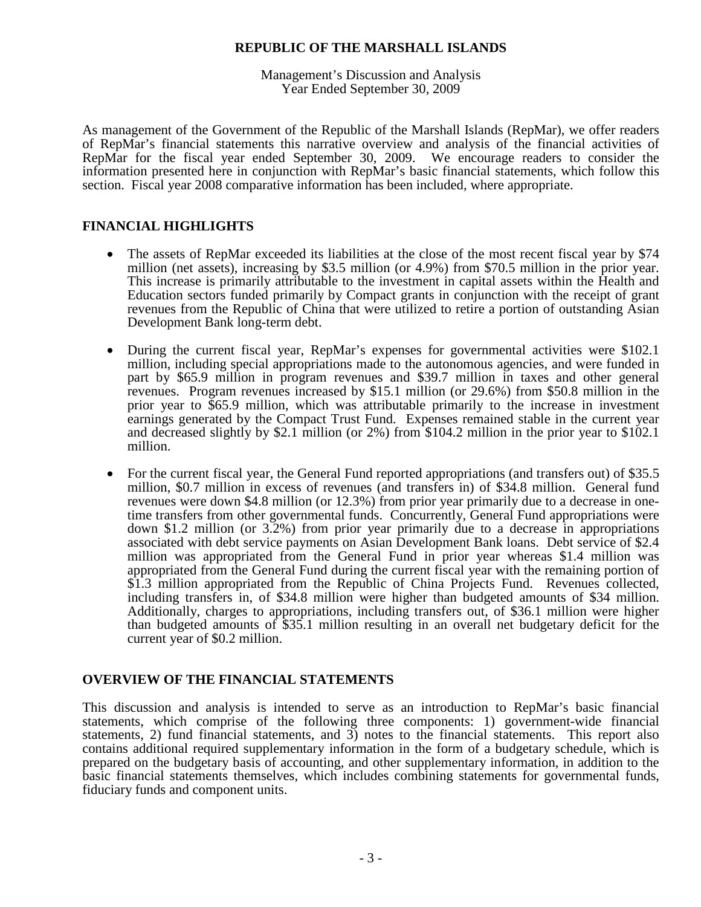# REPUBLIC OF THE MARSHALL ISLANDS

Management's Discussion and Analysis
Year Ended September 30, 2009

As management of the Government of the Republic of the Marshall Islands (RepMar), we offer readers of RepMar's financial statements this narrative overview and analysis of the financial activities of RepMar for the fiscal year ended September 30, 2009. We encourage readers to consider the information presented here in conjunction with RepMar's basic financial statements, which follow this section. Fiscal year 2008 comparative information has been included, where appropriate.

## FINANCIAL HIGHLIGHTS

- The assets of RepMar exceeded its liabilities at the close of the most recent fiscal year by $74 million (net assets), increasing by $3.5 million (or 4.9%) from $70.5 million in the prior year. This increase is primarily attributable to the investment in capital assets within the Health and Education sectors funded primarily by Compact grants in conjunction with the receipt of grant revenues from the Republic of China that were utilized to retire a portion of outstanding Asian Development Bank long-term debt.

- During the current fiscal year, RepMar's expenses for governmental activities were $102.1 million, including special appropriations made to the autonomous agencies, and were funded in part by $65.9 million in program revenues and $39.7 million in taxes and other general revenues. Program revenues increased by $15.1 million (or 29.6%) from $50.8 million in the prior year to $65.9 million, which was attributable primarily to the increase in investment earnings generated by the Compact Trust Fund. Expenses remained stable in the current year and decreased slightly by $2.1 million (or 2%) from $104.2 million in the prior year to $102.1 million.

- For the current fiscal year, the General Fund reported appropriations (and transfers out) of $35.5 million, $0.7 million in excess of revenues (and transfers in) of $34.8 million. General fund revenues were down $4.8 million (or 12.3%) from prior year primarily due to a decrease in one-time transfers from other governmental funds. Concurrently, General Fund appropriations were down $1.2 million (or 3.2%) from prior year primarily due to a decrease in appropriations associated with debt service payments on Asian Development Bank loans. Debt service of $2.4 million was appropriated from the General Fund in prior year whereas $1.4 million was appropriated from the General Fund during the current fiscal year with the remaining portion of $1.3 million appropriated from the Republic of China Projects Fund. Revenues collected, including transfers in, of $34.8 million were higher than budgeted amounts of $34 million. Additionally, charges to appropriations, including transfers out, of $36.1 million were higher than budgeted amounts of $35.1 million resulting in an overall net budgetary deficit for the current year of $0.2 million.

## OVERVIEW OF THE FINANCIAL STATEMENTS

This discussion and analysis is intended to serve as an introduction to RepMar's basic financial statements, which comprise of the following three components: 1) government-wide financial statements, 2) fund financial statements, and 3) notes to the financial statements. This report also contains additional required supplementary information in the form of a budgetary schedule, which is prepared on the budgetary basis of accounting, and other supplementary information, in addition to the basic financial statements themselves, which includes combining statements for governmental funds, fiduciary funds and component units.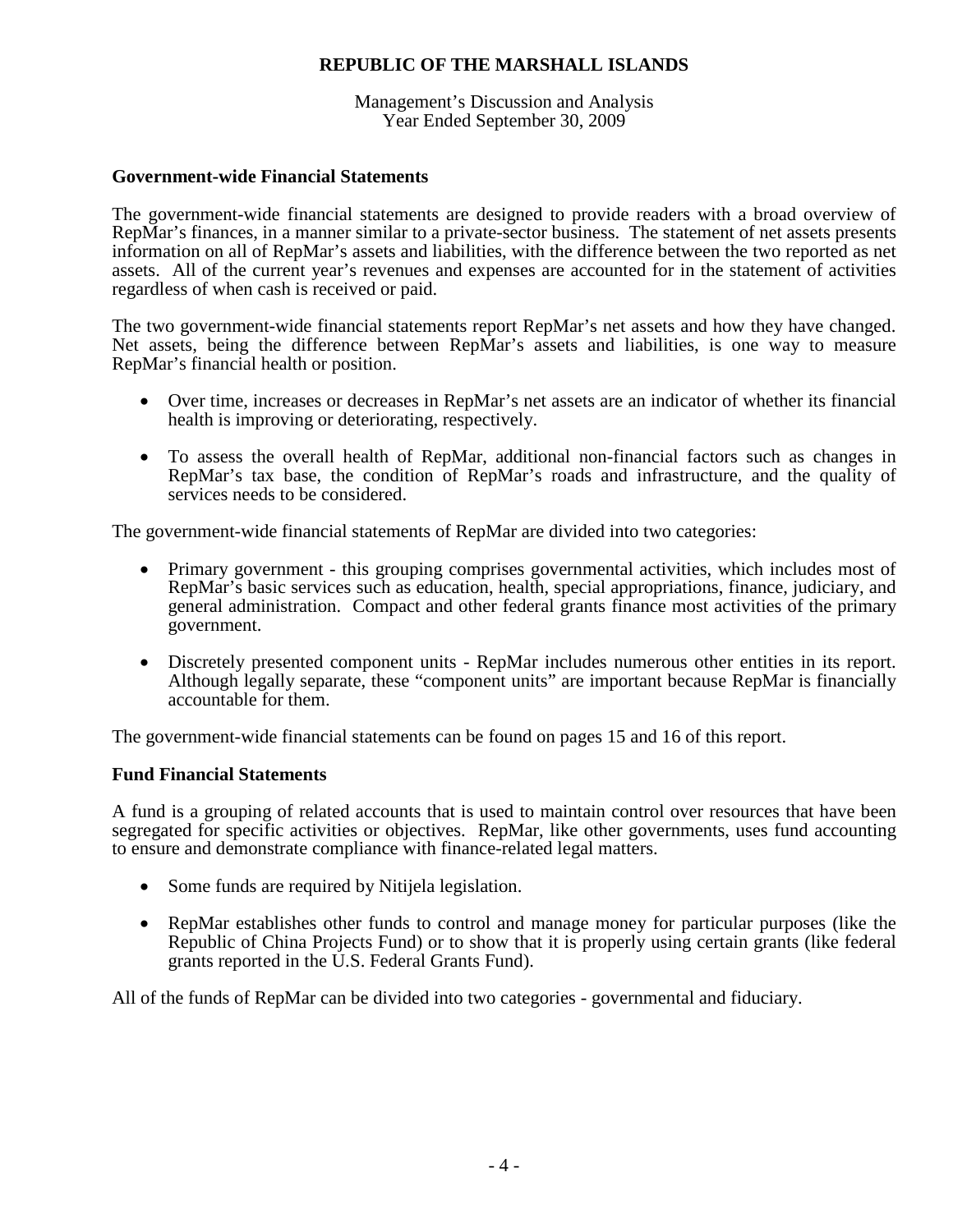## Government-wide Financial Statements

The government-wide financial statements are designed to provide readers with a broad overview of RepMar's finances, in a manner similar to a private-sector business. The statement of net assets presents information on all of RepMar's assets and liabilities, with the difference between the two reported as net assets. All of the current year's revenues and expenses are accounted for in the statement of activities regardless of when cash is received or paid.

The two government-wide financial statements report RepMar's net assets and how they have changed. Net assets, being the difference between RepMar's assets and liabilities, is one way to measure RepMar's financial health or position.

- Over time, increases or decreases in RepMar's net assets are an indicator of whether its financial health is improving or deteriorating, respectively.
- To assess the overall health of RepMar, additional non-financial factors such as changes in RepMar's tax base, the condition of RepMar's roads and infrastructure, and the quality of services needs to be considered.

The government-wide financial statements of RepMar are divided into two categories:

- Primary government - this grouping comprises governmental activities, which includes most of RepMar's basic services such as education, health, special appropriations, finance, judiciary, and general administration. Compact and other federal grants finance most activities of the primary government.
- Discretely presented component units - RepMar includes numerous other entities in its report. Although legally separate, these "component units" are important because RepMar is financially accountable for them.

The government-wide financial statements can be found on pages 15 and 16 of this report.

## Fund Financial Statements

A fund is a grouping of related accounts that is used to maintain control over resources that have been segregated for specific activities or objectives. RepMar, like other governments, uses fund accounting to ensure and demonstrate compliance with finance-related legal matters.

- Some funds are required by Nitijela legislation.
- RepMar establishes other funds to control and manage money for particular purposes (like the Republic of China Projects Fund) or to show that it is properly using certain grants (like federal grants reported in the U.S. Federal Grants Fund).

All of the funds of RepMar can be divided into two categories - governmental and fiduciary.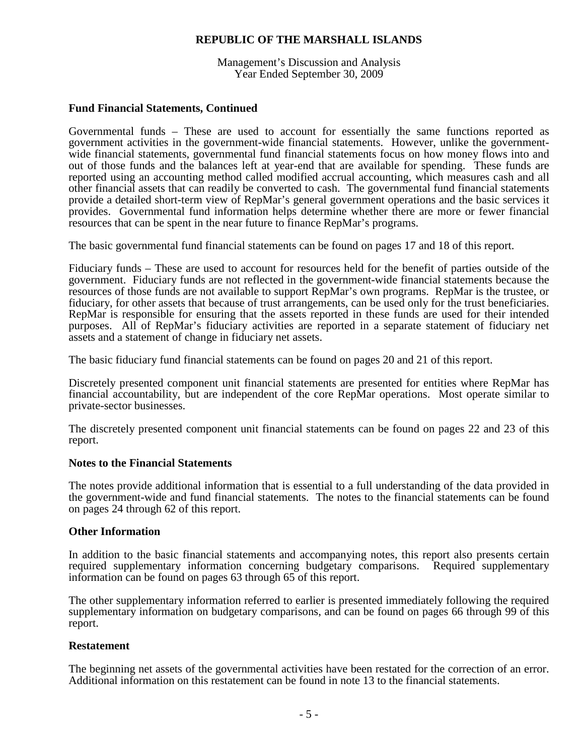**Fund Financial Statements, Continued**

Governmental funds – These are used to account for essentially the same functions reported as government activities in the government-wide financial statements. However, unlike the government-wide financial statements, governmental fund financial statements focus on how money flows into and out of those funds and the balances left at year-end that are available for spending. These funds are reported using an accounting method called modified accrual accounting, which measures cash and all other financial assets that can readily be converted to cash. The governmental fund financial statements provide a detailed short-term view of RepMar's general government operations and the basic services it provides. Governmental fund information helps determine whether there are more or fewer financial resources that can be spent in the near future to finance RepMar's programs.

The basic governmental fund financial statements can be found on pages 17 and 18 of this report.

Fiduciary funds – These are used to account for resources held for the benefit of parties outside of the government. Fiduciary funds are not reflected in the government-wide financial statements because the resources of those funds are not available to support RepMar's own programs. RepMar is the trustee, or fiduciary, for other assets that because of trust arrangements, can be used only for the trust beneficiaries. RepMar is responsible for ensuring that the assets reported in these funds are used for their intended purposes. All of RepMar's fiduciary activities are reported in a separate statement of fiduciary net assets and a statement of change in fiduciary net assets.

The basic fiduciary fund financial statements can be found on pages 20 and 21 of this report.

Discretely presented component unit financial statements are presented for entities where RepMar has financial accountability, but are independent of the core RepMar operations. Most operate similar to private-sector businesses.

The discretely presented component unit financial statements can be found on pages 22 and 23 of this report.

**Notes to the Financial Statements**

The notes provide additional information that is essential to a full understanding of the data provided in the government-wide and fund financial statements. The notes to the financial statements can be found on pages 24 through 62 of this report.

**Other Information**

In addition to the basic financial statements and accompanying notes, this report also presents certain required supplementary information concerning budgetary comparisons. Required supplementary information can be found on pages 63 through 65 of this report.

The other supplementary information referred to earlier is presented immediately following the required supplementary information on budgetary comparisons, and can be found on pages 66 through 99 of this report.

**Restatement**

The beginning net assets of the governmental activities have been restated for the correction of an error. Additional information on this restatement can be found in note 13 to the financial statements.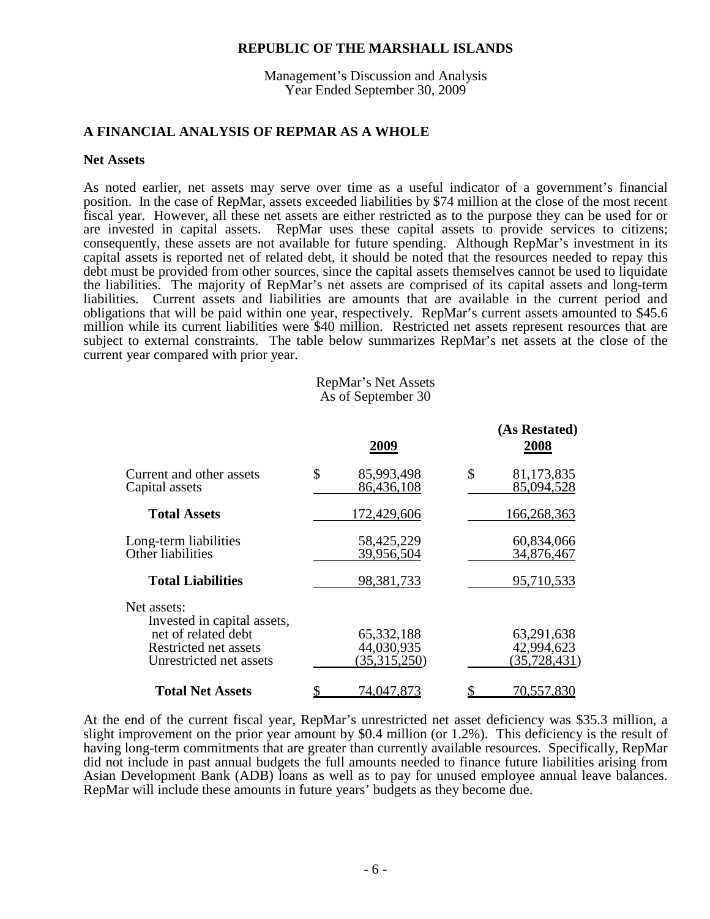# REPUBLIC OF THE MARSHALL ISLANDS

Management's Discussion and Analysis
Year Ended September 30, 2009

## A FINANCIAL ANALYSIS OF REPMAR AS A WHOLE

### Net Assets

As noted earlier, net assets may serve over time as a useful indicator of a government's financial position. In the case of RepMar, assets exceeded liabilities by $74 million at the close of the most recent fiscal year. However, all these net assets are either restricted as to the purpose they can be used for or are invested in capital assets. RepMar uses these capital assets to provide services to citizens; consequently, these assets are not available for future spending. Although RepMar's investment in its capital assets is reported net of related debt, it should be noted that the resources needed to repay this debt must be provided from other sources, since the capital assets themselves cannot be used to liquidate the liabilities. The majority of RepMar's net assets are comprised of its capital assets and long-term liabilities. Current assets and liabilities are amounts that are available in the current period and obligations that will be paid within one year, respectively. RepMar's current assets amounted to $45.6 million while its current liabilities were $40 million. Restricted net assets represent resources that are subject to external constraints. The table below summarizes RepMar's net assets at the close of the current year compared with prior year.

RepMar's Net Assets
As of September 30

| | 2009 | (As Restated) 2008 |
|---|---|---|
| Current and other assets | $ 85,993,498 | $ 81,173,835 |
| Capital assets | 86,436,108 | 85,094,528 |
| **Total Assets** | 172,429,606 | 166,268,363 |
| Long-term liabilities | 58,425,229 | 60,834,066 |
| Other liabilities | 39,956,504 | 34,876,467 |
| **Total Liabilities** | 98,381,733 | 95,710,533 |
| Net assets: | | |
| Invested in capital assets, net of related debt | 65,332,188 | 63,291,638 |
| Restricted net assets | 44,030,935 | 42,994,623 |
| Unrestricted net assets | (35,315,250) | (35,728,431) |
| **Total Net Assets** | $ 74,047,873 | $ 70,557,830 |

At the end of the current fiscal year, RepMar's unrestricted net asset deficiency was $35.3 million, a slight improvement on the prior year amount by $0.4 million (or 1.2%). This deficiency is the result of having long-term commitments that are greater than currently available resources. Specifically, RepMar did not include in past annual budgets the full amounts needed to finance future liabilities arising from Asian Development Bank (ADB) loans as well as to pay for unused employee annual leave balances. RepMar will include these amounts in future years' budgets as they become due.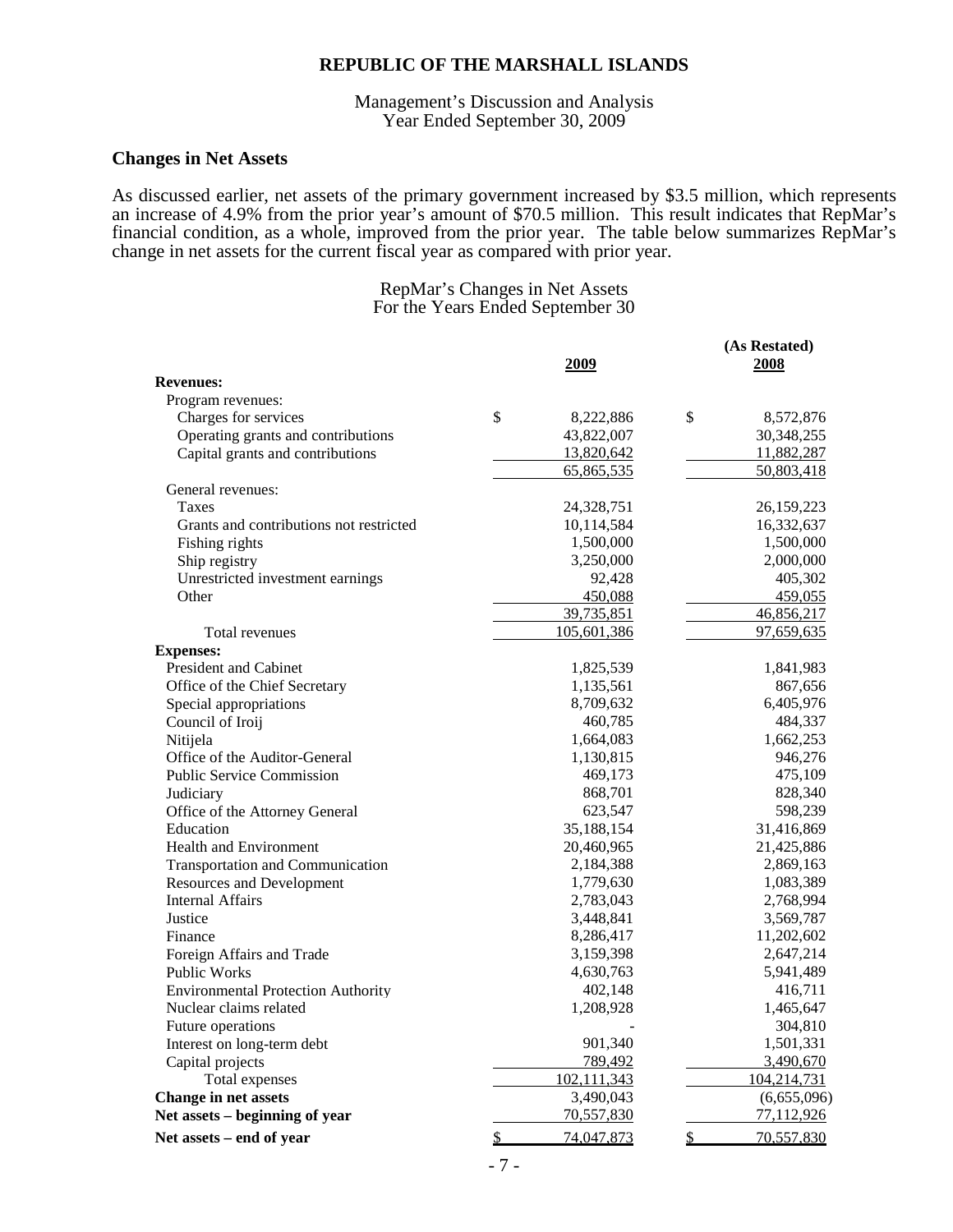# REPUBLIC OF THE MARSHALL ISLANDS

Management's Discussion and Analysis
Year Ended September 30, 2009

## Changes in Net Assets

As discussed earlier, net assets of the primary government increased by $3.5 million, which represents an increase of 4.9% from the prior year's amount of $70.5 million. This result indicates that RepMar's financial condition, as a whole, improved from the prior year. The table below summarizes RepMar's change in net assets for the current fiscal year as compared with prior year.

RepMar's Changes in Net Assets
For the Years Ended September 30

| | 2009 | (As Restated) 2008 |
|---|---|---|
| **Revenues:** | | |
| Program revenues: | | |
| Charges for services | $ 8,222,886 | $ 8,572,876 |
| Operating grants and contributions | 43,822,007 | 30,348,255 |
| Capital grants and contributions | 13,820,642 | 11,882,287 |
| | 65,865,535 | 50,803,418 |
| General revenues: | | |
| Taxes | 24,328,751 | 26,159,223 |
| Grants and contributions not restricted | 10,114,584 | 16,332,637 |
| Fishing rights | 1,500,000 | 1,500,000 |
| Ship registry | 3,250,000 | 2,000,000 |
| Unrestricted investment earnings | 92,428 | 405,302 |
| Other | 450,088 | 459,055 |
| | 39,735,851 | 46,856,217 |
| Total revenues | 105,601,386 | 97,659,635 |
| **Expenses:** | | |
| President and Cabinet | 1,825,539 | 1,841,983 |
| Office of the Chief Secretary | 1,135,561 | 867,656 |
| Special appropriations | 8,709,632 | 6,405,976 |
| Council of Iroij | 460,785 | 484,337 |
| Nitijela | 1,664,083 | 1,662,253 |
| Office of the Auditor-General | 1,130,815 | 946,276 |
| Public Service Commission | 469,173 | 475,109 |
| Judiciary | 868,701 | 828,340 |
| Office of the Attorney General | 623,547 | 598,239 |
| Education | 35,188,154 | 31,416,869 |
| Health and Environment | 20,460,965 | 21,425,886 |
| Transportation and Communication | 2,184,388 | 2,869,163 |
| Resources and Development | 1,779,630 | 1,083,389 |
| Internal Affairs | 2,783,043 | 2,768,994 |
| Justice | 3,448,841 | 3,569,787 |
| Finance | 8,286,417 | 11,202,602 |
| Foreign Affairs and Trade | 3,159,398 | 2,647,214 |
| Public Works | 4,630,763 | 5,941,489 |
| Environmental Protection Authority | 402,148 | 416,711 |
| Nuclear claims related | 1,208,928 | 1,465,647 |
| Future operations | - | 304,810 |
| Interest on long-term debt | 901,340 | 1,501,331 |
| Capital projects | 789,492 | 3,490,670 |
| Total expenses | 102,111,343 | 104,214,731 |
| **Change in net assets** | 3,490,043 | (6,655,096) |
| **Net assets – beginning of year** | 70,557,830 | 77,112,926 |
| **Net assets – end of year** | $ 74,047,873 | $ 70,557,830 |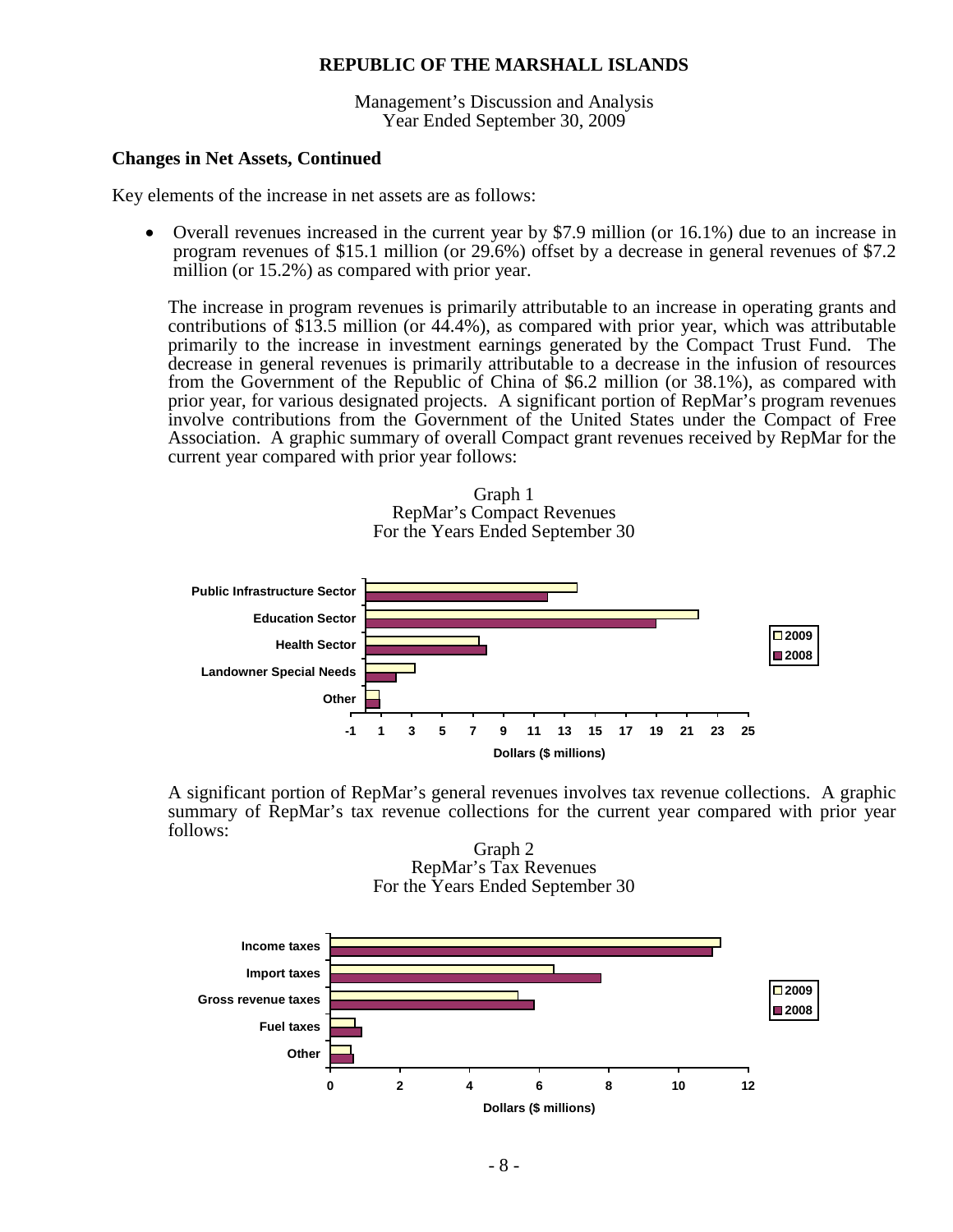**REPUBLIC OF THE MARSHALL ISLANDS**

Management's Discussion and Analysis
Year Ended September 30, 2009

**Changes in Net Assets, Continued**

Key elements of the increase in net assets are as follows:

- Overall revenues increased in the current year by $7.9 million (or 16.1%) due to an increase in program revenues of $15.1 million (or 29.6%) offset by a decrease in general revenues of $7.2 million (or 15.2%) as compared with prior year.

  The increase in program revenues is primarily attributable to an increase in operating grants and contributions of $13.5 million (or 44.4%), as compared with prior year, which was attributable primarily to the increase in investment earnings generated by the Compact Trust Fund. The decrease in general revenues is primarily attributable to a decrease in the infusion of resources from the Government of the Republic of China of $6.2 million (or 38.1%), as compared with prior year, for various designated projects. A significant portion of RepMar's program revenues involve contributions from the Government of the United States under the Compact of Free Association. A graphic summary of overall Compact grant revenues received by RepMar for the current year compared with prior year follows:

Graph 1
RepMar's Compact Revenues
For the Years Ended September 30

Public Infrastructure Sector
Education Sector
Health Sector
Landowner Special Needs
Other

2009
2008

-1 1 3 5 7 9 11 13 15 17 19 21 23 25

Dollars ($ millions)

A significant portion of RepMar's general revenues involves tax revenue collections. A graphic summary of RepMar's tax revenue collections for the current year compared with prior year follows:

Graph 2
RepMar's Tax Revenues
For the Years Ended September 30

Income taxes
Import taxes
Gross revenue taxes
Fuel taxes
Other

2009
2008

0 2 4 6 8 10 12

Dollars ($ millions)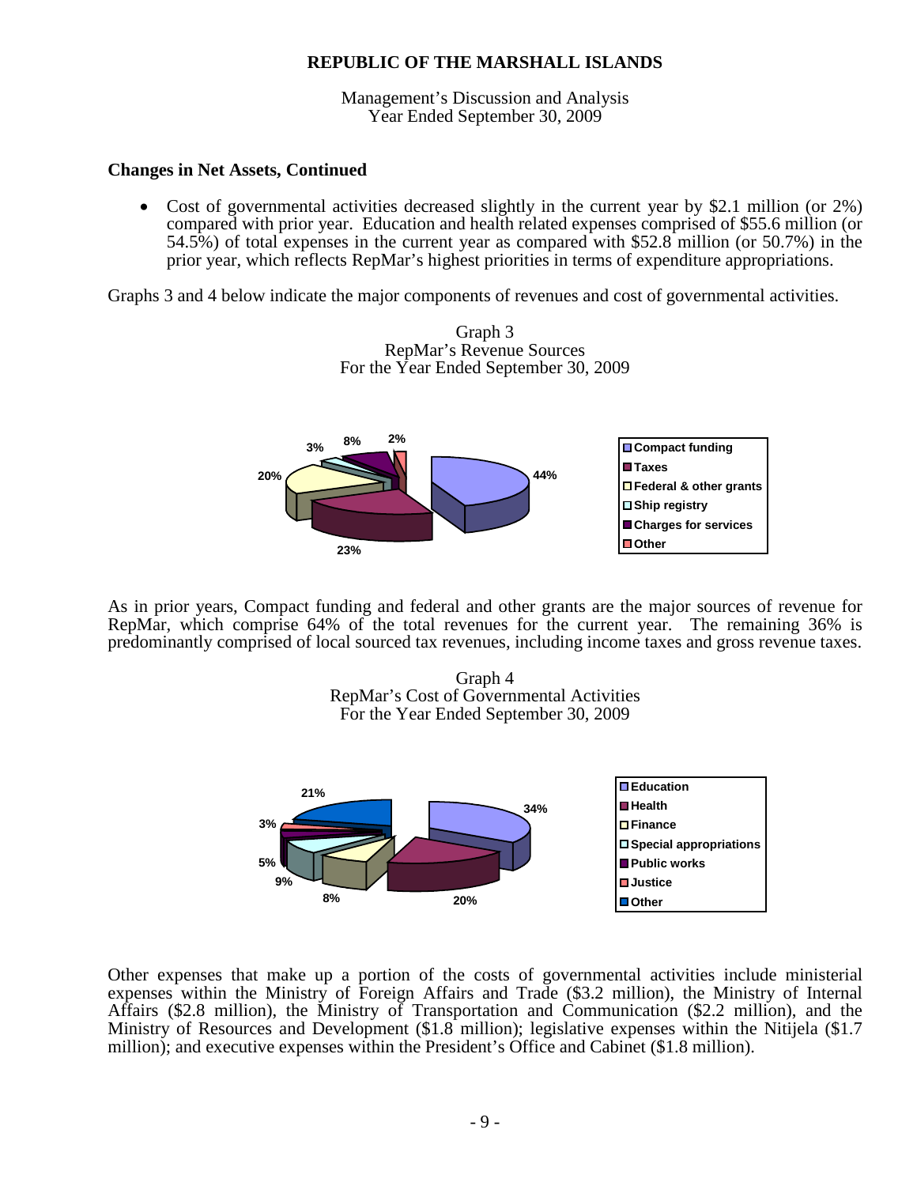REPUBLIC OF THE MARSHALL ISLANDS

Management's Discussion and Analysis
Year Ended September 30, 2009

**Changes in Net Assets, Continued**

- Cost of governmental activities decreased slightly in the current year by \$2.1 million (or 2%) compared with prior year. Education and health related expenses comprised of \$55.6 million (or 54.5%) of total expenses in the current year as compared with \$52.8 million (or 50.7%) in the prior year, which reflects RepMar's highest priorities in terms of expenditure appropriations.

Graphs 3 and 4 below indicate the major components of revenues and cost of governmental activities.

Graph 3
RepMar's Revenue Sources
For the Year Ended September 30, 2009

| Revenue Source | Percentage |
|---|---|
| Compact funding | 44% |
| Taxes | 23% |
| Federal & other grants | 20% |
| Ship registry | 3% |
| Charges for services | 8% |
| Other | 2% |

As in prior years, Compact funding and federal and other grants are the major sources of revenue for RepMar, which comprise 64% of the total revenues for the current year. The remaining 36% is predominantly comprised of local sourced tax revenues, including income taxes and gross revenue taxes.

Graph 4
RepMar's Cost of Governmental Activities
For the Year Ended September 30, 2009

| Activity | Percentage |
|---|---|
| Education | 34% |
| Health | 20% |
| Finance | 8% |
| Special appropriations | 9% |
| Public works | 5% |
| Justice | 3% |
| Other | 21% |

Other expenses that make up a portion of the costs of governmental activities include ministerial expenses within the Ministry of Foreign Affairs and Trade (\$3.2 million), the Ministry of Internal Affairs (\$2.8 million), the Ministry of Transportation and Communication (\$2.2 million), and the Ministry of Resources and Development (\$1.8 million); legislative expenses within the Nitijela (\$1.7 million); and executive expenses within the President's Office and Cabinet (\$1.8 million).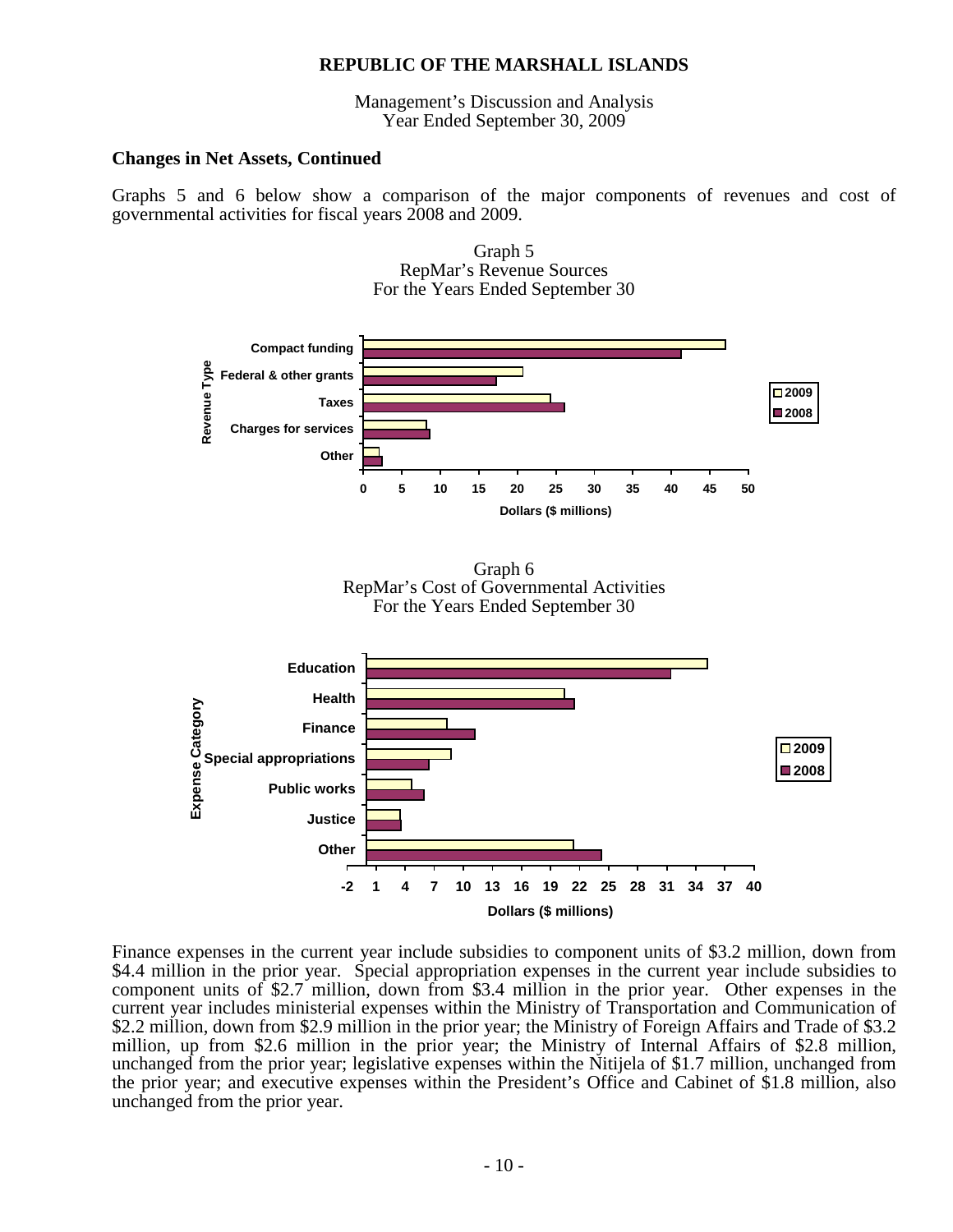## Changes in Net Assets, Continued

Graphs 5 and 6 below show a comparison of the major components of revenues and cost of governmental activities for fiscal years 2008 and 2009.

Graph 5
RepMar's Revenue Sources
For the Years Ended September 30

Graph 6
RepMar's Cost of Governmental Activities
For the Years Ended September 30

Finance expenses in the current year include subsidies to component units of $3.2 million, down from $4.4 million in the prior year. Special appropriation expenses in the current year include subsidies to component units of $2.7 million, down from $3.4 million in the prior year. Other expenses in the current year includes ministerial expenses within the Ministry of Transportation and Communication of $2.2 million, down from $2.9 million in the prior year; the Ministry of Foreign Affairs and Trade of $3.2 million, up from $2.6 million in the prior year; the Ministry of Internal Affairs of $2.8 million, unchanged from the prior year; legislative expenses within the Nitijela of $1.7 million, unchanged from the prior year; and executive expenses within the President's Office and Cabinet of $1.8 million, also unchanged from the prior year.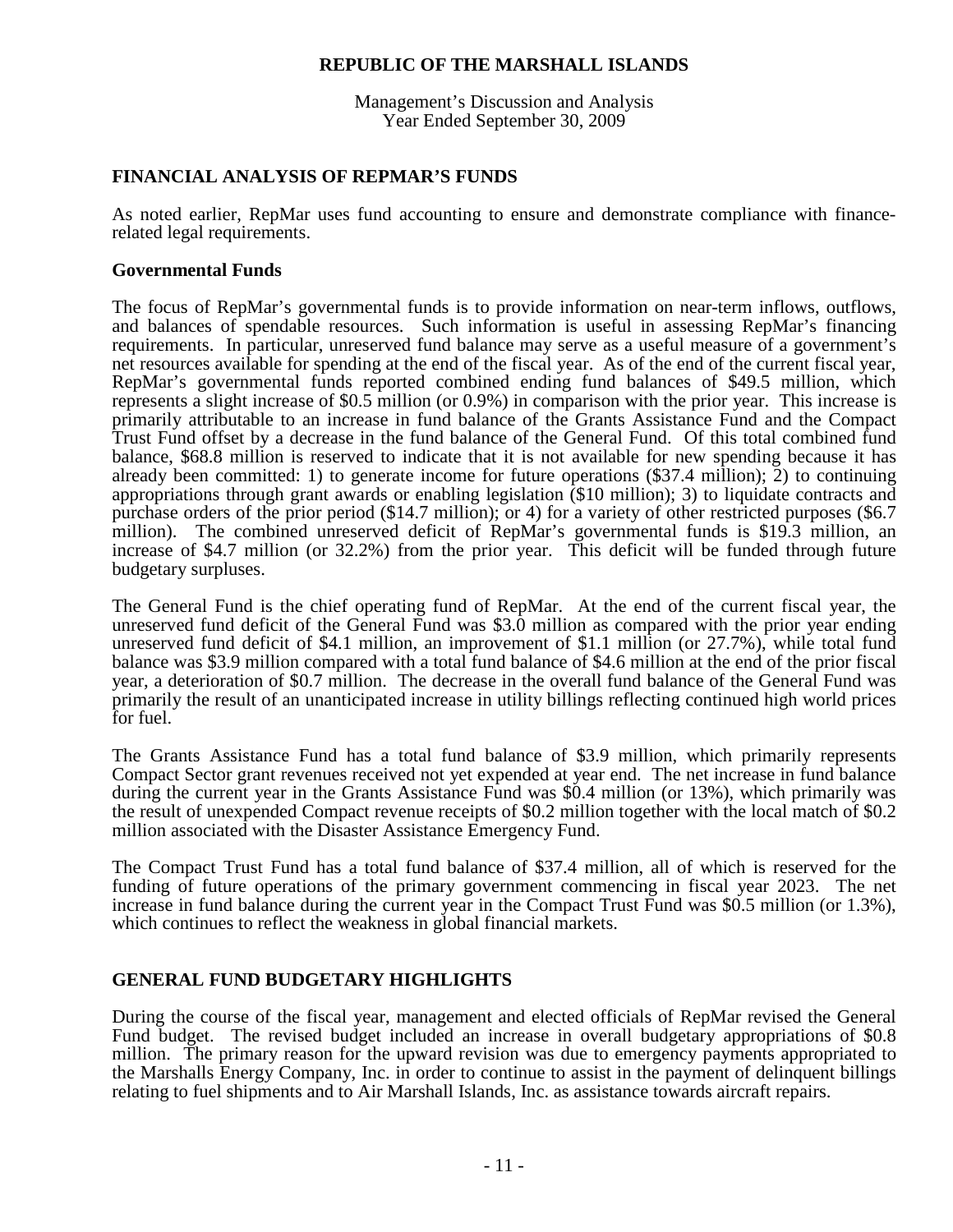## FINANCIAL ANALYSIS OF REPMAR'S FUNDS

As noted earlier, RepMar uses fund accounting to ensure and demonstrate compliance with finance-related legal requirements.

### Governmental Funds

The focus of RepMar's governmental funds is to provide information on near-term inflows, outflows, and balances of spendable resources. Such information is useful in assessing RepMar's financing requirements. In particular, unreserved fund balance may serve as a useful measure of a government's net resources available for spending at the end of the fiscal year. As of the end of the current fiscal year, RepMar's governmental funds reported combined ending fund balances of $49.5 million, which represents a slight increase of $0.5 million (or 0.9%) in comparison with the prior year. This increase is primarily attributable to an increase in fund balance of the Grants Assistance Fund and the Compact Trust Fund offset by a decrease in the fund balance of the General Fund. Of this total combined fund balance, $68.8 million is reserved to indicate that it is not available for new spending because it has already been committed: 1) to generate income for future operations ($37.4 million); 2) to continuing appropriations through grant awards or enabling legislation ($10 million); 3) to liquidate contracts and purchase orders of the prior period ($14.7 million); or 4) for a variety of other restricted purposes ($6.7 million). The combined unreserved deficit of RepMar's governmental funds is $19.3 million, an increase of $4.7 million (or 32.2%) from the prior year. This deficit will be funded through future budgetary surpluses.

The General Fund is the chief operating fund of RepMar. At the end of the current fiscal year, the unreserved fund deficit of the General Fund was $3.0 million as compared with the prior year ending unreserved fund deficit of $4.1 million, an improvement of $1.1 million (or 27.7%), while total fund balance was $3.9 million compared with a total fund balance of $4.6 million at the end of the prior fiscal year, a deterioration of $0.7 million. The decrease in the overall fund balance of the General Fund was primarily the result of an unanticipated increase in utility billings reflecting continued high world prices for fuel.

The Grants Assistance Fund has a total fund balance of $3.9 million, which primarily represents Compact Sector grant revenues received not yet expended at year end. The net increase in fund balance during the current year in the Grants Assistance Fund was $0.4 million (or 13%), which primarily was the result of unexpended Compact revenue receipts of $0.2 million together with the local match of $0.2 million associated with the Disaster Assistance Emergency Fund.

The Compact Trust Fund has a total fund balance of $37.4 million, all of which is reserved for the funding of future operations of the primary government commencing in fiscal year 2023. The net increase in fund balance during the current year in the Compact Trust Fund was $0.5 million (or 1.3%), which continues to reflect the weakness in global financial markets.

## GENERAL FUND BUDGETARY HIGHLIGHTS

During the course of the fiscal year, management and elected officials of RepMar revised the General Fund budget. The revised budget included an increase in overall budgetary appropriations of $0.8 million. The primary reason for the upward revision was due to emergency payments appropriated to the Marshalls Energy Company, Inc. in order to continue to assist in the payment of delinquent billings relating to fuel shipments and to Air Marshall Islands, Inc. as assistance towards aircraft repairs.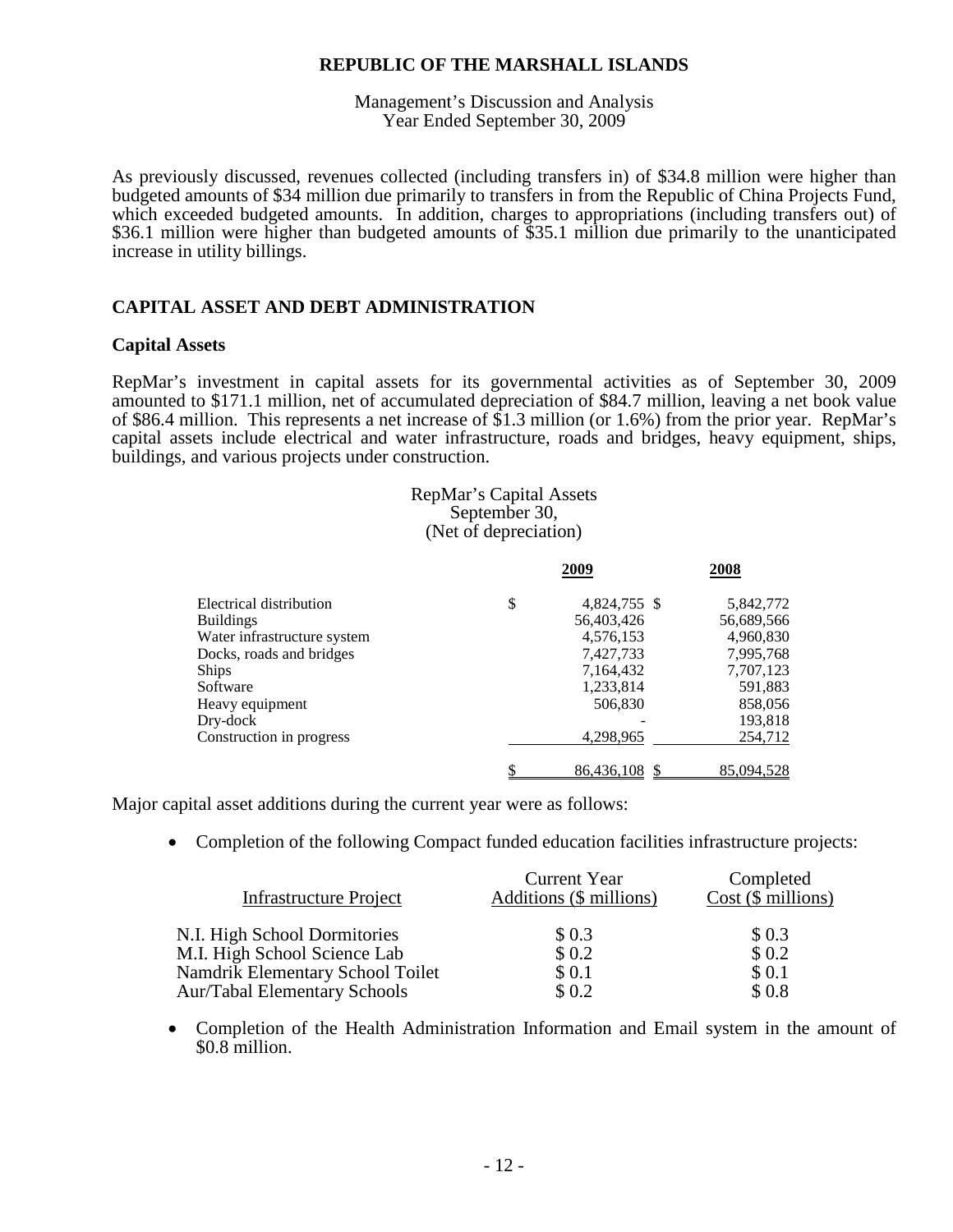REPUBLIC OF THE MARSHALL ISLANDS

Management's Discussion and Analysis
Year Ended September 30, 2009

As previously discussed, revenues collected (including transfers in) of $34.8 million were higher than budgeted amounts of $34 million due primarily to transfers in from the Republic of China Projects Fund, which exceeded budgeted amounts. In addition, charges to appropriations (including transfers out) of $36.1 million were higher than budgeted amounts of $35.1 million due primarily to the unanticipated increase in utility billings.

## CAPITAL ASSET AND DEBT ADMINISTRATION

### Capital Assets

RepMar's investment in capital assets for its governmental activities as of September 30, 2009 amounted to $171.1 million, net of accumulated depreciation of $84.7 million, leaving a net book value of $86.4 million. This represents a net increase of $1.3 million (or 1.6%) from the prior year. RepMar's capital assets include electrical and water infrastructure, roads and bridges, heavy equipment, ships, buildings, and various projects under construction.

RepMar's Capital Assets
September 30,
(Net of depreciation)

| | 2009 | 2008 |
|---|---|---|
| Electrical distribution | $ 4,824,755 | $ 5,842,772 |
| Buildings | 56,403,426 | 56,689,566 |
| Water infrastructure system | 4,576,153 | 4,960,830 |
| Docks, roads and bridges | 7,427,733 | 7,995,768 |
| Ships | 7,164,432 | 7,707,123 |
| Software | 1,233,814 | 591,883 |
| Heavy equipment | 506,830 | 858,056 |
| Dry-dock | - | 193,818 |
| Construction in progress | 4,298,965 | 254,712 |
| | $ 86,436,108 | $ 85,094,528 |

Major capital asset additions during the current year were as follows:

- Completion of the following Compact funded education facilities infrastructure projects:

| Infrastructure Project | Current Year Additions ($ millions) | Completed Cost ($ millions) |
|---|---|---|
| N.I. High School Dormitories | $ 0.3 | $ 0.3 |
| M.I. High School Science Lab | $ 0.2 | $ 0.2 |
| Namdrik Elementary School Toilet | $ 0.1 | $ 0.1 |
| Aur/Tabal Elementary Schools | $ 0.2 | $ 0.8 |

- Completion of the Health Administration Information and Email system in the amount of $0.8 million.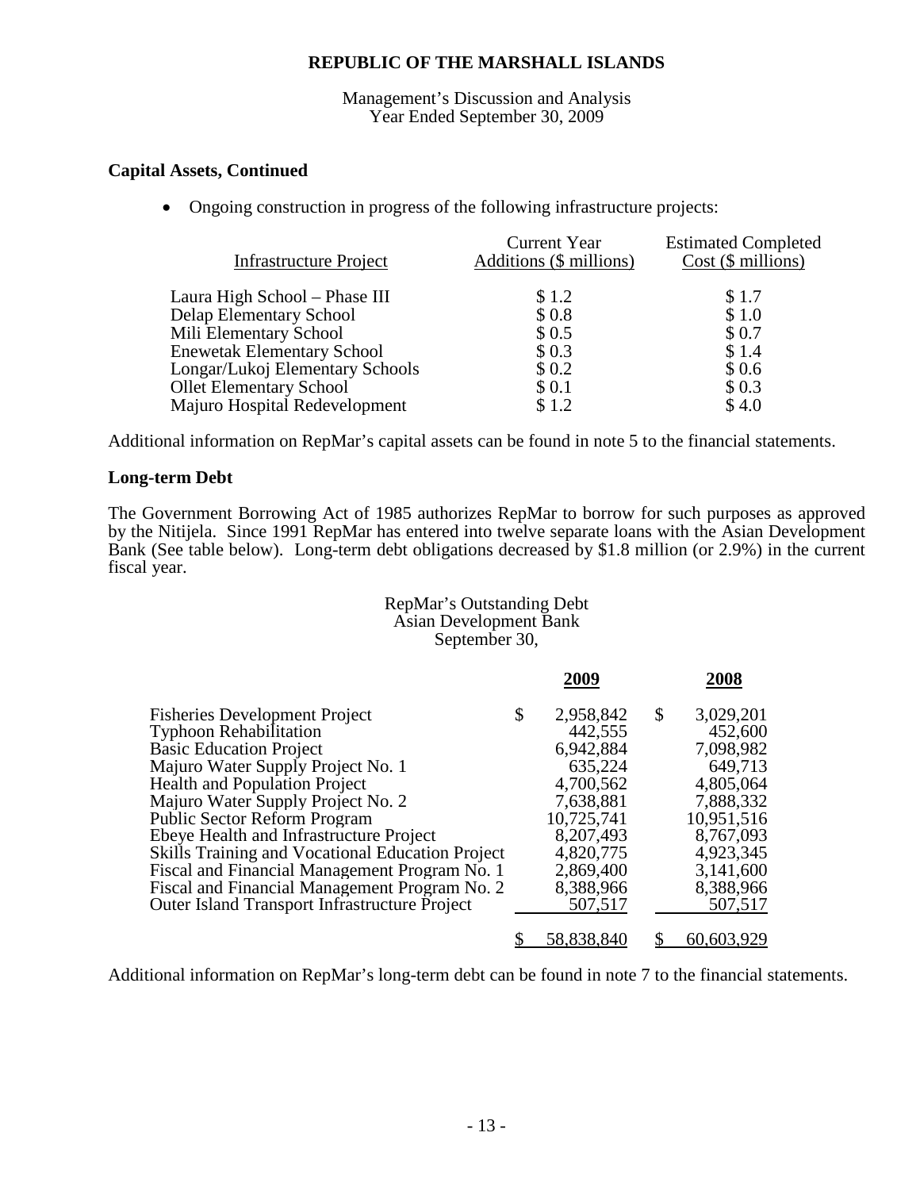## Capital Assets, Continued

- Ongoing construction in progress of the following infrastructure projects:

| Infrastructure Project | Current Year Additions ($ millions) | Estimated Completed Cost ($ millions) |
|---|---|---|
| Laura High School – Phase III | $ 1.2 | $ 1.7 |
| Delap Elementary School | $ 0.8 | $ 1.0 |
| Mili Elementary School | $ 0.5 | $ 0.7 |
| Enewetak Elementary School | $ 0.3 | $ 1.4 |
| Longar/Lukoj Elementary Schools | $ 0.2 | $ 0.6 |
| Ollet Elementary School | $ 0.1 | $ 0.3 |
| Majuro Hospital Redevelopment | $ 1.2 | $ 4.0 |

Additional information on RepMar's capital assets can be found in note 5 to the financial statements.

## Long-term Debt

The Government Borrowing Act of 1985 authorizes RepMar to borrow for such purposes as approved by the Nitijela. Since 1991 RepMar has entered into twelve separate loans with the Asian Development Bank (See table below). Long-term debt obligations decreased by $1.8 million (or 2.9%) in the current fiscal year.

RepMar's Outstanding Debt
Asian Development Bank
September 30,

| | 2009 | 2008 |
|---|---|---|
| Fisheries Development Project | $ 2,958,842 | $ 3,029,201 |
| Typhoon Rehabilitation | 442,555 | 452,600 |
| Basic Education Project | 6,942,884 | 7,098,982 |
| Majuro Water Supply Project No. 1 | 635,224 | 649,713 |
| Health and Population Project | 4,700,562 | 4,805,064 |
| Majuro Water Supply Project No. 2 | 7,638,881 | 7,888,332 |
| Public Sector Reform Program | 10,725,741 | 10,951,516 |
| Ebeye Health and Infrastructure Project | 8,207,493 | 8,767,093 |
| Skills Training and Vocational Education Project | 4,820,775 | 4,923,345 |
| Fiscal and Financial Management Program No. 1 | 2,869,400 | 3,141,600 |
| Fiscal and Financial Management Program No. 2 | 8,388,966 | 8,388,966 |
| Outer Island Transport Infrastructure Project | 507,517 | 507,517 |
| | $ 58,838,840 | $ 60,603,929 |

Additional information on RepMar's long-term debt can be found in note 7 to the financial statements.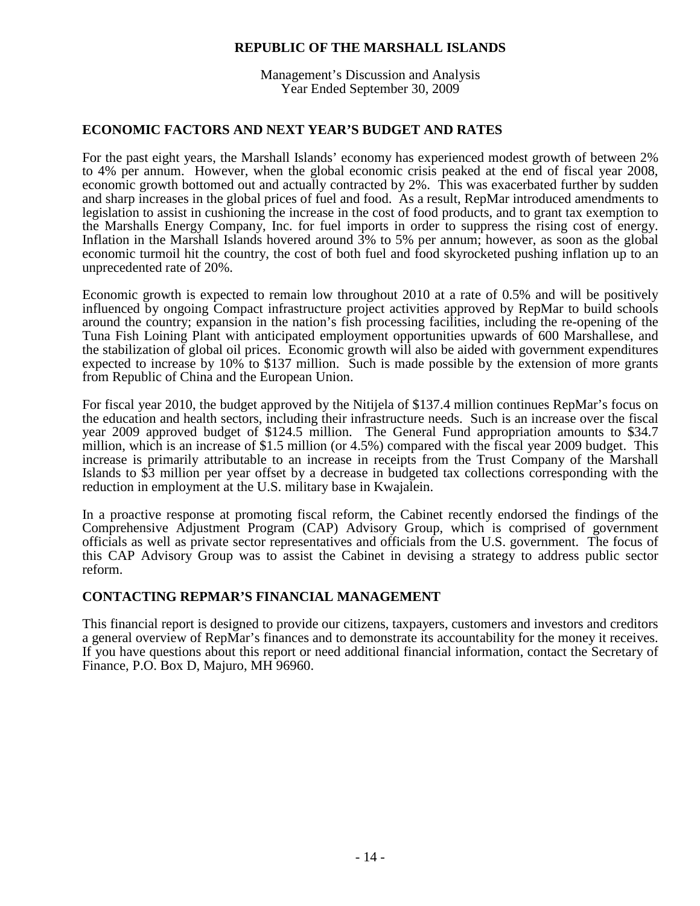## ECONOMIC FACTORS AND NEXT YEAR'S BUDGET AND RATES

For the past eight years, the Marshall Islands' economy has experienced modest growth of between 2% to 4% per annum. However, when the global economic crisis peaked at the end of fiscal year 2008, economic growth bottomed out and actually contracted by 2%. This was exacerbated further by sudden and sharp increases in the global prices of fuel and food. As a result, RepMar introduced amendments to legislation to assist in cushioning the increase in the cost of food products, and to grant tax exemption to the Marshalls Energy Company, Inc. for fuel imports in order to suppress the rising cost of energy. Inflation in the Marshall Islands hovered around 3% to 5% per annum; however, as soon as the global economic turmoil hit the country, the cost of both fuel and food skyrocketed pushing inflation up to an unprecedented rate of 20%.

Economic growth is expected to remain low throughout 2010 at a rate of 0.5% and will be positively influenced by ongoing Compact infrastructure project activities approved by RepMar to build schools around the country; expansion in the nation's fish processing facilities, including the re-opening of the Tuna Fish Loining Plant with anticipated employment opportunities upwards of 600 Marshallese, and the stabilization of global oil prices. Economic growth will also be aided with government expenditures expected to increase by 10% to $137 million. Such is made possible by the extension of more grants from Republic of China and the European Union.

For fiscal year 2010, the budget approved by the Nitijela of $137.4 million continues RepMar's focus on the education and health sectors, including their infrastructure needs. Such is an increase over the fiscal year 2009 approved budget of $124.5 million. The General Fund appropriation amounts to $34.7 million, which is an increase of $1.5 million (or 4.5%) compared with the fiscal year 2009 budget. This increase is primarily attributable to an increase in receipts from the Trust Company of the Marshall Islands to $3 million per year offset by a decrease in budgeted tax collections corresponding with the reduction in employment at the U.S. military base in Kwajalein.

In a proactive response at promoting fiscal reform, the Cabinet recently endorsed the findings of the Comprehensive Adjustment Program (CAP) Advisory Group, which is comprised of government officials as well as private sector representatives and officials from the U.S. government. The focus of this CAP Advisory Group was to assist the Cabinet in devising a strategy to address public sector reform.

## CONTACTING REPMAR'S FINANCIAL MANAGEMENT

This financial report is designed to provide our citizens, taxpayers, customers and investors and creditors a general overview of RepMar's finances and to demonstrate its accountability for the money it receives. If you have questions about this report or need additional financial information, contact the Secretary of Finance, P.O. Box D, Majuro, MH 96960.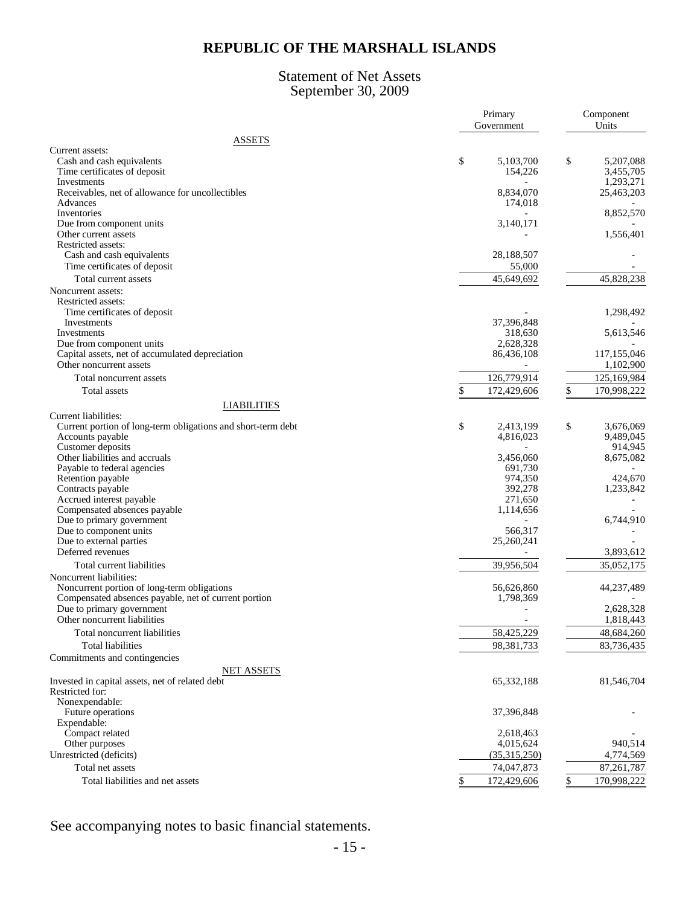# REPUBLIC OF THE MARSHALL ISLANDS

## Statement of Net Assets
## September 30, 2009

| | Primary Government | Component Units |
|---|---|---|
| **ASSETS** | | |
| Current assets: | | |
| Cash and cash equivalents | $ 5,103,700 | $ 5,207,088 |
| Time certificates of deposit | 154,226 | 3,455,705 |
| Investments | - | 1,293,271 |
| Receivables, net of allowance for uncollectibles | 8,834,070 | 25,463,203 |
| Advances | 174,018 | - |
| Inventories | - | 8,852,570 |
| Due from component units | 3,140,171 | - |
| Other current assets | - | 1,556,401 |
| Restricted assets: | | |
| Cash and cash equivalents | 28,188,507 | - |
| Time certificates of deposit | 55,000 | - |
| Total current assets | 45,649,692 | 45,828,238 |
| Noncurrent assets: | | |
| Restricted assets: | | |
| Time certificates of deposit | - | 1,298,492 |
| Investments | 37,396,848 | - |
| Investments | 318,630 | 5,613,546 |
| Due from component units | 2,628,328 | - |
| Capital assets, net of accumulated depreciation | 86,436,108 | 117,155,046 |
| Other noncurrent assets | - | 1,102,900 |
| Total noncurrent assets | 126,779,914 | 125,169,984 |
| Total assets | $ 172,429,606 | $ 170,998,222 |
| **LIABILITIES** | | |
| Current liabilities: | | |
| Current portion of long-term obligations and short-term debt | $ 2,413,199 | $ 3,676,069 |
| Accounts payable | 4,816,023 | 9,489,045 |
| Customer deposits | - | 914,945 |
| Other liabilities and accruals | 3,456,060 | 8,675,082 |
| Payable to federal agencies | 691,730 | - |
| Retention payable | 974,350 | 424,670 |
| Contracts payable | 392,278 | 1,233,842 |
| Accrued interest payable | 271,650 | - |
| Compensated absences payable | 1,114,656 | - |
| Due to primary government | - | 6,744,910 |
| Due to component units | 566,317 | - |
| Due to external parties | 25,260,241 | - |
| Deferred revenues | - | 3,893,612 |
| Total current liabilities | 39,956,504 | 35,052,175 |
| Noncurrent liabilities: | | |
| Noncurrent portion of long-term obligations | 56,626,860 | 44,237,489 |
| Compensated absences payable, net of current portion | 1,798,369 | - |
| Due to primary government | - | 2,628,328 |
| Other noncurrent liabilities | - | 1,818,443 |
| Total noncurrent liabilities | 58,425,229 | 48,684,260 |
| Total liabilities | 98,381,733 | 83,736,435 |
| Commitments and contingencies | | |
| **NET ASSETS** | | |
| Invested in capital assets, net of related debt | 65,332,188 | 81,546,704 |
| Restricted for: | | |
| Nonexpendable: | | |
| Future operations | 37,396,848 | - |
| Expendable: | | |
| Compact related | 2,618,463 | - |
| Other purposes | 4,015,624 | 940,514 |
| Unrestricted (deficits) | (35,315,250) | 4,774,569 |
| Total net assets | 74,047,873 | 87,261,787 |
| Total liabilities and net assets | $ 172,429,606 | $ 170,998,222 |

See accompanying notes to basic financial statements.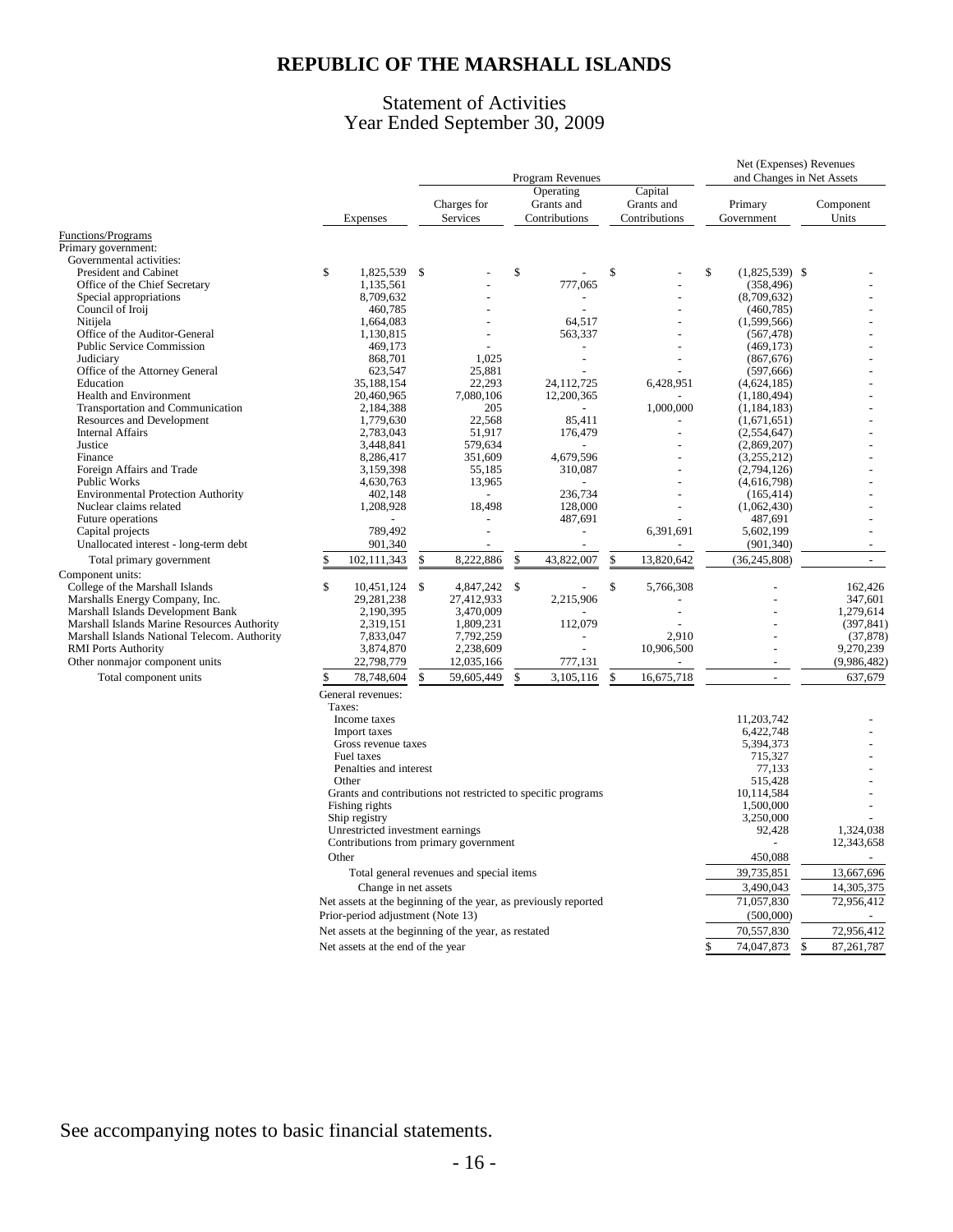# REPUBLIC OF THE MARSHALL ISLANDS

## Statement of Activities
## Year Ended September 30, 2009

| Functions/Programs | Expenses | Program Revenues: Charges for Services | Program Revenues: Operating Grants and Contributions | Program Revenues: Capital Grants and Contributions | Net (Expenses) Revenues and Changes in Net Assets: Primary Government | Net (Expenses) Revenues and Changes in Net Assets: Component Units |
|---|---|---|---|---|---|---|
| **Primary government:** | | | | | | |
| Governmental activities: | | | | | | |
| President and Cabinet | $ 1,825,539 | $ - | $ - | $ - | $ (1,825,539) | $ - |
| Office of the Chief Secretary | 1,135,561 | - | 777,065 | - | (358,496) | - |
| Special appropriations | 8,709,632 | - | - | - | (8,709,632) | - |
| Council of Iroij | 460,785 | - | - | - | (460,785) | - |
| Nitijela | 1,664,083 | - | 64,517 | - | (1,599,566) | - |
| Office of the Auditor-General | 1,130,815 | - | 563,337 | - | (567,478) | - |
| Public Service Commission | 469,173 | - | - | - | (469,173) | - |
| Judiciary | 868,701 | 1,025 | - | - | (867,676) | - |
| Office of the Attorney General | 623,547 | 25,881 | - | - | (597,666) | - |
| Education | 35,188,154 | 22,293 | 24,112,725 | 6,428,951 | (4,624,185) | - |
| Health and Environment | 20,460,965 | 7,080,106 | 12,200,365 | - | (1,180,494) | - |
| Transportation and Communication | 2,184,388 | 205 | - | 1,000,000 | (1,184,183) | - |
| Resources and Development | 1,779,630 | 22,568 | 85,411 | - | (1,671,651) | - |
| Internal Affairs | 2,783,043 | 51,917 | 176,479 | - | (2,554,647) | - |
| Justice | 3,448,841 | 579,634 | - | - | (2,869,207) | - |
| Finance | 8,286,417 | 351,609 | 4,679,596 | - | (3,255,212) | - |
| Foreign Affairs and Trade | 3,159,398 | 55,185 | 310,087 | - | (2,794,126) | - |
| Public Works | 4,630,763 | 13,965 | - | - | (4,616,798) | - |
| Environmental Protection Authority | 402,148 | - | 236,734 | - | (165,414) | - |
| Nuclear claims related | 1,208,928 | 18,498 | 128,000 | - | (1,062,430) | - |
| Future operations | - | - | 487,691 | - | 487,691 | - |
| Capital projects | 789,492 | - | - | 6,391,691 | 5,602,199 | - |
| Unallocated interest - long-term debt | 901,340 | - | - | - | (901,340) | - |
| Total primary government | $ 102,111,343 | $ 8,222,886 | $ 43,822,007 | $ 13,820,642 | (36,245,808) | - |
| **Component units:** | | | | | | |
| College of the Marshall Islands | $ 10,451,124 | $ 4,847,242 | $ - | $ 5,766,308 | - | 162,426 |
| Marshalls Energy Company, Inc. | 29,281,238 | 27,412,933 | 2,215,906 | - | - | 347,601 |
| Marshall Islands Development Bank | 2,190,395 | 3,470,009 | - | - | - | 1,279,614 |
| Marshall Islands Marine Resources Authority | 2,319,151 | 1,809,231 | 112,079 | - | - | (397,841) |
| Marshall Islands National Telecom. Authority | 7,833,047 | 7,792,259 | - | 2,910 | - | (37,878) |
| RMI Ports Authority | 3,874,870 | 2,238,609 | - | 10,906,500 | - | 9,270,239 |
| Other nonmajor component units | 22,798,779 | 12,035,166 | 777,131 | - | - | (9,986,482) |
| Total component units | $ 78,748,604 | $ 59,605,449 | $ 3,105,116 | $ 16,675,718 | - | 637,679 |
| **General revenues:** | | | | | | |
| Taxes: | | | | | | |
| Income taxes | | | | | 11,203,742 | - |
| Import taxes | | | | | 6,422,748 | - |
| Gross revenue taxes | | | | | 5,394,373 | - |
| Fuel taxes | | | | | 715,327 | - |
| Penalties and interest | | | | | 77,133 | - |
| Other | | | | | 515,428 | - |
| Grants and contributions not restricted to specific programs | | | | | 10,114,584 | - |
| Fishing rights | | | | | 1,500,000 | - |
| Ship registry | | | | | 3,250,000 | - |
| Unrestricted investment earnings | | | | | 92,428 | 1,324,038 |
| Contributions from primary government | | | | | - | 12,343,658 |
| Other | | | | | 450,088 | - |
| Total general revenues and special items | | | | | 39,735,851 | 13,667,696 |
| Change in net assets | | | | | 3,490,043 | 14,305,375 |
| Net assets at the beginning of the year, as previously reported | | | | | 71,057,830 | 72,956,412 |
| Prior-period adjustment (Note 13) | | | | | (500,000) | - |
| Net assets at the beginning of the year, as restated | | | | | 70,557,830 | 72,956,412 |
| Net assets at the end of the year | | | | | $ 74,047,873 | $ 87,261,787 |

See accompanying notes to basic financial statements.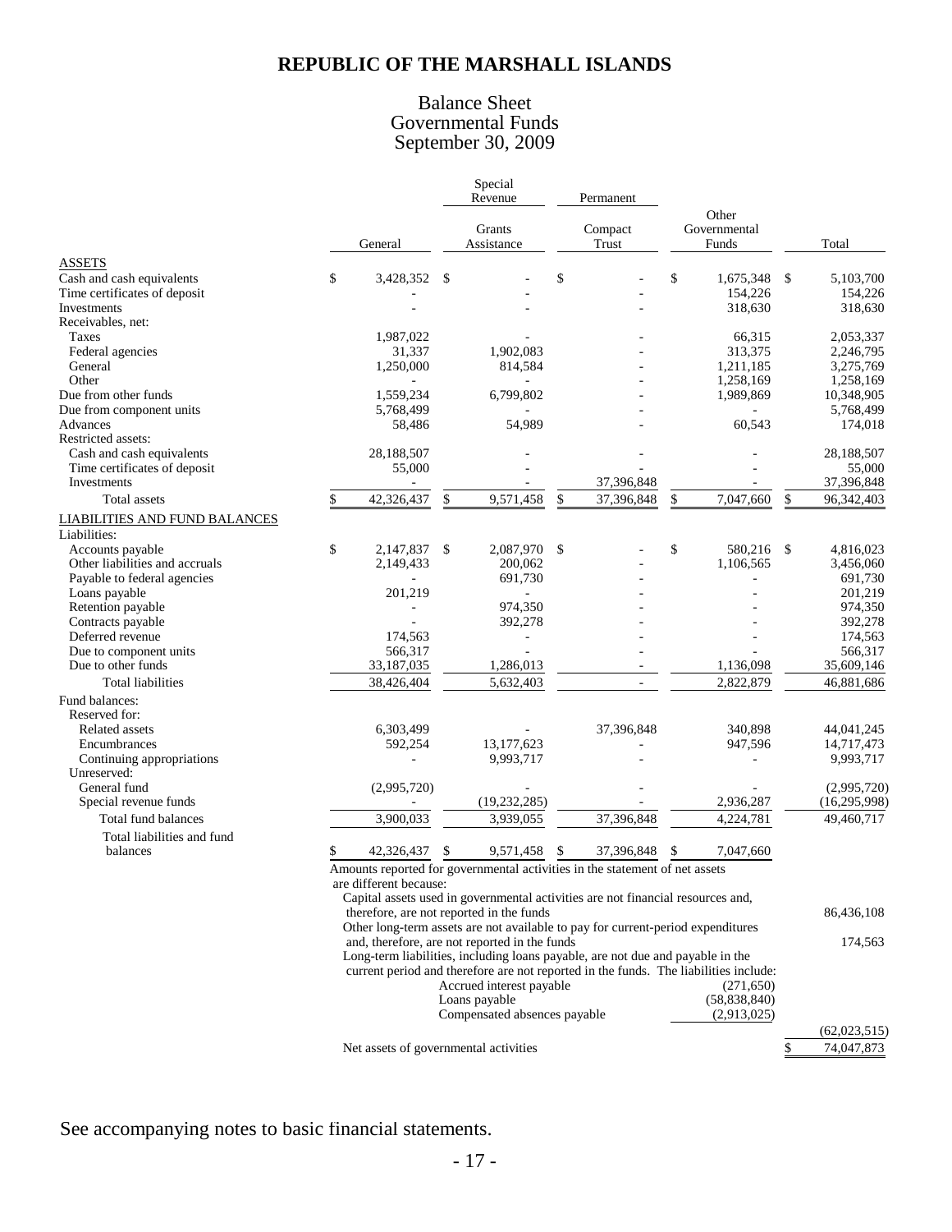# REPUBLIC OF THE MARSHALL ISLANDS

## Balance Sheet
## Governmental Funds
## September 30, 2009

| | General | Special Revenue: Grants Assistance | Permanent: Compact Trust | Other Governmental Funds | Total |
|---|---|---|---|---|---|
| ASSETS | | | | | |
| Cash and cash equivalents | $ 3,428,352 | $ - | $ - | $ 1,675,348 | $ 5,103,700 |
| Time certificates of deposit | - | - | - | 154,226 | 154,226 |
| Investments | - | - | - | 318,630 | 318,630 |
| Receivables, net: | | | | | |
| Taxes | 1,987,022 | - | - | 66,315 | 2,053,337 |
| Federal agencies | 31,337 | 1,902,083 | - | 313,375 | 2,246,795 |
| General | 1,250,000 | 814,584 | - | 1,211,185 | 3,275,769 |
| Other | - | - | - | 1,258,169 | 1,258,169 |
| Due from other funds | 1,559,234 | 6,799,802 | - | 1,989,869 | 10,348,905 |
| Due from component units | 5,768,499 | - | - | - | 5,768,499 |
| Advances | 58,486 | 54,989 | - | 60,543 | 174,018 |
| Restricted assets: | | | | | |
| Cash and cash equivalents | 28,188,507 | - | - | - | 28,188,507 |
| Time certificates of deposit | 55,000 | - | - | - | 55,000 |
| Investments | - | - | 37,396,848 | - | 37,396,848 |
| Total assets | $ 42,326,437 | $ 9,571,458 | $ 37,396,848 | $ 7,047,660 | $ 96,342,403 |
| LIABILITIES AND FUND BALANCES | | | | | |
| Liabilities: | | | | | |
| Accounts payable | $ 2,147,837 | $ 2,087,970 | $ - | $ 580,216 | $ 4,816,023 |
| Other liabilities and accruals | 2,149,433 | 200,062 | - | 1,106,565 | 3,456,060 |
| Payable to federal agencies | - | 691,730 | - | - | 691,730 |
| Loans payable | 201,219 | - | - | - | 201,219 |
| Retention payable | - | 974,350 | - | - | 974,350 |
| Contracts payable | - | 392,278 | - | - | 392,278 |
| Deferred revenue | 174,563 | - | - | - | 174,563 |
| Due to component units | 566,317 | - | - | - | 566,317 |
| Due to other funds | 33,187,035 | 1,286,013 | - | 1,136,098 | 35,609,146 |
| Total liabilities | 38,426,404 | 5,632,403 | - | 2,822,879 | 46,881,686 |
| Fund balances: | | | | | |
| Reserved for: | | | | | |
| Related assets | 6,303,499 | - | 37,396,848 | 340,898 | 44,041,245 |
| Encumbrances | 592,254 | 13,177,623 | - | 947,596 | 14,717,473 |
| Continuing appropriations | - | 9,993,717 | - | - | 9,993,717 |
| Unreserved: | | | | | |
| General fund | (2,995,720) | - | - | - | (2,995,720) |
| Special revenue funds | - | (19,232,285) | - | 2,936,287 | (16,295,998) |
| Total fund balances | 3,900,033 | 3,939,055 | 37,396,848 | 4,224,781 | 49,460,717 |
| Total liabilities and fund balances | $ 42,326,437 | $ 9,571,458 | $ 37,396,848 | $ 7,047,660 | |

| Amounts reported for governmental activities in the statement of net assets are different because: | | |
|---|---|---|
| Capital assets used in governmental activities are not financial resources and, therefore, are not reported in the funds | | 86,436,108 |
| Other long-term assets are not available to pay for current-period expenditures and, therefore, are not reported in the funds | | 174,563 |
| Long-term liabilities, including loans payable, are not due and payable in the current period and therefore are not reported in the funds. The liabilities include: | | |
| Accrued interest payable | (271,650) | |
| Loans payable | (58,838,840) | |
| Compensated absences payable | (2,913,025) | |
| | | (62,023,515) |
| Net assets of governmental activities | | $ 74,047,873 |

See accompanying notes to basic financial statements.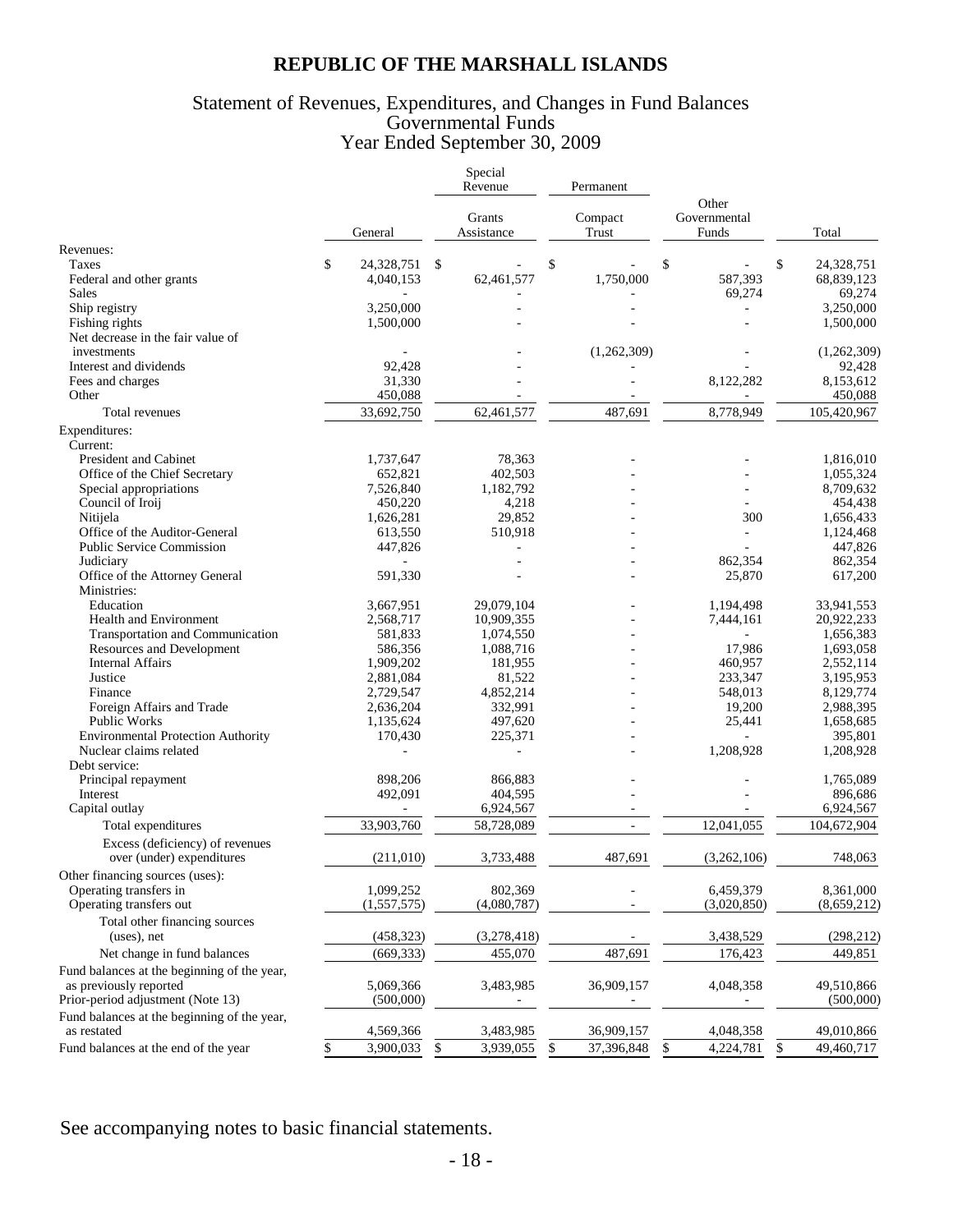# REPUBLIC OF THE MARSHALL ISLANDS

## Statement of Revenues, Expenditures, and Changes in Fund Balances
## Governmental Funds
## Year Ended September 30, 2009

| | | Special Revenue | Permanent | | |
|---|---|---|---|---|---|
| | General | Grants Assistance | Compact Trust | Other Governmental Funds | Total |
| Revenues: | | | | | |
| Taxes | $ 24,328,751 | $ - | $ - | $ - | $ 24,328,751 |
| Federal and other grants | 4,040,153 | 62,461,577 | 1,750,000 | 587,393 | 68,839,123 |
| Sales | - | - | - | 69,274 | 69,274 |
| Ship registry | 3,250,000 | - | - | - | 3,250,000 |
| Fishing rights | 1,500,000 | - | - | - | 1,500,000 |
| Net decrease in the fair value of investments | - | - | (1,262,309) | - | (1,262,309) |
| Interest and dividends | 92,428 | - | - | - | 92,428 |
| Fees and charges | 31,330 | - | - | 8,122,282 | 8,153,612 |
| Other | 450,088 | - | - | - | 450,088 |
| Total revenues | 33,692,750 | 62,461,577 | 487,691 | 8,778,949 | 105,420,967 |
| Expenditures: | | | | | |
| Current: | | | | | |
| President and Cabinet | 1,737,647 | 78,363 | - | - | 1,816,010 |
| Office of the Chief Secretary | 652,821 | 402,503 | - | - | 1,055,324 |
| Special appropriations | 7,526,840 | 1,182,792 | - | - | 8,709,632 |
| Council of Iroij | 450,220 | 4,218 | - | - | 454,438 |
| Nitijela | 1,626,281 | 29,852 | - | 300 | 1,656,433 |
| Office of the Auditor-General | 613,550 | 510,918 | - | - | 1,124,468 |
| Public Service Commission | 447,826 | - | - | - | 447,826 |
| Judiciary | - | - | - | 862,354 | 862,354 |
| Office of the Attorney General | 591,330 | - | - | 25,870 | 617,200 |
| Ministries: | | | | | |
| Education | 3,667,951 | 29,079,104 | - | 1,194,498 | 33,941,553 |
| Health and Environment | 2,568,717 | 10,909,355 | - | 7,444,161 | 20,922,233 |
| Transportation and Communication | 581,833 | 1,074,550 | - | - | 1,656,383 |
| Resources and Development | 586,356 | 1,088,716 | - | 17,986 | 1,693,058 |
| Internal Affairs | 1,909,202 | 181,955 | - | 460,957 | 2,552,114 |
| Justice | 2,881,084 | 81,522 | - | 233,347 | 3,195,953 |
| Finance | 2,729,547 | 4,852,214 | - | 548,013 | 8,129,774 |
| Foreign Affairs and Trade | 2,636,204 | 332,991 | - | 19,200 | 2,988,395 |
| Public Works | 1,135,624 | 497,620 | - | 25,441 | 1,658,685 |
| Environmental Protection Authority | 170,430 | 225,371 | - | - | 395,801 |
| Nuclear claims related | - | - | - | 1,208,928 | 1,208,928 |
| Debt service: | | | | | |
| Principal repayment | 898,206 | 866,883 | - | - | 1,765,089 |
| Interest | 492,091 | 404,595 | - | - | 896,686 |
| Capital outlay | - | 6,924,567 | - | - | 6,924,567 |
| Total expenditures | 33,903,760 | 58,728,089 | - | 12,041,055 | 104,672,904 |
| Excess (deficiency) of revenues over (under) expenditures | (211,010) | 3,733,488 | 487,691 | (3,262,106) | 748,063 |
| Other financing sources (uses): | | | | | |
| Operating transfers in | 1,099,252 | 802,369 | - | 6,459,379 | 8,361,000 |
| Operating transfers out | (1,557,575) | (4,080,787) | - | (3,020,850) | (8,659,212) |
| Total other financing sources (uses), net | (458,323) | (3,278,418) | - | 3,438,529 | (298,212) |
| Net change in fund balances | (669,333) | 455,070 | 487,691 | 176,423 | 449,851 |
| Fund balances at the beginning of the year, as previously reported | 5,069,366 | 3,483,985 | 36,909,157 | 4,048,358 | 49,510,866 |
| Prior-period adjustment (Note 13) | (500,000) | - | - | - | (500,000) |
| Fund balances at the beginning of the year, as restated | 4,569,366 | 3,483,985 | 36,909,157 | 4,048,358 | 49,010,866 |
| Fund balances at the end of the year | $ 3,900,033 | $ 3,939,055 | $ 37,396,848 | $ 4,224,781 | $ 49,460,717 |

See accompanying notes to basic financial statements.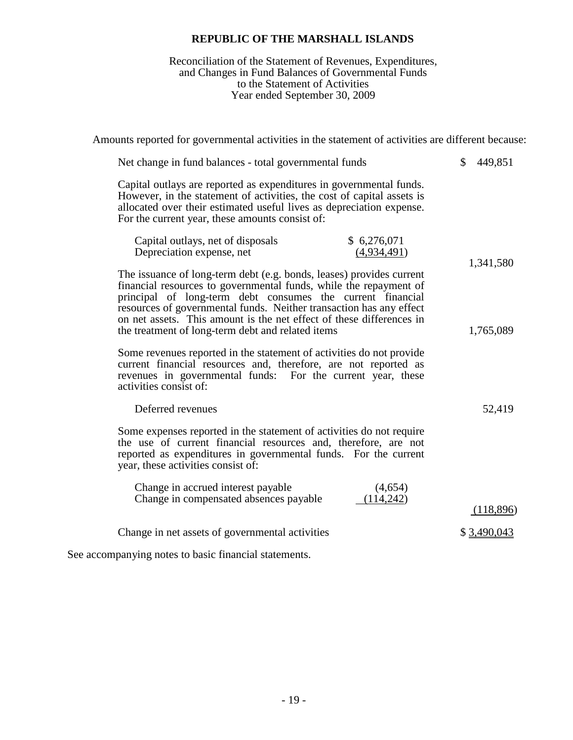**REPUBLIC OF THE MARSHALL ISLANDS**

Reconciliation of the Statement of Revenues, Expenditures, and Changes in Fund Balances of Governmental Funds to the Statement of Activities
Year ended September 30, 2009

Amounts reported for governmental activities in the statement of activities are different because:

| | | |
|---|---|---|
| Net change in fund balances - total governmental funds | | $ 449,851 |
| Capital outlays are reported as expenditures in governmental funds. However, in the statement of activities, the cost of capital assets is allocated over their estimated useful lives as depreciation expense. For the current year, these amounts consist of: | | |
| Capital outlays, net of disposals | $ 6,276,071 | |
| Depreciation expense, net | (4,934,491) | |
| | | 1,341,580 |
| The issuance of long-term debt (e.g. bonds, leases) provides current financial resources to governmental funds, while the repayment of principal of long-term debt consumes the current financial resources of governmental funds. Neither transaction has any effect on net assets. This amount is the net effect of these differences in the treatment of long-term debt and related items | | 1,765,089 |
| Some revenues reported in the statement of activities do not provide current financial resources and, therefore, are not reported as revenues in governmental funds: For the current year, these activities consist of: | | |
| Deferred revenues | | 52,419 |
| Some expenses reported in the statement of activities do not require the use of current financial resources and, therefore, are not reported as expenditures in governmental funds. For the current year, these activities consist of: | | |
| Change in accrued interest payable | (4,654) | |
| Change in compensated absences payable | (114,242) | |
| | | (118,896) |
| Change in net assets of governmental activities | | $ 3,490,043 |

See accompanying notes to basic financial statements.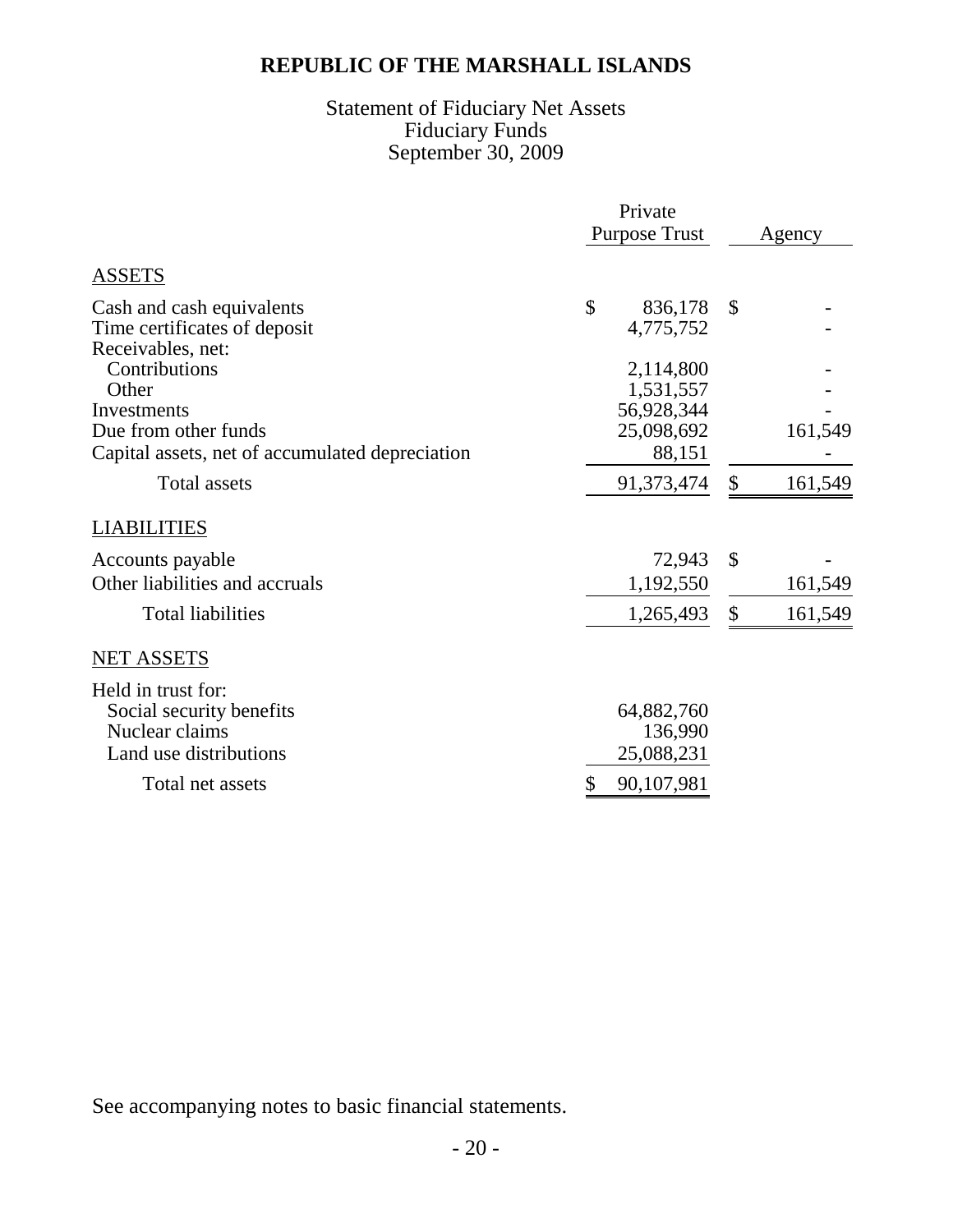# REPUBLIC OF THE MARSHALL ISLANDS

Statement of Fiduciary Net Assets
Fiduciary Funds
September 30, 2009

| | Private Purpose Trust | Agency |
|---|---|---|
| **ASSETS** | | |
| Cash and cash equivalents | $ 836,178 | $ - |
| Time certificates of deposit | 4,775,752 | - |
| Receivables, net: | | |
| Contributions | 2,114,800 | - |
| Other | 1,531,557 | - |
| Investments | 56,928,344 | - |
| Due from other funds | 25,098,692 | 161,549 |
| Capital assets, net of accumulated depreciation | 88,151 | - |
| Total assets | 91,373,474 | $ 161,549 |
| **LIABILITIES** | | |
| Accounts payable | 72,943 | $ - |
| Other liabilities and accruals | 1,192,550 | 161,549 |
| Total liabilities | 1,265,493 | $ 161,549 |
| **NET ASSETS** | | |
| Held in trust for: | | |
| Social security benefits | 64,882,760 | |
| Nuclear claims | 136,990 | |
| Land use distributions | 25,088,231 | |
| Total net assets | $ 90,107,981 | |

See accompanying notes to basic financial statements.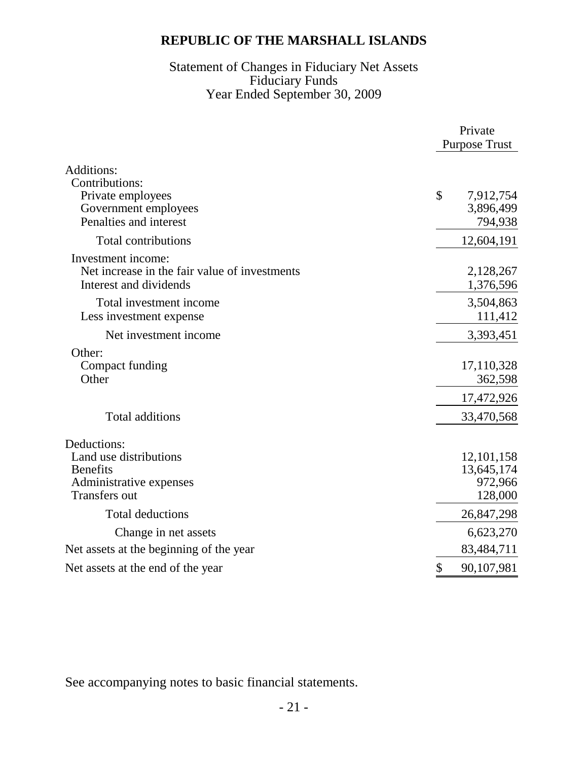# REPUBLIC OF THE MARSHALL ISLANDS

Statement of Changes in Fiduciary Net Assets
Fiduciary Funds
Year Ended September 30, 2009

| | Private Purpose Trust |
|---|---|
| Additions: | |
| Contributions: | |
| Private employees | $ 7,912,754 |
| Government employees | 3,896,499 |
| Penalties and interest | 794,938 |
| Total contributions | 12,604,191 |
| Investment income: | |
| Net increase in the fair value of investments | 2,128,267 |
| Interest and dividends | 1,376,596 |
| Total investment income | 3,504,863 |
| Less investment expense | 111,412 |
| Net investment income | 3,393,451 |
| Other: | |
| Compact funding | 17,110,328 |
| Other | 362,598 |
| | 17,472,926 |
| Total additions | 33,470,568 |
| Deductions: | |
| Land use distributions | 12,101,158 |
| Benefits | 13,645,174 |
| Administrative expenses | 972,966 |
| Transfers out | 128,000 |
| Total deductions | 26,847,298 |
| Change in net assets | 6,623,270 |
| Net assets at the beginning of the year | 83,484,711 |
| Net assets at the end of the year | $ 90,107,981 |

See accompanying notes to basic financial statements.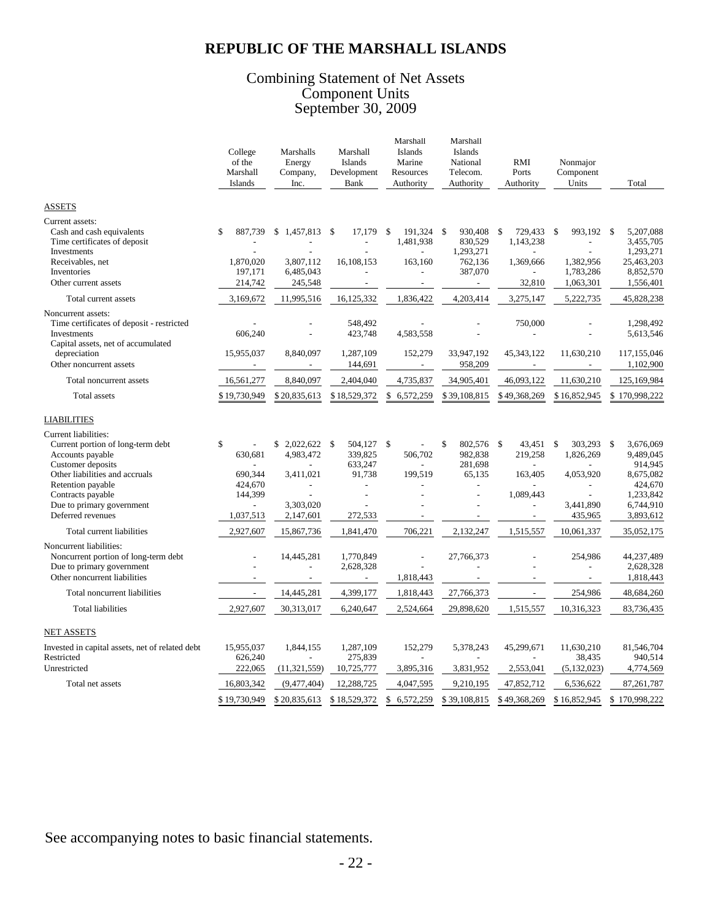# REPUBLIC OF THE MARSHALL ISLANDS

## Combining Statement of Net Assets
## Component Units
## September 30, 2009

| | College of the Marshall Islands | Marshalls Energy Company, Inc. | Marshall Islands Development Bank | Marshall Islands Marine Resources Authority | Marshall Islands National Telecom. Authority | RMI Ports Authority | Nonmajor Component Units | Total |
|---|---|---|---|---|---|---|---|---|
| ASSETS | | | | | | | | |
| Current assets: | | | | | | | | |
| Cash and cash equivalents | $ 887,739 | $ 1,457,813 | $ 17,179 | $ 191,324 | $ 930,408 | $ 729,433 | $ 993,192 | $ 5,207,088 |
| Time certificates of deposit | - | - | - | 1,481,938 | 830,529 | 1,143,238 | - | 3,455,705 |
| Investments | - | - | - | - | 1,293,271 | - | - | 1,293,271 |
| Receivables, net | 1,870,020 | 3,807,112 | 16,108,153 | 163,160 | 762,136 | 1,369,666 | 1,382,956 | 25,463,203 |
| Inventories | 197,171 | 6,485,043 | - | - | 387,070 | - | 1,783,286 | 8,852,570 |
| Other current assets | 214,742 | 245,548 | - | - | - | 32,810 | 1,063,301 | 1,556,401 |
| Total current assets | 3,169,672 | 11,995,516 | 16,125,332 | 1,836,422 | 4,203,414 | 3,275,147 | 5,222,735 | 45,828,238 |
| Noncurrent assets: | | | | | | | | |
| Time certificates of deposit - restricted | - | - | 548,492 | - | - | 750,000 | - | 1,298,492 |
| Investments | 606,240 | - | 423,748 | 4,583,558 | - | - | - | 5,613,546 |
| Capital assets, net of accumulated depreciation | 15,955,037 | 8,840,097 | 1,287,109 | 152,279 | 33,947,192 | 45,343,122 | 11,630,210 | 117,155,046 |
| Other noncurrent assets | - | - | 144,691 | - | 958,209 | - | - | 1,102,900 |
| Total noncurrent assets | 16,561,277 | 8,840,097 | 2,404,040 | 4,735,837 | 34,905,401 | 46,093,122 | 11,630,210 | 125,169,984 |
| Total assets | $ 19,730,949 | $ 20,835,613 | $ 18,529,372 | $ 6,572,259 | $ 39,108,815 | $ 49,368,269 | $ 16,852,945 | $ 170,998,222 |
| LIABILITIES | | | | | | | | |
| Current liabilities: | | | | | | | | |
| Current portion of long-term debt | $ - | $ 2,022,622 | $ 504,127 | $ - | $ 802,576 | $ 43,451 | $ 303,293 | $ 3,676,069 |
| Accounts payable | 630,681 | 4,983,472 | 339,825 | 506,702 | 982,838 | 219,258 | 1,826,269 | 9,489,045 |
| Customer deposits | - | - | 633,247 | - | 281,698 | - | - | 914,945 |
| Other liabilities and accruals | 690,344 | 3,411,021 | 91,738 | 199,519 | 65,135 | 163,405 | 4,053,920 | 8,675,082 |
| Retention payable | 424,670 | - | - | - | - | - | - | 424,670 |
| Contracts payable | 144,399 | - | - | - | - | 1,089,443 | - | 1,233,842 |
| Due to primary government | - | 3,303,020 | - | - | - | - | 3,441,890 | 6,744,910 |
| Deferred revenues | 1,037,513 | 2,147,601 | 272,533 | - | - | - | 435,965 | 3,893,612 |
| Total current liabilities | 2,927,607 | 15,867,736 | 1,841,470 | 706,221 | 2,132,247 | 1,515,557 | 10,061,337 | 35,052,175 |
| Noncurrent liabilities: | | | | | | | | |
| Noncurrent portion of long-term debt | - | 14,445,281 | 1,770,849 | - | 27,766,373 | - | 254,986 | 44,237,489 |
| Due to primary government | - | - | 2,628,328 | - | - | - | - | 2,628,328 |
| Other noncurrent liabilities | - | - | - | 1,818,443 | - | - | - | 1,818,443 |
| Total noncurrent liabilities | - | 14,445,281 | 4,399,177 | 1,818,443 | 27,766,373 | - | 254,986 | 48,684,260 |
| Total liabilities | 2,927,607 | 30,313,017 | 6,240,647 | 2,524,664 | 29,898,620 | 1,515,557 | 10,316,323 | 83,736,435 |
| NET ASSETS | | | | | | | | |
| Invested in capital assets, net of related debt | 15,955,037 | 1,844,155 | 1,287,109 | 152,279 | 5,378,243 | 45,299,671 | 11,630,210 | 81,546,704 |
| Restricted | 626,240 | - | 275,839 | - | - | - | 38,435 | 940,514 |
| Unrestricted | 222,065 | (11,321,559) | 10,725,777 | 3,895,316 | 3,831,952 | 2,553,041 | (5,132,023) | 4,774,569 |
| Total net assets | 16,803,342 | (9,477,404) | 12,288,725 | 4,047,595 | 9,210,195 | 47,852,712 | 6,536,622 | 87,261,787 |
| | $ 19,730,949 | $ 20,835,613 | $ 18,529,372 | $ 6,572,259 | $ 39,108,815 | $ 49,368,269 | $ 16,852,945 | $ 170,998,222 |

See accompanying notes to basic financial statements.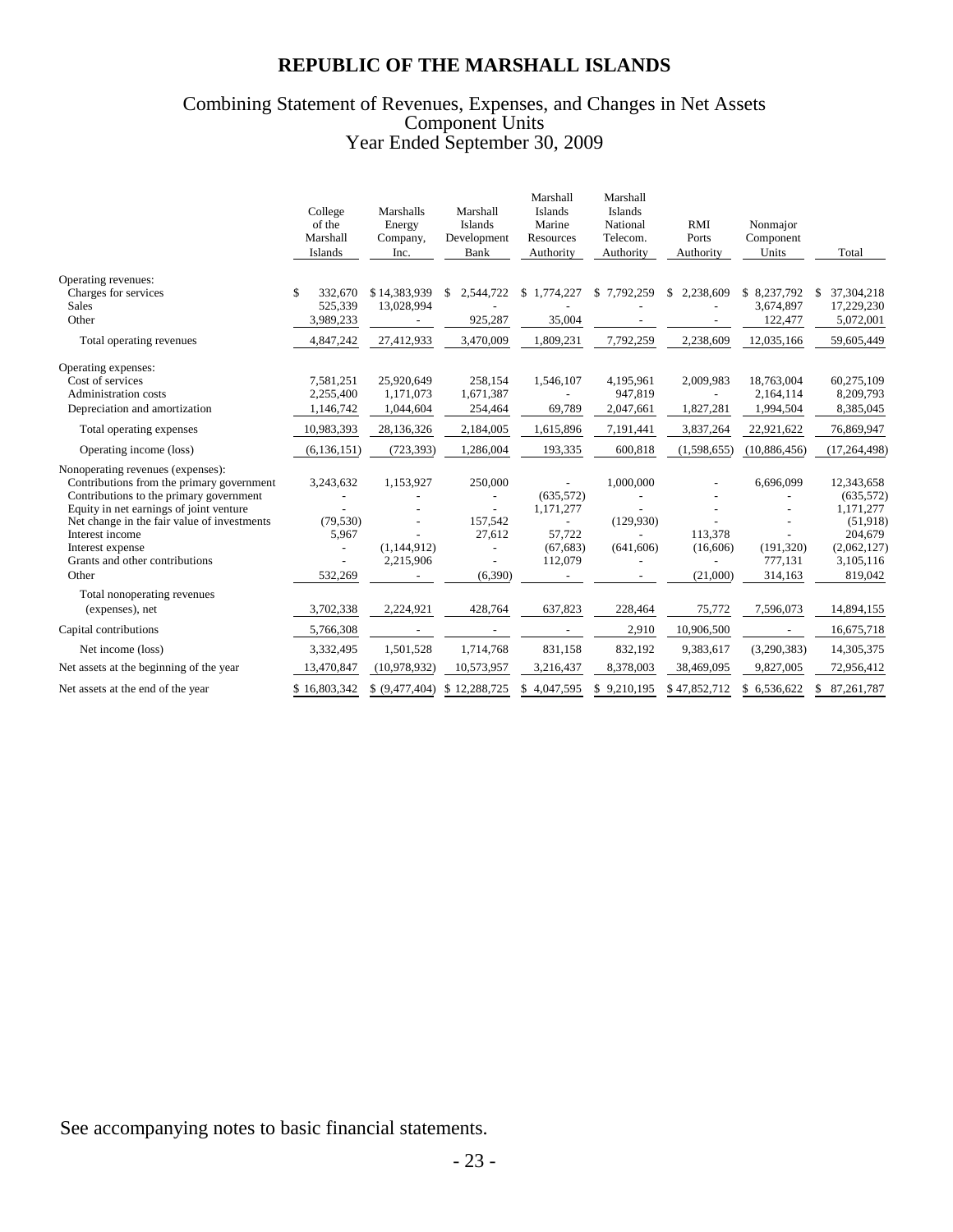# REPUBLIC OF THE MARSHALL ISLANDS

## Combining Statement of Revenues, Expenses, and Changes in Net Assets
## Component Units
## Year Ended September 30, 2009

| | College of the Marshall Islands | Marshalls Energy Company, Inc. | Marshall Islands Development Bank | Marshall Islands Marine Resources Authority | Marshall Islands National Telecom. Authority | RMI Ports Authority | Nonmajor Component Units | Total |
|---|---|---|---|---|---|---|---|---|
| Operating revenues: | | | | | | | | |
| Charges for services | $ 332,670 | $ 14,383,939 | $ 2,544,722 | $ 1,774,227 | $ 7,792,259 | $ 2,238,609 | $ 8,237,792 | $ 37,304,218 |
| Sales | 525,339 | 13,028,994 | - | - | - | - | 3,674,897 | 17,229,230 |
| Other | 3,989,233 | - | 925,287 | 35,004 | - | - | 122,477 | 5,072,001 |
| Total operating revenues | 4,847,242 | 27,412,933 | 3,470,009 | 1,809,231 | 7,792,259 | 2,238,609 | 12,035,166 | 59,605,449 |
| Operating expenses: | | | | | | | | |
| Cost of services | 7,581,251 | 25,920,649 | 258,154 | 1,546,107 | 4,195,961 | 2,009,983 | 18,763,004 | 60,275,109 |
| Administration costs | 2,255,400 | 1,171,073 | 1,671,387 | - | 947,819 | - | 2,164,114 | 8,209,793 |
| Depreciation and amortization | 1,146,742 | 1,044,604 | 254,464 | 69,789 | 2,047,661 | 1,827,281 | 1,994,504 | 8,385,045 |
| Total operating expenses | 10,983,393 | 28,136,326 | 2,184,005 | 1,615,896 | 7,191,441 | 3,837,264 | 22,921,622 | 76,869,947 |
| Operating income (loss) | (6,136,151) | (723,393) | 1,286,004 | 193,335 | 600,818 | (1,598,655) | (10,886,456) | (17,264,498) |
| Nonoperating revenues (expenses): | | | | | | | | |
| Contributions from the primary government | 3,243,632 | 1,153,927 | 250,000 | - | 1,000,000 | - | 6,696,099 | 12,343,658 |
| Contributions to the primary government | - | - | - | (635,572) | - | - | - | (635,572) |
| Equity in net earnings of joint venture | - | - | - | 1,171,277 | - | - | - | 1,171,277 |
| Net change in the fair value of investments | (79,530) | - | 157,542 | - | (129,930) | - | - | (51,918) |
| Interest income | 5,967 | - | 27,612 | 57,722 | - | 113,378 | - | 204,679 |
| Interest expense | - | (1,144,912) | - | (67,683) | (641,606) | (16,606) | (191,320) | (2,062,127) |
| Grants and other contributions | - | 2,215,906 | - | 112,079 | - | - | 777,131 | 3,105,116 |
| Other | 532,269 | - | (6,390) | - | - | (21,000) | 314,163 | 819,042 |
| Total nonoperating revenues (expenses), net | 3,702,338 | 2,224,921 | 428,764 | 637,823 | 228,464 | 75,772 | 7,596,073 | 14,894,155 |
| Capital contributions | 5,766,308 | - | - | - | 2,910 | 10,906,500 | - | 16,675,718 |
| Net income (loss) | 3,332,495 | 1,501,528 | 1,714,768 | 831,158 | 832,192 | 9,383,617 | (3,290,383) | 14,305,375 |
| Net assets at the beginning of the year | 13,470,847 | (10,978,932) | 10,573,957 | 3,216,437 | 8,378,003 | 38,469,095 | 9,827,005 | 72,956,412 |
| Net assets at the end of the year | $ 16,803,342 | $ (9,477,404) | $ 12,288,725 | $ 4,047,595 | $ 9,210,195 | $ 47,852,712 | $ 6,536,622 | $ 87,261,787 |

See accompanying notes to basic financial statements.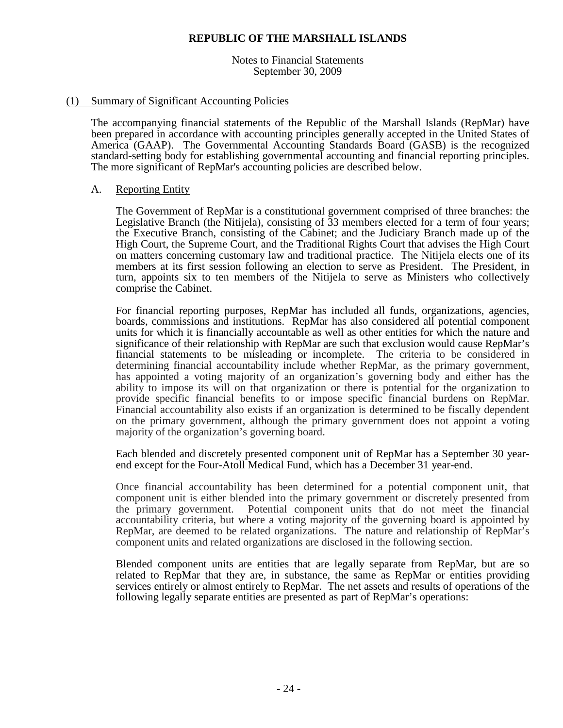# REPUBLIC OF THE MARSHALL ISLANDS

Notes to Financial Statements
September 30, 2009

## (1) Summary of Significant Accounting Policies

The accompanying financial statements of the Republic of the Marshall Islands (RepMar) have been prepared in accordance with accounting principles generally accepted in the United States of America (GAAP). The Governmental Accounting Standards Board (GASB) is the recognized standard-setting body for establishing governmental accounting and financial reporting principles. The more significant of RepMar's accounting policies are described below.

### A. Reporting Entity

The Government of RepMar is a constitutional government comprised of three branches: the Legislative Branch (the Nitijela), consisting of 33 members elected for a term of four years; the Executive Branch, consisting of the Cabinet; and the Judiciary Branch made up of the High Court, the Supreme Court, and the Traditional Rights Court that advises the High Court on matters concerning customary law and traditional practice. The Nitijela elects one of its members at its first session following an election to serve as President. The President, in turn, appoints six to ten members of the Nitijela to serve as Ministers who collectively comprise the Cabinet.

For financial reporting purposes, RepMar has included all funds, organizations, agencies, boards, commissions and institutions. RepMar has also considered all potential component units for which it is financially accountable as well as other entities for which the nature and significance of their relationship with RepMar are such that exclusion would cause RepMar's financial statements to be misleading or incomplete. The criteria to be considered in determining financial accountability include whether RepMar, as the primary government, has appointed a voting majority of an organization's governing body and either has the ability to impose its will on that organization or there is potential for the organization to provide specific financial benefits to or impose specific financial burdens on RepMar. Financial accountability also exists if an organization is determined to be fiscally dependent on the primary government, although the primary government does not appoint a voting majority of the organization's governing board.

Each blended and discretely presented component unit of RepMar has a September 30 year-end except for the Four-Atoll Medical Fund, which has a December 31 year-end.

Once financial accountability has been determined for a potential component unit, that component unit is either blended into the primary government or discretely presented from the primary government. Potential component units that do not meet the financial accountability criteria, but where a voting majority of the governing board is appointed by RepMar, are deemed to be related organizations. The nature and relationship of RepMar's component units and related organizations are disclosed in the following section.

Blended component units are entities that are legally separate from RepMar, but are so related to RepMar that they are, in substance, the same as RepMar or entities providing services entirely or almost entirely to RepMar. The net assets and results of operations of the following legally separate entities are presented as part of RepMar's operations: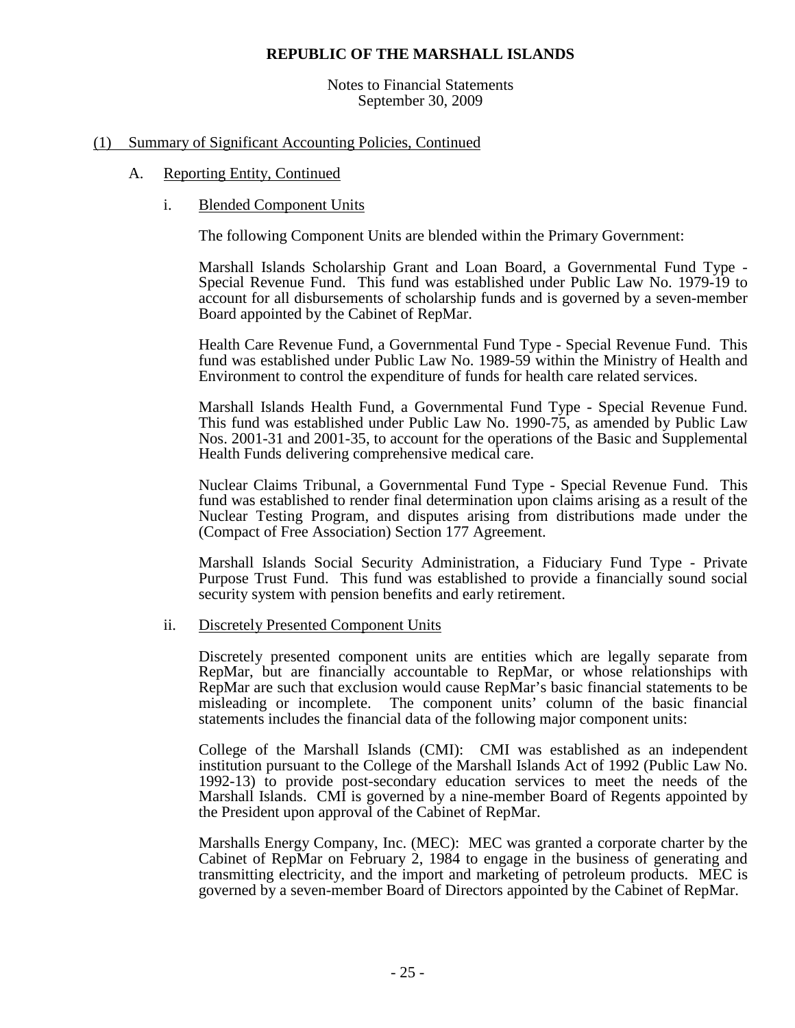## (1) Summary of Significant Accounting Policies, Continued

### A. Reporting Entity, Continued

#### i. Blended Component Units

The following Component Units are blended within the Primary Government:

Marshall Islands Scholarship Grant and Loan Board, a Governmental Fund Type - Special Revenue Fund. This fund was established under Public Law No. 1979-19 to account for all disbursements of scholarship funds and is governed by a seven-member Board appointed by the Cabinet of RepMar.

Health Care Revenue Fund, a Governmental Fund Type - Special Revenue Fund. This fund was established under Public Law No. 1989-59 within the Ministry of Health and Environment to control the expenditure of funds for health care related services.

Marshall Islands Health Fund, a Governmental Fund Type - Special Revenue Fund. This fund was established under Public Law No. 1990-75, as amended by Public Law Nos. 2001-31 and 2001-35, to account for the operations of the Basic and Supplemental Health Funds delivering comprehensive medical care.

Nuclear Claims Tribunal, a Governmental Fund Type - Special Revenue Fund. This fund was established to render final determination upon claims arising as a result of the Nuclear Testing Program, and disputes arising from distributions made under the (Compact of Free Association) Section 177 Agreement.

Marshall Islands Social Security Administration, a Fiduciary Fund Type - Private Purpose Trust Fund. This fund was established to provide a financially sound social security system with pension benefits and early retirement.

#### ii. Discretely Presented Component Units

Discretely presented component units are entities which are legally separate from RepMar, but are financially accountable to RepMar, or whose relationships with RepMar are such that exclusion would cause RepMar's basic financial statements to be misleading or incomplete. The component units' column of the basic financial statements includes the financial data of the following major component units:

College of the Marshall Islands (CMI): CMI was established as an independent institution pursuant to the College of the Marshall Islands Act of 1992 (Public Law No. 1992-13) to provide post-secondary education services to meet the needs of the Marshall Islands. CMI is governed by a nine-member Board of Regents appointed by the President upon approval of the Cabinet of RepMar.

Marshalls Energy Company, Inc. (MEC): MEC was granted a corporate charter by the Cabinet of RepMar on February 2, 1984 to engage in the business of generating and transmitting electricity, and the import and marketing of petroleum products. MEC is governed by a seven-member Board of Directors appointed by the Cabinet of RepMar.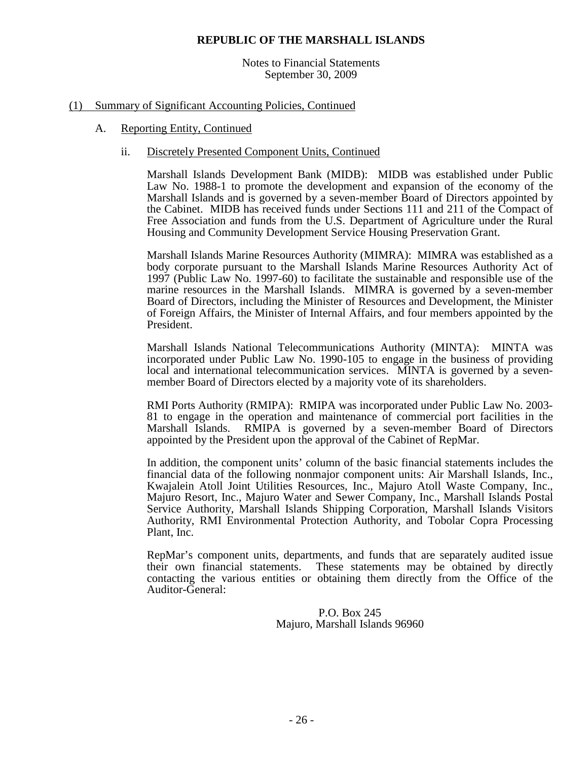## (1) Summary of Significant Accounting Policies, Continued

### A. Reporting Entity, Continued

#### ii. Discretely Presented Component Units, Continued

Marshall Islands Development Bank (MIDB): MIDB was established under Public Law No. 1988-1 to promote the development and expansion of the economy of the Marshall Islands and is governed by a seven-member Board of Directors appointed by the Cabinet. MIDB has received funds under Sections 111 and 211 of the Compact of Free Association and funds from the U.S. Department of Agriculture under the Rural Housing and Community Development Service Housing Preservation Grant.

Marshall Islands Marine Resources Authority (MIMRA): MIMRA was established as a body corporate pursuant to the Marshall Islands Marine Resources Authority Act of 1997 (Public Law No. 1997-60) to facilitate the sustainable and responsible use of the marine resources in the Marshall Islands. MIMRA is governed by a seven-member Board of Directors, including the Minister of Resources and Development, the Minister of Foreign Affairs, the Minister of Internal Affairs, and four members appointed by the President.

Marshall Islands National Telecommunications Authority (MINTA): MINTA was incorporated under Public Law No. 1990-105 to engage in the business of providing local and international telecommunication services. MINTA is governed by a seven-member Board of Directors elected by a majority vote of its shareholders.

RMI Ports Authority (RMIPA): RMIPA was incorporated under Public Law No. 2003-81 to engage in the operation and maintenance of commercial port facilities in the Marshall Islands. RMIPA is governed by a seven-member Board of Directors appointed by the President upon the approval of the Cabinet of RepMar.

In addition, the component units' column of the basic financial statements includes the financial data of the following nonmajor component units: Air Marshall Islands, Inc., Kwajalein Atoll Joint Utilities Resources, Inc., Majuro Atoll Waste Company, Inc., Majuro Resort, Inc., Majuro Water and Sewer Company, Inc., Marshall Islands Postal Service Authority, Marshall Islands Shipping Corporation, Marshall Islands Visitors Authority, RMI Environmental Protection Authority, and Tobolar Copra Processing Plant, Inc.

RepMar's component units, departments, and funds that are separately audited issue their own financial statements. These statements may be obtained by directly contacting the various entities or obtaining them directly from the Office of the Auditor-General:

P.O. Box 245
Majuro, Marshall Islands 96960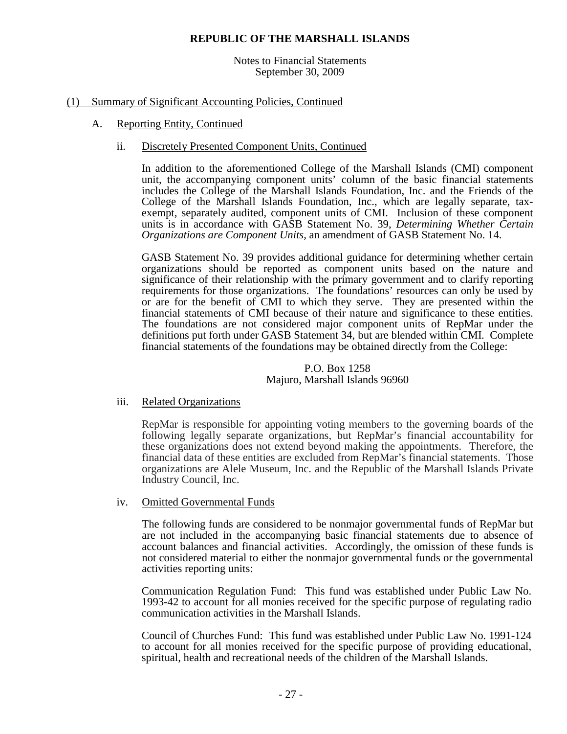**REPUBLIC OF THE MARSHALL ISLANDS**

Notes to Financial Statements
September 30, 2009

## (1) Summary of Significant Accounting Policies, Continued

### A. Reporting Entity, Continued

#### ii. Discretely Presented Component Units, Continued

In addition to the aforementioned College of the Marshall Islands (CMI) component unit, the accompanying component units' column of the basic financial statements includes the College of the Marshall Islands Foundation, Inc. and the Friends of the College of the Marshall Islands Foundation, Inc., which are legally separate, tax-exempt, separately audited, component units of CMI. Inclusion of these component units is in accordance with GASB Statement No. 39, *Determining Whether Certain Organizations are Component Units*, an amendment of GASB Statement No. 14.

GASB Statement No. 39 provides additional guidance for determining whether certain organizations should be reported as component units based on the nature and significance of their relationship with the primary government and to clarify reporting requirements for those organizations. The foundations' resources can only be used by or are for the benefit of CMI to which they serve. They are presented within the financial statements of CMI because of their nature and significance to these entities. The foundations are not considered major component units of RepMar under the definitions put forth under GASB Statement 34, but are blended within CMI. Complete financial statements of the foundations may be obtained directly from the College:

P.O. Box 1258
Majuro, Marshall Islands 96960

#### iii. Related Organizations

RepMar is responsible for appointing voting members to the governing boards of the following legally separate organizations, but RepMar's financial accountability for these organizations does not extend beyond making the appointments. Therefore, the financial data of these entities are excluded from RepMar's financial statements. Those organizations are Alele Museum, Inc. and the Republic of the Marshall Islands Private Industry Council, Inc.

#### iv. Omitted Governmental Funds

The following funds are considered to be nonmajor governmental funds of RepMar but are not included in the accompanying basic financial statements due to absence of account balances and financial activities. Accordingly, the omission of these funds is not considered material to either the nonmajor governmental funds or the governmental activities reporting units:

Communication Regulation Fund: This fund was established under Public Law No. 1993-42 to account for all monies received for the specific purpose of regulating radio communication activities in the Marshall Islands.

Council of Churches Fund: This fund was established under Public Law No. 1991-124 to account for all monies received for the specific purpose of providing educational, spiritual, health and recreational needs of the children of the Marshall Islands.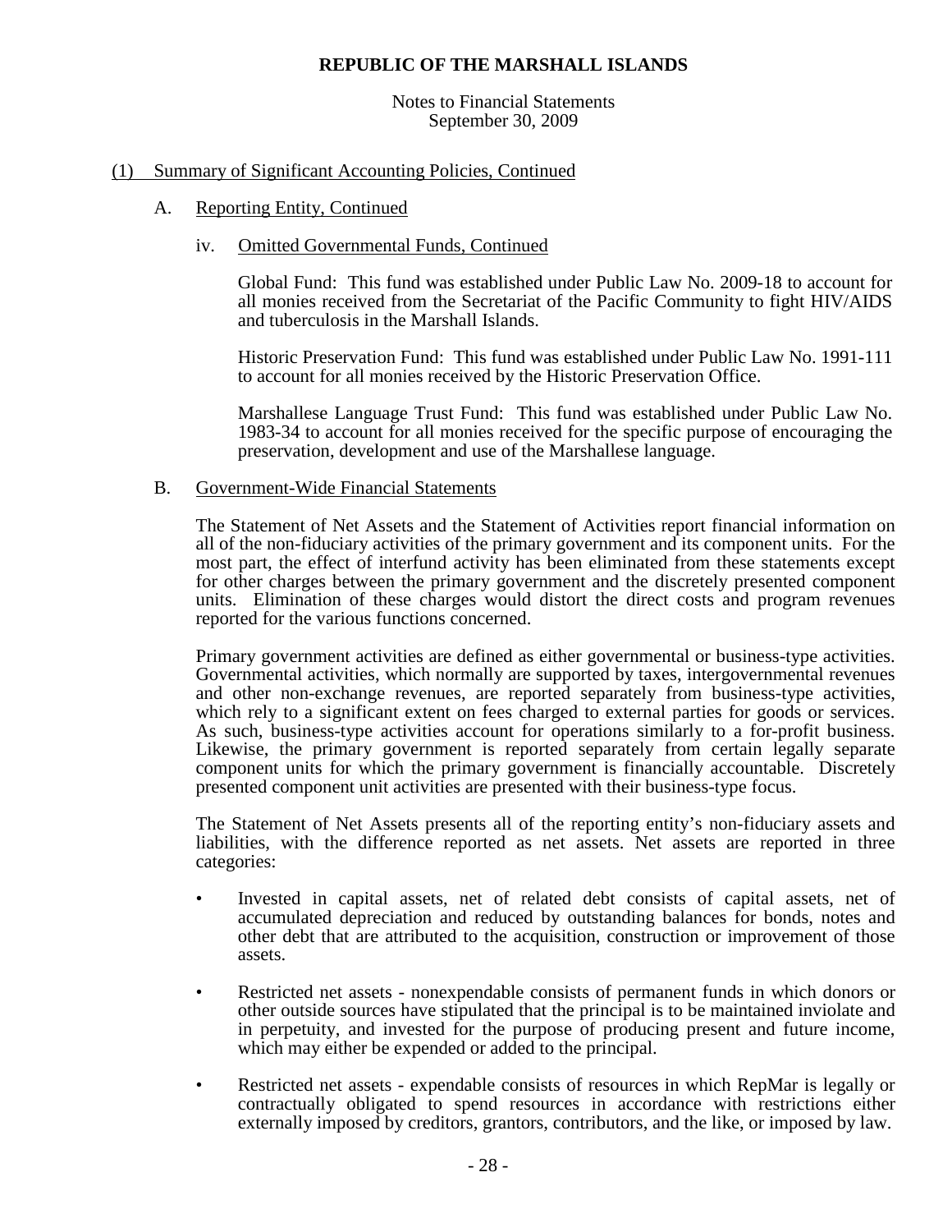**REPUBLIC OF THE MARSHALL ISLANDS**

Notes to Financial Statements
September 30, 2009

(1) Summary of Significant Accounting Policies, Continued

A. Reporting Entity, Continued

iv. Omitted Governmental Funds, Continued

Global Fund: This fund was established under Public Law No. 2009-18 to account for all monies received from the Secretariat of the Pacific Community to fight HIV/AIDS and tuberculosis in the Marshall Islands.

Historic Preservation Fund: This fund was established under Public Law No. 1991-111 to account for all monies received by the Historic Preservation Office.

Marshallese Language Trust Fund: This fund was established under Public Law No. 1983-34 to account for all monies received for the specific purpose of encouraging the preservation, development and use of the Marshallese language.

B. Government-Wide Financial Statements

The Statement of Net Assets and the Statement of Activities report financial information on all of the non-fiduciary activities of the primary government and its component units. For the most part, the effect of interfund activity has been eliminated from these statements except for other charges between the primary government and the discretely presented component units. Elimination of these charges would distort the direct costs and program revenues reported for the various functions concerned.

Primary government activities are defined as either governmental or business-type activities. Governmental activities, which normally are supported by taxes, intergovernmental revenues and other non-exchange revenues, are reported separately from business-type activities, which rely to a significant extent on fees charged to external parties for goods or services. As such, business-type activities account for operations similarly to a for-profit business. Likewise, the primary government is reported separately from certain legally separate component units for which the primary government is financially accountable. Discretely presented component unit activities are presented with their business-type focus.

The Statement of Net Assets presents all of the reporting entity's non-fiduciary assets and liabilities, with the difference reported as net assets. Net assets are reported in three categories:

- Invested in capital assets, net of related debt consists of capital assets, net of accumulated depreciation and reduced by outstanding balances for bonds, notes and other debt that are attributed to the acquisition, construction or improvement of those assets.

- Restricted net assets - nonexpendable consists of permanent funds in which donors or other outside sources have stipulated that the principal is to be maintained inviolate and in perpetuity, and invested for the purpose of producing present and future income, which may either be expended or added to the principal.

- Restricted net assets - expendable consists of resources in which RepMar is legally or contractually obligated to spend resources in accordance with restrictions either externally imposed by creditors, grantors, contributors, and the like, or imposed by law.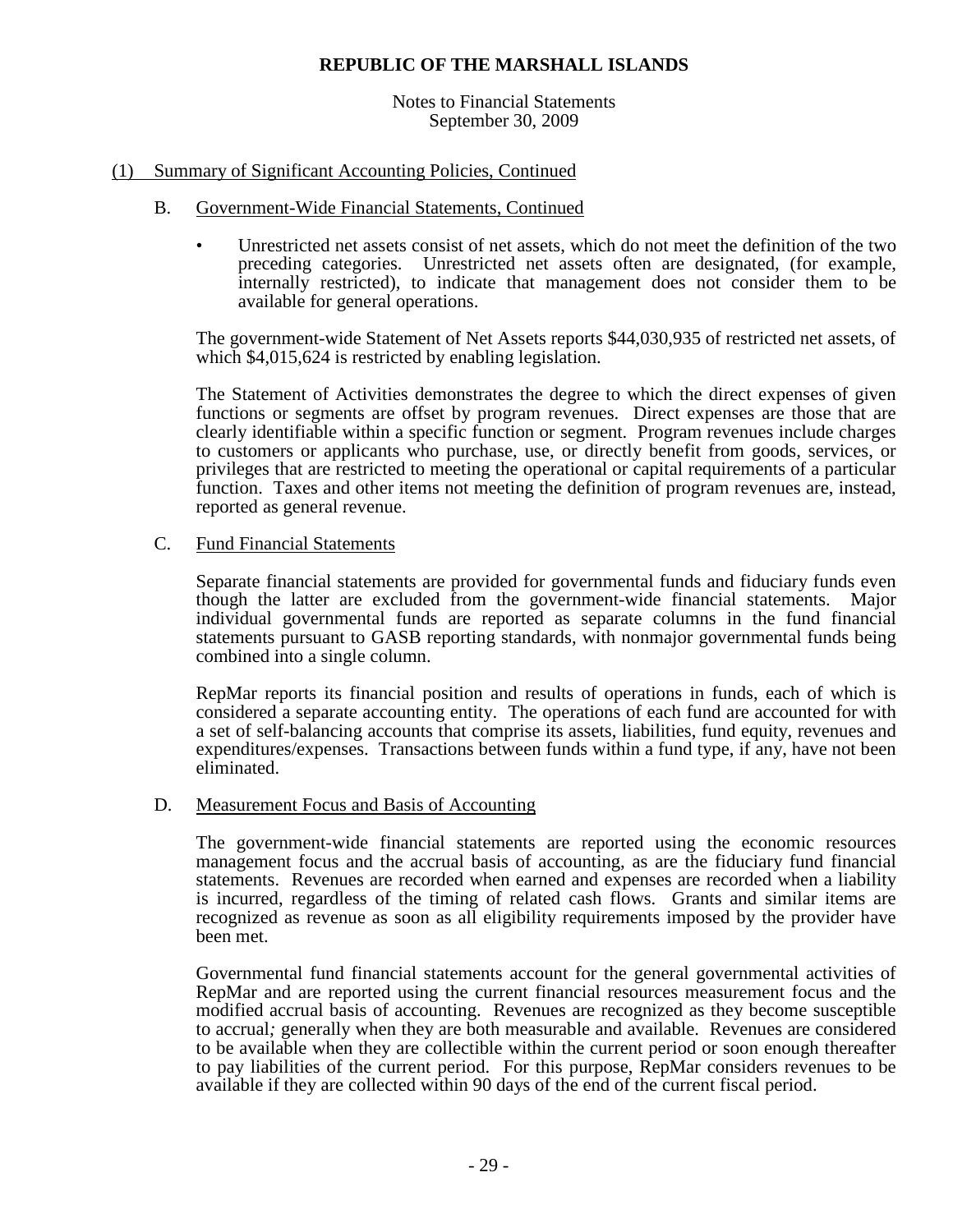**REPUBLIC OF THE MARSHALL ISLANDS**

Notes to Financial Statements
September 30, 2009

(1) Summary of Significant Accounting Policies, Continued

B. Government-Wide Financial Statements, Continued

- Unrestricted net assets consist of net assets, which do not meet the definition of the two preceding categories. Unrestricted net assets often are designated, (for example, internally restricted), to indicate that management does not consider them to be available for general operations.

The government-wide Statement of Net Assets reports $44,030,935 of restricted net assets, of which $4,015,624 is restricted by enabling legislation.

The Statement of Activities demonstrates the degree to which the direct expenses of given functions or segments are offset by program revenues. Direct expenses are those that are clearly identifiable within a specific function or segment. Program revenues include charges to customers or applicants who purchase, use, or directly benefit from goods, services, or privileges that are restricted to meeting the operational or capital requirements of a particular function. Taxes and other items not meeting the definition of program revenues are, instead, reported as general revenue.

C. Fund Financial Statements

Separate financial statements are provided for governmental funds and fiduciary funds even though the latter are excluded from the government-wide financial statements. Major individual governmental funds are reported as separate columns in the fund financial statements pursuant to GASB reporting standards, with nonmajor governmental funds being combined into a single column.

RepMar reports its financial position and results of operations in funds, each of which is considered a separate accounting entity. The operations of each fund are accounted for with a set of self-balancing accounts that comprise its assets, liabilities, fund equity, revenues and expenditures/expenses. Transactions between funds within a fund type, if any, have not been eliminated.

D. Measurement Focus and Basis of Accounting

The government-wide financial statements are reported using the economic resources management focus and the accrual basis of accounting, as are the fiduciary fund financial statements. Revenues are recorded when earned and expenses are recorded when a liability is incurred, regardless of the timing of related cash flows. Grants and similar items are recognized as revenue as soon as all eligibility requirements imposed by the provider have been met.

Governmental fund financial statements account for the general governmental activities of RepMar and are reported using the current financial resources measurement focus and the modified accrual basis of accounting. Revenues are recognized as they become susceptible to accrual; generally when they are both measurable and available. Revenues are considered to be available when they are collectible within the current period or soon enough thereafter to pay liabilities of the current period. For this purpose, RepMar considers revenues to be available if they are collected within 90 days of the end of the current fiscal period.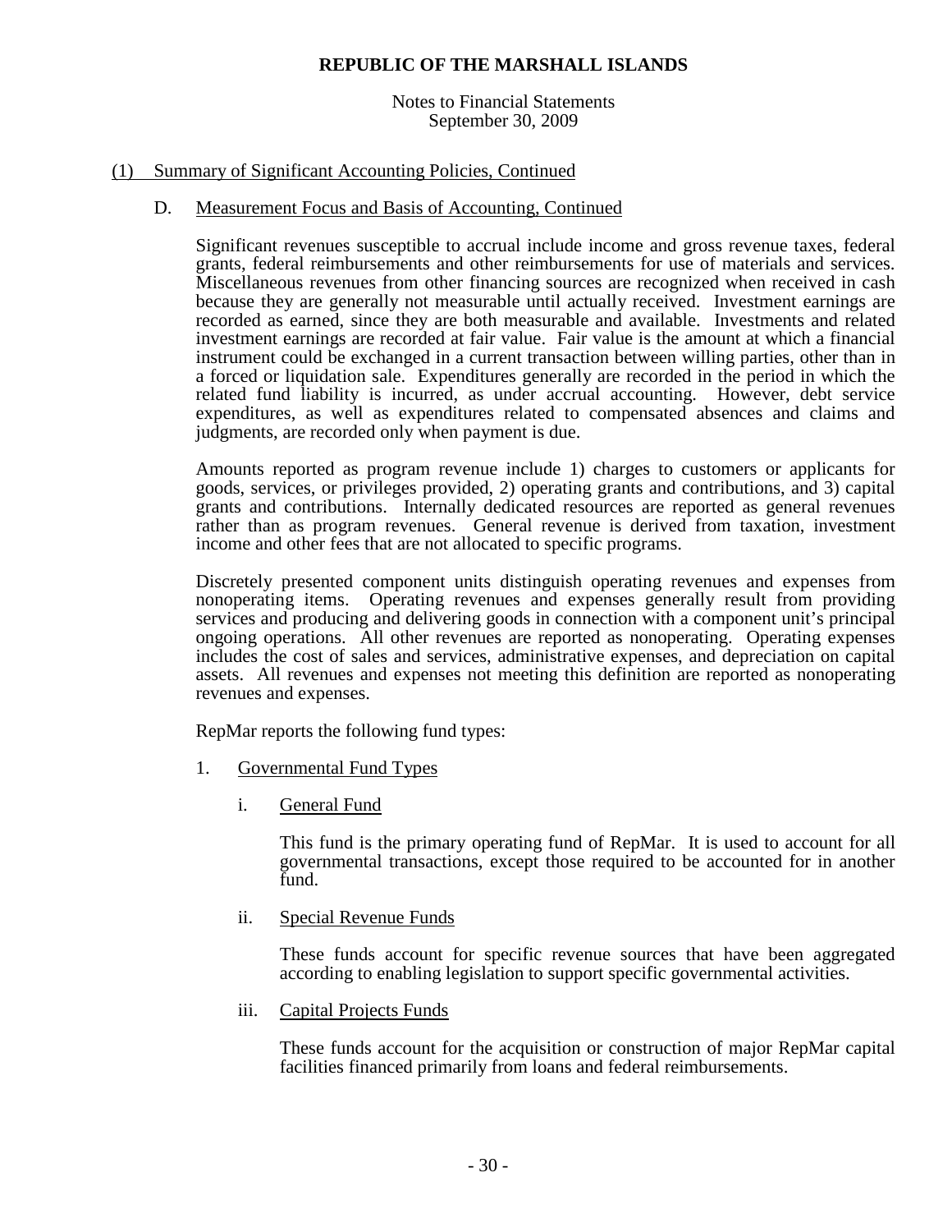# REPUBLIC OF THE MARSHALL ISLANDS

Notes to Financial Statements
September 30, 2009

## (1) Summary of Significant Accounting Policies, Continued

### D. Measurement Focus and Basis of Accounting, Continued

Significant revenues susceptible to accrual include income and gross revenue taxes, federal grants, federal reimbursements and other reimbursements for use of materials and services. Miscellaneous revenues from other financing sources are recognized when received in cash because they are generally not measurable until actually received. Investment earnings are recorded as earned, since they are both measurable and available. Investments and related investment earnings are recorded at fair value. Fair value is the amount at which a financial instrument could be exchanged in a current transaction between willing parties, other than in a forced or liquidation sale. Expenditures generally are recorded in the period in which the related fund liability is incurred, as under accrual accounting. However, debt service expenditures, as well as expenditures related to compensated absences and claims and judgments, are recorded only when payment is due.

Amounts reported as program revenue include 1) charges to customers or applicants for goods, services, or privileges provided, 2) operating grants and contributions, and 3) capital grants and contributions. Internally dedicated resources are reported as general revenues rather than as program revenues. General revenue is derived from taxation, investment income and other fees that are not allocated to specific programs.

Discretely presented component units distinguish operating revenues and expenses from nonoperating items. Operating revenues and expenses generally result from providing services and producing and delivering goods in connection with a component unit's principal ongoing operations. All other revenues are reported as nonoperating. Operating expenses includes the cost of sales and services, administrative expenses, and depreciation on capital assets. All revenues and expenses not meeting this definition are reported as nonoperating revenues and expenses.

RepMar reports the following fund types:

1. Governmental Fund Types

   i. General Fund

      This fund is the primary operating fund of RepMar. It is used to account for all governmental transactions, except those required to be accounted for in another fund.

   ii. Special Revenue Funds

      These funds account for specific revenue sources that have been aggregated according to enabling legislation to support specific governmental activities.

   iii. Capital Projects Funds

      These funds account for the acquisition or construction of major RepMar capital facilities financed primarily from loans and federal reimbursements.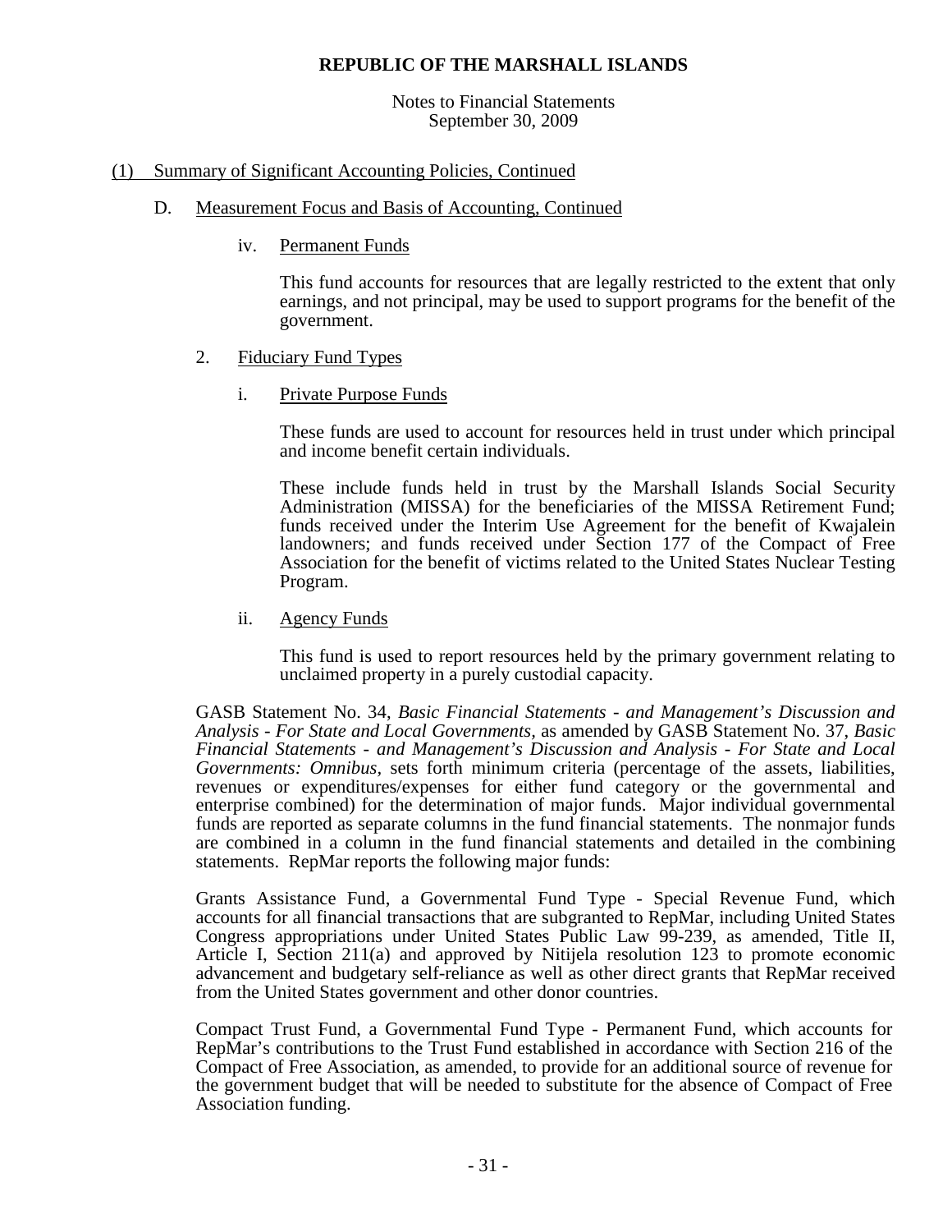**REPUBLIC OF THE MARSHALL ISLANDS**

Notes to Financial Statements
September 30, 2009

(1) Summary of Significant Accounting Policies, Continued

D. Measurement Focus and Basis of Accounting, Continued

iv. Permanent Funds

This fund accounts for resources that are legally restricted to the extent that only earnings, and not principal, may be used to support programs for the benefit of the government.

2. Fiduciary Fund Types

i. Private Purpose Funds

These funds are used to account for resources held in trust under which principal and income benefit certain individuals.

These include funds held in trust by the Marshall Islands Social Security Administration (MISSA) for the beneficiaries of the MISSA Retirement Fund; funds received under the Interim Use Agreement for the benefit of Kwajalein landowners; and funds received under Section 177 of the Compact of Free Association for the benefit of victims related to the United States Nuclear Testing Program.

ii. Agency Funds

This fund is used to report resources held by the primary government relating to unclaimed property in a purely custodial capacity.

GASB Statement No. 34, *Basic Financial Statements - and Management's Discussion and Analysis - For State and Local Governments*, as amended by GASB Statement No. 37, *Basic Financial Statements - and Management's Discussion and Analysis - For State and Local Governments: Omnibus,* sets forth minimum criteria (percentage of the assets, liabilities, revenues or expenditures/expenses for either fund category or the governmental and enterprise combined) for the determination of major funds. Major individual governmental funds are reported as separate columns in the fund financial statements. The nonmajor funds are combined in a column in the fund financial statements and detailed in the combining statements. RepMar reports the following major funds:

Grants Assistance Fund, a Governmental Fund Type - Special Revenue Fund, which accounts for all financial transactions that are subgranted to RepMar, including United States Congress appropriations under United States Public Law 99-239, as amended, Title II, Article I, Section 211(a) and approved by Nitijela resolution 123 to promote economic advancement and budgetary self-reliance as well as other direct grants that RepMar received from the United States government and other donor countries.

Compact Trust Fund, a Governmental Fund Type - Permanent Fund, which accounts for RepMar's contributions to the Trust Fund established in accordance with Section 216 of the Compact of Free Association, as amended, to provide for an additional source of revenue for the government budget that will be needed to substitute for the absence of Compact of Free Association funding.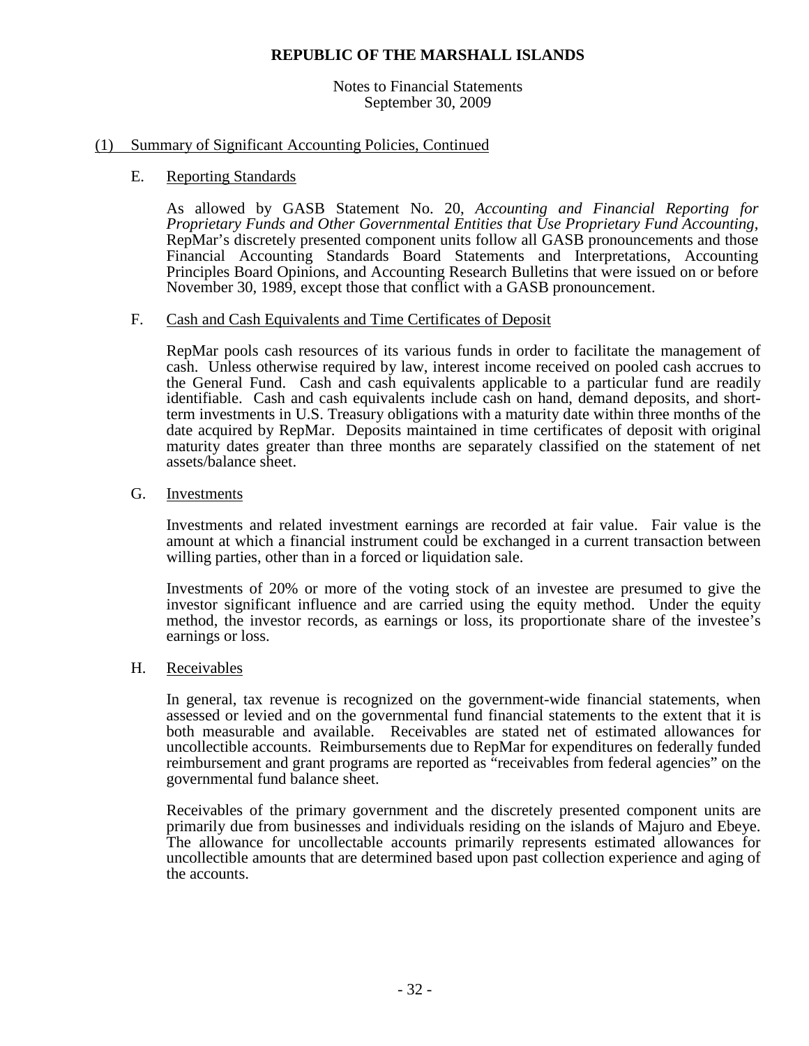**REPUBLIC OF THE MARSHALL ISLANDS**

Notes to Financial Statements
September 30, 2009

## (1) Summary of Significant Accounting Policies, Continued

### E. Reporting Standards

As allowed by GASB Statement No. 20, *Accounting and Financial Reporting for Proprietary Funds and Other Governmental Entities that Use Proprietary Fund Accounting*, RepMar's discretely presented component units follow all GASB pronouncements and those Financial Accounting Standards Board Statements and Interpretations, Accounting Principles Board Opinions, and Accounting Research Bulletins that were issued on or before November 30, 1989, except those that conflict with a GASB pronouncement.

### F. Cash and Cash Equivalents and Time Certificates of Deposit

RepMar pools cash resources of its various funds in order to facilitate the management of cash. Unless otherwise required by law, interest income received on pooled cash accrues to the General Fund. Cash and cash equivalents applicable to a particular fund are readily identifiable. Cash and cash equivalents include cash on hand, demand deposits, and short-term investments in U.S. Treasury obligations with a maturity date within three months of the date acquired by RepMar. Deposits maintained in time certificates of deposit with original maturity dates greater than three months are separately classified on the statement of net assets/balance sheet.

### G. Investments

Investments and related investment earnings are recorded at fair value. Fair value is the amount at which a financial instrument could be exchanged in a current transaction between willing parties, other than in a forced or liquidation sale.

Investments of 20% or more of the voting stock of an investee are presumed to give the investor significant influence and are carried using the equity method. Under the equity method, the investor records, as earnings or loss, its proportionate share of the investee's earnings or loss.

### H. Receivables

In general, tax revenue is recognized on the government-wide financial statements, when assessed or levied and on the governmental fund financial statements to the extent that it is both measurable and available. Receivables are stated net of estimated allowances for uncollectible accounts. Reimbursements due to RepMar for expenditures on federally funded reimbursement and grant programs are reported as "receivables from federal agencies" on the governmental fund balance sheet.

Receivables of the primary government and the discretely presented component units are primarily due from businesses and individuals residing on the islands of Majuro and Ebeye. The allowance for uncollectable accounts primarily represents estimated allowances for uncollectible amounts that are determined based upon past collection experience and aging of the accounts.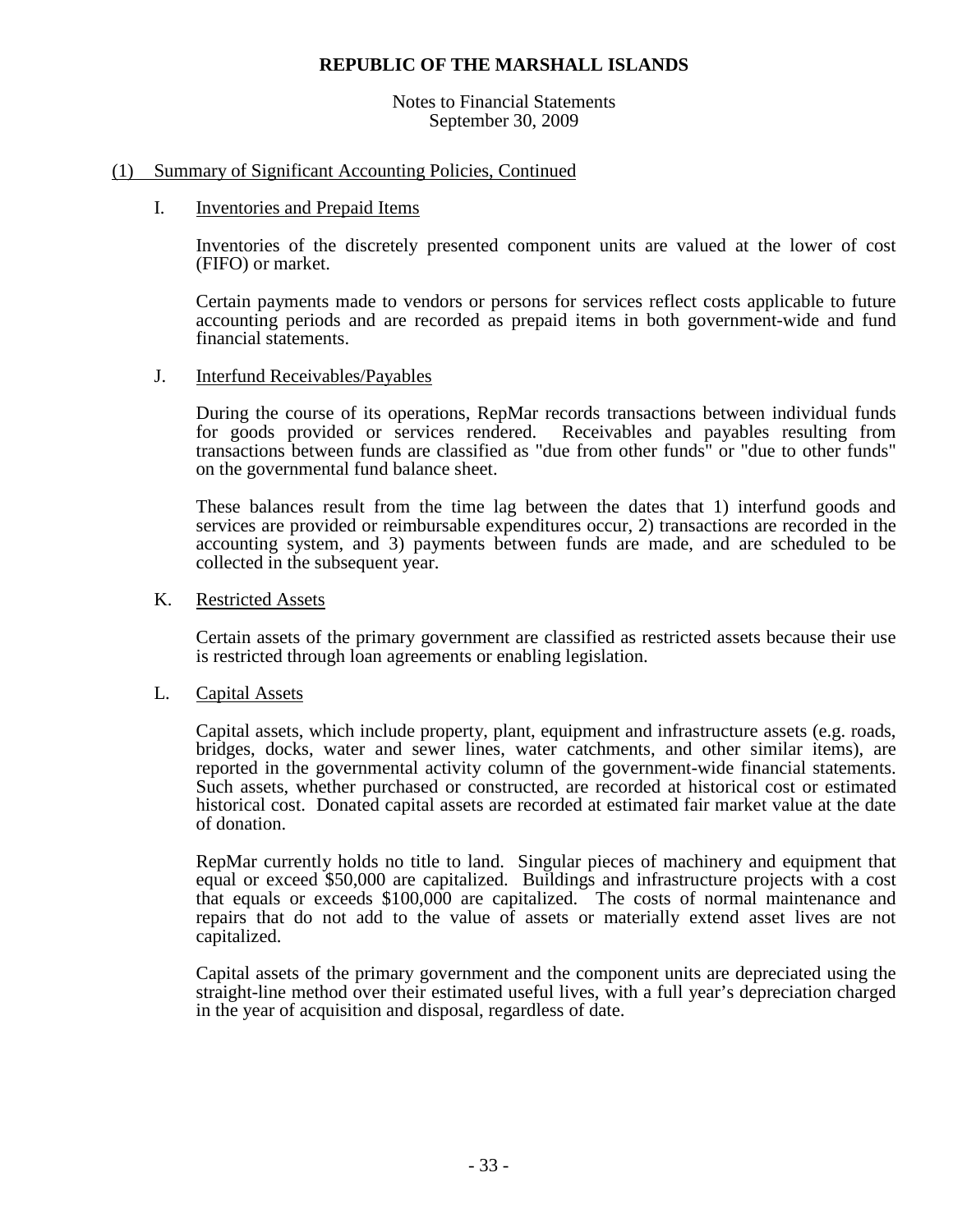(1) Summary of Significant Accounting Policies, Continued

I. Inventories and Prepaid Items

Inventories of the discretely presented component units are valued at the lower of cost (FIFO) or market.

Certain payments made to vendors or persons for services reflect costs applicable to future accounting periods and are recorded as prepaid items in both government-wide and fund financial statements.

J. Interfund Receivables/Payables

During the course of its operations, RepMar records transactions between individual funds for goods provided or services rendered. Receivables and payables resulting from transactions between funds are classified as "due from other funds" or "due to other funds" on the governmental fund balance sheet.

These balances result from the time lag between the dates that 1) interfund goods and services are provided or reimbursable expenditures occur, 2) transactions are recorded in the accounting system, and 3) payments between funds are made, and are scheduled to be collected in the subsequent year.

K. Restricted Assets

Certain assets of the primary government are classified as restricted assets because their use is restricted through loan agreements or enabling legislation.

L. Capital Assets

Capital assets, which include property, plant, equipment and infrastructure assets (e.g. roads, bridges, docks, water and sewer lines, water catchments, and other similar items), are reported in the governmental activity column of the government-wide financial statements. Such assets, whether purchased or constructed, are recorded at historical cost or estimated historical cost. Donated capital assets are recorded at estimated fair market value at the date of donation.

RepMar currently holds no title to land. Singular pieces of machinery and equipment that equal or exceed $50,000 are capitalized. Buildings and infrastructure projects with a cost that equals or exceeds $100,000 are capitalized. The costs of normal maintenance and repairs that do not add to the value of assets or materially extend asset lives are not capitalized.

Capital assets of the primary government and the component units are depreciated using the straight-line method over their estimated useful lives, with a full year's depreciation charged in the year of acquisition and disposal, regardless of date.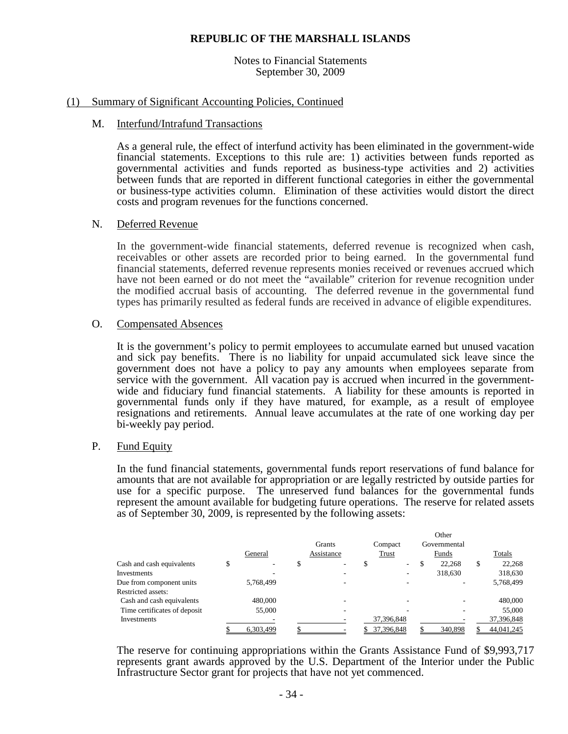**REPUBLIC OF THE MARSHALL ISLANDS**

Notes to Financial Statements
September 30, 2009

(1) Summary of Significant Accounting Policies, Continued

M. Interfund/Intrafund Transactions

As a general rule, the effect of interfund activity has been eliminated in the government-wide financial statements. Exceptions to this rule are: 1) activities between funds reported as governmental activities and funds reported as business-type activities and 2) activities between funds that are reported in different functional categories in either the governmental or business-type activities column. Elimination of these activities would distort the direct costs and program revenues for the functions concerned.

N. Deferred Revenue

In the government-wide financial statements, deferred revenue is recognized when cash, receivables or other assets are recorded prior to being earned. In the governmental fund financial statements, deferred revenue represents monies received or revenues accrued which have not been earned or do not meet the "available" criterion for revenue recognition under the modified accrual basis of accounting. The deferred revenue in the governmental fund types has primarily resulted as federal funds are received in advance of eligible expenditures.

O. Compensated Absences

It is the government's policy to permit employees to accumulate earned but unused vacation and sick pay benefits. There is no liability for unpaid accumulated sick leave since the government does not have a policy to pay any amounts when employees separate from service with the government. All vacation pay is accrued when incurred in the government-wide and fiduciary fund financial statements. A liability for these amounts is reported in governmental funds only if they have matured, for example, as a result of employee resignations and retirements. Annual leave accumulates at the rate of one working day per bi-weekly pay period.

P. Fund Equity

In the fund financial statements, governmental funds report reservations of fund balance for amounts that are not available for appropriation or are legally restricted by outside parties for use for a specific purpose. The unreserved fund balances for the governmental funds represent the amount available for budgeting future operations. The reserve for related assets as of September 30, 2009, is represented by the following assets:

| | General | Grants Assistance | Compact Trust | Other Governmental Funds | Totals |
|---|---|---|---|---|---|
| Cash and cash equivalents | $ - | $ - | $ - | $ 22,268 | $ 22,268 |
| Investments | - | - | - | 318,630 | 318,630 |
| Due from component units | 5,768,499 | - | - | - | 5,768,499 |
| Restricted assets: | | | | | |
| Cash and cash equivalents | 480,000 | - | - | - | 480,000 |
| Time certificates of deposit | 55,000 | - | - | - | 55,000 |
| Investments | - | - | 37,396,848 | - | 37,396,848 |
| | $ 6,303,499 | $ - | $ 37,396,848 | $ 340,898 | $ 44,041,245 |

The reserve for continuing appropriations within the Grants Assistance Fund of $9,993,717 represents grant awards approved by the U.S. Department of the Interior under the Public Infrastructure Sector grant for projects that have not yet commenced.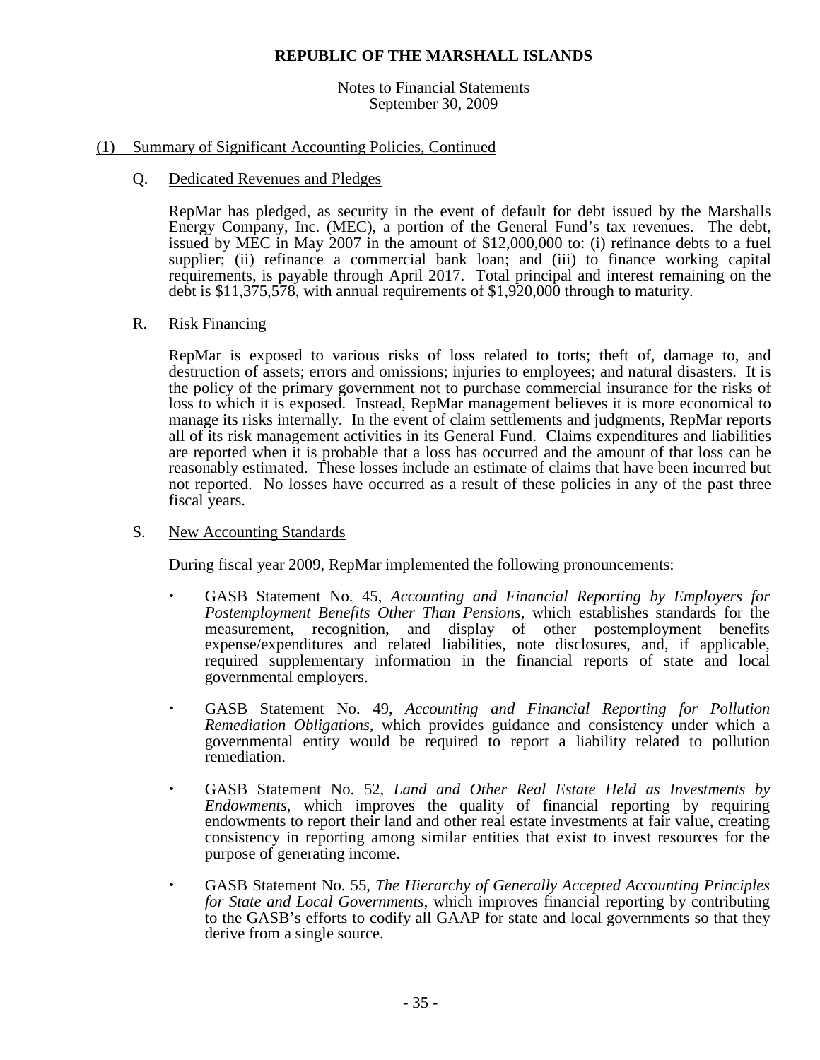# REPUBLIC OF THE MARSHALL ISLANDS

Notes to Financial Statements
September 30, 2009

## (1) Summary of Significant Accounting Policies, Continued

### Q. Dedicated Revenues and Pledges

RepMar has pledged, as security in the event of default for debt issued by the Marshalls Energy Company, Inc. (MEC), a portion of the General Fund's tax revenues. The debt, issued by MEC in May 2007 in the amount of $12,000,000 to: (i) refinance debts to a fuel supplier; (ii) refinance a commercial bank loan; and (iii) to finance working capital requirements, is payable through April 2017. Total principal and interest remaining on the debt is $11,375,578, with annual requirements of $1,920,000 through to maturity.

### R. Risk Financing

RepMar is exposed to various risks of loss related to torts; theft of, damage to, and destruction of assets; errors and omissions; injuries to employees; and natural disasters. It is the policy of the primary government not to purchase commercial insurance for the risks of loss to which it is exposed. Instead, RepMar management believes it is more economical to manage its risks internally. In the event of claim settlements and judgments, RepMar reports all of its risk management activities in its General Fund. Claims expenditures and liabilities are reported when it is probable that a loss has occurred and the amount of that loss can be reasonably estimated. These losses include an estimate of claims that have been incurred but not reported. No losses have occurred as a result of these policies in any of the past three fiscal years.

### S. New Accounting Standards

During fiscal year 2009, RepMar implemented the following pronouncements:

- GASB Statement No. 45, *Accounting and Financial Reporting by Employers for Postemployment Benefits Other Than Pensions*, which establishes standards for the measurement, recognition, and display of other postemployment benefits expense/expenditures and related liabilities, note disclosures, and, if applicable, required supplementary information in the financial reports of state and local governmental employers.

- GASB Statement No. 49, *Accounting and Financial Reporting for Pollution Remediation Obligations*, which provides guidance and consistency under which a governmental entity would be required to report a liability related to pollution remediation.

- GASB Statement No. 52, *Land and Other Real Estate Held as Investments by Endowments*, which improves the quality of financial reporting by requiring endowments to report their land and other real estate investments at fair value, creating consistency in reporting among similar entities that exist to invest resources for the purpose of generating income.

- GASB Statement No. 55, *The Hierarchy of Generally Accepted Accounting Principles for State and Local Governments*, which improves financial reporting by contributing to the GASB's efforts to codify all GAAP for state and local governments so that they derive from a single source.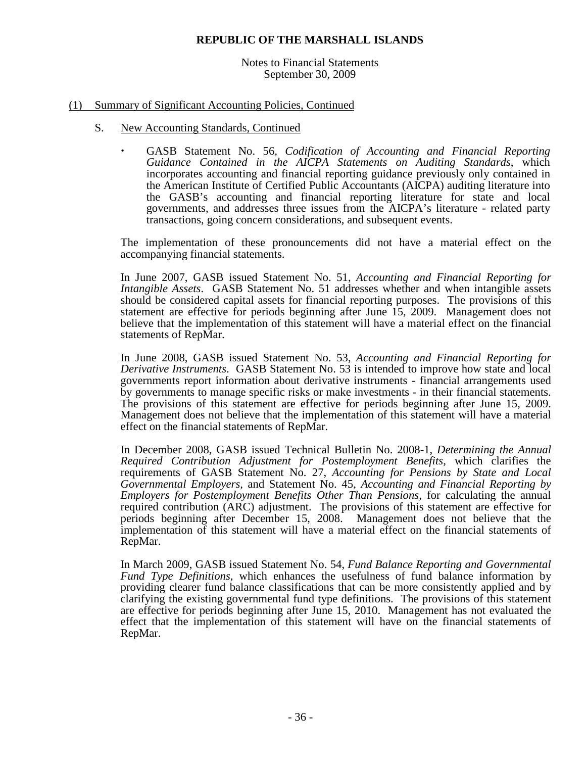## (1) Summary of Significant Accounting Policies, Continued

### S. New Accounting Standards, Continued

- GASB Statement No. 56, *Codification of Accounting and Financial Reporting Guidance Contained in the AICPA Statements on Auditing Standards*, which incorporates accounting and financial reporting guidance previously only contained in the American Institute of Certified Public Accountants (AICPA) auditing literature into the GASB's accounting and financial reporting literature for state and local governments, and addresses three issues from the AICPA's literature - related party transactions, going concern considerations, and subsequent events.

The implementation of these pronouncements did not have a material effect on the accompanying financial statements.

In June 2007, GASB issued Statement No. 51, *Accounting and Financial Reporting for Intangible Assets*. GASB Statement No. 51 addresses whether and when intangible assets should be considered capital assets for financial reporting purposes. The provisions of this statement are effective for periods beginning after June 15, 2009. Management does not believe that the implementation of this statement will have a material effect on the financial statements of RepMar.

In June 2008, GASB issued Statement No. 53, *Accounting and Financial Reporting for Derivative Instruments*. GASB Statement No. 53 is intended to improve how state and local governments report information about derivative instruments - financial arrangements used by governments to manage specific risks or make investments - in their financial statements. The provisions of this statement are effective for periods beginning after June 15, 2009. Management does not believe that the implementation of this statement will have a material effect on the financial statements of RepMar.

In December 2008, GASB issued Technical Bulletin No. 2008-1, *Determining the Annual Required Contribution Adjustment for Postemployment Benefits*, which clarifies the requirements of GASB Statement No. 27, *Accounting for Pensions by State and Local Governmental Employers*, and Statement No. 45, *Accounting and Financial Reporting by Employers for Postemployment Benefits Other Than Pensions*, for calculating the annual required contribution (ARC) adjustment. The provisions of this statement are effective for periods beginning after December 15, 2008. Management does not believe that the implementation of this statement will have a material effect on the financial statements of RepMar.

In March 2009, GASB issued Statement No. 54, *Fund Balance Reporting and Governmental Fund Type Definitions*, which enhances the usefulness of fund balance information by providing clearer fund balance classifications that can be more consistently applied and by clarifying the existing governmental fund type definitions. The provisions of this statement are effective for periods beginning after June 15, 2010. Management has not evaluated the effect that the implementation of this statement will have on the financial statements of RepMar.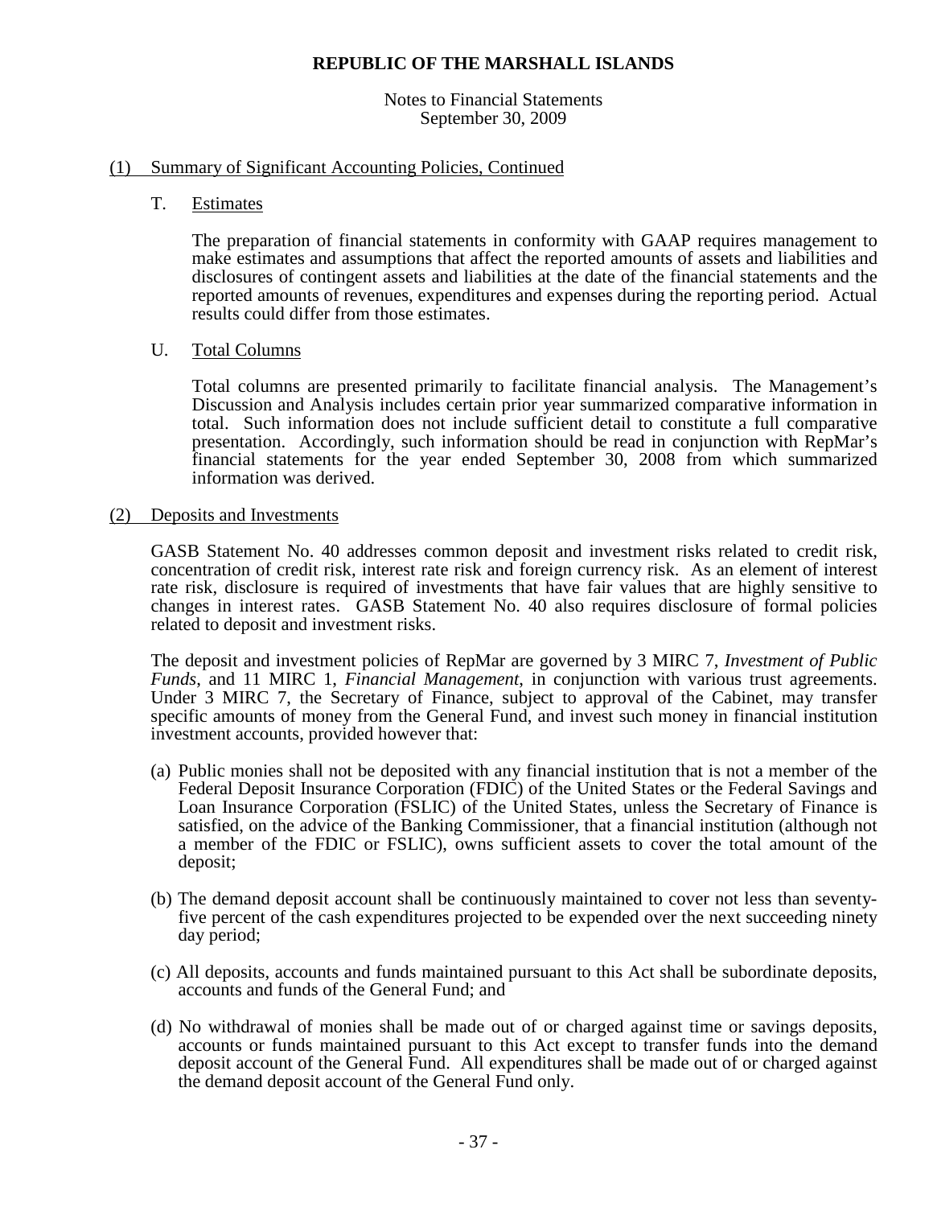**REPUBLIC OF THE MARSHALL ISLANDS**

Notes to Financial Statements
September 30, 2009

(1) Summary of Significant Accounting Policies, Continued

T. Estimates

The preparation of financial statements in conformity with GAAP requires management to make estimates and assumptions that affect the reported amounts of assets and liabilities and disclosures of contingent assets and liabilities at the date of the financial statements and the reported amounts of revenues, expenditures and expenses during the reporting period. Actual results could differ from those estimates.

U. Total Columns

Total columns are presented primarily to facilitate financial analysis. The Management's Discussion and Analysis includes certain prior year summarized comparative information in total. Such information does not include sufficient detail to constitute a full comparative presentation. Accordingly, such information should be read in conjunction with RepMar's financial statements for the year ended September 30, 2008 from which summarized information was derived.

(2) Deposits and Investments

GASB Statement No. 40 addresses common deposit and investment risks related to credit risk, concentration of credit risk, interest rate risk and foreign currency risk. As an element of interest rate risk, disclosure is required of investments that have fair values that are highly sensitive to changes in interest rates. GASB Statement No. 40 also requires disclosure of formal policies related to deposit and investment risks.

The deposit and investment policies of RepMar are governed by 3 MIRC 7, *Investment of Public Funds*, and 11 MIRC 1, *Financial Management*, in conjunction with various trust agreements. Under 3 MIRC 7, the Secretary of Finance, subject to approval of the Cabinet, may transfer specific amounts of money from the General Fund, and invest such money in financial institution investment accounts, provided however that:

(a) Public monies shall not be deposited with any financial institution that is not a member of the Federal Deposit Insurance Corporation (FDIC) of the United States or the Federal Savings and Loan Insurance Corporation (FSLIC) of the United States, unless the Secretary of Finance is satisfied, on the advice of the Banking Commissioner, that a financial institution (although not a member of the FDIC or FSLIC), owns sufficient assets to cover the total amount of the deposit;

(b) The demand deposit account shall be continuously maintained to cover not less than seventy-five percent of the cash expenditures projected to be expended over the next succeeding ninety day period;

(c) All deposits, accounts and funds maintained pursuant to this Act shall be subordinate deposits, accounts and funds of the General Fund; and

(d) No withdrawal of monies shall be made out of or charged against time or savings deposits, accounts or funds maintained pursuant to this Act except to transfer funds into the demand deposit account of the General Fund. All expenditures shall be made out of or charged against the demand deposit account of the General Fund only.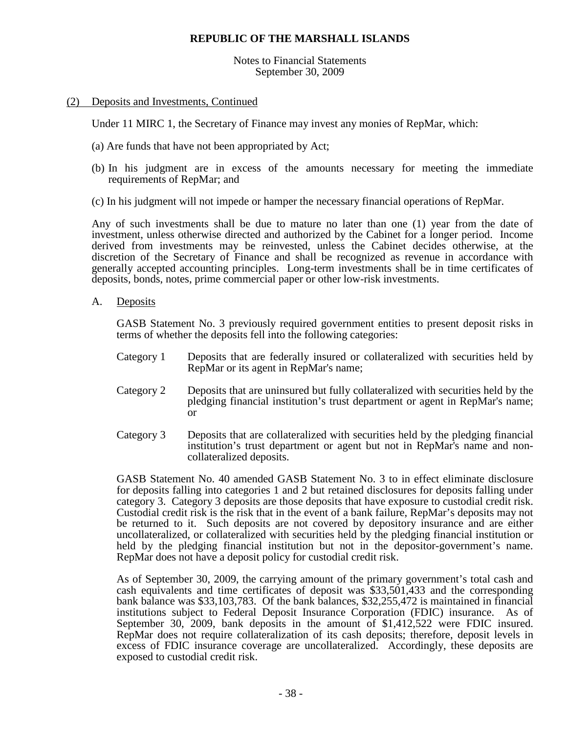# REPUBLIC OF THE MARSHALL ISLANDS

Notes to Financial Statements
September 30, 2009

(2) Deposits and Investments, Continued

Under 11 MIRC 1, the Secretary of Finance may invest any monies of RepMar, which:

(a) Are funds that have not been appropriated by Act;

(b) In his judgment are in excess of the amounts necessary for meeting the immediate requirements of RepMar; and

(c) In his judgment will not impede or hamper the necessary financial operations of RepMar.

Any of such investments shall be due to mature no later than one (1) year from the date of investment, unless otherwise directed and authorized by the Cabinet for a longer period. Income derived from investments may be reinvested, unless the Cabinet decides otherwise, at the discretion of the Secretary of Finance and shall be recognized as revenue in accordance with generally accepted accounting principles. Long-term investments shall be in time certificates of deposits, bonds, notes, prime commercial paper or other low-risk investments.

A. Deposits

GASB Statement No. 3 previously required government entities to present deposit risks in terms of whether the deposits fell into the following categories:

Category 1 Deposits that are federally insured or collateralized with securities held by RepMar or its agent in RepMar's name;

Category 2 Deposits that are uninsured but fully collateralized with securities held by the pledging financial institution's trust department or agent in RepMar's name; or

Category 3 Deposits that are collateralized with securities held by the pledging financial institution's trust department or agent but not in RepMar's name and non-collateralized deposits.

GASB Statement No. 40 amended GASB Statement No. 3 to in effect eliminate disclosure for deposits falling into categories 1 and 2 but retained disclosures for deposits falling under category 3. Category 3 deposits are those deposits that have exposure to custodial credit risk. Custodial credit risk is the risk that in the event of a bank failure, RepMar's deposits may not be returned to it. Such deposits are not covered by depository insurance and are either uncollateralized, or collateralized with securities held by the pledging financial institution or held by the pledging financial institution but not in the depositor-government's name. RepMar does not have a deposit policy for custodial credit risk.

As of September 30, 2009, the carrying amount of the primary government's total cash and cash equivalents and time certificates of deposit was $33,501,433 and the corresponding bank balance was $33,103,783. Of the bank balances, $32,255,472 is maintained in financial institutions subject to Federal Deposit Insurance Corporation (FDIC) insurance. As of September 30, 2009, bank deposits in the amount of $1,412,522 were FDIC insured. RepMar does not require collateralization of its cash deposits; therefore, deposit levels in excess of FDIC insurance coverage are uncollateralized. Accordingly, these deposits are exposed to custodial credit risk.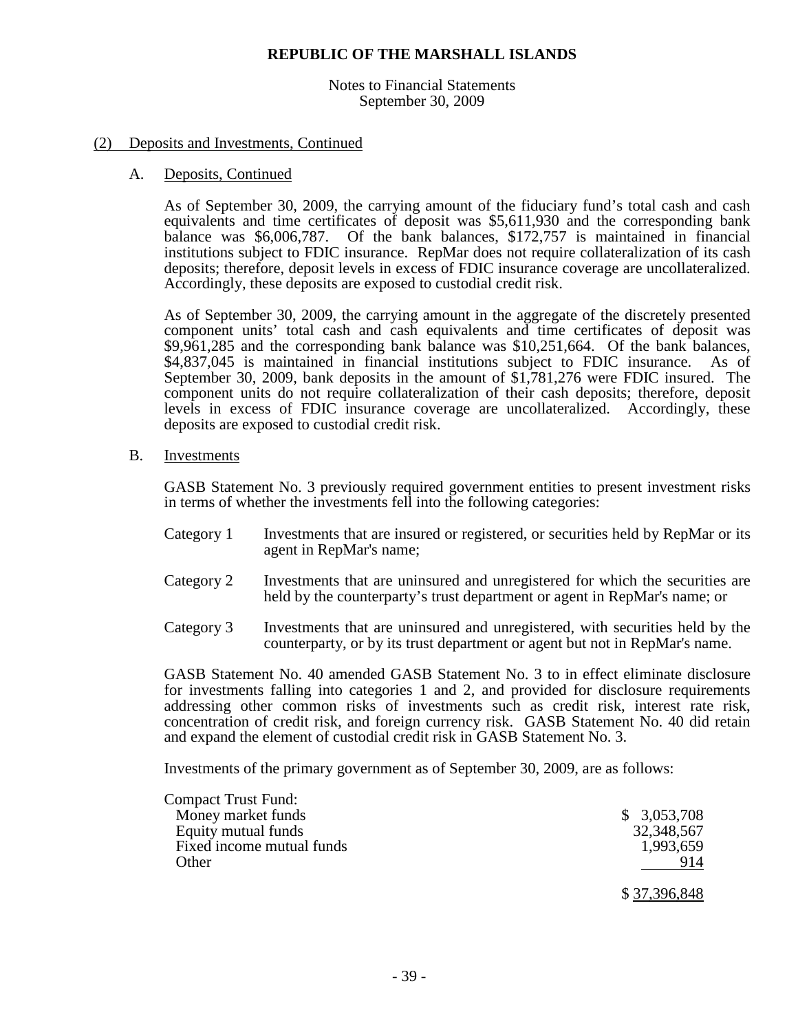# REPUBLIC OF THE MARSHALL ISLANDS

Notes to Financial Statements
September 30, 2009

## (2) Deposits and Investments, Continued

### A. Deposits, Continued

As of September 30, 2009, the carrying amount of the fiduciary fund's total cash and cash equivalents and time certificates of deposit was $5,611,930 and the corresponding bank balance was $6,006,787. Of the bank balances, $172,757 is maintained in financial institutions subject to FDIC insurance. RepMar does not require collateralization of its cash deposits; therefore, deposit levels in excess of FDIC insurance coverage are uncollateralized. Accordingly, these deposits are exposed to custodial credit risk.

As of September 30, 2009, the carrying amount in the aggregate of the discretely presented component units' total cash and cash equivalents and time certificates of deposit was $9,961,285 and the corresponding bank balance was $10,251,664. Of the bank balances, $4,837,045 is maintained in financial institutions subject to FDIC insurance. As of September 30, 2009, bank deposits in the amount of $1,781,276 were FDIC insured. The component units do not require collateralization of their cash deposits; therefore, deposit levels in excess of FDIC insurance coverage are uncollateralized. Accordingly, these deposits are exposed to custodial credit risk.

### B. Investments

GASB Statement No. 3 previously required government entities to present investment risks in terms of whether the investments fell into the following categories:

- Category 1 — Investments that are insured or registered, or securities held by RepMar or its agent in RepMar's name;
- Category 2 — Investments that are uninsured and unregistered for which the securities are held by the counterparty's trust department or agent in RepMar's name; or
- Category 3 — Investments that are uninsured and unregistered, with securities held by the counterparty, or by its trust department or agent but not in RepMar's name.

GASB Statement No. 40 amended GASB Statement No. 3 to in effect eliminate disclosure for investments falling into categories 1 and 2, and provided for disclosure requirements addressing other common risks of investments such as credit risk, interest rate risk, concentration of credit risk, and foreign currency risk. GASB Statement No. 40 did retain and expand the element of custodial credit risk in GASB Statement No. 3.

Investments of the primary government as of September 30, 2009, are as follows:

| | |
|---|---|
| Compact Trust Fund: | |
| Money market funds | $ 3,053,708 |
| Equity mutual funds | 32,348,567 |
| Fixed income mutual funds | 1,993,659 |
| Other | 914 |
| | $ 37,396,848 |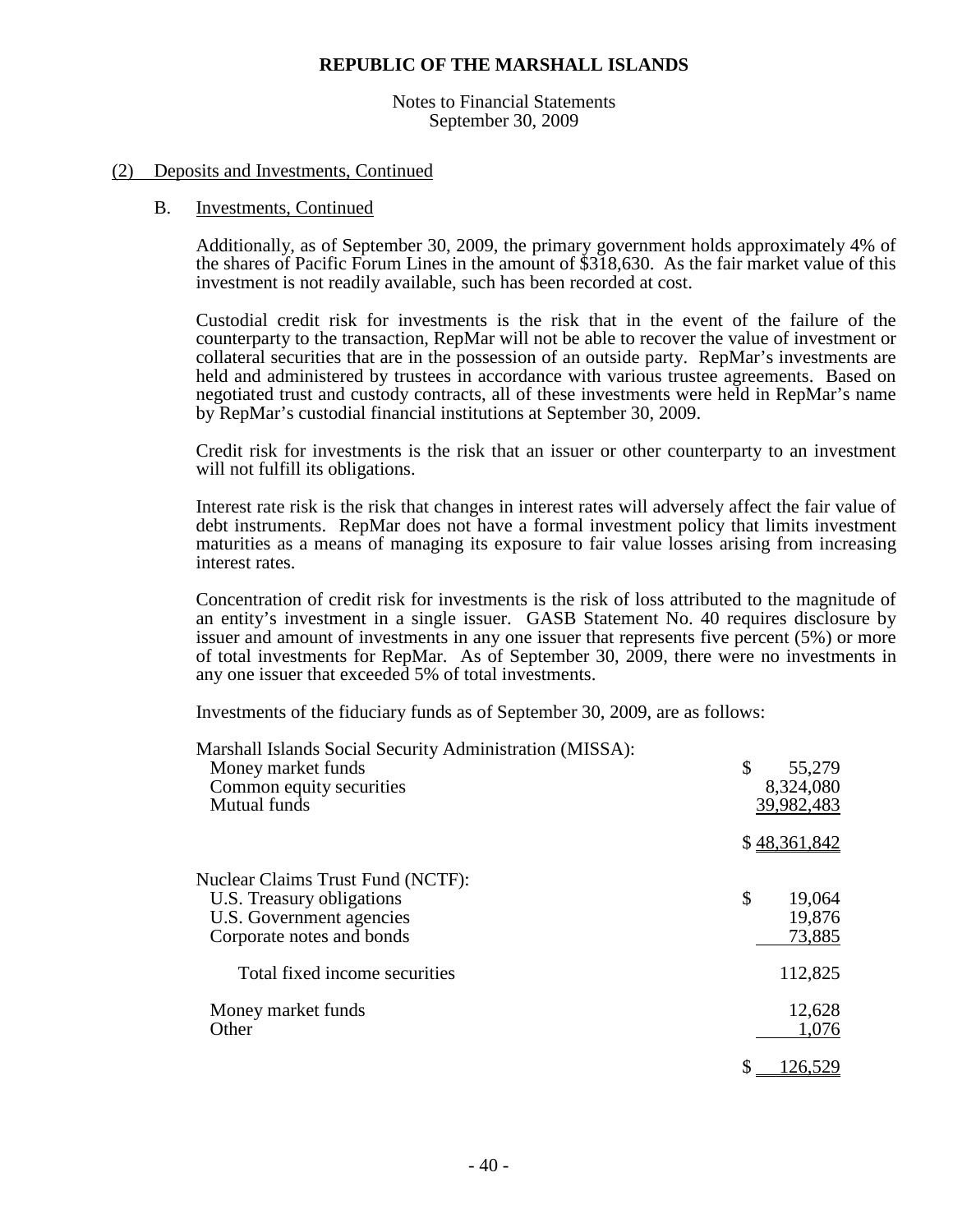# REPUBLIC OF THE MARSHALL ISLANDS

Notes to Financial Statements
September 30, 2009

## (2) Deposits and Investments, Continued

### B. Investments, Continued

Additionally, as of September 30, 2009, the primary government holds approximately 4% of the shares of Pacific Forum Lines in the amount of $318,630. As the fair market value of this investment is not readily available, such has been recorded at cost.

Custodial credit risk for investments is the risk that in the event of the failure of the counterparty to the transaction, RepMar will not be able to recover the value of investment or collateral securities that are in the possession of an outside party. RepMar's investments are held and administered by trustees in accordance with various trustee agreements. Based on negotiated trust and custody contracts, all of these investments were held in RepMar's name by RepMar's custodial financial institutions at September 30, 2009.

Credit risk for investments is the risk that an issuer or other counterparty to an investment will not fulfill its obligations.

Interest rate risk is the risk that changes in interest rates will adversely affect the fair value of debt instruments. RepMar does not have a formal investment policy that limits investment maturities as a means of managing its exposure to fair value losses arising from increasing interest rates.

Concentration of credit risk for investments is the risk of loss attributed to the magnitude of an entity's investment in a single issuer. GASB Statement No. 40 requires disclosure by issuer and amount of investments in any one issuer that represents five percent (5%) or more of total investments for RepMar. As of September 30, 2009, there were no investments in any one issuer that exceeded 5% of total investments.

Investments of the fiduciary funds as of September 30, 2009, are as follows:

| | |
|---|---|
| Marshall Islands Social Security Administration (MISSA): | |
| Money market funds | $ 55,279 |
| Common equity securities | 8,324,080 |
| Mutual funds | 39,982,483 |
| | $ 48,361,842 |
| Nuclear Claims Trust Fund (NCTF): | |
| U.S. Treasury obligations | $ 19,064 |
| U.S. Government agencies | 19,876 |
| Corporate notes and bonds | 73,885 |
| Total fixed income securities | 112,825 |
| Money market funds | 12,628 |
| Other | 1,076 |
| | $ 126,529 |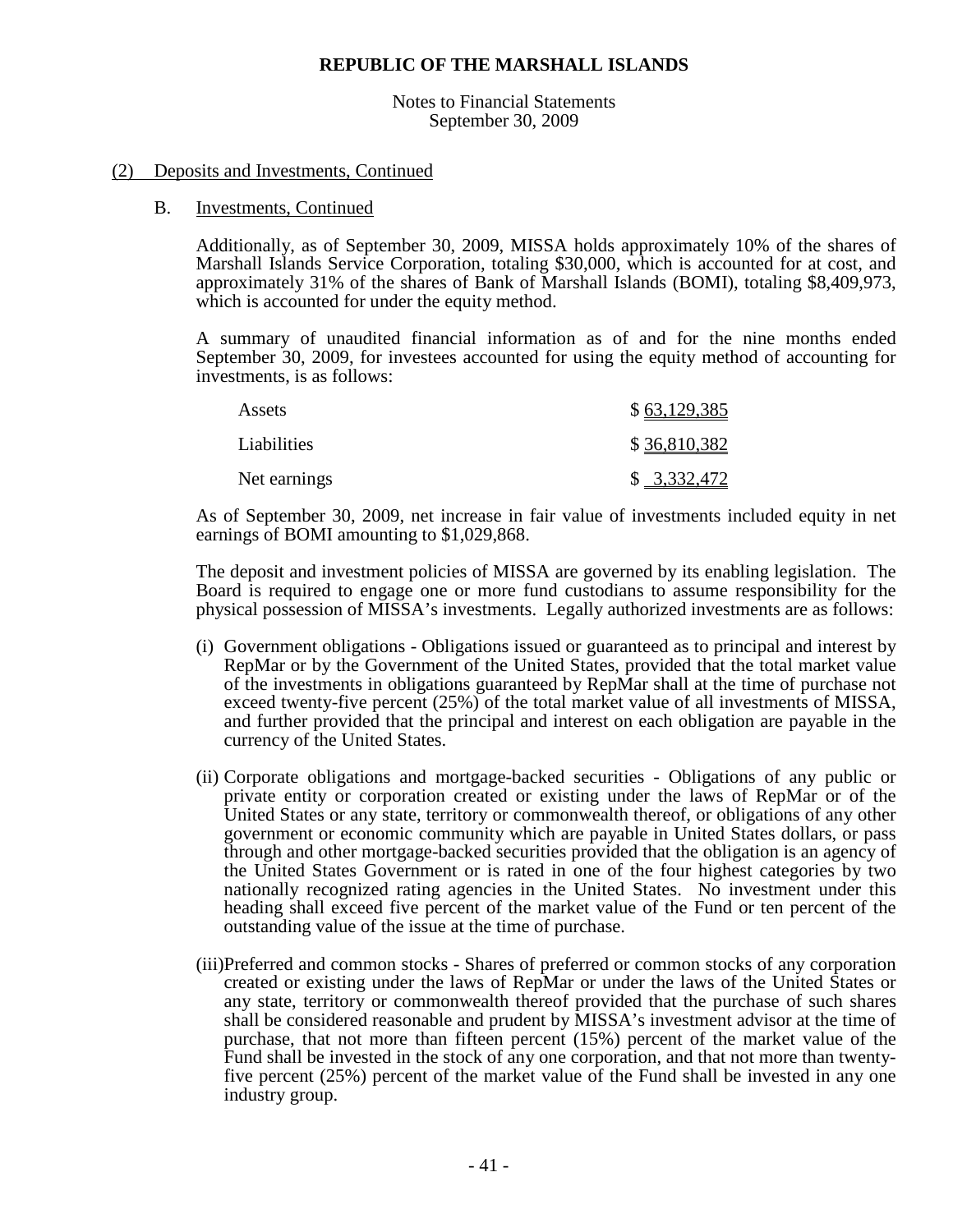**REPUBLIC OF THE MARSHALL ISLANDS**

Notes to Financial Statements
September 30, 2009

(2) Deposits and Investments, Continued

B. Investments, Continued

Additionally, as of September 30, 2009, MISSA holds approximately 10% of the shares of Marshall Islands Service Corporation, totaling $30,000, which is accounted for at cost, and approximately 31% of the shares of Bank of Marshall Islands (BOMI), totaling $8,409,973, which is accounted for under the equity method.

A summary of unaudited financial information as of and for the nine months ended September 30, 2009, for investees accounted for using the equity method of accounting for investments, is as follows:

| | |
|---|---|
| Assets | $ 63,129,385 |
| Liabilities | $ 36,810,382 |
| Net earnings | $ 3,332,472 |

As of September 30, 2009, net increase in fair value of investments included equity in net earnings of BOMI amounting to $1,029,868.

The deposit and investment policies of MISSA are governed by its enabling legislation. The Board is required to engage one or more fund custodians to assume responsibility for the physical possession of MISSA's investments. Legally authorized investments are as follows:

(i) Government obligations - Obligations issued or guaranteed as to principal and interest by RepMar or by the Government of the United States, provided that the total market value of the investments in obligations guaranteed by RepMar shall at the time of purchase not exceed twenty-five percent (25%) of the total market value of all investments of MISSA, and further provided that the principal and interest on each obligation are payable in the currency of the United States.

(ii) Corporate obligations and mortgage-backed securities - Obligations of any public or private entity or corporation created or existing under the laws of RepMar or of the United States or any state, territory or commonwealth thereof, or obligations of any other government or economic community which are payable in United States dollars, or pass through and other mortgage-backed securities provided that the obligation is an agency of the United States Government or is rated in one of the four highest categories by two nationally recognized rating agencies in the United States. No investment under this heading shall exceed five percent of the market value of the Fund or ten percent of the outstanding value of the issue at the time of purchase.

(iii) Preferred and common stocks - Shares of preferred or common stocks of any corporation created or existing under the laws of RepMar or under the laws of the United States or any state, territory or commonwealth thereof provided that the purchase of such shares shall be considered reasonable and prudent by MISSA's investment advisor at the time of purchase, that not more than fifteen percent (15%) percent of the market value of the Fund shall be invested in the stock of any one corporation, and that not more than twenty-five percent (25%) percent of the market value of the Fund shall be invested in any one industry group.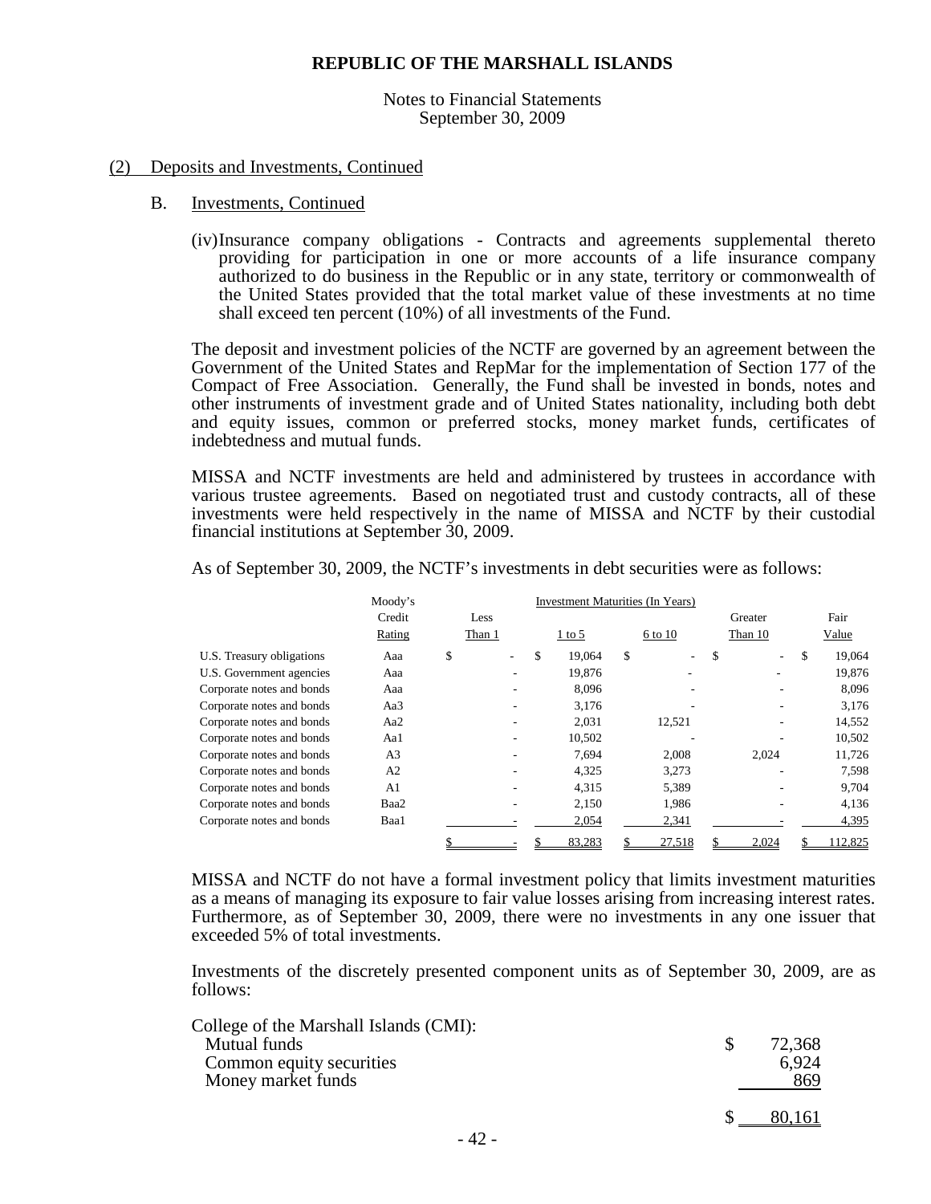**REPUBLIC OF THE MARSHALL ISLANDS**

Notes to Financial Statements
September 30, 2009

(2) Deposits and Investments, Continued

B. Investments, Continued

(iv) Insurance company obligations - Contracts and agreements supplemental thereto providing for participation in one or more accounts of a life insurance company authorized to do business in the Republic or in any state, territory or commonwealth of the United States provided that the total market value of these investments at no time shall exceed ten percent (10%) of all investments of the Fund.

The deposit and investment policies of the NCTF are governed by an agreement between the Government of the United States and RepMar for the implementation of Section 177 of the Compact of Free Association. Generally, the Fund shall be invested in bonds, notes and other instruments of investment grade and of United States nationality, including both debt and equity issues, common or preferred stocks, money market funds, certificates of indebtedness and mutual funds.

MISSA and NCTF investments are held and administered by trustees in accordance with various trustee agreements. Based on negotiated trust and custody contracts, all of these investments were held respectively in the name of MISSA and NCTF by their custodial financial institutions at September 30, 2009.

As of September 30, 2009, the NCTF's investments in debt securities were as follows:

| | Moody's Credit Rating | Investment Maturities (In Years) Less Than 1 | 1 to 5 | 6 to 10 | Greater Than 10 | Fair Value |
|---|---|---|---|---|---|---|
| U.S. Treasury obligations | Aaa | $ - | $ 19,064 | $ - | $ - | $ 19,064 |
| U.S. Government agencies | Aaa | - | 19,876 | - | - | 19,876 |
| Corporate notes and bonds | Aaa | - | 8,096 | - | - | 8,096 |
| Corporate notes and bonds | Aa3 | - | 3,176 | - | - | 3,176 |
| Corporate notes and bonds | Aa2 | - | 2,031 | 12,521 | - | 14,552 |
| Corporate notes and bonds | Aa1 | - | 10,502 | - | - | 10,502 |
| Corporate notes and bonds | A3 | - | 7,694 | 2,008 | 2,024 | 11,726 |
| Corporate notes and bonds | A2 | - | 4,325 | 3,273 | - | 7,598 |
| Corporate notes and bonds | A1 | - | 4,315 | 5,389 | - | 9,704 |
| Corporate notes and bonds | Baa2 | - | 2,150 | 1,986 | - | 4,136 |
| Corporate notes and bonds | Baa1 | - | 2,054 | 2,341 | - | 4,395 |
| | | $ - | $ 83,283 | $ 27,518 | $ 2,024 | $ 112,825 |

MISSA and NCTF do not have a formal investment policy that limits investment maturities as a means of managing its exposure to fair value losses arising from increasing interest rates. Furthermore, as of September 30, 2009, there were no investments in any one issuer that exceeded 5% of total investments.

Investments of the discretely presented component units as of September 30, 2009, are as follows:

| College of the Marshall Islands (CMI): | |
|---|---|
| Mutual funds | $ 72,368 |
| Common equity securities | 6,924 |
| Money market funds | 869 |
| | $ 80,161 |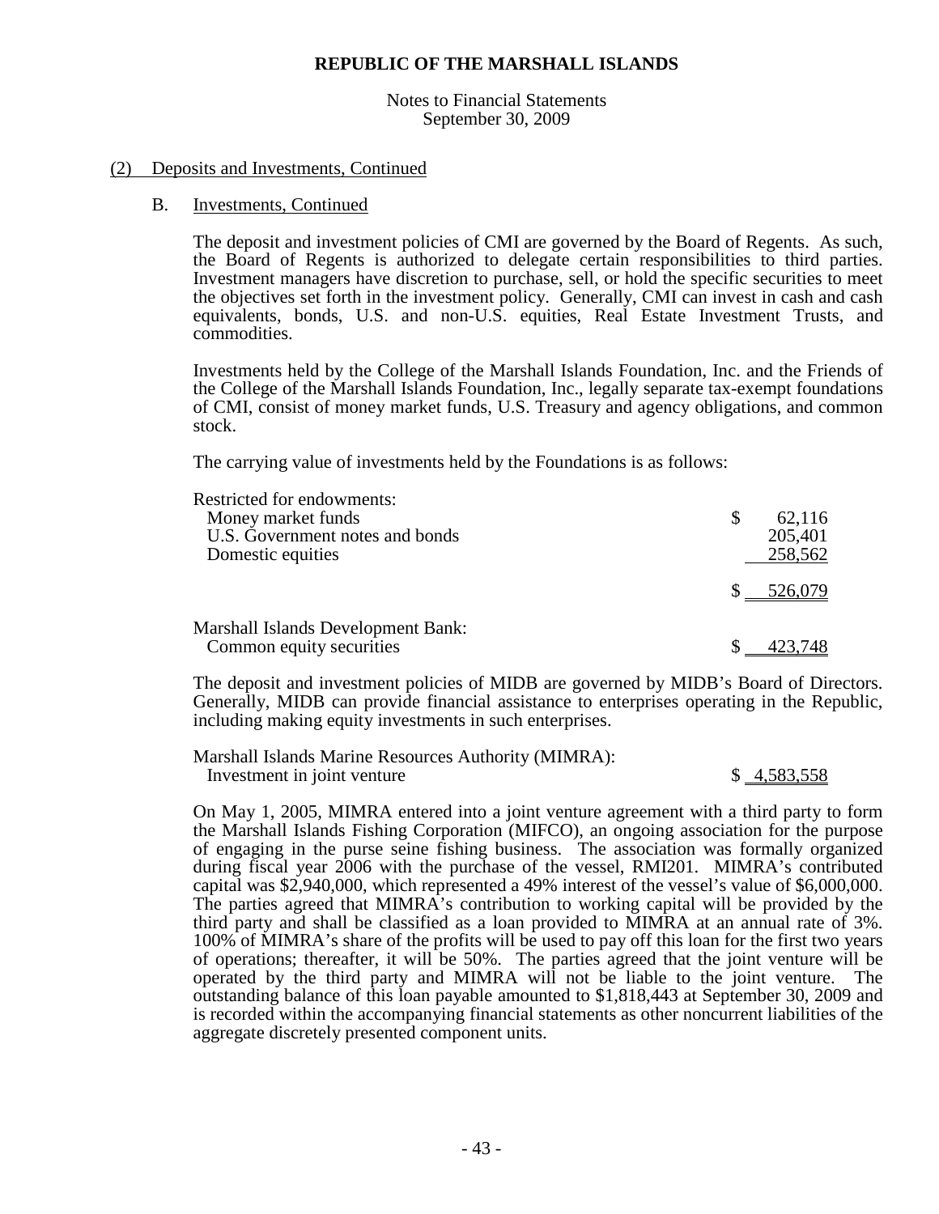## (2) Deposits and Investments, Continued

### B. Investments, Continued

The deposit and investment policies of CMI are governed by the Board of Regents. As such, the Board of Regents is authorized to delegate certain responsibilities to third parties. Investment managers have discretion to purchase, sell, or hold the specific securities to meet the objectives set forth in the investment policy. Generally, CMI can invest in cash and cash equivalents, bonds, U.S. and non-U.S. equities, Real Estate Investment Trusts, and commodities.

Investments held by the College of the Marshall Islands Foundation, Inc. and the Friends of the College of the Marshall Islands Foundation, Inc., legally separate tax-exempt foundations of CMI, consist of money market funds, U.S. Treasury and agency obligations, and common stock.

The carrying value of investments held by the Foundations is as follows:

| | |
|---|---|
| Restricted for endowments: | |
| Money market funds | $ 62,116 |
| U.S. Government notes and bonds | 205,401 |
| Domestic equities | 258,562 |
| | $ 526,079 |
| Marshall Islands Development Bank: | |
| Common equity securities | $ 423,748 |

The deposit and investment policies of MIDB are governed by MIDB's Board of Directors. Generally, MIDB can provide financial assistance to enterprises operating in the Republic, including making equity investments in such enterprises.

| | |
|---|---|
| Marshall Islands Marine Resources Authority (MIMRA): | |
| Investment in joint venture | $ 4,583,558 |

On May 1, 2005, MIMRA entered into a joint venture agreement with a third party to form the Marshall Islands Fishing Corporation (MIFCO), an ongoing association for the purpose of engaging in the purse seine fishing business. The association was formally organized during fiscal year 2006 with the purchase of the vessel, RMI201. MIMRA's contributed capital was $2,940,000, which represented a 49% interest of the vessel's value of $6,000,000. The parties agreed that MIMRA's contribution to working capital will be provided by the third party and shall be classified as a loan provided to MIMRA at an annual rate of 3%. 100% of MIMRA's share of the profits will be used to pay off this loan for the first two years of operations; thereafter, it will be 50%. The parties agreed that the joint venture will be operated by the third party and MIMRA will not be liable to the joint venture. The outstanding balance of this loan payable amounted to $1,818,443 at September 30, 2009 and is recorded within the accompanying financial statements as other noncurrent liabilities of the aggregate discretely presented component units.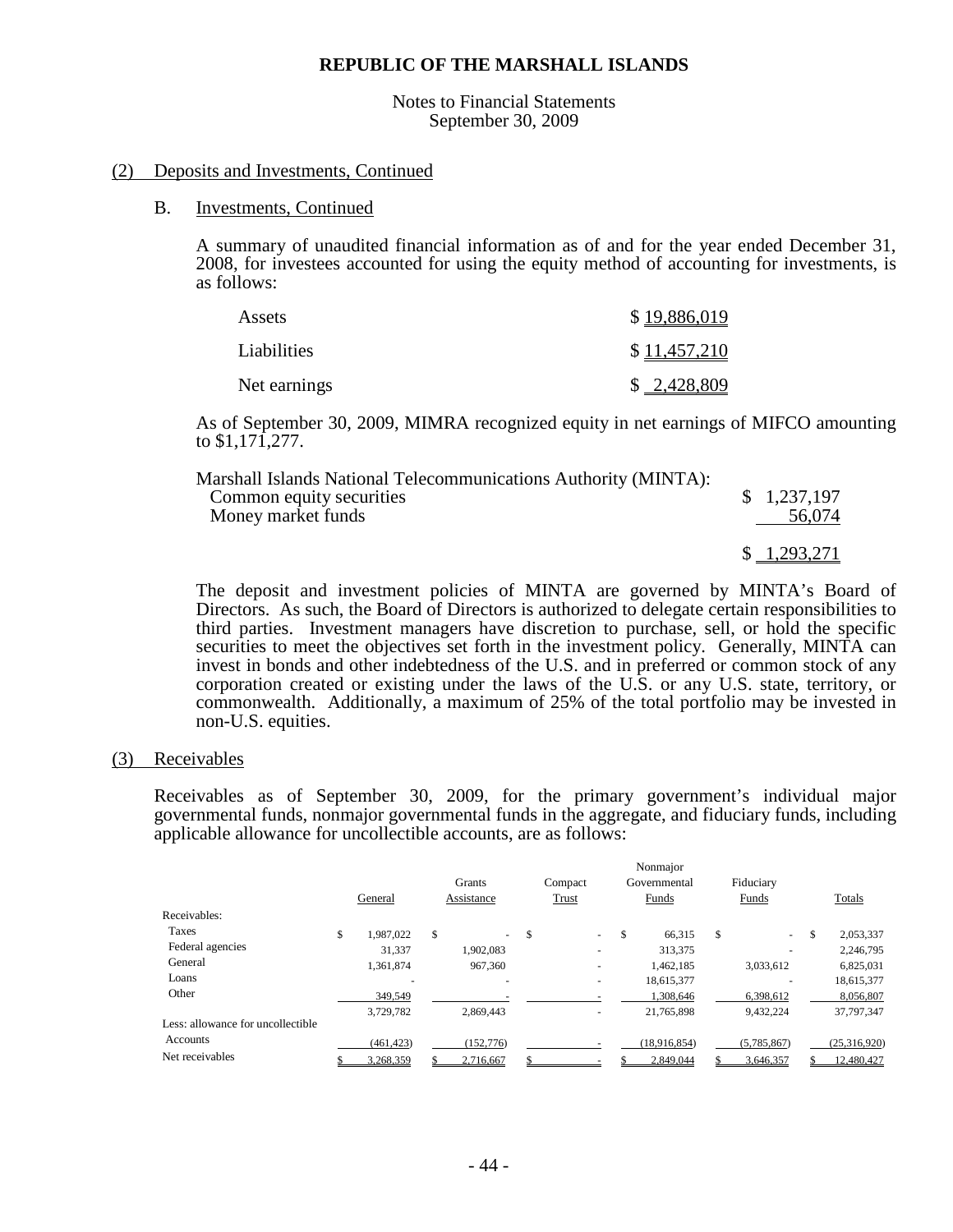**REPUBLIC OF THE MARSHALL ISLANDS**

Notes to Financial Statements
September 30, 2009

(2) Deposits and Investments, Continued

B. Investments, Continued

A summary of unaudited financial information as of and for the year ended December 31, 2008, for investees accounted for using the equity method of accounting for investments, is as follows:

| | |
|---|---|
| Assets | $ 19,886,019 |
| Liabilities | $ 11,457,210 |
| Net earnings | $ 2,428,809 |

As of September 30, 2009, MIMRA recognized equity in net earnings of MIFCO amounting to $1,171,277.

| Marshall Islands National Telecommunications Authority (MINTA): | |
|---|---|
| Common equity securities | $ 1,237,197 |
| Money market funds | 56,074 |
| | $ 1,293,271 |

The deposit and investment policies of MINTA are governed by MINTA's Board of Directors. As such, the Board of Directors is authorized to delegate certain responsibilities to third parties. Investment managers have discretion to purchase, sell, or hold the specific securities to meet the objectives set forth in the investment policy. Generally, MINTA can invest in bonds and other indebtedness of the U.S. and in preferred or common stock of any corporation created or existing under the laws of the U.S. or any U.S. state, territory, or commonwealth. Additionally, a maximum of 25% of the total portfolio may be invested in non-U.S. equities.

(3) Receivables

Receivables as of September 30, 2009, for the primary government's individual major governmental funds, nonmajor governmental funds in the aggregate, and fiduciary funds, including applicable allowance for uncollectible accounts, are as follows:

| | General | Grants Assistance | Compact Trust | Nonmajor Governmental Funds | Fiduciary Funds | Totals |
|---|---|---|---|---|---|---|
| Receivables: | | | | | | |
| Taxes | $ 1,987,022 | $ - | $ - | $ 66,315 | $ - | $ 2,053,337 |
| Federal agencies | 31,337 | 1,902,083 | - | 313,375 | - | 2,246,795 |
| General | 1,361,874 | 967,360 | - | 1,462,185 | 3,033,612 | 6,825,031 |
| Loans | - | - | - | 18,615,377 | - | 18,615,377 |
| Other | 349,549 | - | - | 1,308,646 | 6,398,612 | 8,056,807 |
| | 3,729,782 | 2,869,443 | - | 21,765,898 | 9,432,224 | 37,797,347 |
| Less: allowance for uncollectible Accounts | (461,423) | (152,776) | - | (18,916,854) | (5,785,867) | (25,316,920) |
| Net receivables | $ 3,268,359 | $ 2,716,667 | $ - | $ 2,849,044 | $ 3,646,357 | $ 12,480,427 |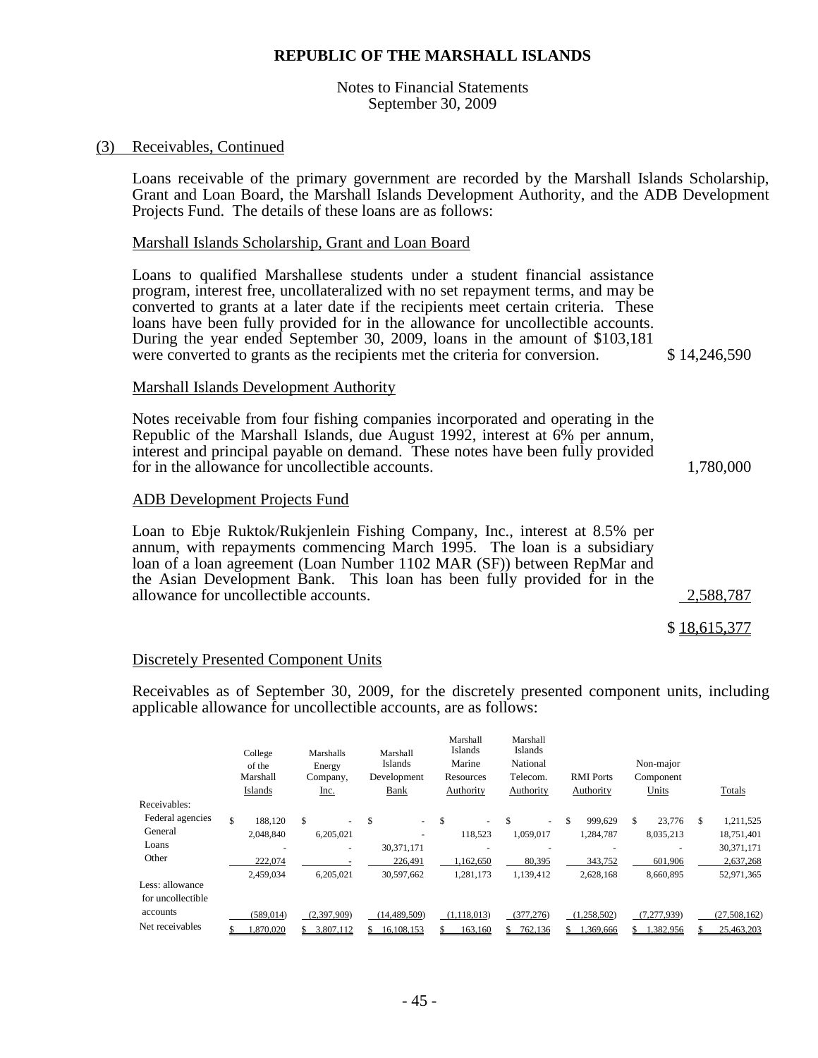# REPUBLIC OF THE MARSHALL ISLANDS

Notes to Financial Statements
September 30, 2009

(3) Receivables, Continued

Loans receivable of the primary government are recorded by the Marshall Islands Scholarship, Grant and Loan Board, the Marshall Islands Development Authority, and the ADB Development Projects Fund. The details of these loans are as follows:

Marshall Islands Scholarship, Grant and Loan Board

| | |
|---|---|
| Loans to qualified Marshallese students under a student financial assistance program, interest free, uncollateralized with no set repayment terms, and may be converted to grants at a later date if the recipients meet certain criteria. These loans have been fully provided for in the allowance for uncollectible accounts. During the year ended September 30, 2009, loans in the amount of $103,181 were converted to grants as the recipients met the criteria for conversion. | $ 14,246,590 |

Marshall Islands Development Authority

| | |
|---|---|
| Notes receivable from four fishing companies incorporated and operating in the Republic of the Marshall Islands, due August 1992, interest at 6% per annum, interest and principal payable on demand. These notes have been fully provided for in the allowance for uncollectible accounts. | 1,780,000 |

ADB Development Projects Fund

| | |
|---|---|
| Loan to Ebje Ruktok/Rukjenlein Fishing Company, Inc., interest at 8.5% per annum, with repayments commencing March 1995. The loan is a subsidiary loan of a loan agreement (Loan Number 1102 MAR (SF)) between RepMar and the Asian Development Bank. This loan has been fully provided for in the allowance for uncollectible accounts. | 2,588,787 |
| | $ 18,615,377 |

Discretely Presented Component Units

Receivables as of September 30, 2009, for the discretely presented component units, including applicable allowance for uncollectible accounts, are as follows:

| | College of the Marshall Islands | Marshalls Energy Company, Inc. | Marshall Islands Development Bank | Marshall Islands Marine Resources Authority | Marshall Islands National Telecom. Authority | RMI Ports Authority | Non-major Component Units | Totals |
|---|---|---|---|---|---|---|---|---|
| Receivables: | | | | | | | | |
| Federal agencies | $ 188,120 | $ - | $ - | $ - | $ - | $ 999,629 | $ 23,776 | $ 1,211,525 |
| General | 2,048,840 | 6,205,021 | - | 118,523 | 1,059,017 | 1,284,787 | 8,035,213 | 18,751,401 |
| Loans | - | - | 30,371,171 | - | - | - | - | 30,371,171 |
| Other | 222,074 | - | 226,491 | 1,162,650 | 80,395 | 343,752 | 601,906 | 2,637,268 |
| | 2,459,034 | 6,205,021 | 30,597,662 | 1,281,173 | 1,139,412 | 2,628,168 | 8,660,895 | 52,971,365 |
| Less: allowance for uncollectible accounts | (589,014) | (2,397,909) | (14,489,509) | (1,118,013) | (377,276) | (1,258,502) | (7,277,939) | (27,508,162) |
| Net receivables | $ 1,870,020 | $ 3,807,112 | $ 16,108,153 | $ 163,160 | $ 762,136 | $ 1,369,666 | $ 1,382,956 | $ 25,463,203 |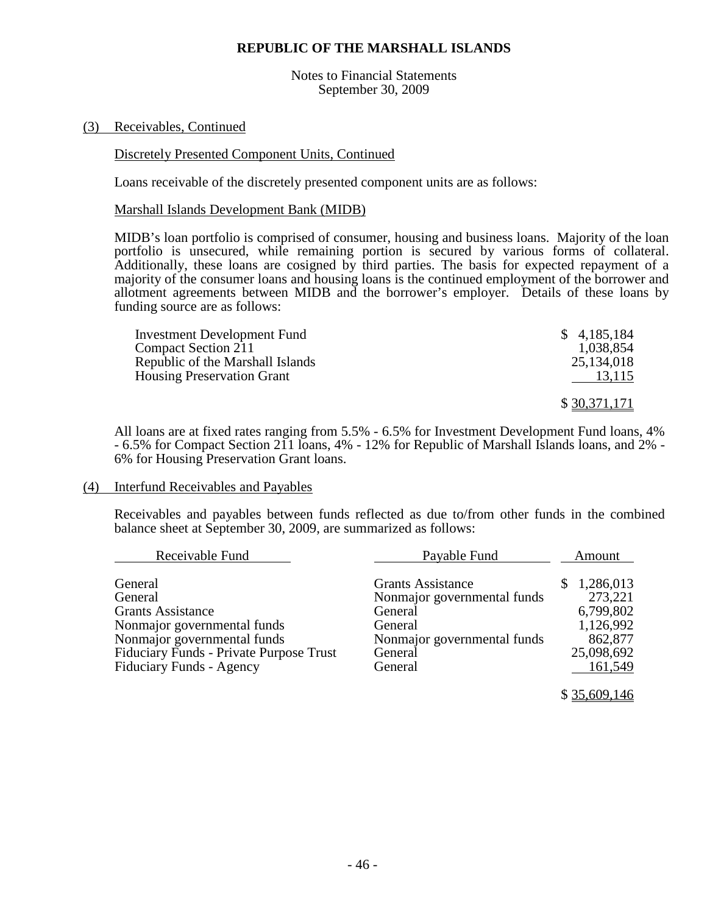### (3) Receivables, Continued

#### Discretely Presented Component Units, Continued

Loans receivable of the discretely presented component units are as follows:

#### Marshall Islands Development Bank (MIDB)

MIDB's loan portfolio is comprised of consumer, housing and business loans. Majority of the loan portfolio is unsecured, while remaining portion is secured by various forms of collateral. Additionally, these loans are cosigned by third parties. The basis for expected repayment of a majority of the consumer loans and housing loans is the continued employment of the borrower and allotment agreements between MIDB and the borrower's employer. Details of these loans by funding source are as follows:

| | |
|---|---|
| Investment Development Fund | $ 4,185,184 |
| Compact Section 211 | 1,038,854 |
| Republic of the Marshall Islands | 25,134,018 |
| Housing Preservation Grant | 13,115 |
| | $ 30,371,171 |

All loans are at fixed rates ranging from 5.5% - 6.5% for Investment Development Fund loans, 4% - 6.5% for Compact Section 211 loans, 4% - 12% for Republic of Marshall Islands loans, and 2% - 6% for Housing Preservation Grant loans.

### (4) Interfund Receivables and Payables

Receivables and payables between funds reflected as due to/from other funds in the combined balance sheet at September 30, 2009, are summarized as follows:

| Receivable Fund | Payable Fund | Amount |
|---|---|---|
| General | Grants Assistance | $ 1,286,013 |
| General | Nonmajor governmental funds | 273,221 |
| Grants Assistance | General | 6,799,802 |
| Nonmajor governmental funds | General | 1,126,992 |
| Nonmajor governmental funds | Nonmajor governmental funds | 862,877 |
| Fiduciary Funds - Private Purpose Trust | General | 25,098,692 |
| Fiduciary Funds - Agency | General | 161,549 |
| | | $ 35,609,146 |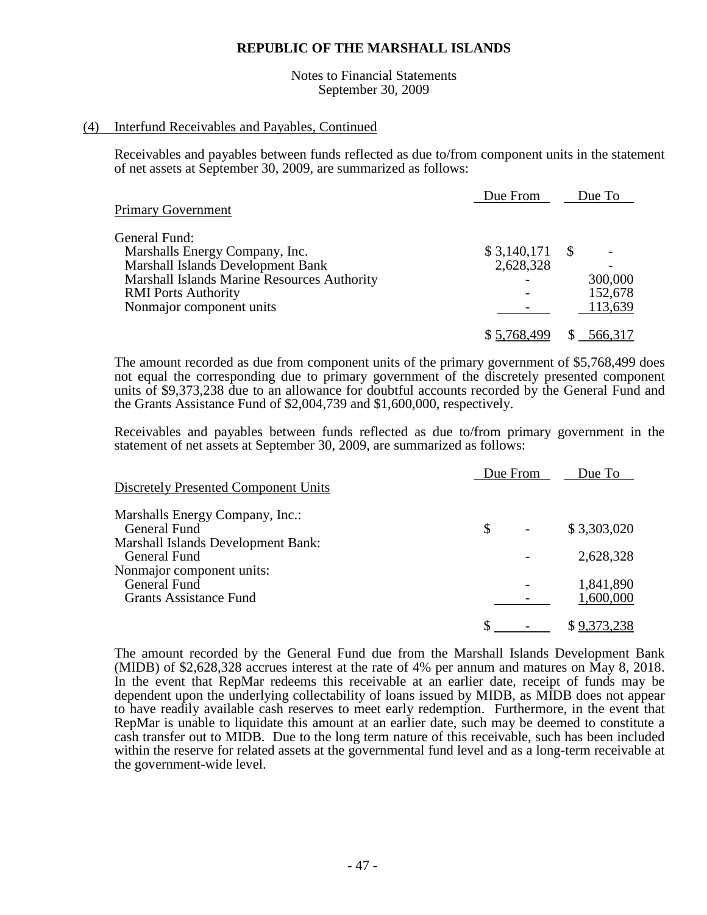**REPUBLIC OF THE MARSHALL ISLANDS**

Notes to Financial Statements
September 30, 2009

(4) Interfund Receivables and Payables, Continued

Receivables and payables between funds reflected as due to/from component units in the statement of net assets at September 30, 2009, are summarized as follows:

| Primary Government | Due From | Due To |
|---|---|---|
| General Fund: | | |
| Marshalls Energy Company, Inc. | $ 3,140,171 | $ - |
| Marshall Islands Development Bank | 2,628,328 | - |
| Marshall Islands Marine Resources Authority | - | 300,000 |
| RMI Ports Authority | - | 152,678 |
| Nonmajor component units | - | 113,639 |
| | $ 5,768,499 | $ 566,317 |

The amount recorded as due from component units of the primary government of $5,768,499 does not equal the corresponding due to primary government of the discretely presented component units of $9,373,238 due to an allowance for doubtful accounts recorded by the General Fund and the Grants Assistance Fund of $2,004,739 and $1,600,000, respectively.

Receivables and payables between funds reflected as due to/from primary government in the statement of net assets at September 30, 2009, are summarized as follows:

| Discretely Presented Component Units | Due From | Due To |
|---|---|---|
| Marshalls Energy Company, Inc.: | | |
| General Fund | $ - | $ 3,303,020 |
| Marshall Islands Development Bank: | | |
| General Fund | - | 2,628,328 |
| Nonmajor component units: | | |
| General Fund | - | 1,841,890 |
| Grants Assistance Fund | - | 1,600,000 |
| | $ - | $ 9,373,238 |

The amount recorded by the General Fund due from the Marshall Islands Development Bank (MIDB) of $2,628,328 accrues interest at the rate of 4% per annum and matures on May 8, 2018. In the event that RepMar redeems this receivable at an earlier date, receipt of funds may be dependent upon the underlying collectability of loans issued by MIDB, as MIDB does not appear to have readily available cash reserves to meet early redemption. Furthermore, in the event that RepMar is unable to liquidate this amount at an earlier date, such may be deemed to constitute a cash transfer out to MIDB. Due to the long term nature of this receivable, such has been included within the reserve for related assets at the governmental fund level and as a long-term receivable at the government-wide level.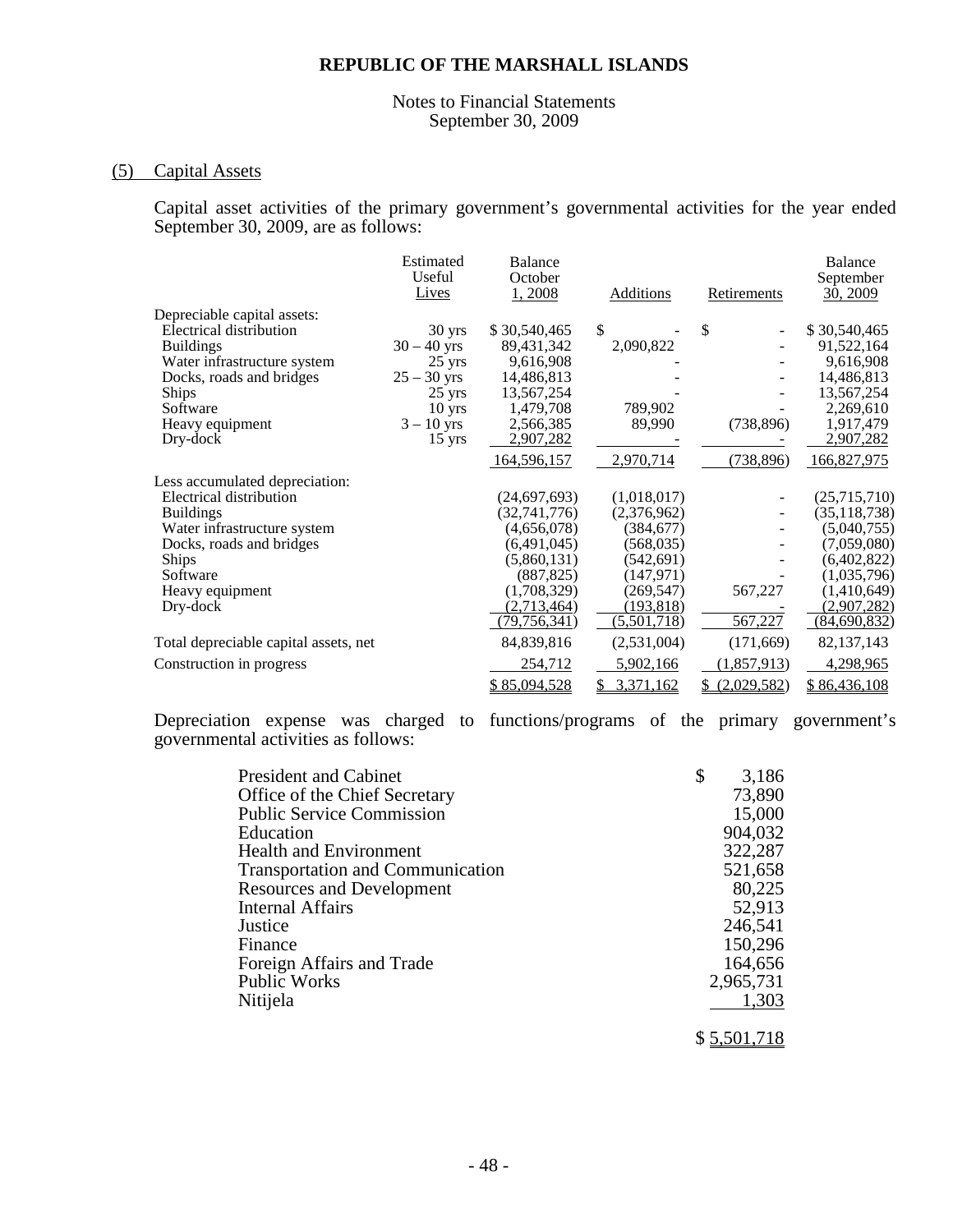**REPUBLIC OF THE MARSHALL ISLANDS**

Notes to Financial Statements
September 30, 2009

## (5) Capital Assets

Capital asset activities of the primary government's governmental activities for the year ended September 30, 2009, are as follows:

| | Estimated Useful Lives | Balance October 1, 2008 | Additions | Retirements | Balance September 30, 2009 |
|---|---|---|---|---|---|
| Depreciable capital assets: | | | | | |
| Electrical distribution | 30 yrs | $ 30,540,465 | $ - | $ - | $ 30,540,465 |
| Buildings | 30 – 40 yrs | 89,431,342 | 2,090,822 | - | 91,522,164 |
| Water infrastructure system | 25 yrs | 9,616,908 | - | - | 9,616,908 |
| Docks, roads and bridges | 25 – 30 yrs | 14,486,813 | - | - | 14,486,813 |
| Ships | 25 yrs | 13,567,254 | - | - | 13,567,254 |
| Software | 10 yrs | 1,479,708 | 789,902 | - | 2,269,610 |
| Heavy equipment | 3 – 10 yrs | 2,566,385 | 89,990 | (738,896) | 1,917,479 |
| Dry-dock | 15 yrs | 2,907,282 | - | - | 2,907,282 |
| | | 164,596,157 | 2,970,714 | (738,896) | 166,827,975 |
| Less accumulated depreciation: | | | | | |
| Electrical distribution | | (24,697,693) | (1,018,017) | - | (25,715,710) |
| Buildings | | (32,741,776) | (2,376,962) | - | (35,118,738) |
| Water infrastructure system | | (4,656,078) | (384,677) | - | (5,040,755) |
| Docks, roads and bridges | | (6,491,045) | (568,035) | - | (7,059,080) |
| Ships | | (5,860,131) | (542,691) | - | (6,402,822) |
| Software | | (887,825) | (147,971) | - | (1,035,796) |
| Heavy equipment | | (1,708,329) | (269,547) | 567,227 | (1,410,649) |
| Dry-dock | | (2,713,464) | (193,818) | - | (2,907,282) |
| | | (79,756,341) | (5,501,718) | 567,227 | (84,690,832) |
| Total depreciable capital assets, net | | 84,839,816 | (2,531,004) | (171,669) | 82,137,143 |
| Construction in progress | | 254,712 | 5,902,166 | (1,857,913) | 4,298,965 |
| | | $ 85,094,528 | $ 3,371,162 | $ (2,029,582) | $ 86,436,108 |

Depreciation expense was charged to functions/programs of the primary government's governmental activities as follows:

| | |
|---|---|
| President and Cabinet | $ 3,186 |
| Office of the Chief Secretary | 73,890 |
| Public Service Commission | 15,000 |
| Education | 904,032 |
| Health and Environment | 322,287 |
| Transportation and Communication | 521,658 |
| Resources and Development | 80,225 |
| Internal Affairs | 52,913 |
| Justice | 246,541 |
| Finance | 150,296 |
| Foreign Affairs and Trade | 164,656 |
| Public Works | 2,965,731 |
| Nitijela | 1,303 |
| | $ 5,501,718 |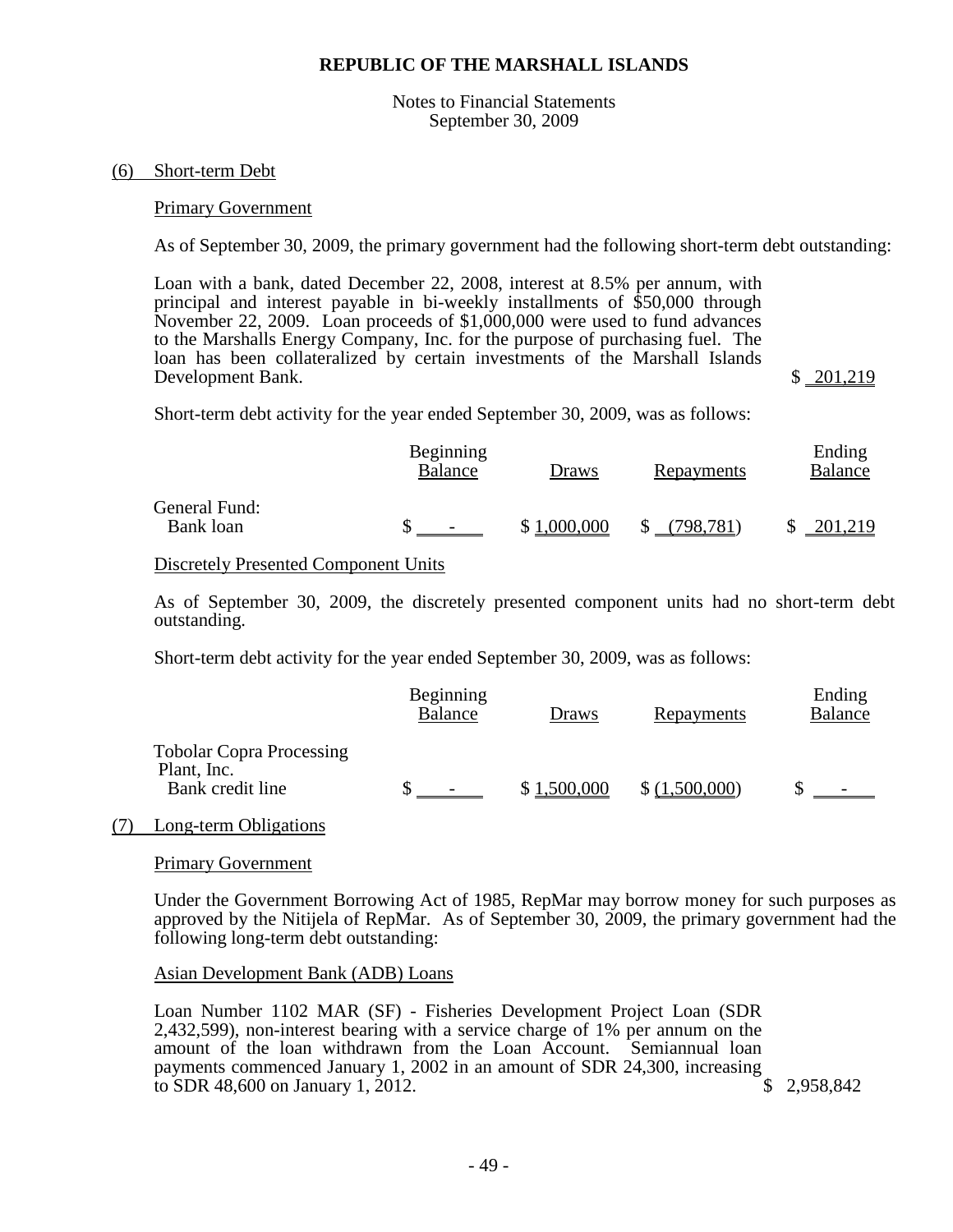**REPUBLIC OF THE MARSHALL ISLANDS**

Notes to Financial Statements
September 30, 2009

## (6) Short-term Debt

### Primary Government

As of September 30, 2009, the primary government had the following short-term debt outstanding:

| | |
|---|---|
| Loan with a bank, dated December 22, 2008, interest at 8.5% per annum, with principal and interest payable in bi-weekly installments of $50,000 through November 22, 2009. Loan proceeds of $1,000,000 were used to fund advances to the Marshalls Energy Company, Inc. for the purpose of purchasing fuel. The loan has been collateralized by certain investments of the Marshall Islands Development Bank. | $ 201,219 |

Short-term debt activity for the year ended September 30, 2009, was as follows:

| | Beginning Balance | Draws | Repayments | Ending Balance |
|---|---|---|---|---|
| General Fund: | | | | |
| Bank loan | $ - | $ 1,000,000 | $ (798,781) | $ 201,219 |

### Discretely Presented Component Units

As of September 30, 2009, the discretely presented component units had no short-term debt outstanding.

Short-term debt activity for the year ended September 30, 2009, was as follows:

| | Beginning Balance | Draws | Repayments | Ending Balance |
|---|---|---|---|---|
| Tobolar Copra Processing Plant, Inc. | | | | |
| Bank credit line | $ - | $ 1,500,000 | $ (1,500,000) | $ - |

## (7) Long-term Obligations

### Primary Government

Under the Government Borrowing Act of 1985, RepMar may borrow money for such purposes as approved by the Nitijela of RepMar. As of September 30, 2009, the primary government had the following long-term debt outstanding:

### Asian Development Bank (ADB) Loans

| | |
|---|---|
| Loan Number 1102 MAR (SF) - Fisheries Development Project Loan (SDR 2,432,599), non-interest bearing with a service charge of 1% per annum on the amount of the loan withdrawn from the Loan Account. Semiannual loan payments commenced January 1, 2002 in an amount of SDR 24,300, increasing to SDR 48,600 on January 1, 2012. | $ 2,958,842 |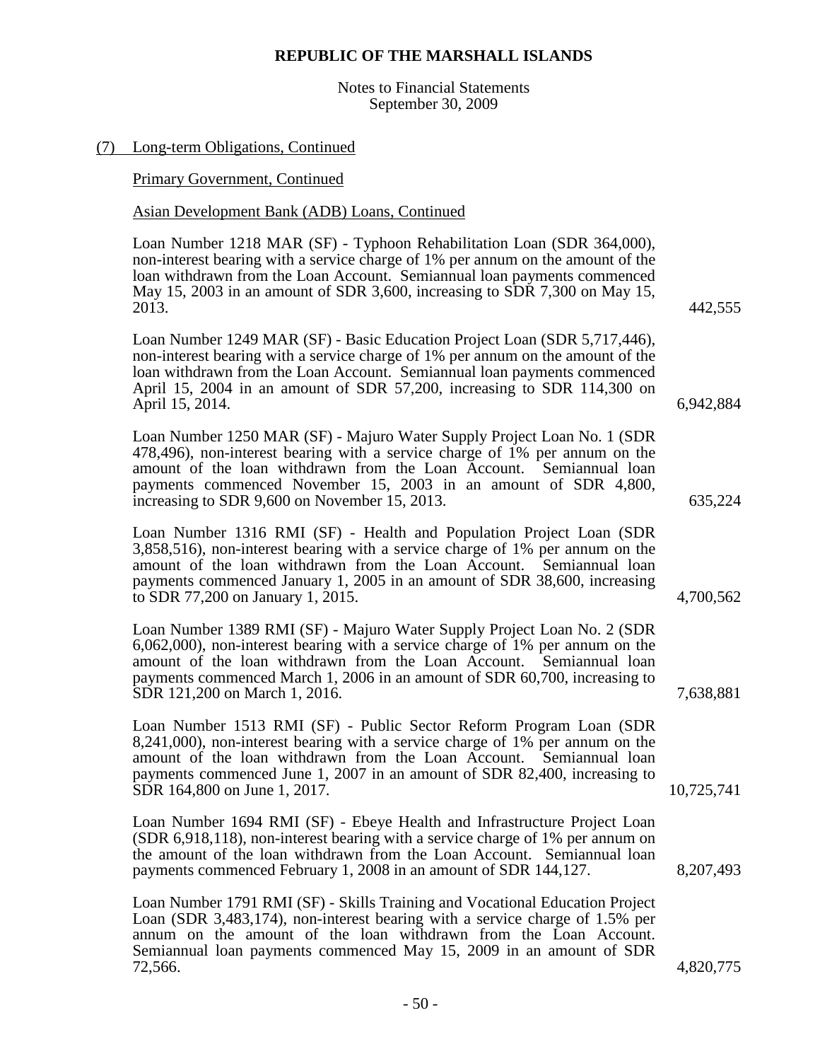**REPUBLIC OF THE MARSHALL ISLANDS**

Notes to Financial Statements
September 30, 2009

## (7) Long-term Obligations, Continued

### Primary Government, Continued

#### Asian Development Bank (ADB) Loans, Continued

| | |
|---|---:|
| Loan Number 1218 MAR (SF) - Typhoon Rehabilitation Loan (SDR 364,000), non-interest bearing with a service charge of 1% per annum on the amount of the loan withdrawn from the Loan Account. Semiannual loan payments commenced May 15, 2003 in an amount of SDR 3,600, increasing to SDR 7,300 on May 15, 2013. | 442,555 |
| Loan Number 1249 MAR (SF) - Basic Education Project Loan (SDR 5,717,446), non-interest bearing with a service charge of 1% per annum on the amount of the loan withdrawn from the Loan Account. Semiannual loan payments commenced April 15, 2004 in an amount of SDR 57,200, increasing to SDR 114,300 on April 15, 2014. | 6,942,884 |
| Loan Number 1250 MAR (SF) - Majuro Water Supply Project Loan No. 1 (SDR 478,496), non-interest bearing with a service charge of 1% per annum on the amount of the loan withdrawn from the Loan Account. Semiannual loan payments commenced November 15, 2003 in an amount of SDR 4,800, increasing to SDR 9,600 on November 15, 2013. | 635,224 |
| Loan Number 1316 RMI (SF) - Health and Population Project Loan (SDR 3,858,516), non-interest bearing with a service charge of 1% per annum on the amount of the loan withdrawn from the Loan Account. Semiannual loan payments commenced January 1, 2005 in an amount of SDR 38,600, increasing to SDR 77,200 on January 1, 2015. | 4,700,562 |
| Loan Number 1389 RMI (SF) - Majuro Water Supply Project Loan No. 2 (SDR 6,062,000), non-interest bearing with a service charge of 1% per annum on the amount of the loan withdrawn from the Loan Account. Semiannual loan payments commenced March 1, 2006 in an amount of SDR 60,700, increasing to SDR 121,200 on March 1, 2016. | 7,638,881 |
| Loan Number 1513 RMI (SF) - Public Sector Reform Program Loan (SDR 8,241,000), non-interest bearing with a service charge of 1% per annum on the amount of the loan withdrawn from the Loan Account. Semiannual loan payments commenced June 1, 2007 in an amount of SDR 82,400, increasing to SDR 164,800 on June 1, 2017. | 10,725,741 |
| Loan Number 1694 RMI (SF) - Ebeye Health and Infrastructure Project Loan (SDR 6,918,118), non-interest bearing with a service charge of 1% per annum on the amount of the loan withdrawn from the Loan Account. Semiannual loan payments commenced February 1, 2008 in an amount of SDR 144,127. | 8,207,493 |
| Loan Number 1791 RMI (SF) - Skills Training and Vocational Education Project Loan (SDR 3,483,174), non-interest bearing with a service charge of 1.5% per annum on the amount of the loan withdrawn from the Loan Account. Semiannual loan payments commenced May 15, 2009 in an amount of SDR 72,566. | 4,820,775 |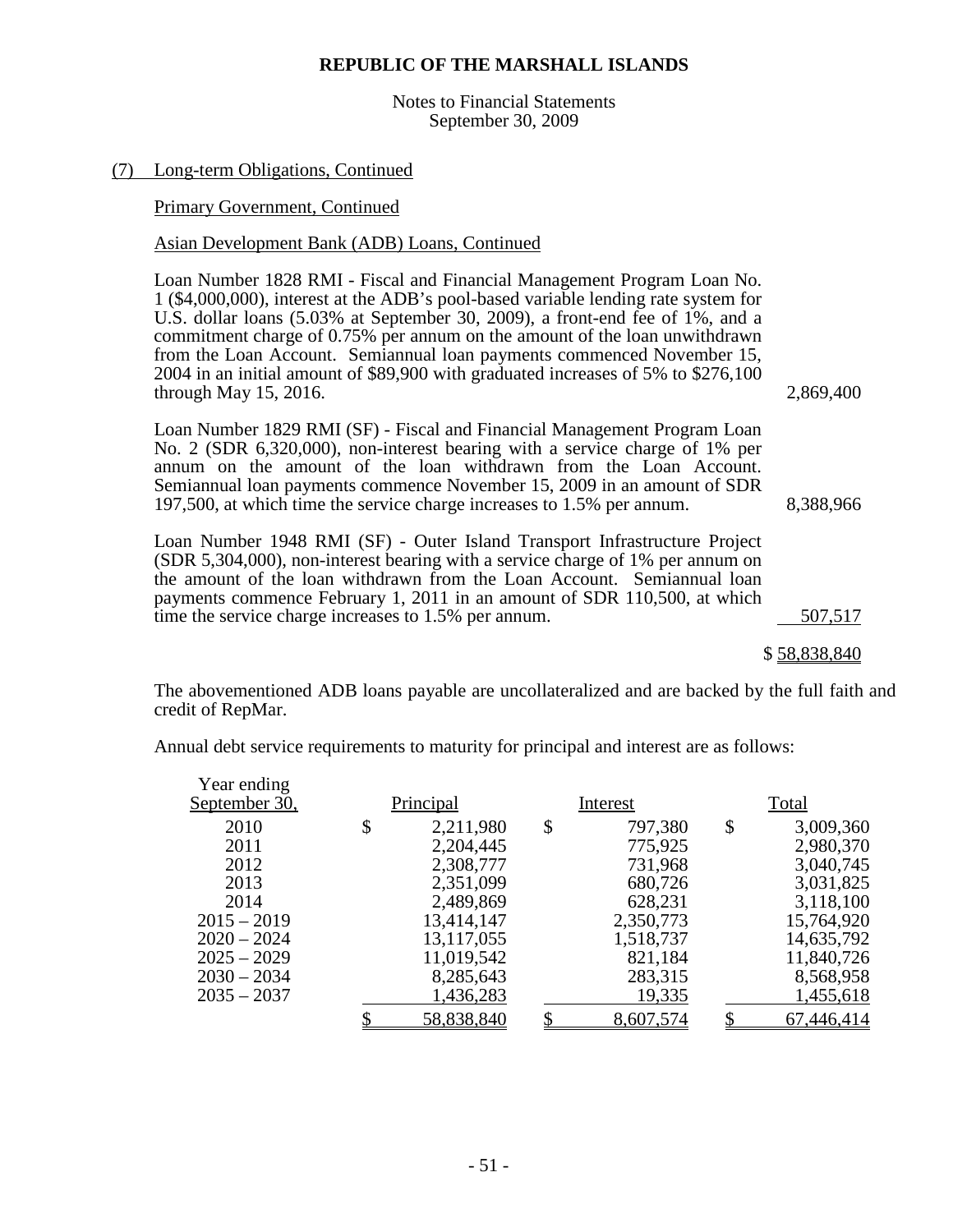**REPUBLIC OF THE MARSHALL ISLANDS**

Notes to Financial Statements
September 30, 2009

(7) Long-term Obligations, Continued

Primary Government, Continued

Asian Development Bank (ADB) Loans, Continued

| | |
|---|---|
| Loan Number 1828 RMI - Fiscal and Financial Management Program Loan No. 1 ($4,000,000), interest at the ADB's pool-based variable lending rate system for U.S. dollar loans (5.03% at September 30, 2009), a front-end fee of 1%, and a commitment charge of 0.75% per annum on the amount of the loan unwithdrawn from the Loan Account. Semiannual loan payments commenced November 15, 2004 in an initial amount of $89,900 with graduated increases of 5% to $276,100 through May 15, 2016. | 2,869,400 |
| Loan Number 1829 RMI (SF) - Fiscal and Financial Management Program Loan No. 2 (SDR 6,320,000), non-interest bearing with a service charge of 1% per annum on the amount of the loan withdrawn from the Loan Account. Semiannual loan payments commence November 15, 2009 in an amount of SDR 197,500, at which time the service charge increases to 1.5% per annum. | 8,388,966 |
| Loan Number 1948 RMI (SF) - Outer Island Transport Infrastructure Project (SDR 5,304,000), non-interest bearing with a service charge of 1% per annum on the amount of the loan withdrawn from the Loan Account. Semiannual loan payments commence February 1, 2011 in an amount of SDR 110,500, at which time the service charge increases to 1.5% per annum. | 507,517 |
| | $ 58,838,840 |

The abovementioned ADB loans payable are uncollateralized and are backed by the full faith and credit of RepMar.

Annual debt service requirements to maturity for principal and interest are as follows:

| Year ending September 30, | Principal | Interest | Total |
|---|---|---|---|
| 2010 | $ 2,211,980 | $ 797,380 | $ 3,009,360 |
| 2011 | 2,204,445 | 775,925 | 2,980,370 |
| 2012 | 2,308,777 | 731,968 | 3,040,745 |
| 2013 | 2,351,099 | 680,726 | 3,031,825 |
| 2014 | 2,489,869 | 628,231 | 3,118,100 |
| 2015 – 2019 | 13,414,147 | 2,350,773 | 15,764,920 |
| 2020 – 2024 | 13,117,055 | 1,518,737 | 14,635,792 |
| 2025 – 2029 | 11,019,542 | 821,184 | 11,840,726 |
| 2030 – 2034 | 8,285,643 | 283,315 | 8,568,958 |
| 2035 – 2037 | 1,436,283 | 19,335 | 1,455,618 |
| | $ 58,838,840 | $ 8,607,574 | $ 67,446,414 |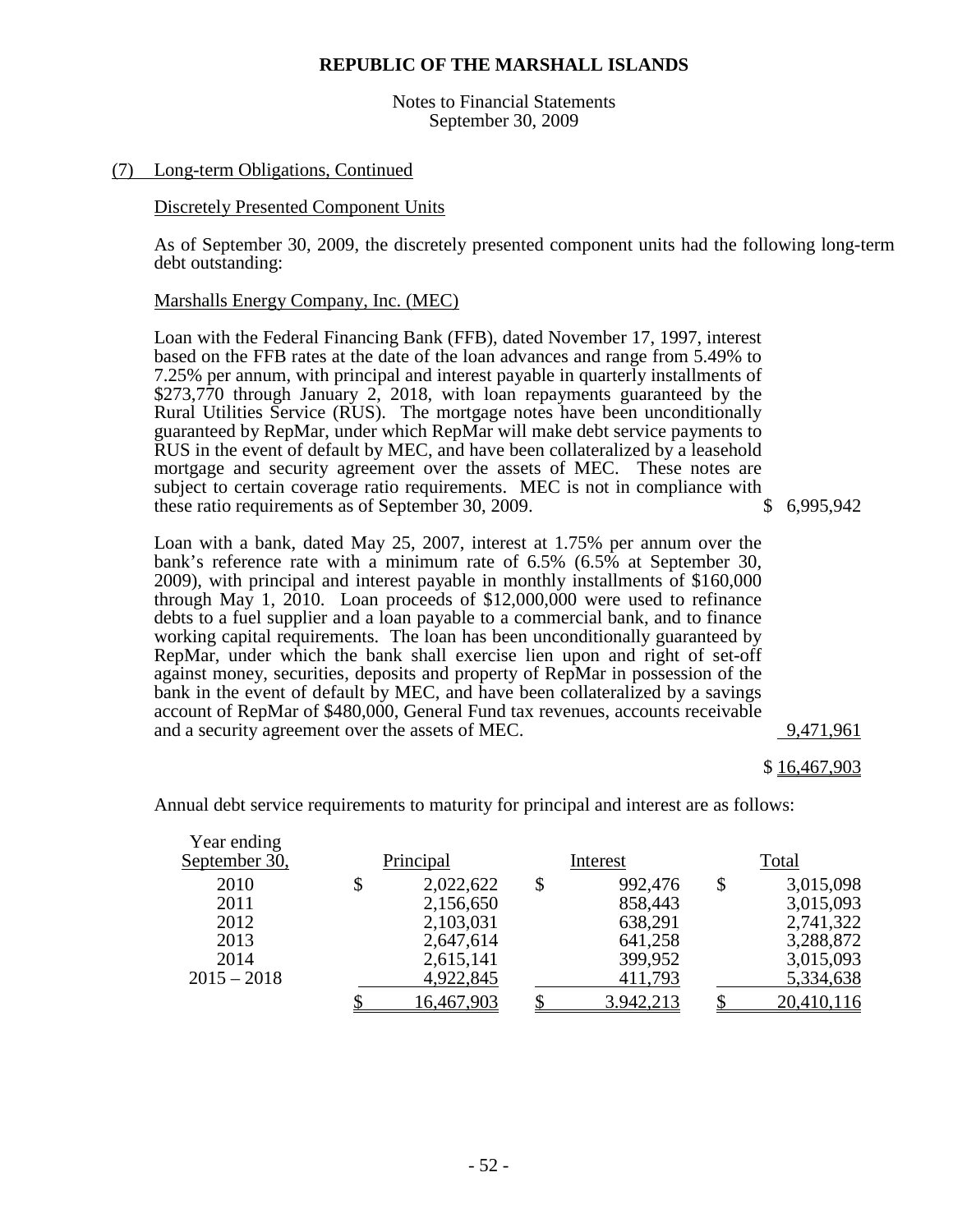**REPUBLIC OF THE MARSHALL ISLANDS**

Notes to Financial Statements
September 30, 2009

(7) Long-term Obligations, Continued

Discretely Presented Component Units

As of September 30, 2009, the discretely presented component units had the following long-term debt outstanding:

Marshalls Energy Company, Inc. (MEC)

| | |
|---|---|
| Loan with the Federal Financing Bank (FFB), dated November 17, 1997, interest based on the FFB rates at the date of the loan advances and range from 5.49% to 7.25% per annum, with principal and interest payable in quarterly installments of $273,770 through January 2, 2018, with loan repayments guaranteed by the Rural Utilities Service (RUS). The mortgage notes have been unconditionally guaranteed by RepMar, under which RepMar will make debt service payments to RUS in the event of default by MEC, and have been collateralized by a leasehold mortgage and security agreement over the assets of MEC. These notes are subject to certain coverage ratio requirements. MEC is not in compliance with these ratio requirements as of September 30, 2009. | $ 6,995,942 |
| Loan with a bank, dated May 25, 2007, interest at 1.75% per annum over the bank's reference rate with a minimum rate of 6.5% (6.5% at September 30, 2009), with principal and interest payable in monthly installments of $160,000 through May 1, 2010. Loan proceeds of $12,000,000 were used to refinance debts to a fuel supplier and a loan payable to a commercial bank, and to finance working capital requirements. The loan has been unconditionally guaranteed by RepMar, under which the bank shall exercise lien upon and right of set-off against money, securities, deposits and property of RepMar in possession of the bank in the event of default by MEC, and have been collateralized by a savings account of RepMar of $480,000, General Fund tax revenues, accounts receivable and a security agreement over the assets of MEC. | 9,471,961 |
| | $ 16,467,903 |

Annual debt service requirements to maturity for principal and interest are as follows:

| Year ending September 30, | Principal | Interest | Total |
|---|---|---|---|
| 2010 | $ 2,022,622 | $ 992,476 | $ 3,015,098 |
| 2011 | 2,156,650 | 858,443 | 3,015,093 |
| 2012 | 2,103,031 | 638,291 | 2,741,322 |
| 2013 | 2,647,614 | 641,258 | 3,288,872 |
| 2014 | 2,615,141 | 399,952 | 3,015,093 |
| 2015 – 2018 | 4,922,845 | 411,793 | 5,334,638 |
| | $ 16,467,903 | $ 3,942,213 | $ 20,410,116 |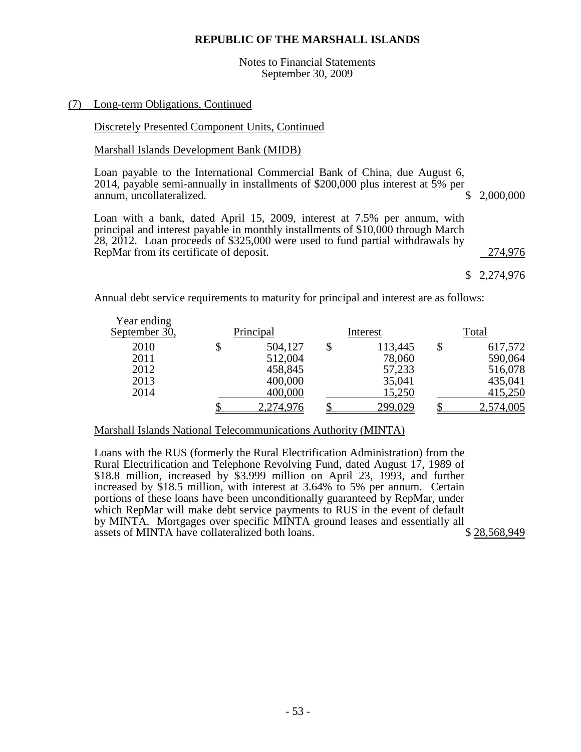**REPUBLIC OF THE MARSHALL ISLANDS**

Notes to Financial Statements
September 30, 2009

(7) Long-term Obligations, Continued

Discretely Presented Component Units, Continued

Marshall Islands Development Bank (MIDB)

| | |
|---|---|
| Loan payable to the International Commercial Bank of China, due August 6, 2014, payable semi-annually in installments of \$200,000 plus interest at 5% per annum, uncollateralized. | \$ 2,000,000 |
| Loan with a bank, dated April 15, 2009, interest at 7.5% per annum, with principal and interest payable in monthly installments of \$10,000 through March 28, 2012. Loan proceeds of \$325,000 were used to fund partial withdrawals by RepMar from its certificate of deposit. | 274,976 |
| | \$ 2,274,976 |

Annual debt service requirements to maturity for principal and interest are as follows:

| Year ending September 30, | Principal | Interest | Total |
|---|---|---|---|
| 2010 | \$ 504,127 | \$ 113,445 | \$ 617,572 |
| 2011 | 512,004 | 78,060 | 590,064 |
| 2012 | 458,845 | 57,233 | 516,078 |
| 2013 | 400,000 | 35,041 | 435,041 |
| 2014 | 400,000 | 15,250 | 415,250 |
| | \$ 2,274,976 | \$ 299,029 | \$ 2,574,005 |

Marshall Islands National Telecommunications Authority (MINTA)

| | |
|---|---|
| Loans with the RUS (formerly the Rural Electrification Administration) from the Rural Electrification and Telephone Revolving Fund, dated August 17, 1989 of \$18.8 million, increased by \$3.999 million on April 23, 1993, and further increased by \$18.5 million, with interest at 3.64% to 5% per annum. Certain portions of these loans have been unconditionally guaranteed by RepMar, under which RepMar will make debt service payments to RUS in the event of default by MINTA. Mortgages over specific MINTA ground leases and essentially all assets of MINTA have collateralized both loans. | \$ 28,568,949 |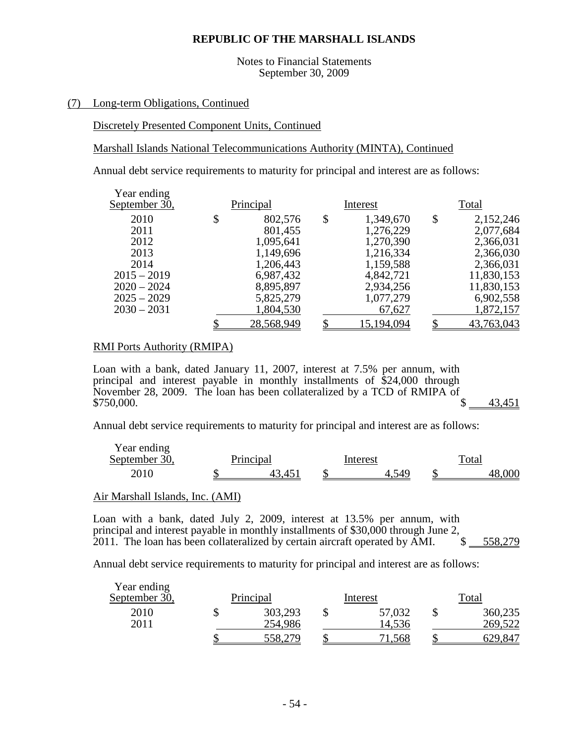# REPUBLIC OF THE MARSHALL ISLANDS

Notes to Financial Statements
September 30, 2009

## (7) Long-term Obligations, Continued

### Discretely Presented Component Units, Continued

### Marshall Islands National Telecommunications Authority (MINTA), Continued

Annual debt service requirements to maturity for principal and interest are as follows:

| Year ending September 30, | Principal | Interest | Total |
|---|---|---|---|
| 2010 | $ 802,576 | $ 1,349,670 | $ 2,152,246 |
| 2011 | 801,455 | 1,276,229 | 2,077,684 |
| 2012 | 1,095,641 | 1,270,390 | 2,366,031 |
| 2013 | 1,149,696 | 1,216,334 | 2,366,030 |
| 2014 | 1,206,443 | 1,159,588 | 2,366,031 |
| 2015 – 2019 | 6,987,432 | 4,842,721 | 11,830,153 |
| 2020 – 2024 | 8,895,897 | 2,934,256 | 11,830,153 |
| 2025 – 2029 | 5,825,279 | 1,077,279 | 6,902,558 |
| 2030 – 2031 | 1,804,530 | 67,627 | 1,872,157 |
| | $ 28,568,949 | $ 15,194,094 | $ 43,763,043 |

### RMI Ports Authority (RMIPA)

| | |
|---|---|
| Loan with a bank, dated January 11, 2007, interest at 7.5% per annum, with principal and interest payable in monthly installments of $24,000 through November 28, 2009. The loan has been collateralized by a TCD of RMIPA of $750,000. | $ 43,451 |

Annual debt service requirements to maturity for principal and interest are as follows:

| Year ending September 30, | Principal | Interest | Total |
|---|---|---|---|
| 2010 | $ 43,451 | $ 4,549 | $ 48,000 |

### Air Marshall Islands, Inc. (AMI)

| | |
|---|---|
| Loan with a bank, dated July 2, 2009, interest at 13.5% per annum, with principal and interest payable in monthly installments of $30,000 through June 2, 2011. The loan has been collateralized by certain aircraft operated by AMI. | $ 558,279 |

Annual debt service requirements to maturity for principal and interest are as follows:

| Year ending September 30, | Principal | Interest | Total |
|---|---|---|---|
| 2010 | $ 303,293 | $ 57,032 | $ 360,235 |
| 2011 | 254,986 | 14,536 | 269,522 |
| | $ 558,279 | $ 71,568 | $ 629,847 |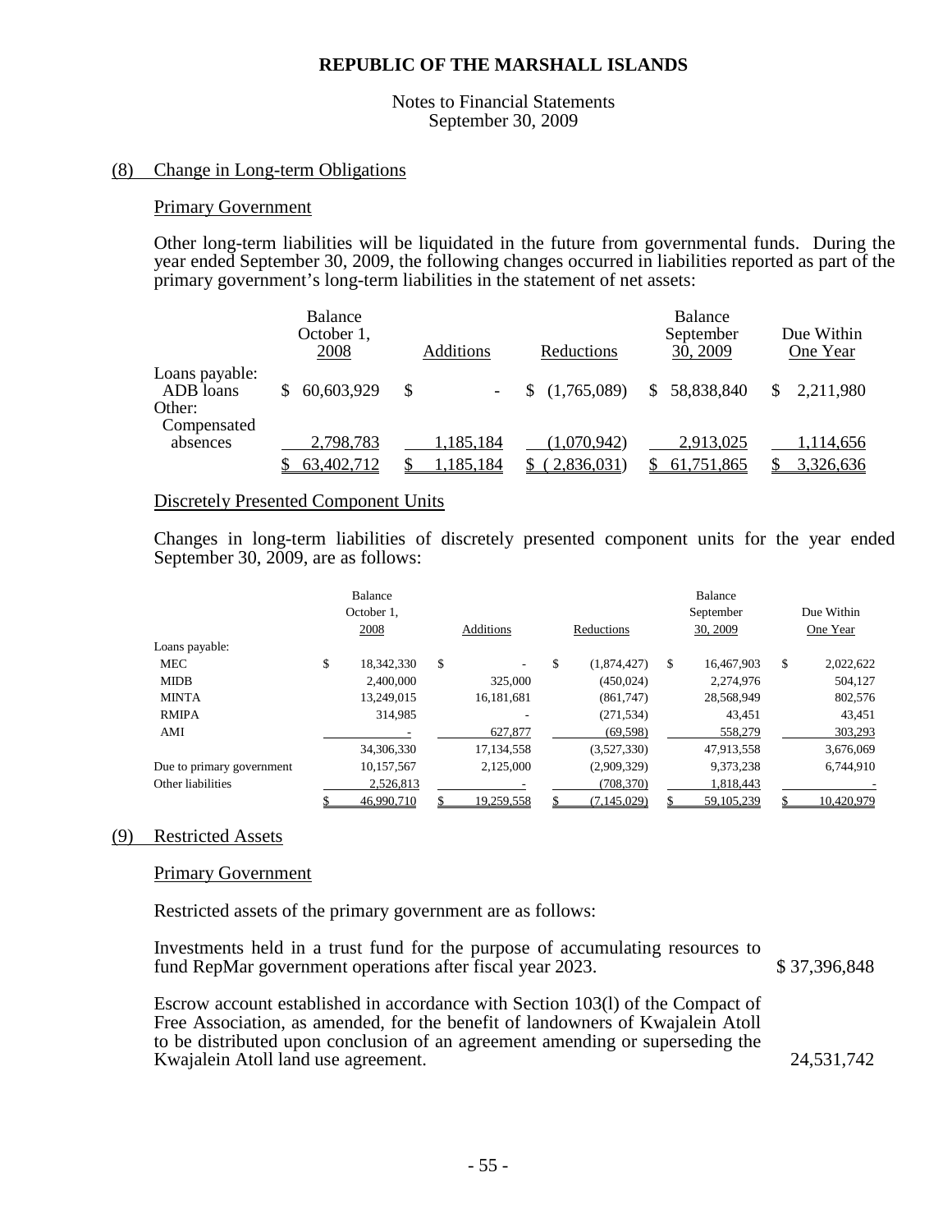**REPUBLIC OF THE MARSHALL ISLANDS**

Notes to Financial Statements
September 30, 2009

## (8) Change in Long-term Obligations

### Primary Government

Other long-term liabilities will be liquidated in the future from governmental funds. During the year ended September 30, 2009, the following changes occurred in liabilities reported as part of the primary government's long-term liabilities in the statement of net assets:

| | Balance October 1, 2008 | Additions | Reductions | Balance September 30, 2009 | Due Within One Year |
|---|---|---|---|---|---|
| Loans payable: | | | | | |
| ADB loans | $ 60,603,929 | $ - | $ (1,765,089) | $ 58,838,840 | $ 2,211,980 |
| Other: | | | | | |
| Compensated absences | 2,798,783 | 1,185,184 | (1,070,942) | 2,913,025 | 1,114,656 |
| | $ 63,402,712 | $ 1,185,184 | $ ( 2,836,031) | $ 61,751,865 | $ 3,326,636 |

### Discretely Presented Component Units

Changes in long-term liabilities of discretely presented component units for the year ended September 30, 2009, are as follows:

| | Balance October 1, 2008 | Additions | Reductions | Balance September 30, 2009 | Due Within One Year |
|---|---|---|---|---|---|
| Loans payable: | | | | | |
| MEC | $ 18,342,330 | $ - | $ (1,874,427) | $ 16,467,903 | $ 2,022,622 |
| MIDB | 2,400,000 | 325,000 | (450,024) | 2,274,976 | 504,127 |
| MINTA | 13,249,015 | 16,181,681 | (861,747) | 28,568,949 | 802,576 |
| RMIPA | 314,985 | - | (271,534) | 43,451 | 43,451 |
| AMI | - | 627,877 | (69,598) | 558,279 | 303,293 |
| | 34,306,330 | 17,134,558 | (3,527,330) | 47,913,558 | 3,676,069 |
| Due to primary government | 10,157,567 | 2,125,000 | (2,909,329) | 9,373,238 | 6,744,910 |
| Other liabilities | 2,526,813 | - | (708,370) | 1,818,443 | - |
| | $ 46,990,710 | $ 19,259,558 | $ (7,145,029) | $ 59,105,239 | $ 10,420,979 |

## (9) Restricted Assets

### Primary Government

Restricted assets of the primary government are as follows:

| | |
|---|---|
| Investments held in a trust fund for the purpose of accumulating resources to fund RepMar government operations after fiscal year 2023. | $ 37,396,848 |
| Escrow account established in accordance with Section 103(l) of the Compact of Free Association, as amended, for the benefit of landowners of Kwajalein Atoll to be distributed upon conclusion of an agreement amending or superseding the Kwajalein Atoll land use agreement. | 24,531,742 |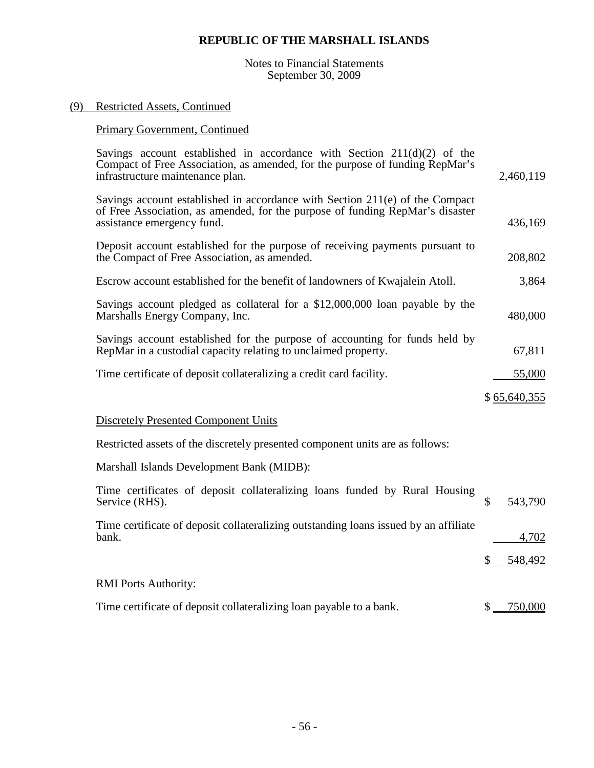# REPUBLIC OF THE MARSHALL ISLANDS

Notes to Financial Statements
September 30, 2009

## (9) Restricted Assets, Continued

### Primary Government, Continued

| | |
|---|---|
| Savings account established in accordance with Section 211(d)(2) of the Compact of Free Association, as amended, for the purpose of funding RepMar's infrastructure maintenance plan. | 2,460,119 |
| Savings account established in accordance with Section 211(e) of the Compact of Free Association, as amended, for the purpose of funding RepMar's disaster assistance emergency fund. | 436,169 |
| Deposit account established for the purpose of receiving payments pursuant to the Compact of Free Association, as amended. | 208,802 |
| Escrow account established for the benefit of landowners of Kwajalein Atoll. | 3,864 |
| Savings account pledged as collateral for a $12,000,000 loan payable by the Marshalls Energy Company, Inc. | 480,000 |
| Savings account established for the purpose of accounting for funds held by RepMar in a custodial capacity relating to unclaimed property. | 67,811 |
| Time certificate of deposit collateralizing a credit card facility. | 55,000 |
| | $ 65,640,355 |

### Discretely Presented Component Units

Restricted assets of the discretely presented component units are as follows:

Marshall Islands Development Bank (MIDB):

| | |
|---|---|
| Time certificates of deposit collateralizing loans funded by Rural Housing Service (RHS). | $ 543,790 |
| Time certificate of deposit collateralizing outstanding loans issued by an affiliate bank. | 4,702 |
| | $ 548,492 |

RMI Ports Authority:

| | |
|---|---|
| Time certificate of deposit collateralizing loan payable to a bank. | $ 750,000 |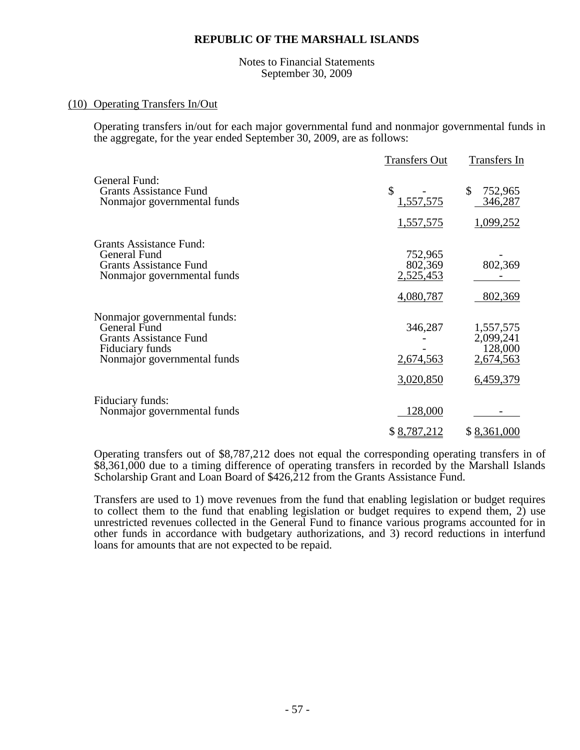**REPUBLIC OF THE MARSHALL ISLANDS**

Notes to Financial Statements
September 30, 2009

(10) Operating Transfers In/Out

Operating transfers in/out for each major governmental fund and nonmajor governmental funds in the aggregate, for the year ended September 30, 2009, are as follows:

| | Transfers Out | Transfers In |
|---|---|---|
| General Fund: | | |
| Grants Assistance Fund | $ - | $ 752,965 |
| Nonmajor governmental funds | 1,557,575 | 346,287 |
| | 1,557,575 | 1,099,252 |
| Grants Assistance Fund: | | |
| General Fund | 752,965 | - |
| Grants Assistance Fund | 802,369 | 802,369 |
| Nonmajor governmental funds | 2,525,453 | - |
| | 4,080,787 | 802,369 |
| Nonmajor governmental funds: | | |
| General Fund | 346,287 | 1,557,575 |
| Grants Assistance Fund | - | 2,099,241 |
| Fiduciary funds | - | 128,000 |
| Nonmajor governmental funds | 2,674,563 | 2,674,563 |
| | 3,020,850 | 6,459,379 |
| Fiduciary funds: | | |
| Nonmajor governmental funds | 128,000 | - |
| | $ 8,787,212 | $ 8,361,000 |

Operating transfers out of $8,787,212 does not equal the corresponding operating transfers in of $8,361,000 due to a timing difference of operating transfers in recorded by the Marshall Islands Scholarship Grant and Loan Board of $426,212 from the Grants Assistance Fund.

Transfers are used to 1) move revenues from the fund that enabling legislation or budget requires to collect them to the fund that enabling legislation or budget requires to expend them, 2) use unrestricted revenues collected in the General Fund to finance various programs accounted for in other funds in accordance with budgetary authorizations, and 3) record reductions in interfund loans for amounts that are not expected to be repaid.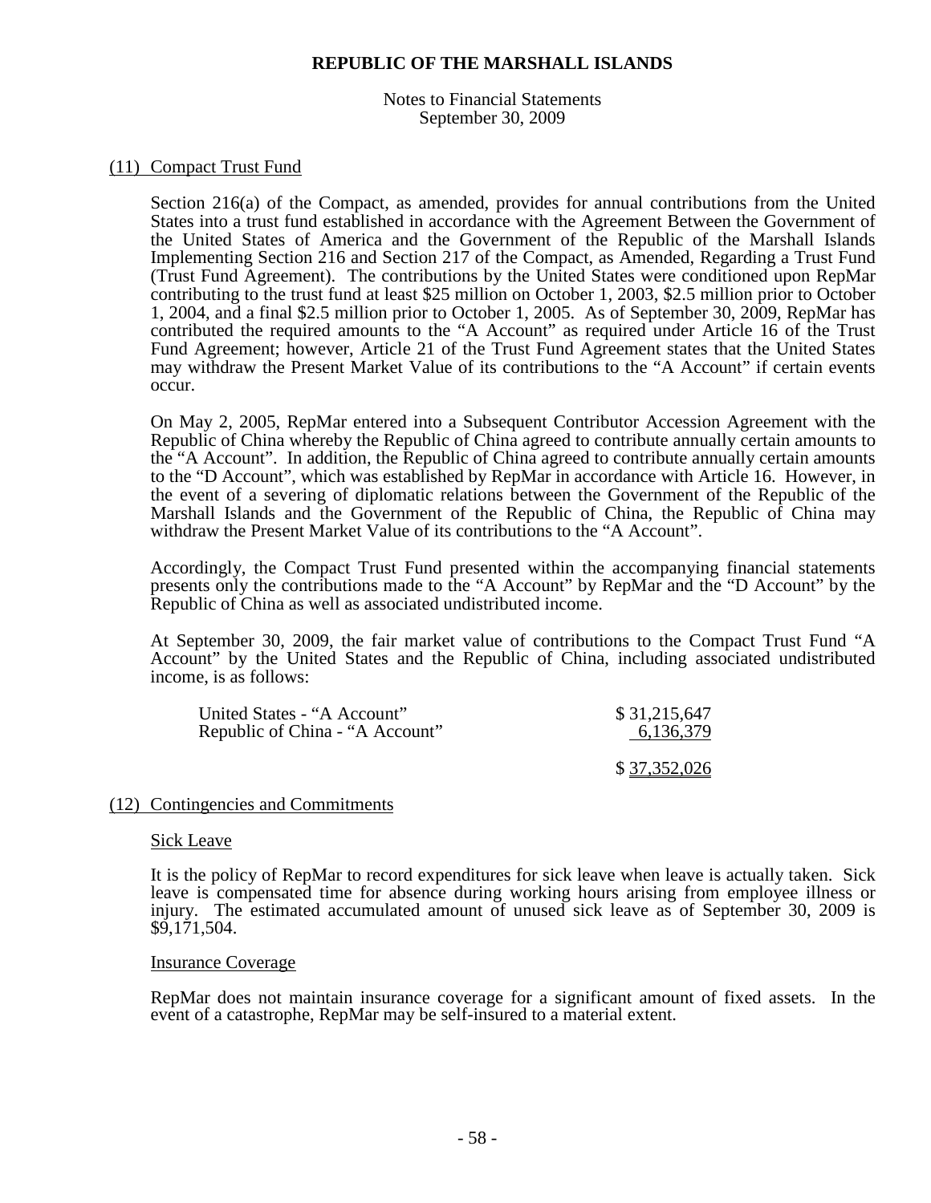**REPUBLIC OF THE MARSHALL ISLANDS**

Notes to Financial Statements
September 30, 2009

## (11) Compact Trust Fund

Section 216(a) of the Compact, as amended, provides for annual contributions from the United States into a trust fund established in accordance with the Agreement Between the Government of the United States of America and the Government of the Republic of the Marshall Islands Implementing Section 216 and Section 217 of the Compact, as Amended, Regarding a Trust Fund (Trust Fund Agreement). The contributions by the United States were conditioned upon RepMar contributing to the trust fund at least \$25 million on October 1, 2003, \$2.5 million prior to October 1, 2004, and a final \$2.5 million prior to October 1, 2005. As of September 30, 2009, RepMar has contributed the required amounts to the "A Account" as required under Article 16 of the Trust Fund Agreement; however, Article 21 of the Trust Fund Agreement states that the United States may withdraw the Present Market Value of its contributions to the "A Account" if certain events occur.

On May 2, 2005, RepMar entered into a Subsequent Contributor Accession Agreement with the Republic of China whereby the Republic of China agreed to contribute annually certain amounts to the "A Account". In addition, the Republic of China agreed to contribute annually certain amounts to the "D Account", which was established by RepMar in accordance with Article 16. However, in the event of a severing of diplomatic relations between the Government of the Republic of the Marshall Islands and the Government of the Republic of China, the Republic of China may withdraw the Present Market Value of its contributions to the "A Account".

Accordingly, the Compact Trust Fund presented within the accompanying financial statements presents only the contributions made to the "A Account" by RepMar and the "D Account" by the Republic of China as well as associated undistributed income.

At September 30, 2009, the fair market value of contributions to the Compact Trust Fund "A Account" by the United States and the Republic of China, including associated undistributed income, is as follows:

| | |
|---|---|
| United States - "A Account" | \$ 31,215,647 |
| Republic of China - "A Account" | 6,136,379 |
| | \$ 37,352,026 |

## (12) Contingencies and Commitments

### Sick Leave

It is the policy of RepMar to record expenditures for sick leave when leave is actually taken. Sick leave is compensated time for absence during working hours arising from employee illness or injury. The estimated accumulated amount of unused sick leave as of September 30, 2009 is \$9,171,504.

### Insurance Coverage

RepMar does not maintain insurance coverage for a significant amount of fixed assets. In the event of a catastrophe, RepMar may be self-insured to a material extent.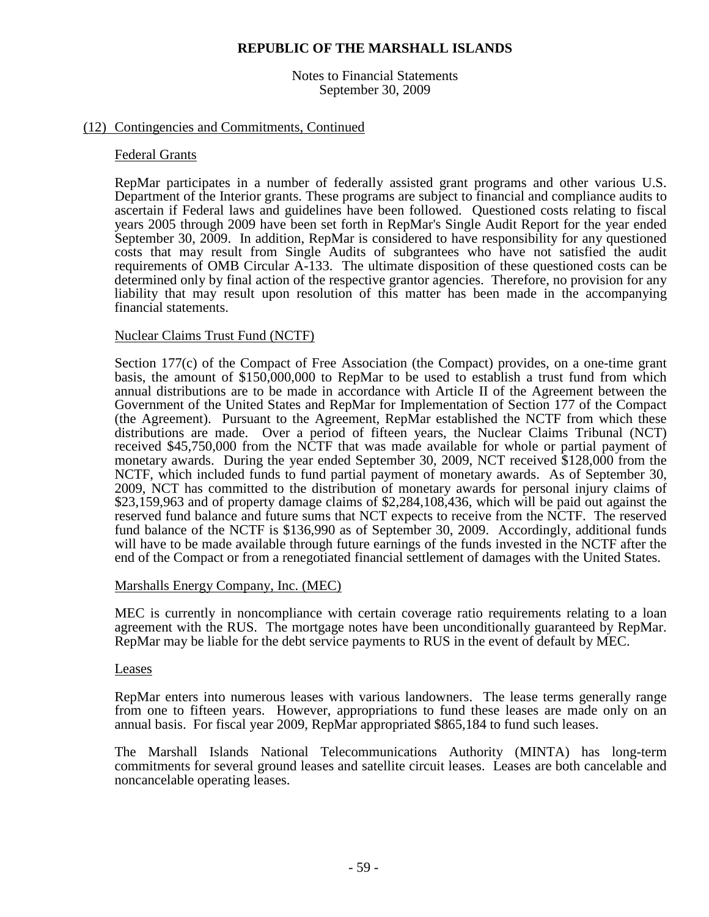# REPUBLIC OF THE MARSHALL ISLANDS

Notes to Financial Statements
September 30, 2009

## (12) Contingencies and Commitments, Continued

### Federal Grants

RepMar participates in a number of federally assisted grant programs and other various U.S. Department of the Interior grants. These programs are subject to financial and compliance audits to ascertain if Federal laws and guidelines have been followed. Questioned costs relating to fiscal years 2005 through 2009 have been set forth in RepMar's Single Audit Report for the year ended September 30, 2009. In addition, RepMar is considered to have responsibility for any questioned costs that may result from Single Audits of subgrantees who have not satisfied the audit requirements of OMB Circular A-133. The ultimate disposition of these questioned costs can be determined only by final action of the respective grantor agencies. Therefore, no provision for any liability that may result upon resolution of this matter has been made in the accompanying financial statements.

### Nuclear Claims Trust Fund (NCTF)

Section 177(c) of the Compact of Free Association (the Compact) provides, on a one-time grant basis, the amount of $150,000,000 to RepMar to be used to establish a trust fund from which annual distributions are to be made in accordance with Article II of the Agreement between the Government of the United States and RepMar for Implementation of Section 177 of the Compact (the Agreement). Pursuant to the Agreement, RepMar established the NCTF from which these distributions are made. Over a period of fifteen years, the Nuclear Claims Tribunal (NCT) received $45,750,000 from the NCTF that was made available for whole or partial payment of monetary awards. During the year ended September 30, 2009, NCT received $128,000 from the NCTF, which included funds to fund partial payment of monetary awards. As of September 30, 2009, NCT has committed to the distribution of monetary awards for personal injury claims of $23,159,963 and of property damage claims of $2,284,108,436, which will be paid out against the reserved fund balance and future sums that NCT expects to receive from the NCTF. The reserved fund balance of the NCTF is $136,990 as of September 30, 2009. Accordingly, additional funds will have to be made available through future earnings of the funds invested in the NCTF after the end of the Compact or from a renegotiated financial settlement of damages with the United States.

### Marshalls Energy Company, Inc. (MEC)

MEC is currently in noncompliance with certain coverage ratio requirements relating to a loan agreement with the RUS. The mortgage notes have been unconditionally guaranteed by RepMar. RepMar may be liable for the debt service payments to RUS in the event of default by MEC.

### Leases

RepMar enters into numerous leases with various landowners. The lease terms generally range from one to fifteen years. However, appropriations to fund these leases are made only on an annual basis. For fiscal year 2009, RepMar appropriated $865,184 to fund such leases.

The Marshall Islands National Telecommunications Authority (MINTA) has long-term commitments for several ground leases and satellite circuit leases. Leases are both cancelable and noncancelable operating leases.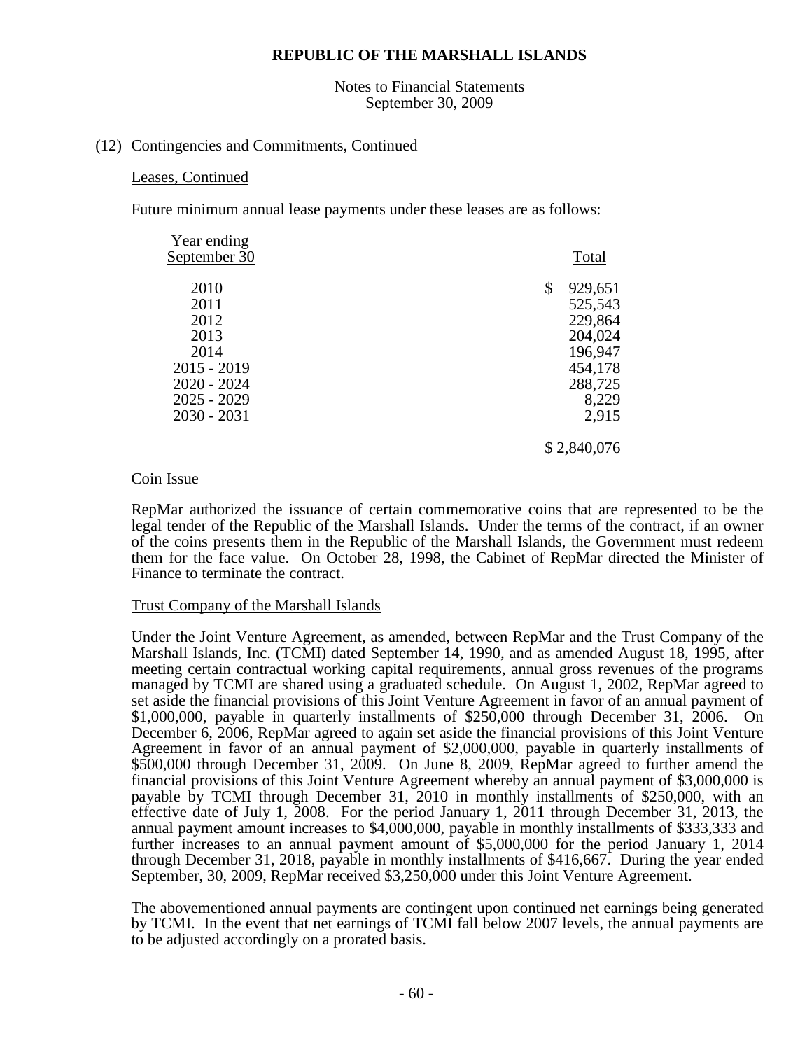# REPUBLIC OF THE MARSHALL ISLANDS

Notes to Financial Statements
September 30, 2009

## (12) Contingencies and Commitments, Continued

### Leases, Continued

Future minimum annual lease payments under these leases are as follows:

| Year ending September 30 | Total |
|---|---|
| 2010 | $ 929,651 |
| 2011 | 525,543 |
| 2012 | 229,864 |
| 2013 | 204,024 |
| 2014 | 196,947 |
| 2015 - 2019 | 454,178 |
| 2020 - 2024 | 288,725 |
| 2025 - 2029 | 8,229 |
| 2030 - 2031 | 2,915 |
| | $ 2,840,076 |

### Coin Issue

RepMar authorized the issuance of certain commemorative coins that are represented to be the legal tender of the Republic of the Marshall Islands. Under the terms of the contract, if an owner of the coins presents them in the Republic of the Marshall Islands, the Government must redeem them for the face value. On October 28, 1998, the Cabinet of RepMar directed the Minister of Finance to terminate the contract.

### Trust Company of the Marshall Islands

Under the Joint Venture Agreement, as amended, between RepMar and the Trust Company of the Marshall Islands, Inc. (TCMI) dated September 14, 1990, and as amended August 18, 1995, after meeting certain contractual working capital requirements, annual gross revenues of the programs managed by TCMI are shared using a graduated schedule. On August 1, 2002, RepMar agreed to set aside the financial provisions of this Joint Venture Agreement in favor of an annual payment of $1,000,000, payable in quarterly installments of $250,000 through December 31, 2006. On December 6, 2006, RepMar agreed to again set aside the financial provisions of this Joint Venture Agreement in favor of an annual payment of $2,000,000, payable in quarterly installments of $500,000 through December 31, 2009. On June 8, 2009, RepMar agreed to further amend the financial provisions of this Joint Venture Agreement whereby an annual payment of $3,000,000 is payable by TCMI through December 31, 2010 in monthly installments of $250,000, with an effective date of July 1, 2008. For the period January 1, 2011 through December 31, 2013, the annual payment amount increases to $4,000,000, payable in monthly installments of $333,333 and further increases to an annual payment amount of $5,000,000 for the period January 1, 2014 through December 31, 2018, payable in monthly installments of $416,667. During the year ended September, 30, 2009, RepMar received $3,250,000 under this Joint Venture Agreement.

The abovementioned annual payments are contingent upon continued net earnings being generated by TCMI. In the event that net earnings of TCMI fall below 2007 levels, the annual payments are to be adjusted accordingly on a prorated basis.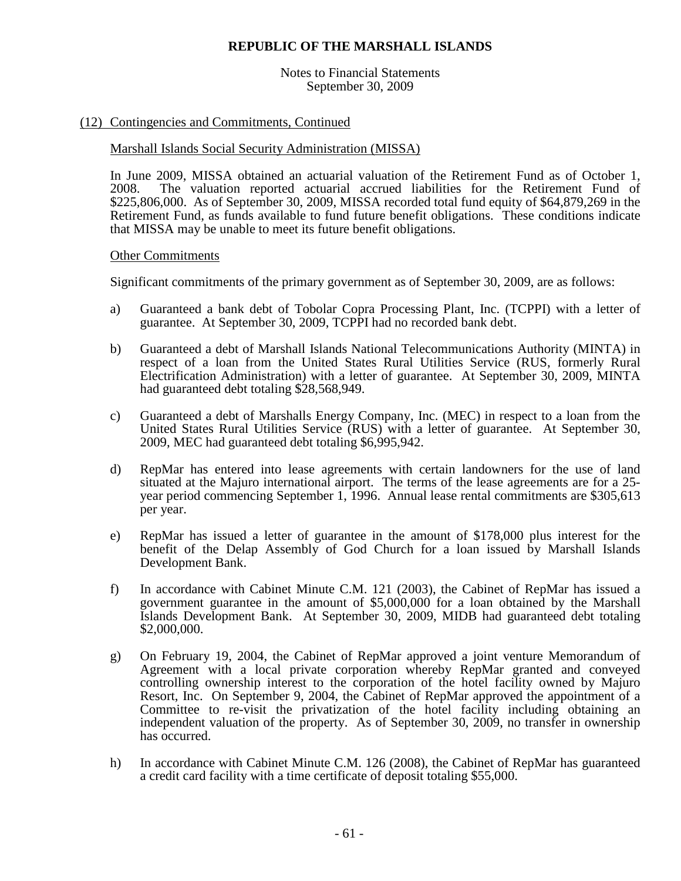## (12) Contingencies and Commitments, Continued

### Marshall Islands Social Security Administration (MISSA)

In June 2009, MISSA obtained an actuarial valuation of the Retirement Fund as of October 1, 2008. The valuation reported actuarial accrued liabilities for the Retirement Fund of $225,806,000. As of September 30, 2009, MISSA recorded total fund equity of $64,879,269 in the Retirement Fund, as funds available to fund future benefit obligations. These conditions indicate that MISSA may be unable to meet its future benefit obligations.

### Other Commitments

Significant commitments of the primary government as of September 30, 2009, are as follows:

a) Guaranteed a bank debt of Tobolar Copra Processing Plant, Inc. (TCPPI) with a letter of guarantee. At September 30, 2009, TCPPI had no recorded bank debt.

b) Guaranteed a debt of Marshall Islands National Telecommunications Authority (MINTA) in respect of a loan from the United States Rural Utilities Service (RUS, formerly Rural Electrification Administration) with a letter of guarantee. At September 30, 2009, MINTA had guaranteed debt totaling $28,568,949.

c) Guaranteed a debt of Marshalls Energy Company, Inc. (MEC) in respect to a loan from the United States Rural Utilities Service (RUS) with a letter of guarantee. At September 30, 2009, MEC had guaranteed debt totaling $6,995,942.

d) RepMar has entered into lease agreements with certain landowners for the use of land situated at the Majuro international airport. The terms of the lease agreements are for a 25-year period commencing September 1, 1996. Annual lease rental commitments are $305,613 per year.

e) RepMar has issued a letter of guarantee in the amount of $178,000 plus interest for the benefit of the Delap Assembly of God Church for a loan issued by Marshall Islands Development Bank.

f) In accordance with Cabinet Minute C.M. 121 (2003), the Cabinet of RepMar has issued a government guarantee in the amount of $5,000,000 for a loan obtained by the Marshall Islands Development Bank. At September 30, 2009, MIDB had guaranteed debt totaling $2,000,000.

g) On February 19, 2004, the Cabinet of RepMar approved a joint venture Memorandum of Agreement with a local private corporation whereby RepMar granted and conveyed controlling ownership interest to the corporation of the hotel facility owned by Majuro Resort, Inc. On September 9, 2004, the Cabinet of RepMar approved the appointment of a Committee to re-visit the privatization of the hotel facility including obtaining an independent valuation of the property. As of September 30, 2009, no transfer in ownership has occurred.

h) In accordance with Cabinet Minute C.M. 126 (2008), the Cabinet of RepMar has guaranteed a credit card facility with a time certificate of deposit totaling $55,000.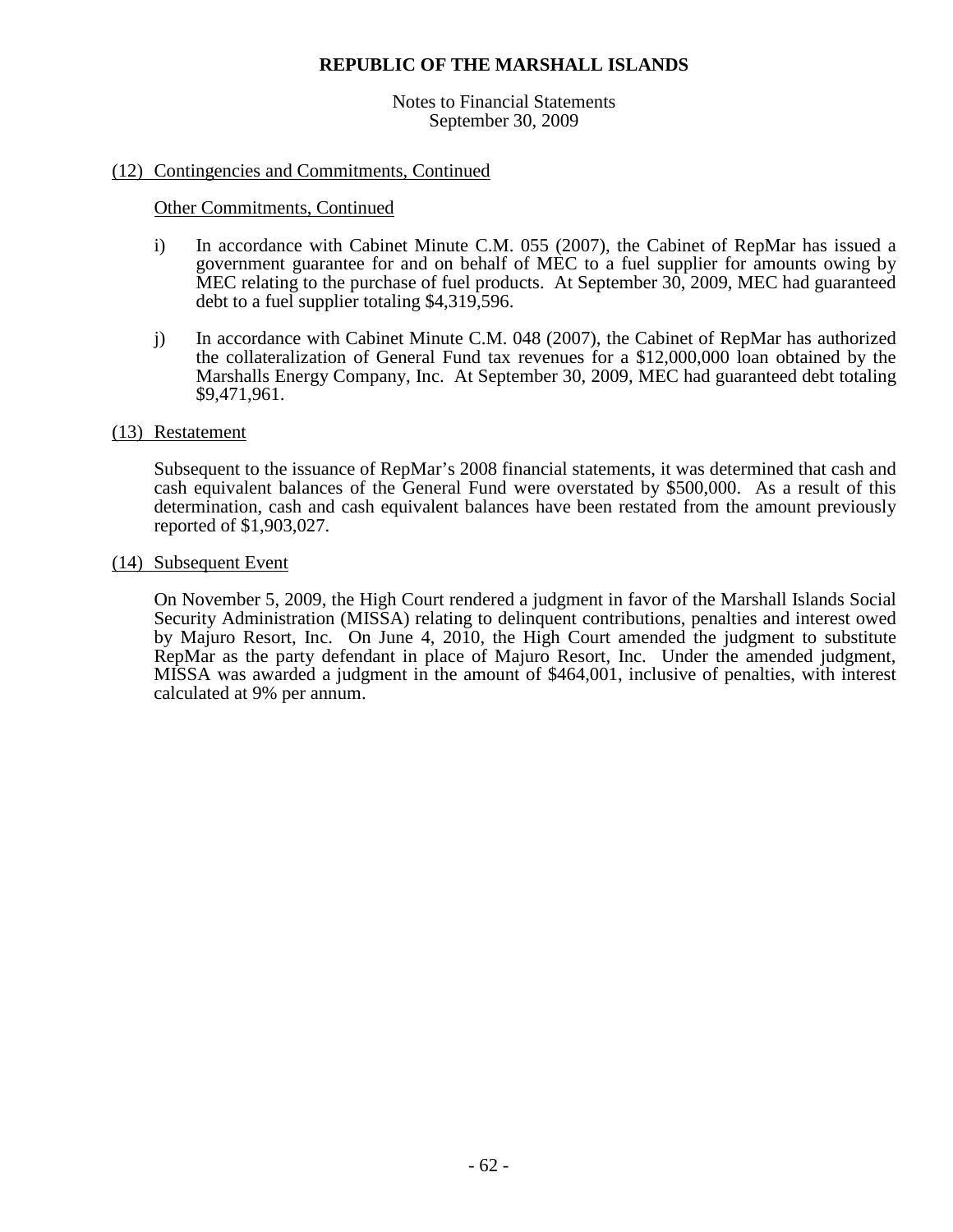# REPUBLIC OF THE MARSHALL ISLANDS

Notes to Financial Statements
September 30, 2009

## (12) Contingencies and Commitments, Continued

### Other Commitments, Continued

i) In accordance with Cabinet Minute C.M. 055 (2007), the Cabinet of RepMar has issued a government guarantee for and on behalf of MEC to a fuel supplier for amounts owing by MEC relating to the purchase of fuel products. At September 30, 2009, MEC had guaranteed debt to a fuel supplier totaling $4,319,596.

j) In accordance with Cabinet Minute C.M. 048 (2007), the Cabinet of RepMar has authorized the collateralization of General Fund tax revenues for a $12,000,000 loan obtained by the Marshalls Energy Company, Inc. At September 30, 2009, MEC had guaranteed debt totaling $9,471,961.

## (13) Restatement

Subsequent to the issuance of RepMar's 2008 financial statements, it was determined that cash and cash equivalent balances of the General Fund were overstated by $500,000. As a result of this determination, cash and cash equivalent balances have been restated from the amount previously reported of $1,903,027.

## (14) Subsequent Event

On November 5, 2009, the High Court rendered a judgment in favor of the Marshall Islands Social Security Administration (MISSA) relating to delinquent contributions, penalties and interest owed by Majuro Resort, Inc. On June 4, 2010, the High Court amended the judgment to substitute RepMar as the party defendant in place of Majuro Resort, Inc. Under the amended judgment, MISSA was awarded a judgment in the amount of $464,001, inclusive of penalties, with interest calculated at 9% per annum.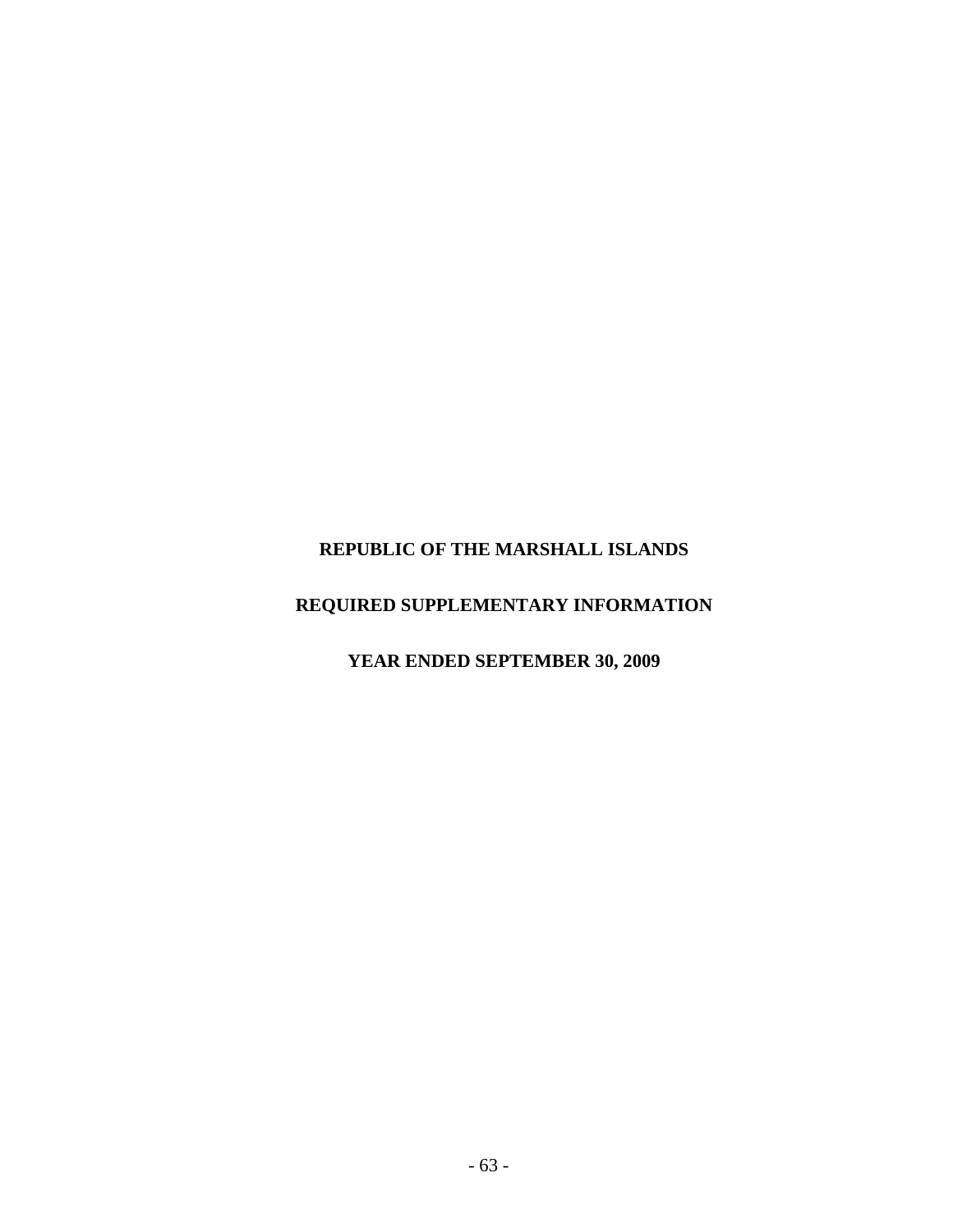# REPUBLIC OF THE MARSHALL ISLANDS

## REQUIRED SUPPLEMENTARY INFORMATION

## YEAR ENDED SEPTEMBER 30, 2009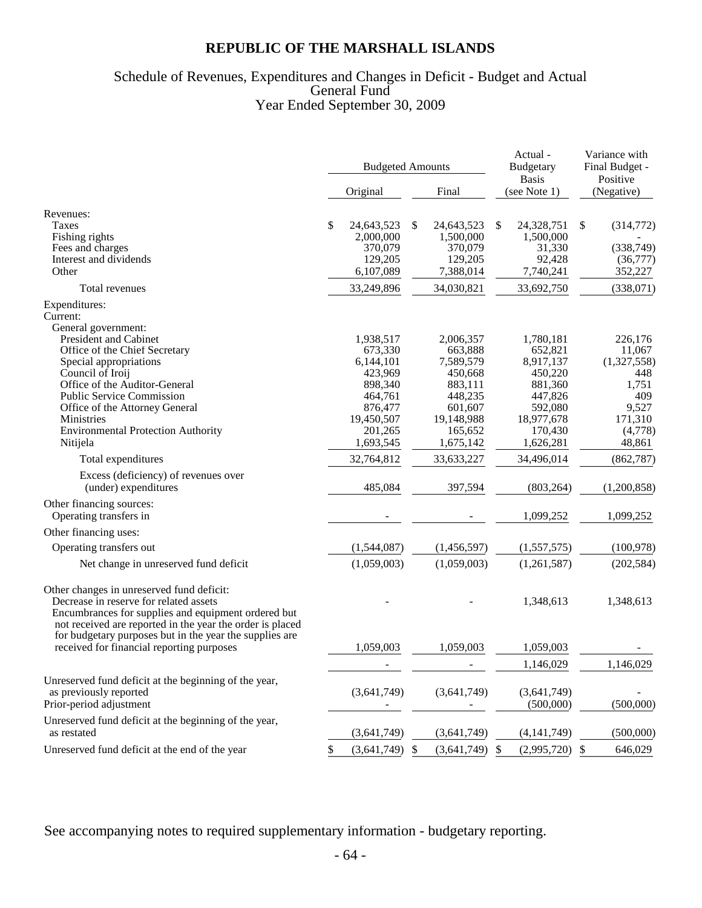# REPUBLIC OF THE MARSHALL ISLANDS

## Schedule of Revenues, Expenditures and Changes in Deficit - Budget and Actual
## General Fund
## Year Ended September 30, 2009

| | Budgeted Amounts | | Actual - Budgetary Basis (see Note 1) | Variance with Final Budget - Positive (Negative) |
|---|---|---|---|---|
| | Original | Final | | |
| Revenues: | | | | |
| Taxes | $ 24,643,523 | $ 24,643,523 | $ 24,328,751 | $ (314,772) |
| Fishing rights | 2,000,000 | 1,500,000 | 1,500,000 | - |
| Fees and charges | 370,079 | 370,079 | 31,330 | (338,749) |
| Interest and dividends | 129,205 | 129,205 | 92,428 | (36,777) |
| Other | 6,107,089 | 7,388,014 | 7,740,241 | 352,227 |
| Total revenues | 33,249,896 | 34,030,821 | 33,692,750 | (338,071) |
| Expenditures: | | | | |
| Current: | | | | |
| General government: | | | | |
| President and Cabinet | 1,938,517 | 2,006,357 | 1,780,181 | 226,176 |
| Office of the Chief Secretary | 673,330 | 663,888 | 652,821 | 11,067 |
| Special appropriations | 6,144,101 | 7,589,579 | 8,917,137 | (1,327,558) |
| Council of Iroij | 423,969 | 450,668 | 450,220 | 448 |
| Office of the Auditor-General | 898,340 | 883,111 | 881,360 | 1,751 |
| Public Service Commission | 464,761 | 448,235 | 447,826 | 409 |
| Office of the Attorney General | 876,477 | 601,607 | 592,080 | 9,527 |
| Ministries | 19,450,507 | 19,148,988 | 18,977,678 | 171,310 |
| Environmental Protection Authority | 201,265 | 165,652 | 170,430 | (4,778) |
| Nitijela | 1,693,545 | 1,675,142 | 1,626,281 | 48,861 |
| Total expenditures | 32,764,812 | 33,633,227 | 34,496,014 | (862,787) |
| Excess (deficiency) of revenues over (under) expenditures | 485,084 | 397,594 | (803,264) | (1,200,858) |
| Other financing sources: | | | | |
| Operating transfers in | - | - | 1,099,252 | 1,099,252 |
| Other financing uses: | | | | |
| Operating transfers out | (1,544,087) | (1,456,597) | (1,557,575) | (100,978) |
| Net change in unreserved fund deficit | (1,059,003) | (1,059,003) | (1,261,587) | (202,584) |
| Other changes in unreserved fund deficit: | | | | |
| Decrease in reserve for related assets | - | - | 1,348,613 | 1,348,613 |
| Encumbrances for supplies and equipment ordered but not received are reported in the year the order is placed for budgetary purposes but in the year the supplies are received for financial reporting purposes | 1,059,003 | 1,059,003 | 1,059,003 | - |
| | - | - | 1,146,029 | 1,146,029 |
| Unreserved fund deficit at the beginning of the year, as previously reported | (3,641,749) | (3,641,749) | (3,641,749) | - |
| Prior-period adjustment | - | - | (500,000) | (500,000) |
| Unreserved fund deficit at the beginning of the year, as restated | (3,641,749) | (3,641,749) | (4,141,749) | (500,000) |
| Unreserved fund deficit at the end of the year | $ (3,641,749) | $ (3,641,749) | $ (2,995,720) | $ 646,029 |

See accompanying notes to required supplementary information - budgetary reporting.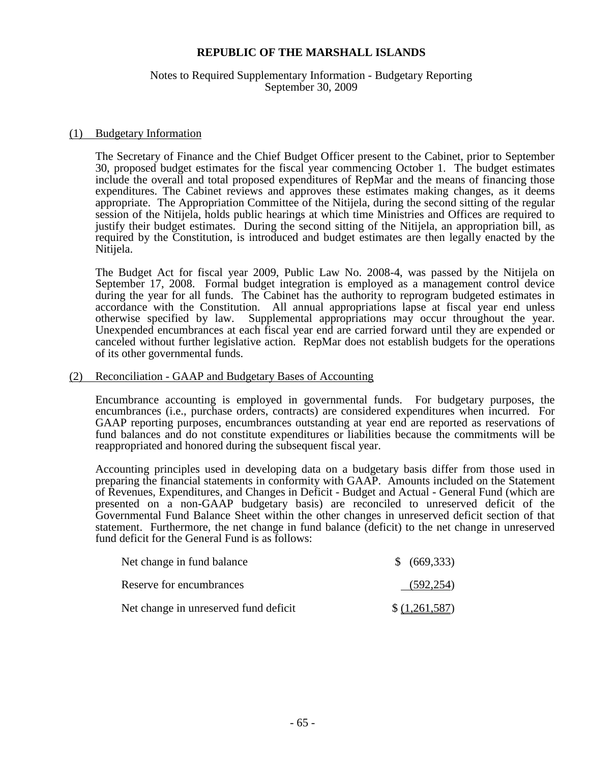# REPUBLIC OF THE MARSHALL ISLANDS

Notes to Required Supplementary Information - Budgetary Reporting
September 30, 2009

## (1) Budgetary Information

The Secretary of Finance and the Chief Budget Officer present to the Cabinet, prior to September 30, proposed budget estimates for the fiscal year commencing October 1. The budget estimates include the overall and total proposed expenditures of RepMar and the means of financing those expenditures. The Cabinet reviews and approves these estimates making changes, as it deems appropriate. The Appropriation Committee of the Nitijela, during the second sitting of the regular session of the Nitijela, holds public hearings at which time Ministries and Offices are required to justify their budget estimates. During the second sitting of the Nitijela, an appropriation bill, as required by the Constitution, is introduced and budget estimates are then legally enacted by the Nitijela.

The Budget Act for fiscal year 2009, Public Law No. 2008-4, was passed by the Nitijela on September 17, 2008. Formal budget integration is employed as a management control device during the year for all funds. The Cabinet has the authority to reprogram budgeted estimates in accordance with the Constitution. All annual appropriations lapse at fiscal year end unless otherwise specified by law. Supplemental appropriations may occur throughout the year. Unexpended encumbrances at each fiscal year end are carried forward until they are expended or canceled without further legislative action. RepMar does not establish budgets for the operations of its other governmental funds.

## (2) Reconciliation - GAAP and Budgetary Bases of Accounting

Encumbrance accounting is employed in governmental funds. For budgetary purposes, the encumbrances (i.e., purchase orders, contracts) are considered expenditures when incurred. For GAAP reporting purposes, encumbrances outstanding at year end are reported as reservations of fund balances and do not constitute expenditures or liabilities because the commitments will be reappropriated and honored during the subsequent fiscal year.

Accounting principles used in developing data on a budgetary basis differ from those used in preparing the financial statements in conformity with GAAP. Amounts included on the Statement of Revenues, Expenditures, and Changes in Deficit - Budget and Actual - General Fund (which are presented on a non-GAAP budgetary basis) are reconciled to unreserved deficit of the Governmental Fund Balance Sheet within the other changes in unreserved deficit section of that statement. Furthermore, the net change in fund balance (deficit) to the net change in unreserved fund deficit for the General Fund is as follows:

| | |
|---|---|
| Net change in fund balance | $ (669,333) |
| Reserve for encumbrances | (592,254) |
| Net change in unreserved fund deficit | $ (1,261,587) |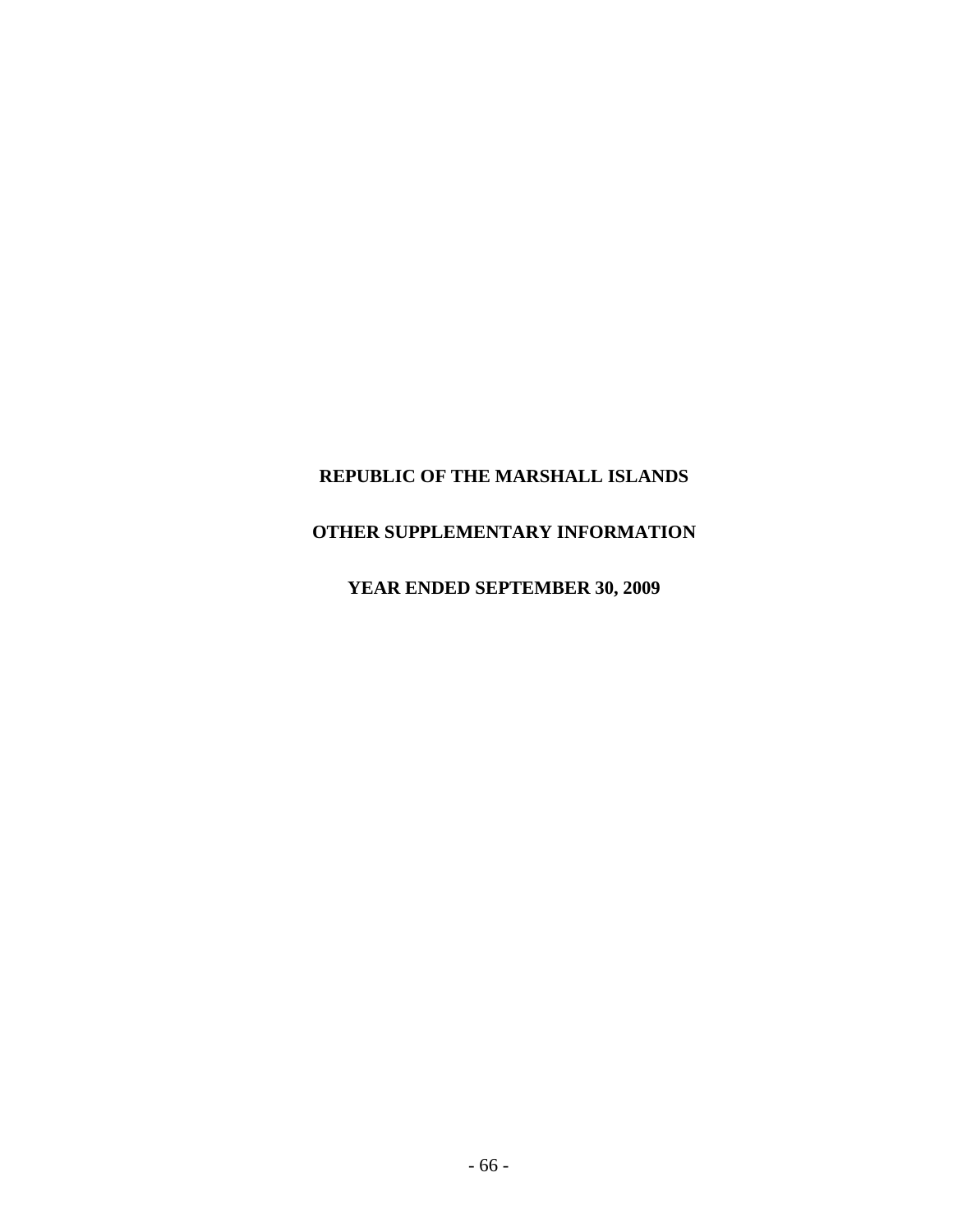# REPUBLIC OF THE MARSHALL ISLANDS

## OTHER SUPPLEMENTARY INFORMATION

## YEAR ENDED SEPTEMBER 30, 2009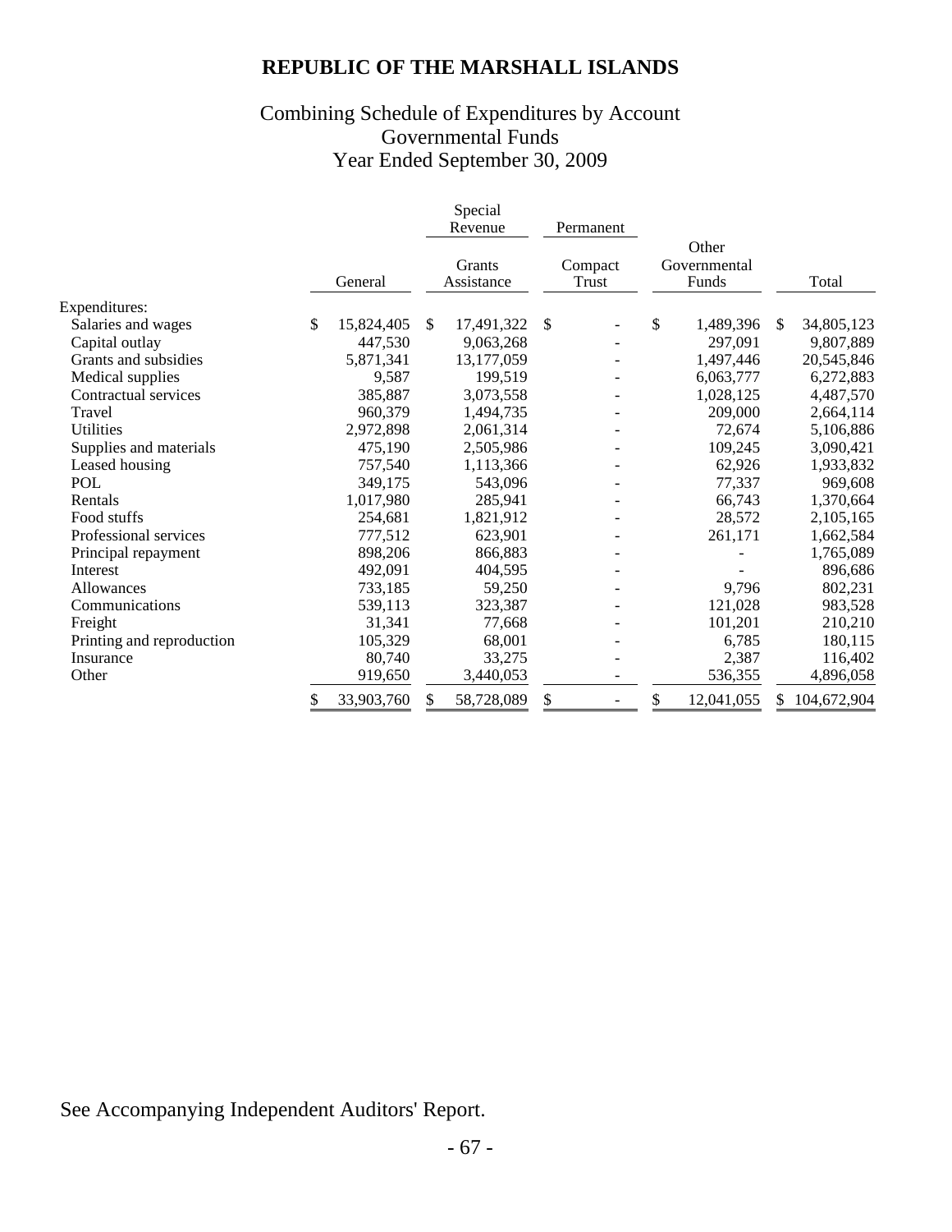# REPUBLIC OF THE MARSHALL ISLANDS

## Combining Schedule of Expenditures by Account
## Governmental Funds
## Year Ended September 30, 2009

| | | Special Revenue | Permanent | | |
|---|---|---|---|---|---|
| | General | Grants Assistance | Compact Trust | Other Governmental Funds | Total |
| Expenditures: | | | | | |
| Salaries and wages | $ 15,824,405 | $ 17,491,322 | $ - | $ 1,489,396 | $ 34,805,123 |
| Capital outlay | 447,530 | 9,063,268 | - | 297,091 | 9,807,889 |
| Grants and subsidies | 5,871,341 | 13,177,059 | - | 1,497,446 | 20,545,846 |
| Medical supplies | 9,587 | 199,519 | - | 6,063,777 | 6,272,883 |
| Contractual services | 385,887 | 3,073,558 | - | 1,028,125 | 4,487,570 |
| Travel | 960,379 | 1,494,735 | - | 209,000 | 2,664,114 |
| Utilities | 2,972,898 | 2,061,314 | - | 72,674 | 5,106,886 |
| Supplies and materials | 475,190 | 2,505,986 | - | 109,245 | 3,090,421 |
| Leased housing | 757,540 | 1,113,366 | - | 62,926 | 1,933,832 |
| POL | 349,175 | 543,096 | - | 77,337 | 969,608 |
| Rentals | 1,017,980 | 285,941 | - | 66,743 | 1,370,664 |
| Food stuffs | 254,681 | 1,821,912 | - | 28,572 | 2,105,165 |
| Professional services | 777,512 | 623,901 | - | 261,171 | 1,662,584 |
| Principal repayment | 898,206 | 866,883 | - | - | 1,765,089 |
| Interest | 492,091 | 404,595 | - | - | 896,686 |
| Allowances | 733,185 | 59,250 | - | 9,796 | 802,231 |
| Communications | 539,113 | 323,387 | - | 121,028 | 983,528 |
| Freight | 31,341 | 77,668 | - | 101,201 | 210,210 |
| Printing and reproduction | 105,329 | 68,001 | - | 6,785 | 180,115 |
| Insurance | 80,740 | 33,275 | - | 2,387 | 116,402 |
| Other | 919,650 | 3,440,053 | - | 536,355 | 4,896,058 |
| | $ 33,903,760 | $ 58,728,089 | $ - | $ 12,041,055 | $ 104,672,904 |

See Accompanying Independent Auditors' Report.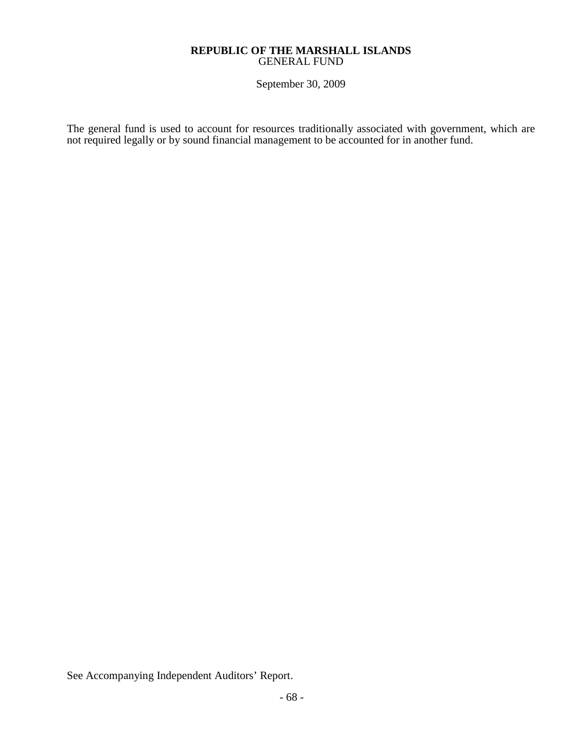**REPUBLIC OF THE MARSHALL ISLANDS**
GENERAL FUND

September 30, 2009

The general fund is used to account for resources traditionally associated with government, which are not required legally or by sound financial management to be accounted for in another fund.

See Accompanying Independent Auditors' Report.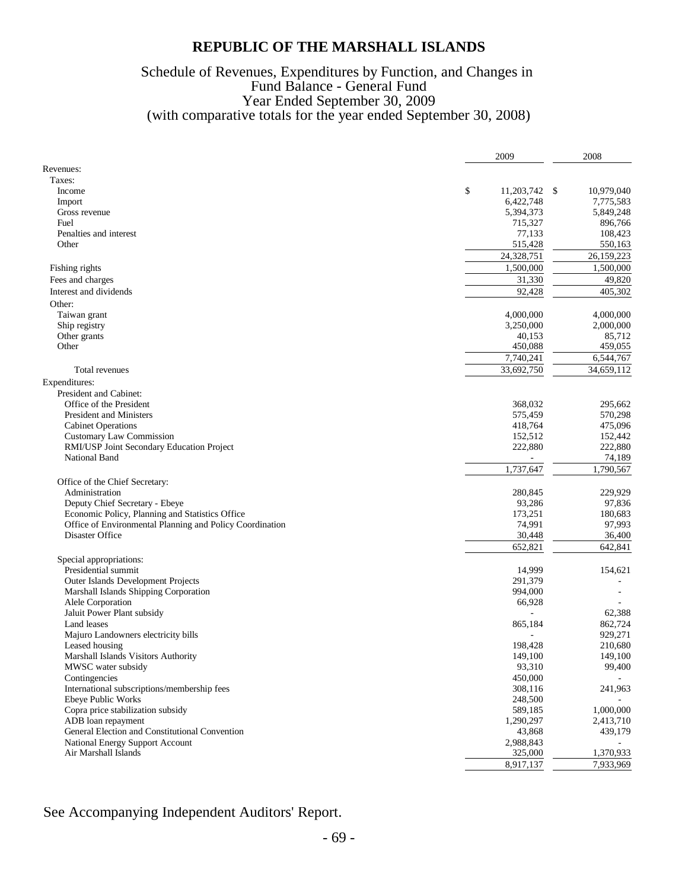# REPUBLIC OF THE MARSHALL ISLANDS

## Schedule of Revenues, Expenditures by Function, and Changes in Fund Balance - General Fund
### Year Ended September 30, 2009
### (with comparative totals for the year ended September 30, 2008)

| | 2009 | 2008 |
|---|---|---|
| Revenues: | | |
| Taxes: | | |
| Income | $ 11,203,742 | $ 10,979,040 |
| Import | 6,422,748 | 7,775,583 |
| Gross revenue | 5,394,373 | 5,849,248 |
| Fuel | 715,327 | 896,766 |
| Penalties and interest | 77,133 | 108,423 |
| Other | 515,428 | 550,163 |
| | 24,328,751 | 26,159,223 |
| Fishing rights | 1,500,000 | 1,500,000 |
| Fees and charges | 31,330 | 49,820 |
| Interest and dividends | 92,428 | 405,302 |
| Other: | | |
| Taiwan grant | 4,000,000 | 4,000,000 |
| Ship registry | 3,250,000 | 2,000,000 |
| Other grants | 40,153 | 85,712 |
| Other | 450,088 | 459,055 |
| | 7,740,241 | 6,544,767 |
| Total revenues | 33,692,750 | 34,659,112 |
| Expenditures: | | |
| President and Cabinet: | | |
| Office of the President | 368,032 | 295,662 |
| President and Ministers | 575,459 | 570,298 |
| Cabinet Operations | 418,764 | 475,096 |
| Customary Law Commission | 152,512 | 152,442 |
| RMI/USP Joint Secondary Education Project | 222,880 | 222,880 |
| National Band | - | 74,189 |
| | 1,737,647 | 1,790,567 |
| Office of the Chief Secretary: | | |
| Administration | 280,845 | 229,929 |
| Deputy Chief Secretary - Ebeye | 93,286 | 97,836 |
| Economic Policy, Planning and Statistics Office | 173,251 | 180,683 |
| Office of Environmental Planning and Policy Coordination | 74,991 | 97,993 |
| Disaster Office | 30,448 | 36,400 |
| | 652,821 | 642,841 |
| Special appropriations: | | |
| Presidential summit | 14,999 | 154,621 |
| Outer Islands Development Projects | 291,379 | - |
| Marshall Islands Shipping Corporation | 994,000 | - |
| Alele Corporation | 66,928 | - |
| Jaluit Power Plant subsidy | - | 62,388 |
| Land leases | 865,184 | 862,724 |
| Majuro Landowners electricity bills | - | 929,271 |
| Leased housing | 198,428 | 210,680 |
| Marshall Islands Visitors Authority | 149,100 | 149,100 |
| MWSC water subsidy | 93,310 | 99,400 |
| Contingencies | 450,000 | - |
| International subscriptions/membership fees | 308,116 | 241,963 |
| Ebeye Public Works | 248,500 | - |
| Copra price stabilization subsidy | 589,185 | 1,000,000 |
| ADB loan repayment | 1,290,297 | 2,413,710 |
| General Election and Constitutional Convention | 43,868 | 439,179 |
| National Energy Support Account | 2,988,843 | - |
| Air Marshall Islands | 325,000 | 1,370,933 |
| | 8,917,137 | 7,933,969 |

See Accompanying Independent Auditors' Report.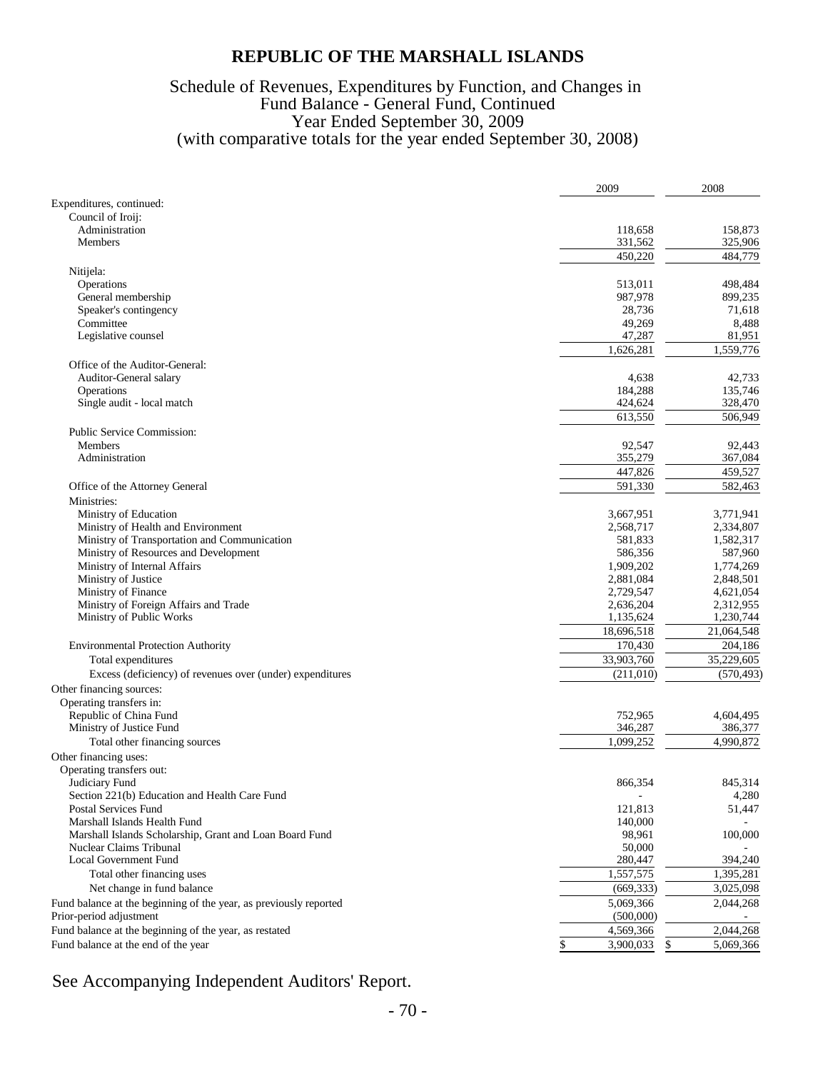# REPUBLIC OF THE MARSHALL ISLANDS

## Schedule of Revenues, Expenditures by Function, and Changes in Fund Balance - General Fund, Continued
### Year Ended September 30, 2009
### (with comparative totals for the year ended September 30, 2008)

| | 2009 | 2008 |
|---|---|---|
| Expenditures, continued: | | |
| Council of Iroij: | | |
| Administration | 118,658 | 158,873 |
| Members | 331,562 | 325,906 |
| | 450,220 | 484,779 |
| Nitijela: | | |
| Operations | 513,011 | 498,484 |
| General membership | 987,978 | 899,235 |
| Speaker's contingency | 28,736 | 71,618 |
| Committee | 49,269 | 8,488 |
| Legislative counsel | 47,287 | 81,951 |
| | 1,626,281 | 1,559,776 |
| Office of the Auditor-General: | | |
| Auditor-General salary | 4,638 | 42,733 |
| Operations | 184,288 | 135,746 |
| Single audit - local match | 424,624 | 328,470 |
| | 613,550 | 506,949 |
| Public Service Commission: | | |
| Members | 92,547 | 92,443 |
| Administration | 355,279 | 367,084 |
| | 447,826 | 459,527 |
| Office of the Attorney General | 591,330 | 582,463 |
| Ministries: | | |
| Ministry of Education | 3,667,951 | 3,771,941 |
| Ministry of Health and Environment | 2,568,717 | 2,334,807 |
| Ministry of Transportation and Communication | 581,833 | 1,582,317 |
| Ministry of Resources and Development | 586,356 | 587,960 |
| Ministry of Internal Affairs | 1,909,202 | 1,774,269 |
| Ministry of Justice | 2,881,084 | 2,848,501 |
| Ministry of Finance | 2,729,547 | 4,621,054 |
| Ministry of Foreign Affairs and Trade | 2,636,204 | 2,312,955 |
| Ministry of Public Works | 1,135,624 | 1,230,744 |
| | 18,696,518 | 21,064,548 |
| Environmental Protection Authority | 170,430 | 204,186 |
| Total expenditures | 33,903,760 | 35,229,605 |
| Excess (deficiency) of revenues over (under) expenditures | (211,010) | (570,493) |
| Other financing sources: | | |
| Operating transfers in: | | |
| Republic of China Fund | 752,965 | 4,604,495 |
| Ministry of Justice Fund | 346,287 | 386,377 |
| Total other financing sources | 1,099,252 | 4,990,872 |
| Other financing uses: | | |
| Operating transfers out: | | |
| Judiciary Fund | 866,354 | 845,314 |
| Section 221(b) Education and Health Care Fund | - | 4,280 |
| Postal Services Fund | 121,813 | 51,447 |
| Marshall Islands Health Fund | 140,000 | - |
| Marshall Islands Scholarship, Grant and Loan Board Fund | 98,961 | 100,000 |
| Nuclear Claims Tribunal | 50,000 | - |
| Local Government Fund | 280,447 | 394,240 |
| Total other financing uses | 1,557,575 | 1,395,281 |
| Net change in fund balance | (669,333) | 3,025,098 |
| Fund balance at the beginning of the year, as previously reported | 5,069,366 | 2,044,268 |
| Prior-period adjustment | (500,000) | - |
| Fund balance at the beginning of the year, as restated | 4,569,366 | 2,044,268 |
| Fund balance at the end of the year | $ 3,900,033 | $ 5,069,366 |

See Accompanying Independent Auditors' Report.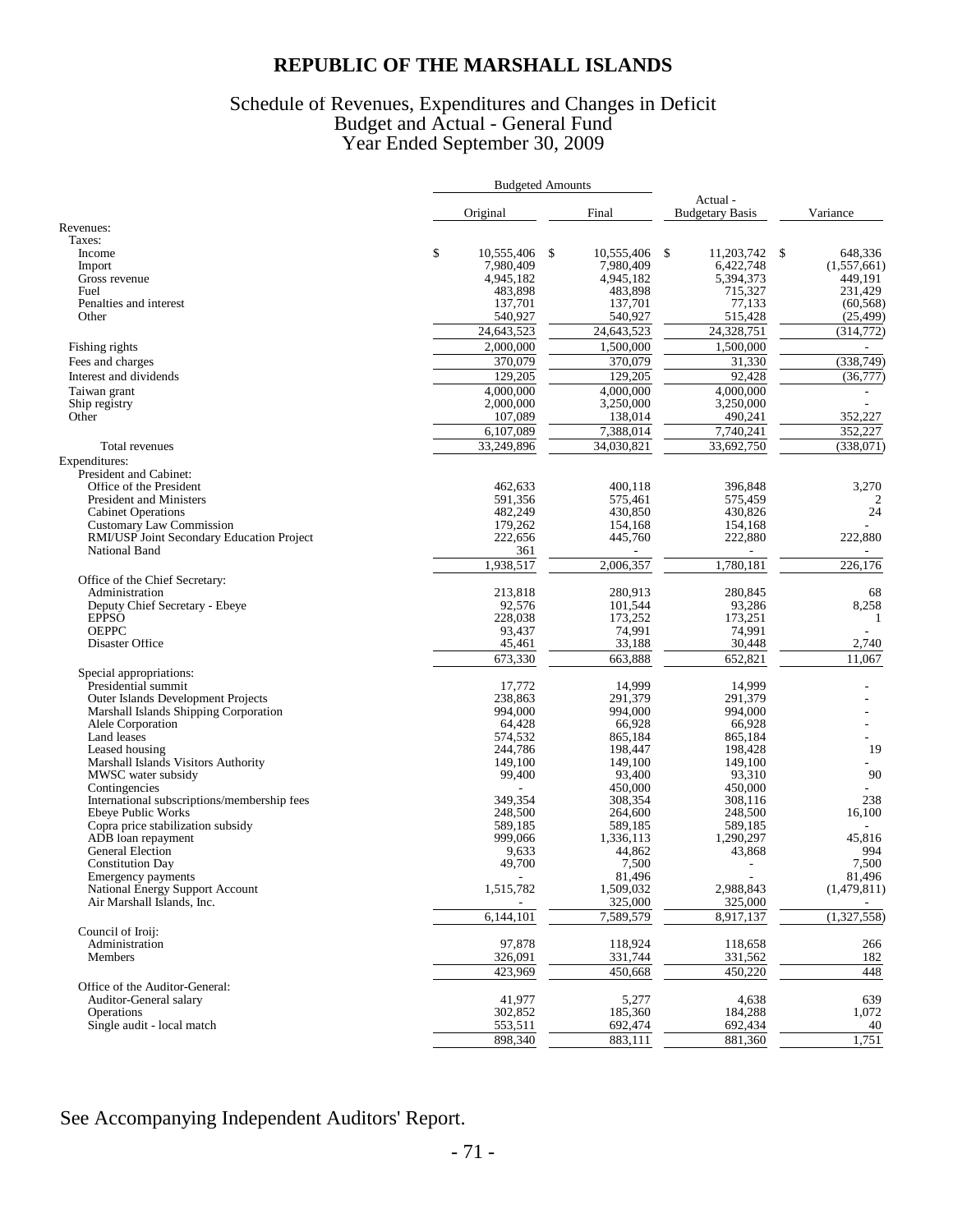# REPUBLIC OF THE MARSHALL ISLANDS

## Schedule of Revenues, Expenditures and Changes in Deficit
## Budget and Actual - General Fund
## Year Ended September 30, 2009

| | Budgeted Amounts | | | |
|---|---|---|---|---|
| | Original | Final | Actual - Budgetary Basis | Variance |
| Revenues: | | | | |
| Taxes: | | | | |
| Income | $ 10,555,406 | $ 10,555,406 | $ 11,203,742 | $ 648,336 |
| Import | 7,980,409 | 7,980,409 | 6,422,748 | (1,557,661) |
| Gross revenue | 4,945,182 | 4,945,182 | 5,394,373 | 449,191 |
| Fuel | 483,898 | 483,898 | 715,327 | 231,429 |
| Penalties and interest | 137,701 | 137,701 | 77,133 | (60,568) |
| Other | 540,927 | 540,927 | 515,428 | (25,499) |
| | 24,643,523 | 24,643,523 | 24,328,751 | (314,772) |
| Fishing rights | 2,000,000 | 1,500,000 | 1,500,000 | - |
| Fees and charges | 370,079 | 370,079 | 31,330 | (338,749) |
| Interest and dividends | 129,205 | 129,205 | 92,428 | (36,777) |
| Taiwan grant | 4,000,000 | 4,000,000 | 4,000,000 | - |
| Ship registry | 2,000,000 | 3,250,000 | 3,250,000 | - |
| Other | 107,089 | 138,014 | 490,241 | 352,227 |
| | 6,107,089 | 7,388,014 | 7,740,241 | 352,227 |
| Total revenues | 33,249,896 | 34,030,821 | 33,692,750 | (338,071) |
| Expenditures: | | | | |
| President and Cabinet: | | | | |
| Office of the President | 462,633 | 400,118 | 396,848 | 3,270 |
| President and Ministers | 591,356 | 575,461 | 575,459 | 2 |
| Cabinet Operations | 482,249 | 430,850 | 430,826 | 24 |
| Customary Law Commission | 179,262 | 154,168 | 154,168 | - |
| RMI/USP Joint Secondary Education Project | 222,656 | 445,760 | 222,880 | 222,880 |
| National Band | 361 | - | - | - |
| | 1,938,517 | 2,006,357 | 1,780,181 | 226,176 |
| Office of the Chief Secretary: | | | | |
| Administration | 213,818 | 280,913 | 280,845 | 68 |
| Deputy Chief Secretary - Ebeye | 92,576 | 101,544 | 93,286 | 8,258 |
| EPPSO | 228,038 | 173,252 | 173,251 | 1 |
| OEPPC | 93,437 | 74,991 | 74,991 | - |
| Disaster Office | 45,461 | 33,188 | 30,448 | 2,740 |
| | 673,330 | 663,888 | 652,821 | 11,067 |
| Special appropriations: | | | | |
| Presidential summit | 17,772 | 14,999 | 14,999 | - |
| Outer Islands Development Projects | 238,863 | 291,379 | 291,379 | - |
| Marshall Islands Shipping Corporation | 994,000 | 994,000 | 994,000 | - |
| Alele Corporation | 64,428 | 66,928 | 66,928 | - |
| Land leases | 574,532 | 865,184 | 865,184 | - |
| Leased housing | 244,786 | 198,447 | 198,428 | 19 |
| Marshall Islands Visitors Authority | 149,100 | 149,100 | 149,100 | - |
| MWSC water subsidy | 99,400 | 93,400 | 93,310 | 90 |
| Contingencies | - | 450,000 | 450,000 | - |
| International subscriptions/membership fees | 349,354 | 308,354 | 308,116 | 238 |
| Ebeye Public Works | 248,500 | 264,600 | 248,500 | 16,100 |
| Copra price stabilization subsidy | 589,185 | 589,185 | 589,185 | - |
| ADB loan repayment | 999,066 | 1,336,113 | 1,290,297 | 45,816 |
| General Election | 9,633 | 44,862 | 43,868 | 994 |
| Constitution Day | 49,700 | 7,500 | - | 7,500 |
| Emergency payments | - | 81,496 | - | 81,496 |
| National Energy Support Account | 1,515,782 | 1,509,032 | 2,988,843 | (1,479,811) |
| Air Marshall Islands, Inc. | - | 325,000 | 325,000 | - |
| | 6,144,101 | 7,589,579 | 8,917,137 | (1,327,558) |
| Council of Iroij: | | | | |
| Administration | 97,878 | 118,924 | 118,658 | 266 |
| Members | 326,091 | 331,744 | 331,562 | 182 |
| | 423,969 | 450,668 | 450,220 | 448 |
| Office of the Auditor-General: | | | | |
| Auditor-General salary | 41,977 | 5,277 | 4,638 | 639 |
| Operations | 302,852 | 185,360 | 184,288 | 1,072 |
| Single audit - local match | 553,511 | 692,474 | 692,434 | 40 |
| | 898,340 | 883,111 | 881,360 | 1,751 |

See Accompanying Independent Auditors' Report.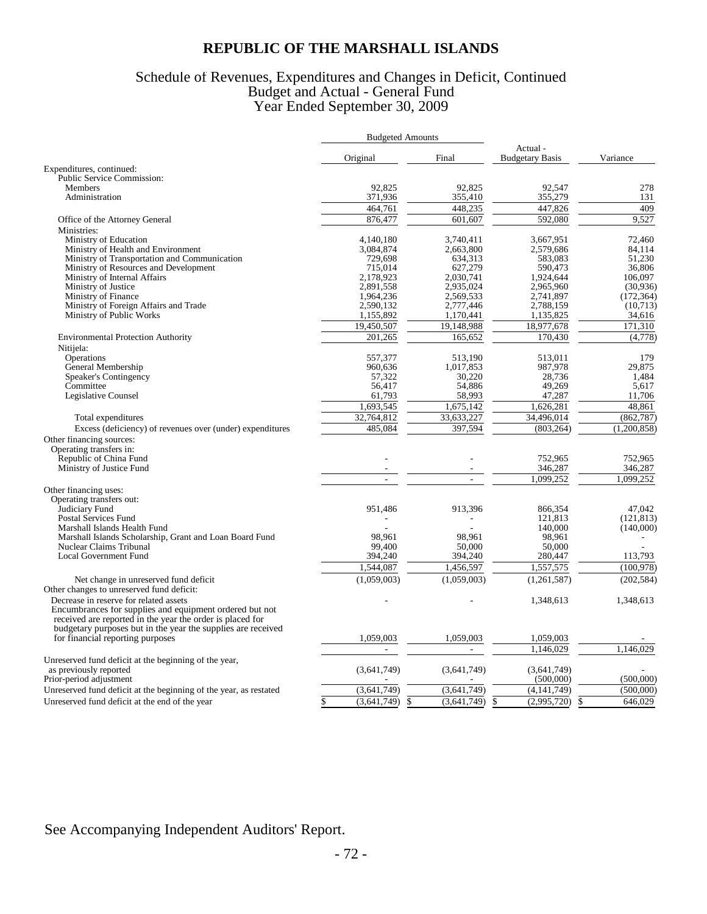# REPUBLIC OF THE MARSHALL ISLANDS

## Schedule of Revenues, Expenditures and Changes in Deficit, Continued
## Budget and Actual - General Fund
## Year Ended September 30, 2009

| | Budgeted Amounts | | | |
|---|---|---|---|---|
| | Original | Final | Actual - Budgetary Basis | Variance |
| Expenditures, continued: | | | | |
| Public Service Commission: | | | | |
| Members | 92,825 | 92,825 | 92,547 | 278 |
| Administration | 371,936 | 355,410 | 355,279 | 131 |
| | 464,761 | 448,235 | 447,826 | 409 |
| Office of the Attorney General | 876,477 | 601,607 | 592,080 | 9,527 |
| Ministries: | | | | |
| Ministry of Education | 4,140,180 | 3,740,411 | 3,667,951 | 72,460 |
| Ministry of Health and Environment | 3,084,874 | 2,663,800 | 2,579,686 | 84,114 |
| Ministry of Transportation and Communication | 729,698 | 634,313 | 583,083 | 51,230 |
| Ministry of Resources and Development | 715,014 | 627,279 | 590,473 | 36,806 |
| Ministry of Internal Affairs | 2,178,923 | 2,030,741 | 1,924,644 | 106,097 |
| Ministry of Justice | 2,891,558 | 2,935,024 | 2,965,960 | (30,936) |
| Ministry of Finance | 1,964,236 | 2,569,533 | 2,741,897 | (172,364) |
| Ministry of Foreign Affairs and Trade | 2,590,132 | 2,777,446 | 2,788,159 | (10,713) |
| Ministry of Public Works | 1,155,892 | 1,170,441 | 1,135,825 | 34,616 |
| | 19,450,507 | 19,148,988 | 18,977,678 | 171,310 |
| Environmental Protection Authority | 201,265 | 165,652 | 170,430 | (4,778) |
| Nitijela: | | | | |
| Operations | 557,377 | 513,190 | 513,011 | 179 |
| General Membership | 960,636 | 1,017,853 | 987,978 | 29,875 |
| Speaker's Contingency | 57,322 | 30,220 | 28,736 | 1,484 |
| Committee | 56,417 | 54,886 | 49,269 | 5,617 |
| Legislative Counsel | 61,793 | 58,993 | 47,287 | 11,706 |
| | 1,693,545 | 1,675,142 | 1,626,281 | 48,861 |
| Total expenditures | 32,764,812 | 33,633,227 | 34,496,014 | (862,787) |
| Excess (deficiency) of revenues over (under) expenditures | 485,084 | 397,594 | (803,264) | (1,200,858) |
| Other financing sources: | | | | |
| Operating transfers in: | | | | |
| Republic of China Fund | - | - | 752,965 | 752,965 |
| Ministry of Justice Fund | - | - | 346,287 | 346,287 |
| | - | - | 1,099,252 | 1,099,252 |
| Other financing uses: | | | | |
| Operating transfers out: | | | | |
| Judiciary Fund | 951,486 | 913,396 | 866,354 | 47,042 |
| Postal Services Fund | - | - | 121,813 | (121,813) |
| Marshall Islands Health Fund | - | - | 140,000 | (140,000) |
| Marshall Islands Scholarship, Grant and Loan Board Fund | 98,961 | 98,961 | 98,961 | - |
| Nuclear Claims Tribunal | 99,400 | 50,000 | 50,000 | - |
| Local Government Fund | 394,240 | 394,240 | 280,447 | 113,793 |
| | 1,544,087 | 1,456,597 | 1,557,575 | (100,978) |
| Net change in unreserved fund deficit | (1,059,003) | (1,059,003) | (1,261,587) | (202,584) |
| Other changes to unreserved fund deficit: | | | | |
| Decrease in reserve for related assets | - | - | 1,348,613 | 1,348,613 |
| Encumbrances for supplies and equipment ordered but not received are reported in the year the order is placed for budgetary purposes but in the year the supplies are received for financial reporting purposes | 1,059,003 | 1,059,003 | 1,059,003 | - |
| | - | - | 1,146,029 | 1,146,029 |
| Unreserved fund deficit at the beginning of the year, as previously reported | (3,641,749) | (3,641,749) | (3,641,749) | - |
| Prior-period adjustment | - | - | (500,000) | (500,000) |
| Unreserved fund deficit at the beginning of the year, as restated | (3,641,749) | (3,641,749) | (4,141,749) | (500,000) |
| Unreserved fund deficit at the end of the year | $ (3,641,749) | $ (3,641,749) | $ (2,995,720) | $ 646,029 |

See Accompanying Independent Auditors' Report.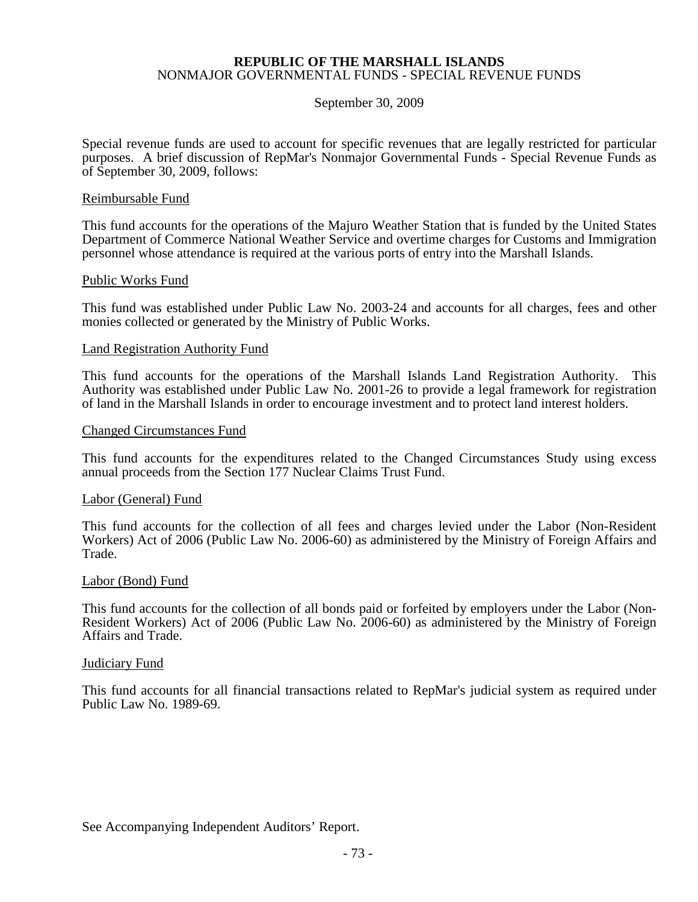**REPUBLIC OF THE MARSHALL ISLANDS**
NONMAJOR GOVERNMENTAL FUNDS - SPECIAL REVENUE FUNDS

September 30, 2009

Special revenue funds are used to account for specific revenues that are legally restricted for particular purposes. A brief discussion of RepMar's Nonmajor Governmental Funds - Special Revenue Funds as of September 30, 2009, follows:

Reimbursable Fund

This fund accounts for the operations of the Majuro Weather Station that is funded by the United States Department of Commerce National Weather Service and overtime charges for Customs and Immigration personnel whose attendance is required at the various ports of entry into the Marshall Islands.

Public Works Fund

This fund was established under Public Law No. 2003-24 and accounts for all charges, fees and other monies collected or generated by the Ministry of Public Works.

Land Registration Authority Fund

This fund accounts for the operations of the Marshall Islands Land Registration Authority. This Authority was established under Public Law No. 2001-26 to provide a legal framework for registration of land in the Marshall Islands in order to encourage investment and to protect land interest holders.

Changed Circumstances Fund

This fund accounts for the expenditures related to the Changed Circumstances Study using excess annual proceeds from the Section 177 Nuclear Claims Trust Fund.

Labor (General) Fund

This fund accounts for the collection of all fees and charges levied under the Labor (Non-Resident Workers) Act of 2006 (Public Law No. 2006-60) as administered by the Ministry of Foreign Affairs and Trade.

Labor (Bond) Fund

This fund accounts for the collection of all bonds paid or forfeited by employers under the Labor (Non-Resident Workers) Act of 2006 (Public Law No. 2006-60) as administered by the Ministry of Foreign Affairs and Trade.

Judiciary Fund

This fund accounts for all financial transactions related to RepMar's judicial system as required under Public Law No. 1989-69.

See Accompanying Independent Auditors' Report.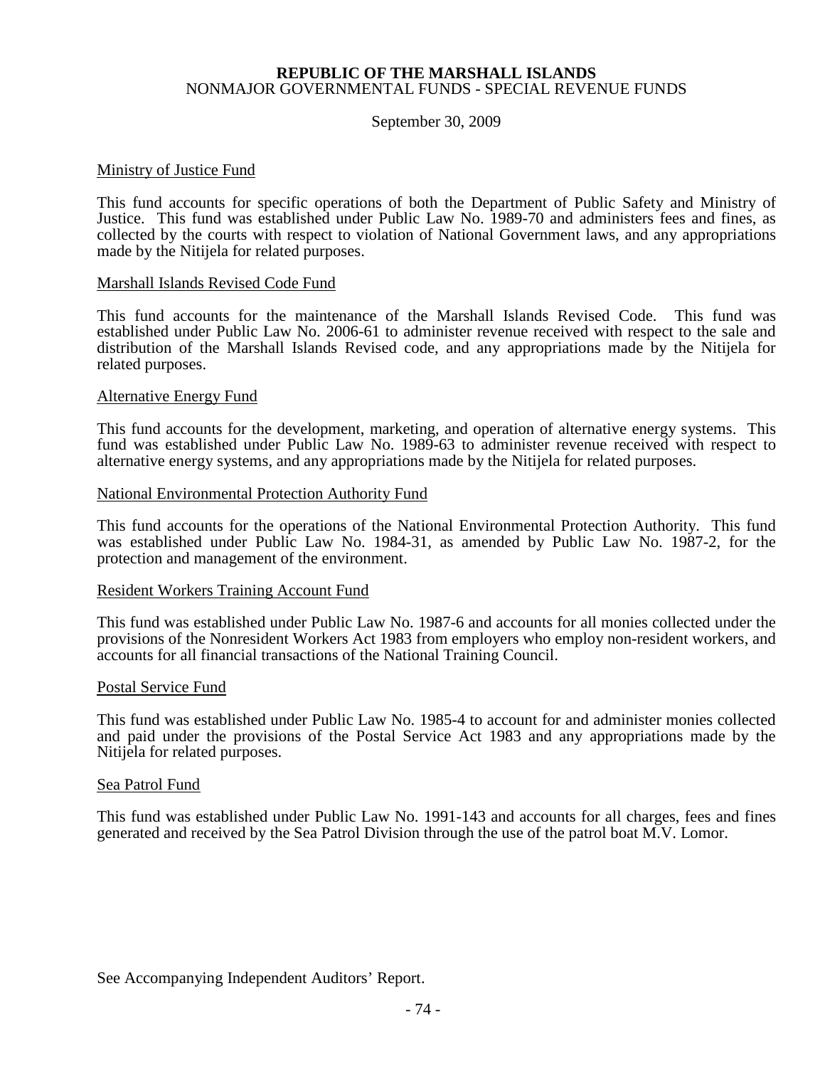**REPUBLIC OF THE MARSHALL ISLANDS**
NONMAJOR GOVERNMENTAL FUNDS - SPECIAL REVENUE FUNDS

September 30, 2009

Ministry of Justice Fund

This fund accounts for specific operations of both the Department of Public Safety and Ministry of Justice. This fund was established under Public Law No. 1989-70 and administers fees and fines, as collected by the courts with respect to violation of National Government laws, and any appropriations made by the Nitijela for related purposes.

Marshall Islands Revised Code Fund

This fund accounts for the maintenance of the Marshall Islands Revised Code. This fund was established under Public Law No. 2006-61 to administer revenue received with respect to the sale and distribution of the Marshall Islands Revised code, and any appropriations made by the Nitijela for related purposes.

Alternative Energy Fund

This fund accounts for the development, marketing, and operation of alternative energy systems. This fund was established under Public Law No. 1989-63 to administer revenue received with respect to alternative energy systems, and any appropriations made by the Nitijela for related purposes.

National Environmental Protection Authority Fund

This fund accounts for the operations of the National Environmental Protection Authority. This fund was established under Public Law No. 1984-31, as amended by Public Law No. 1987-2, for the protection and management of the environment.

Resident Workers Training Account Fund

This fund was established under Public Law No. 1987-6 and accounts for all monies collected under the provisions of the Nonresident Workers Act 1983 from employers who employ non-resident workers, and accounts for all financial transactions of the National Training Council.

Postal Service Fund

This fund was established under Public Law No. 1985-4 to account for and administer monies collected and paid under the provisions of the Postal Service Act 1983 and any appropriations made by the Nitijela for related purposes.

Sea Patrol Fund

This fund was established under Public Law No. 1991-143 and accounts for all charges, fees and fines generated and received by the Sea Patrol Division through the use of the patrol boat M.V. Lomor.

See Accompanying Independent Auditors' Report.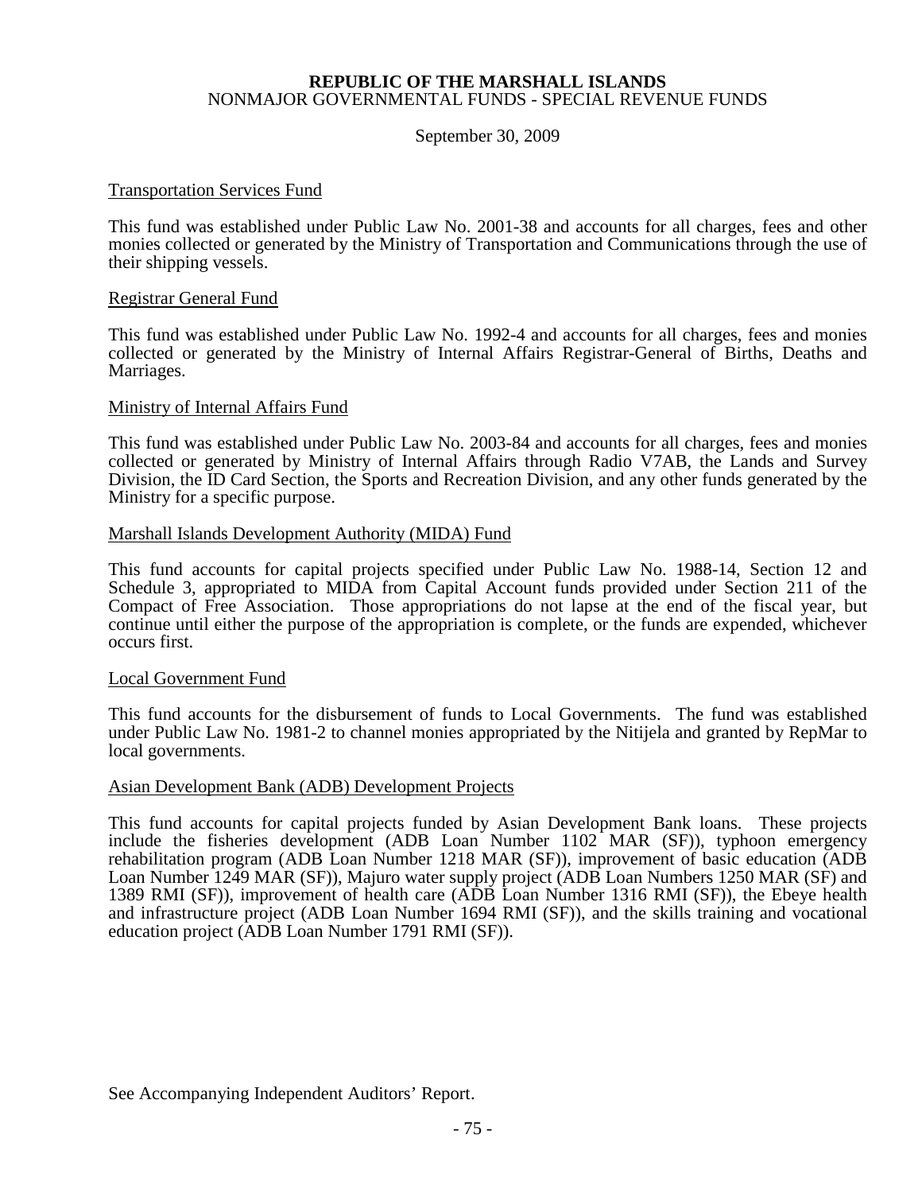**REPUBLIC OF THE MARSHALL ISLANDS**
NONMAJOR GOVERNMENTAL FUNDS - SPECIAL REVENUE FUNDS

September 30, 2009

Transportation Services Fund

This fund was established under Public Law No. 2001-38 and accounts for all charges, fees and other monies collected or generated by the Ministry of Transportation and Communications through the use of their shipping vessels.

Registrar General Fund

This fund was established under Public Law No. 1992-4 and accounts for all charges, fees and monies collected or generated by the Ministry of Internal Affairs Registrar-General of Births, Deaths and Marriages.

Ministry of Internal Affairs Fund

This fund was established under Public Law No. 2003-84 and accounts for all charges, fees and monies collected or generated by Ministry of Internal Affairs through Radio V7AB, the Lands and Survey Division, the ID Card Section, the Sports and Recreation Division, and any other funds generated by the Ministry for a specific purpose.

Marshall Islands Development Authority (MIDA) Fund

This fund accounts for capital projects specified under Public Law No. 1988-14, Section 12 and Schedule 3, appropriated to MIDA from Capital Account funds provided under Section 211 of the Compact of Free Association. Those appropriations do not lapse at the end of the fiscal year, but continue until either the purpose of the appropriation is complete, or the funds are expended, whichever occurs first.

Local Government Fund

This fund accounts for the disbursement of funds to Local Governments. The fund was established under Public Law No. 1981-2 to channel monies appropriated by the Nitijela and granted by RepMar to local governments.

Asian Development Bank (ADB) Development Projects

This fund accounts for capital projects funded by Asian Development Bank loans. These projects include the fisheries development (ADB Loan Number 1102 MAR (SF)), typhoon emergency rehabilitation program (ADB Loan Number 1218 MAR (SF)), improvement of basic education (ADB Loan Number 1249 MAR (SF)), Majuro water supply project (ADB Loan Numbers 1250 MAR (SF) and 1389 RMI (SF)), improvement of health care (ADB Loan Number 1316 RMI (SF)), the Ebeye health and infrastructure project (ADB Loan Number 1694 RMI (SF)), and the skills training and vocational education project (ADB Loan Number 1791 RMI (SF)).

See Accompanying Independent Auditors' Report.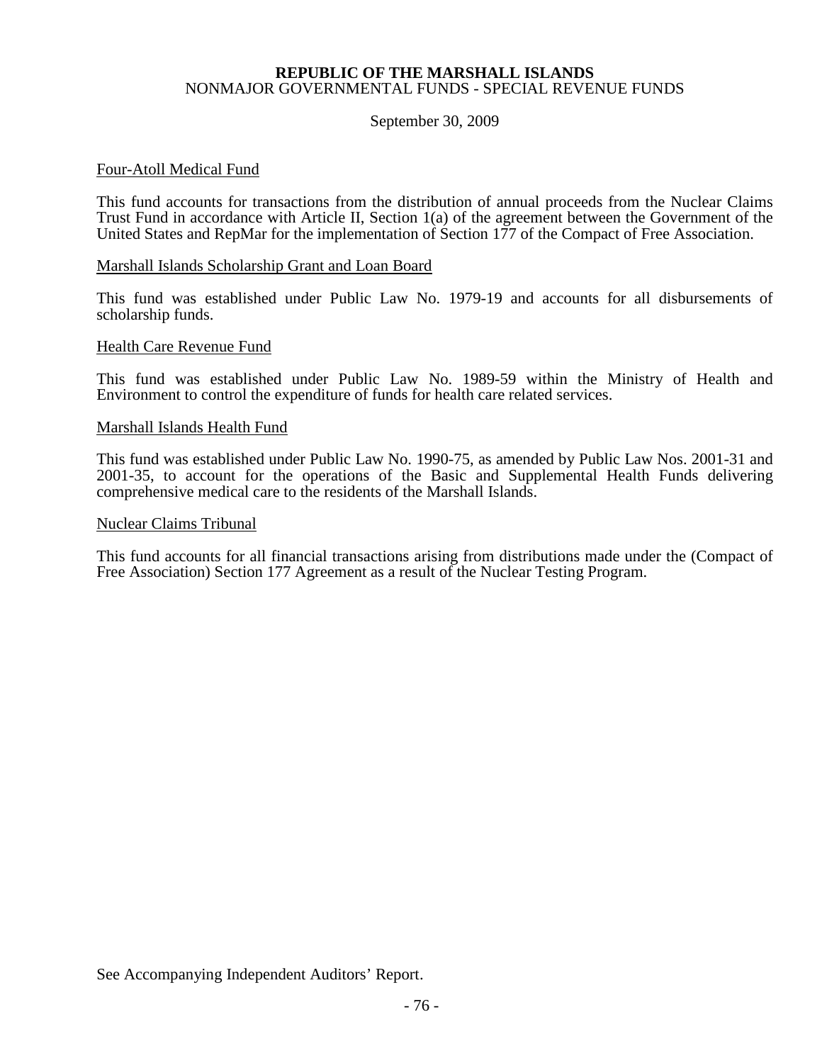**REPUBLIC OF THE MARSHALL ISLANDS**
NONMAJOR GOVERNMENTAL FUNDS - SPECIAL REVENUE FUNDS

September 30, 2009

Four-Atoll Medical Fund

This fund accounts for transactions from the distribution of annual proceeds from the Nuclear Claims Trust Fund in accordance with Article II, Section 1(a) of the agreement between the Government of the United States and RepMar for the implementation of Section 177 of the Compact of Free Association.

Marshall Islands Scholarship Grant and Loan Board

This fund was established under Public Law No. 1979-19 and accounts for all disbursements of scholarship funds.

Health Care Revenue Fund

This fund was established under Public Law No. 1989-59 within the Ministry of Health and Environment to control the expenditure of funds for health care related services.

Marshall Islands Health Fund

This fund was established under Public Law No. 1990-75, as amended by Public Law Nos. 2001-31 and 2001-35, to account for the operations of the Basic and Supplemental Health Funds delivering comprehensive medical care to the residents of the Marshall Islands.

Nuclear Claims Tribunal

This fund accounts for all financial transactions arising from distributions made under the (Compact of Free Association) Section 177 Agreement as a result of the Nuclear Testing Program.

See Accompanying Independent Auditors' Report.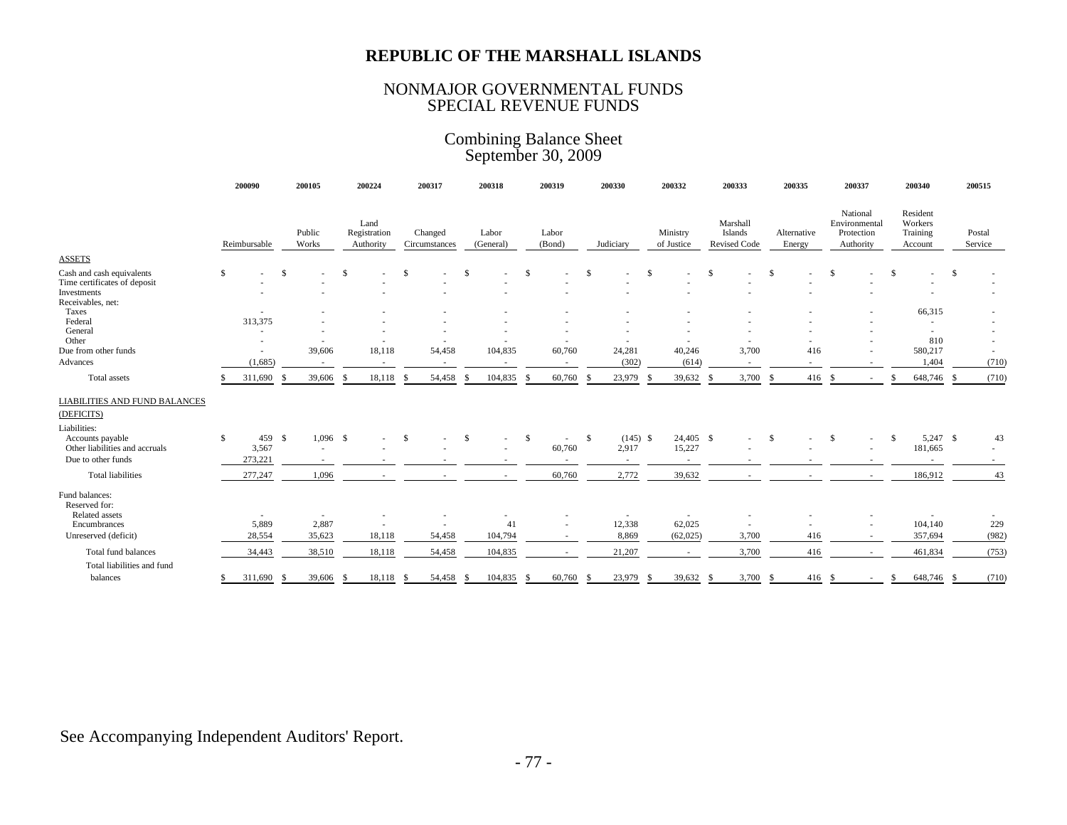# REPUBLIC OF THE MARSHALL ISLANDS

## NONMAJOR GOVERNMENTAL FUNDS
## SPECIAL REVENUE FUNDS

### Combining Balance Sheet
### September 30, 2009

| | 200090 | 200105 | 200224 | 200317 | 200318 | 200319 | 200330 | 200332 | 200333 | 200335 | 200337 | 200340 | 200515 |
|---|---|---|---|---|---|---|---|---|---|---|---|---|---|
| | Reimbursable | Public Works | Land Registration Authority | Changed Circumstances | Labor (General) | Labor (Bond) | Judiciary | Ministry of Justice | Marshall Islands Revised Code | Alternative Energy | National Environmental Protection Authority | Resident Workers Training Account | Postal Service |
| **ASSETS** | | | | | | | | | | | | | |
| Cash and cash equivalents | $ - | $ - | $ - | $ - | $ - | $ - | $ - | $ - | $ - | $ - | $ - | $ - | $ - |
| Time certificates of deposit | - | - | - | - | - | - | - | - | - | - | - | - | - |
| Investments | - | - | - | - | - | - | - | - | - | - | - | - | - |
| Receivables, net: | | | | | | | | | | | | | |
| Taxes | - | - | - | - | - | - | - | - | - | - | - | 66,315 | - |
| Federal | 313,375 | - | - | - | - | - | - | - | - | - | - | - | - |
| General | - | - | - | - | - | - | - | - | - | - | - | - | - |
| Other | - | - | - | - | - | - | - | - | - | - | - | 810 | - |
| Due from other funds | - | 39,606 | 18,118 | 54,458 | 104,835 | 60,760 | 24,281 | 40,246 | 3,700 | 416 | - | 580,217 | - |
| Advances | (1,685) | - | - | - | - | - | (302) | (614) | - | - | - | 1,404 | (710) |
| Total assets | $ 311,690 | $ 39,606 | $ 18,118 | $ 54,458 | $ 104,835 | $ 60,760 | $ 23,979 | $ 39,632 | $ 3,700 | $ 416 | $ - | $ 648,746 | $ (710) |
| **LIABILITIES AND FUND BALANCES (DEFICITS)** | | | | | | | | | | | | | |
| Liabilities: | | | | | | | | | | | | | |
| Accounts payable | $ 459 | $ 1,096 | $ - | $ - | $ - | $ - | $ (145) | $ 24,405 | $ - | $ - | $ - | $ 5,247 | $ 43 |
| Other liabilities and accruals | 3,567 | - | - | - | - | 60,760 | 2,917 | 15,227 | - | - | - | 181,665 | - |
| Due to other funds | 273,221 | - | - | - | - | - | - | - | - | - | - | - | - |
| Total liabilities | 277,247 | 1,096 | - | - | - | 60,760 | 2,772 | 39,632 | - | - | - | 186,912 | 43 |
| Fund balances: | | | | | | | | | | | | | |
| Reserved for: | | | | | | | | | | | | | |
| Related assets | - | - | - | - | - | - | - | - | - | - | - | - | - |
| Encumbrances | 5,889 | 2,887 | - | - | 41 | - | 12,338 | 62,025 | - | - | - | 104,140 | 229 |
| Unreserved (deficit) | 28,554 | 35,623 | 18,118 | 54,458 | 104,794 | - | 8,869 | (62,025) | 3,700 | 416 | - | 357,694 | (982) |
| Total fund balances | 34,443 | 38,510 | 18,118 | 54,458 | 104,835 | - | 21,207 | - | 3,700 | 416 | - | 461,834 | (753) |
| Total liabilities and fund balances | $ 311,690 | $ 39,606 | $ 18,118 | $ 54,458 | $ 104,835 | $ 60,760 | $ 23,979 | $ 39,632 | $ 3,700 | $ 416 | $ - | $ 648,746 | $ (710) |

See Accompanying Independent Auditors' Report.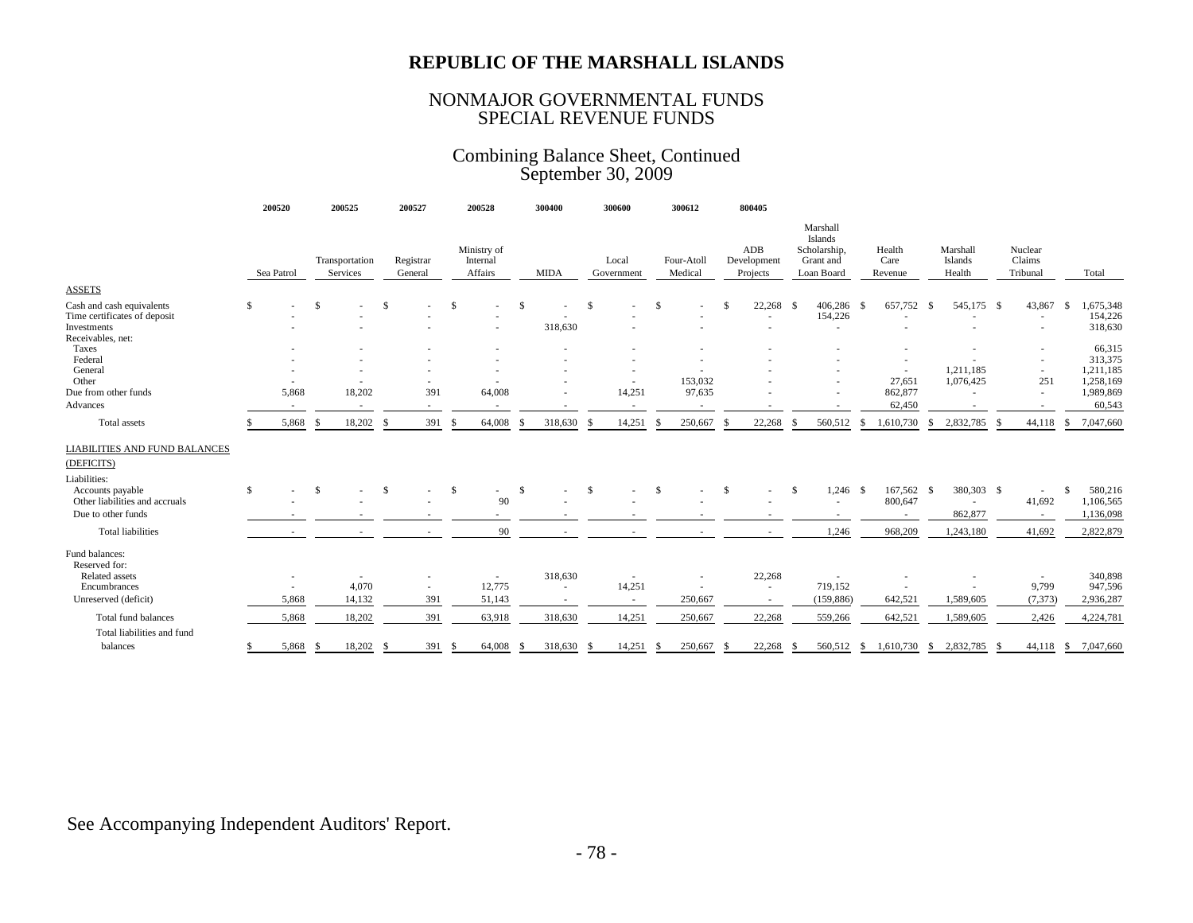# REPUBLIC OF THE MARSHALL ISLANDS

## NONMAJOR GOVERNMENTAL FUNDS
## SPECIAL REVENUE FUNDS

## Combining Balance Sheet, Continued
## September 30, 2009

| | 200520 | 200525 | 200527 | 200528 | 300400 | 300600 | 300612 | 800405 | | | | | |
|---|---|---|---|---|---|---|---|---|---|---|---|---|---|
| | Sea Patrol | Transportation Services | Registrar General | Ministry of Internal Affairs | MIDA | Local Government | Four-Atoll Medical | ADB Development Projects | Marshall Islands Scholarship, Grant and Loan Board | Health Care Revenue | Marshall Islands Health | Nuclear Claims Tribunal | Total |
| **ASSETS** | | | | | | | | | | | | | |
| Cash and cash equivalents | $ - | $ - | $ - | $ - | $ - | $ - | $ - | $ 22,268 | $ 406,286 | $ 657,752 | $ 545,175 | $ 43,867 | $ 1,675,348 |
| Time certificates of deposit | - | - | - | - | - | - | - | - | 154,226 | - | - | - | 154,226 |
| Investments | - | - | - | - | 318,630 | - | - | - | - | - | - | - | 318,630 |
| Receivables, net: | | | | | | | | | | | | | |
| Taxes | - | - | - | - | - | - | - | - | - | - | - | - | 66,315 |
| Federal | - | - | - | - | - | - | - | - | - | - | - | - | 313,375 |
| General | - | - | - | - | - | - | - | - | - | - | 1,211,185 | - | 1,211,185 |
| Other | - | - | - | - | - | - | 153,032 | - | - | 27,651 | 1,076,425 | 251 | 1,258,169 |
| Due from other funds | 5,868 | 18,202 | 391 | 64,008 | - | 14,251 | 97,635 | - | - | 862,877 | - | - | 1,989,869 |
| Advances | - | - | - | - | - | - | - | - | - | 62,450 | - | - | 60,543 |
| Total assets | $ 5,868 | $ 18,202 | $ 391 | $ 64,008 | $ 318,630 | $ 14,251 | $ 250,667 | $ 22,268 | $ 560,512 | $ 1,610,730 | $ 2,832,785 | $ 44,118 | $ 7,047,660 |
| **LIABILITIES AND FUND BALANCES (DEFICITS)** | | | | | | | | | | | | | |
| Liabilities: | | | | | | | | | | | | | |
| Accounts payable | $ - | $ - | $ - | $ - | $ - | $ - | $ - | $ - | $ 1,246 | $ 167,562 | $ 380,303 | $ - | $ 580,216 |
| Other liabilities and accruals | - | - | - | 90 | - | - | - | - | - | 800,647 | - | 41,692 | 1,106,565 |
| Due to other funds | - | - | - | - | - | - | - | - | - | - | 862,877 | - | 1,136,098 |
| Total liabilities | - | - | - | 90 | - | - | - | - | 1,246 | 968,209 | 1,243,180 | 41,692 | 2,822,879 |
| Fund balances: | | | | | | | | | | | | | |
| Reserved for: | | | | | | | | | | | | | |
| Related assets | - | - | - | - | 318,630 | - | - | 22,268 | - | - | - | - | 340,898 |
| Encumbrances | - | 4,070 | - | 12,775 | - | 14,251 | - | - | 719,152 | - | - | 9,799 | 947,596 |
| Unreserved (deficit) | 5,868 | 14,132 | 391 | 51,143 | - | - | 250,667 | - | (159,886) | 642,521 | 1,589,605 | (7,373) | 2,936,287 |
| Total fund balances | 5,868 | 18,202 | 391 | 63,918 | 318,630 | 14,251 | 250,667 | 22,268 | 559,266 | 642,521 | 1,589,605 | 2,426 | 4,224,781 |
| Total liabilities and fund balances | $ 5,868 | $ 18,202 | $ 391 | $ 64,008 | $ 318,630 | $ 14,251 | $ 250,667 | $ 22,268 | $ 560,512 | $ 1,610,730 | $ 2,832,785 | $ 44,118 | $ 7,047,660 |

See Accompanying Independent Auditors' Report.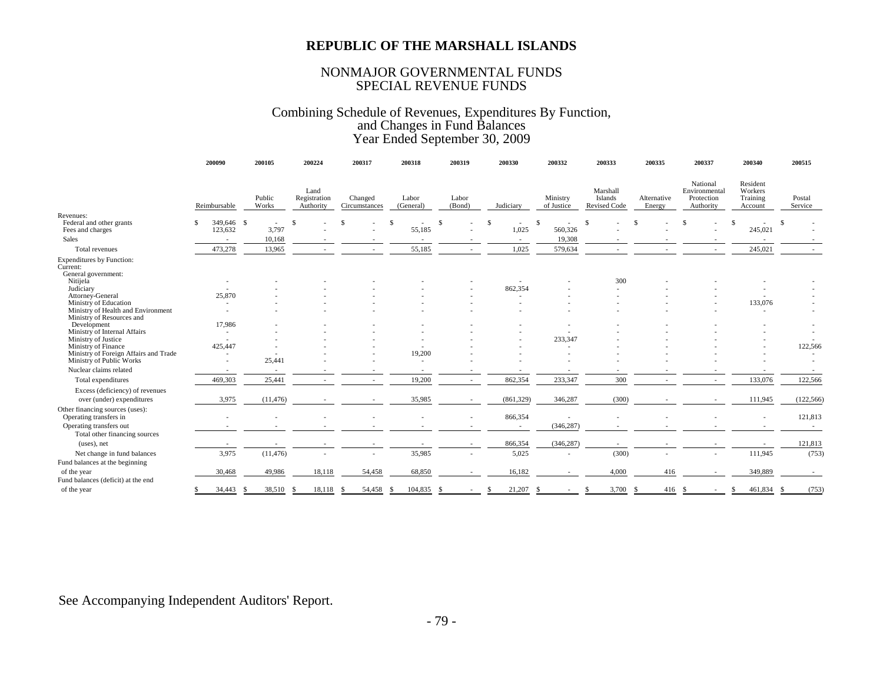# REPUBLIC OF THE MARSHALL ISLANDS

## NONMAJOR GOVERNMENTAL FUNDS
## SPECIAL REVENUE FUNDS

### Combining Schedule of Revenues, Expenditures By Function, and Changes in Fund Balances
### Year Ended September 30, 2009

| | 200090 | 200105 | 200224 | 200317 | 200318 | 200319 | 200330 | 200332 | 200333 | 200335 | 200337 | 200340 | 200515 |
|---|---|---|---|---|---|---|---|---|---|---|---|---|---|
| | Reimbursable | Public Works | Land Registration Authority | Changed Circumstances | Labor (General) | Labor (Bond) | Judiciary | Ministry of Justice | Marshall Islands Revised Code | Alternative Energy | National Environmental Protection Authority | Resident Workers Training Account | Postal Service |
| Revenues: | | | | | | | | | | | | | |
| Federal and other grants | $ 349,646 | $ - | $ - | $ - | $ - | $ - | $ - | $ - | $ - | $ - | $ - | $ - | $ - |
| Fees and charges | 123,632 | 3,797 | - | - | 55,185 | - | 1,025 | 560,326 | - | - | - | 245,021 | - |
| Sales | - | 10,168 | - | - | - | - | - | 19,308 | - | - | - | - | - |
| Total revenues | 473,278 | 13,965 | - | - | 55,185 | - | 1,025 | 579,634 | - | - | - | 245,021 | - |
| Expenditures by Function: | | | | | | | | | | | | | |
| Current: | | | | | | | | | | | | | |
| General government: | | | | | | | | | | | | | |
| Nitijela | - | - | - | - | - | - | - | - | 300 | - | - | - | - |
| Judiciary | - | - | - | - | - | - | 862,354 | - | - | - | - | - | - |
| Attorney-General | 25,870 | - | - | - | - | - | - | - | - | - | - | - | - |
| Ministry of Education | - | - | - | - | - | - | - | - | - | - | - | 133,076 | - |
| Ministry of Health and Environment | - | - | - | - | - | - | - | - | - | - | - | - | - |
| Ministry of Resources and Development | 17,986 | - | - | - | - | - | - | - | - | - | - | - | - |
| Ministry of Internal Affairs | - | - | - | - | - | - | - | - | - | - | - | - | - |
| Ministry of Justice | - | - | - | - | - | - | - | 233,347 | - | - | - | - | - |
| Ministry of Finance | 425,447 | - | - | - | - | - | - | - | - | - | - | - | 122,566 |
| Ministry of Foreign Affairs and Trade | - | - | - | - | 19,200 | - | - | - | - | - | - | - | - |
| Ministry of Public Works | - | 25,441 | - | - | - | - | - | - | - | - | - | - | - |
| Nuclear claims related | - | - | - | - | - | - | - | - | - | - | - | - | - |
| Total expenditures | 469,303 | 25,441 | - | - | 19,200 | - | 862,354 | 233,347 | 300 | - | - | 133,076 | 122,566 |
| Excess (deficiency) of revenues over (under) expenditures | 3,975 | (11,476) | - | - | 35,985 | - | (861,329) | 346,287 | (300) | - | - | 111,945 | (122,566) |
| Other financing sources (uses): | | | | | | | | | | | | | |
| Operating transfers in | - | - | - | - | - | - | 866,354 | - | - | - | - | - | 121,813 |
| Operating transfers out | - | - | - | - | - | - | - | (346,287) | - | - | - | - | - |
| Total other financing sources (uses), net | - | - | - | - | - | - | 866,354 | (346,287) | - | - | - | - | 121,813 |
| Net change in fund balances | 3,975 | (11,476) | - | - | 35,985 | - | 5,025 | - | (300) | - | - | 111,945 | (753) |
| Fund balances at the beginning of the year | 30,468 | 49,986 | 18,118 | 54,458 | 68,850 | - | 16,182 | - | 4,000 | 416 | - | 349,889 | - |
| Fund balances (deficit) at the end of the year | $ 34,443 | $ 38,510 | $ 18,118 | $ 54,458 | $ 104,835 | $ - | $ 21,207 | $ - | $ 3,700 | $ 416 | $ - | $ 461,834 | $ (753) |

See Accompanying Independent Auditors' Report.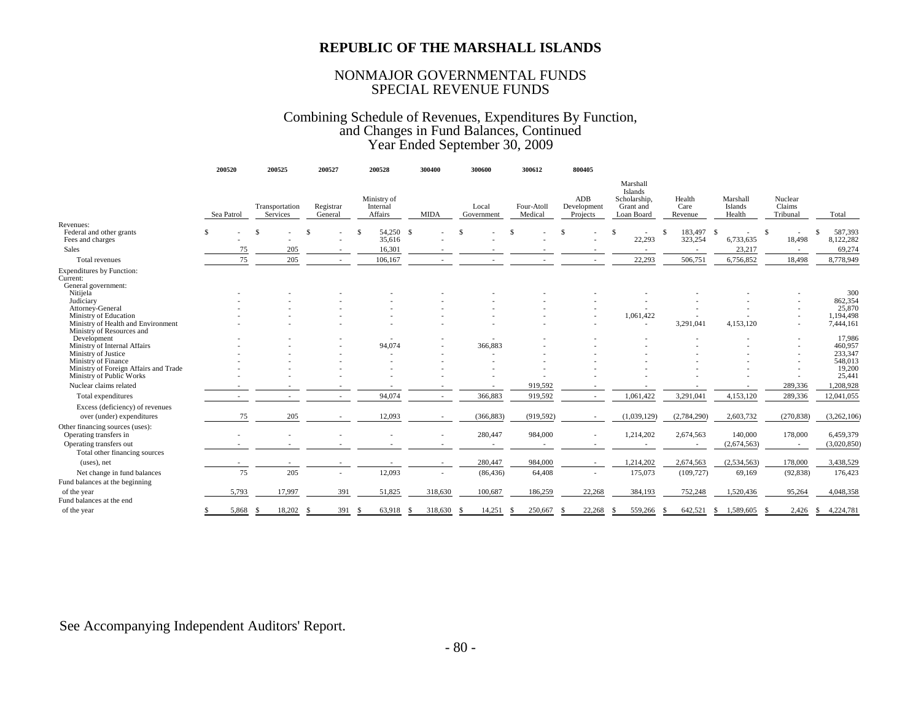# REPUBLIC OF THE MARSHALL ISLANDS

## NONMAJOR GOVERNMENTAL FUNDS
## SPECIAL REVENUE FUNDS

### Combining Schedule of Revenues, Expenditures By Function, and Changes in Fund Balances, Continued
### Year Ended September 30, 2009

| | 200520 | 200525 | 200527 | 200528 | 300400 | 300600 | 300612 | 800405 | | | | | |
|---|---|---|---|---|---|---|---|---|---|---|---|---|---|
| | Sea Patrol | Transportation Services | Registrar General | Ministry of Internal Affairs | MIDA | Local Government | Four-Atoll Medical | ADB Development Projects | Marshall Islands Scholarship, Grant and Loan Board | Health Care Revenue | Marshall Islands Health | Nuclear Claims Tribunal | Total |
| Revenues: | | | | | | | | | | | | | |
| Federal and other grants | $ - | $ - | $ - | $ 54,250 | $ - | $ - | $ - | $ - | $ - | $ 183,497 | $ - | $ - | $ 587,393 |
| Fees and charges | - | - | - | 35,616 | - | - | - | - | 22,293 | 323,254 | 6,733,635 | 18,498 | 8,122,282 |
| Sales | 75 | 205 | - | 16,301 | - | - | - | - | - | - | 23,217 | - | 69,274 |
| Total revenues | 75 | 205 | - | 106,167 | - | - | - | - | 22,293 | 506,751 | 6,756,852 | 18,498 | 8,778,949 |
| Expenditures by Function: | | | | | | | | | | | | | |
| Current: | | | | | | | | | | | | | |
| General government: | | | | | | | | | | | | | |
| Nitijela | - | - | - | - | - | - | - | - | - | - | - | - | 300 |
| Judiciary | - | - | - | - | - | - | - | - | - | - | - | - | 862,354 |
| Attorney-General | - | - | - | - | - | - | - | - | - | - | - | - | 25,870 |
| Ministry of Education | - | - | - | - | - | - | - | - | 1,061,422 | - | - | - | 1,194,498 |
| Ministry of Health and Environment | - | - | - | - | - | - | - | - | - | 3,291,041 | 4,153,120 | - | 7,444,161 |
| Ministry of Resources and Development | - | - | - | - | - | - | - | - | - | - | - | - | 17,986 |
| Ministry of Internal Affairs | - | - | - | 94,074 | - | 366,883 | - | - | - | - | - | - | 460,957 |
| Ministry of Justice | - | - | - | - | - | - | - | - | - | - | - | - | 233,347 |
| Ministry of Finance | - | - | - | - | - | - | - | - | - | - | - | - | 548,013 |
| Ministry of Foreign Affairs and Trade | - | - | - | - | - | - | - | - | - | - | - | - | 19,200 |
| Ministry of Public Works | - | - | - | - | - | - | - | - | - | - | - | - | 25,441 |
| Nuclear claims related | - | - | - | - | - | - | 919,592 | - | - | - | - | 289,336 | 1,208,928 |
| Total expenditures | - | - | - | 94,074 | - | 366,883 | 919,592 | - | 1,061,422 | 3,291,041 | 4,153,120 | 289,336 | 12,041,055 |
| Excess (deficiency) of revenues over (under) expenditures | 75 | 205 | - | 12,093 | - | (366,883) | (919,592) | - | (1,039,129) | (2,784,290) | 2,603,732 | (270,838) | (3,262,106) |
| Other financing sources (uses): | | | | | | | | | | | | | |
| Operating transfers in | - | - | - | - | - | 280,447 | 984,000 | - | 1,214,202 | 2,674,563 | 140,000 | 178,000 | 6,459,379 |
| Operating transfers out | - | - | - | - | - | - | - | - | - | - | (2,674,563) | - | (3,020,850) |
| Total other financing sources (uses), net | - | - | - | - | - | 280,447 | 984,000 | - | 1,214,202 | 2,674,563 | (2,534,563) | 178,000 | 3,438,529 |
| Net change in fund balances | 75 | 205 | - | 12,093 | - | (86,436) | 64,408 | - | 175,073 | (109,727) | 69,169 | (92,838) | 176,423 |
| Fund balances at the beginning of the year | 5,793 | 17,997 | 391 | 51,825 | 318,630 | 100,687 | 186,259 | 22,268 | 384,193 | 752,248 | 1,520,436 | 95,264 | 4,048,358 |
| Fund balances at the end of the year | $ 5,868 | $ 18,202 | $ 391 | $ 63,918 | $ 318,630 | $ 14,251 | $ 250,667 | $ 22,268 | $ 559,266 | $ 642,521 | $ 1,589,605 | $ 2,426 | $ 4,224,781 |

See Accompanying Independent Auditors' Report.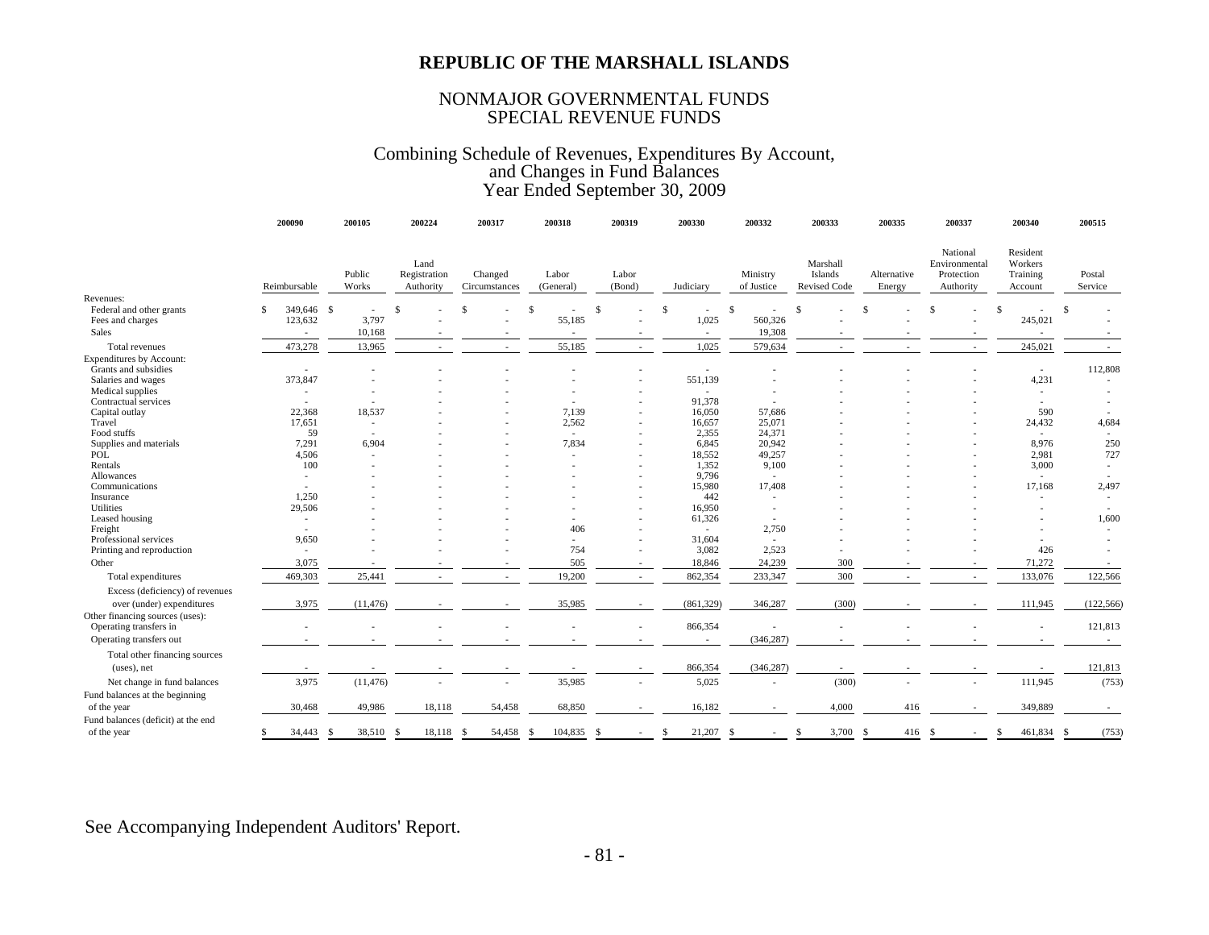# REPUBLIC OF THE MARSHALL ISLANDS

## NONMAJOR GOVERNMENTAL FUNDS
## SPECIAL REVENUE FUNDS

### Combining Schedule of Revenues, Expenditures By Account, and Changes in Fund Balances
### Year Ended September 30, 2009

| | 200090 | 200105 | 200224 | 200317 | 200318 | 200319 | 200330 | 200332 | 200333 | 200335 | 200337 | 200340 | 200515 |
|---|---|---|---|---|---|---|---|---|---|---|---|---|---|
| | Reimbursable | Public Works | Land Registration Authority | Changed Circumstances | Labor (General) | Labor (Bond) | Judiciary | Ministry of Justice | Marshall Islands Revised Code | Alternative Energy | National Environmental Protection Authority | Resident Workers Training Account | Postal Service |
| Revenues: | | | | | | | | | | | | | |
| Federal and other grants | $ 349,646 | $ - | $ - | $ - | $ - | $ - | $ - | $ - | $ - | $ - | $ - | $ - | $ - |
| Fees and charges | 123,632 | 3,797 | - | - | 55,185 | - | 1,025 | 560,326 | - | - | - | 245,021 | - |
| Sales | - | 10,168 | - | - | - | - | - | 19,308 | - | - | - | - | - |
| Total revenues | 473,278 | 13,965 | - | - | 55,185 | - | 1,025 | 579,634 | - | - | - | 245,021 | - |
| Expenditures by Account: | | | | | | | | | | | | | |
| Grants and subsidies | - | - | - | - | - | - | - | - | - | - | - | - | 112,808 |
| Salaries and wages | 373,847 | - | - | - | - | - | 551,139 | - | - | - | - | 4,231 | - |
| Medical supplies | - | - | - | - | - | - | - | - | - | - | - | - | - |
| Contractual services | - | - | - | - | - | - | 91,378 | - | - | - | - | - | - |
| Capital outlay | 22,368 | 18,537 | - | - | 7,139 | - | 16,050 | 57,686 | - | - | - | 590 | - |
| Travel | 17,651 | - | - | - | 2,562 | - | 16,657 | 25,071 | - | - | - | 24,432 | 4,684 |
| Food stuffs | 59 | - | - | - | - | - | 2,355 | 24,371 | - | - | - | - | - |
| Supplies and materials | 7,291 | 6,904 | - | - | 7,834 | - | 6,845 | 20,942 | - | - | - | 8,976 | 250 |
| POL | 4,506 | - | - | - | - | - | 18,552 | 49,257 | - | - | - | 2,981 | 727 |
| Rentals | 100 | - | - | - | - | - | 1,352 | 9,100 | - | - | - | 3,000 | - |
| Allowances | - | - | - | - | - | - | 9,796 | - | - | - | - | - | - |
| Communications | - | - | - | - | - | - | 15,980 | 17,408 | - | - | - | 17,168 | 2,497 |
| Insurance | 1,250 | - | - | - | - | - | 442 | - | - | - | - | - | - |
| Utilities | 29,506 | - | - | - | - | - | 16,950 | - | - | - | - | - | - |
| Leased housing | - | - | - | - | - | - | 61,326 | - | - | - | - | - | 1,600 |
| Freight | - | - | - | - | 406 | - | - | 2,750 | - | - | - | - | - |
| Professional services | 9,650 | - | - | - | - | - | 31,604 | - | - | - | - | - | - |
| Printing and reproduction | - | - | - | - | 754 | - | 3,082 | 2,523 | - | - | - | 426 | - |
| Other | 3,075 | - | - | - | 505 | - | 18,846 | 24,239 | 300 | - | - | 71,272 | - |
| Total expenditures | 469,303 | 25,441 | - | - | 19,200 | - | 862,354 | 233,347 | 300 | - | - | 133,076 | 122,566 |
| Excess (deficiency) of revenues over (under) expenditures | 3,975 | (11,476) | - | - | 35,985 | - | (861,329) | 346,287 | (300) | - | - | 111,945 | (122,566) |
| Other financing sources (uses): | | | | | | | | | | | | | |
| Operating transfers in | - | - | - | - | - | - | 866,354 | - | - | - | - | - | 121,813 |
| Operating transfers out | - | - | - | - | - | - | - | (346,287) | - | - | - | - | - |
| Total other financing sources (uses), net | - | - | - | - | - | - | 866,354 | (346,287) | - | - | - | - | 121,813 |
| Net change in fund balances | 3,975 | (11,476) | - | - | 35,985 | - | 5,025 | - | (300) | - | - | 111,945 | (753) |
| Fund balances at the beginning of the year | 30,468 | 49,986 | 18,118 | 54,458 | 68,850 | - | 16,182 | - | 4,000 | 416 | - | 349,889 | - |
| Fund balances (deficit) at the end of the year | $ 34,443 | $ 38,510 | $ 18,118 | $ 54,458 | $ 104,835 | $ - | $ 21,207 | $ - | $ 3,700 | $ 416 | $ - | $ 461,834 | $ (753) |

See Accompanying Independent Auditors' Report.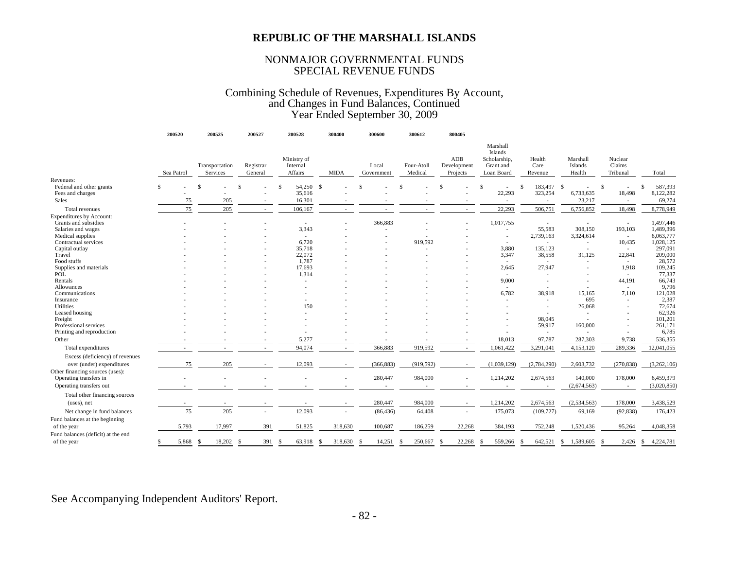# REPUBLIC OF THE MARSHALL ISLANDS

## NONMAJOR GOVERNMENTAL FUNDS
## SPECIAL REVENUE FUNDS

### Combining Schedule of Revenues, Expenditures By Account, and Changes in Fund Balances, Continued
### Year Ended September 30, 2009

| | 200520 | 200525 | 200527 | 200528 | 300400 | 300600 | 300612 | 800405 | | | | | |
|---|---|---|---|---|---|---|---|---|---|---|---|---|---|
| | Sea Patrol | Transportation Services | Registrar General | Ministry of Internal Affairs | MIDA | Local Government | Four-Atoll Medical | ADB Development Projects | Marshall Islands Scholarship, Grant and Loan Board | Health Care Revenue | Marshall Islands Health | Nuclear Claims Tribunal | Total |
| Revenues: | | | | | | | | | | | | | |
| Federal and other grants | $ - | $ - | $ - | $ 54,250 | $ - | $ - | $ - | $ - | $ - | $ 183,497 | $ - | $ - | $ 587,393 |
| Fees and charges | - | - | - | 35,616 | - | - | - | - | 22,293 | 323,254 | 6,733,635 | 18,498 | 8,122,282 |
| Sales | 75 | 205 | - | 16,301 | - | - | - | - | - | - | 23,217 | - | 69,274 |
| Total revenues | 75 | 205 | - | 106,167 | - | - | - | - | 22,293 | 506,751 | 6,756,852 | 18,498 | 8,778,949 |
| Expenditures By Account: | | | | | | | | | | | | | |
| Grants and subsidies | - | - | - | - | - | 366,883 | - | - | 1,017,755 | - | - | - | 1,497,446 |
| Salaries and wages | - | - | - | 3,343 | - | - | - | - | - | 55,583 | 308,150 | 193,103 | 1,489,396 |
| Medical supplies | - | - | - | - | - | - | - | - | - | 2,739,163 | 3,324,614 | - | 6,063,777 |
| Contractual services | - | - | - | 6,720 | - | - | 919,592 | - | - | - | - | 10,435 | 1,028,125 |
| Capital outlay | - | - | - | 35,718 | - | - | - | - | 3,880 | 135,123 | - | - | 297,091 |
| Travel | - | - | - | 22,072 | - | - | - | - | 3,347 | 38,558 | 31,125 | 22,841 | 209,000 |
| Food stuffs | - | - | - | 1,787 | - | - | - | - | - | - | - | - | 28,572 |
| Supplies and materials | - | - | - | 17,693 | - | - | - | - | 2,645 | 27,947 | - | 1,918 | 109,245 |
| POL | - | - | - | 1,314 | - | - | - | - | - | - | - | - | 77,337 |
| Rentals | - | - | - | - | - | - | - | - | 9,000 | - | - | 44,191 | 66,743 |
| Allowances | - | - | - | - | - | - | - | - | - | - | - | - | 9,796 |
| Communications | - | - | - | - | - | - | - | - | 6,782 | 38,918 | 15,165 | 7,110 | 121,028 |
| Insurance | - | - | - | - | - | - | - | - | - | - | 695 | - | 2,387 |
| Utilities | - | - | - | 150 | - | - | - | - | - | - | 26,068 | - | 72,674 |
| Leased housing | - | - | - | - | - | - | - | - | - | - | - | - | 62,926 |
| Freight | - | - | - | - | - | - | - | - | - | 98,045 | - | - | 101,201 |
| Professional services | - | - | - | - | - | - | - | - | - | 59,917 | 160,000 | - | 261,171 |
| Printing and reproduction | - | - | - | - | - | - | - | - | - | - | - | - | 6,785 |
| Other | - | - | - | 5,277 | - | - | - | - | 18,013 | 97,787 | 287,303 | 9,738 | 536,355 |
| Total expenditures | - | - | - | 94,074 | - | 366,883 | 919,592 | - | 1,061,422 | 3,291,041 | 4,153,120 | 289,336 | 12,041,055 |
| Excess (deficiency) of revenues over (under) expenditures | 75 | 205 | - | 12,093 | - | (366,883) | (919,592) | - | (1,039,129) | (2,784,290) | 2,603,732 | (270,838) | (3,262,106) |
| Other financing sources (uses): | | | | | | | | | | | | | |
| Operating transfers in | - | - | - | - | - | 280,447 | 984,000 | - | 1,214,202 | 2,674,563 | 140,000 | 178,000 | 6,459,379 |
| Operating transfers out | - | - | - | - | - | - | - | - | - | - | (2,674,563) | - | (3,020,850) |
| Total other financing sources (uses), net | - | - | - | - | - | 280,447 | 984,000 | - | 1,214,202 | 2,674,563 | (2,534,563) | 178,000 | 3,438,529 |
| Net change in fund balances | 75 | 205 | - | 12,093 | - | (86,436) | 64,408 | - | 175,073 | (109,727) | 69,169 | (92,838) | 176,423 |
| Fund balances at the beginning of the year | 5,793 | 17,997 | 391 | 51,825 | 318,630 | 100,687 | 186,259 | 22,268 | 384,193 | 752,248 | 1,520,436 | 95,264 | 4,048,358 |
| Fund balances (deficit) at the end of the year | $ 5,868 | $ 18,202 | $ 391 | $ 63,918 | $ 318,630 | $ 14,251 | $ 250,667 | $ 22,268 | $ 559,266 | $ 642,521 | $ 1,589,605 | $ 2,426 | $ 4,224,781 |

See Accompanying Independent Auditors' Report.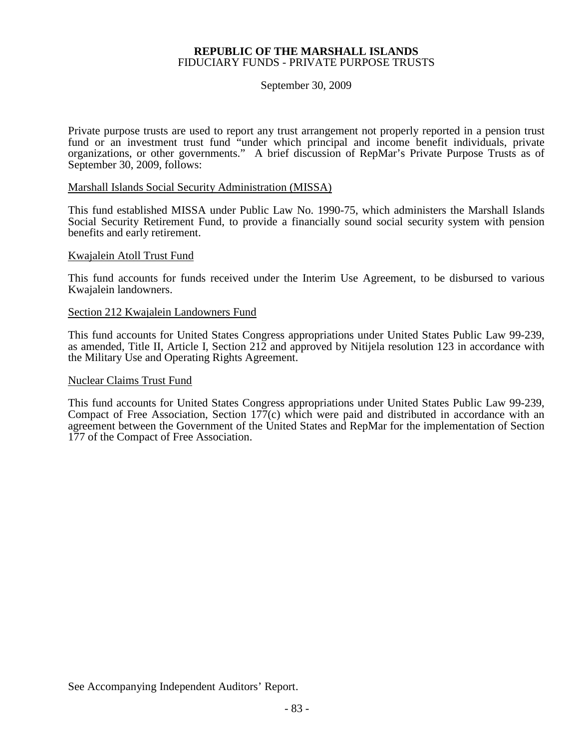**REPUBLIC OF THE MARSHALL ISLANDS**
FIDUCIARY FUNDS - PRIVATE PURPOSE TRUSTS

September 30, 2009

Private purpose trusts are used to report any trust arrangement not properly reported in a pension trust fund or an investment trust fund "under which principal and income benefit individuals, private organizations, or other governments." A brief discussion of RepMar's Private Purpose Trusts as of September 30, 2009, follows:

Marshall Islands Social Security Administration (MISSA)

This fund established MISSA under Public Law No. 1990-75, which administers the Marshall Islands Social Security Retirement Fund, to provide a financially sound social security system with pension benefits and early retirement.

Kwajalein Atoll Trust Fund

This fund accounts for funds received under the Interim Use Agreement, to be disbursed to various Kwajalein landowners.

Section 212 Kwajalein Landowners Fund

This fund accounts for United States Congress appropriations under United States Public Law 99-239, as amended, Title II, Article I, Section 212 and approved by Nitijela resolution 123 in accordance with the Military Use and Operating Rights Agreement.

Nuclear Claims Trust Fund

This fund accounts for United States Congress appropriations under United States Public Law 99-239, Compact of Free Association, Section 177(c) which were paid and distributed in accordance with an agreement between the Government of the United States and RepMar for the implementation of Section 177 of the Compact of Free Association.

See Accompanying Independent Auditors' Report.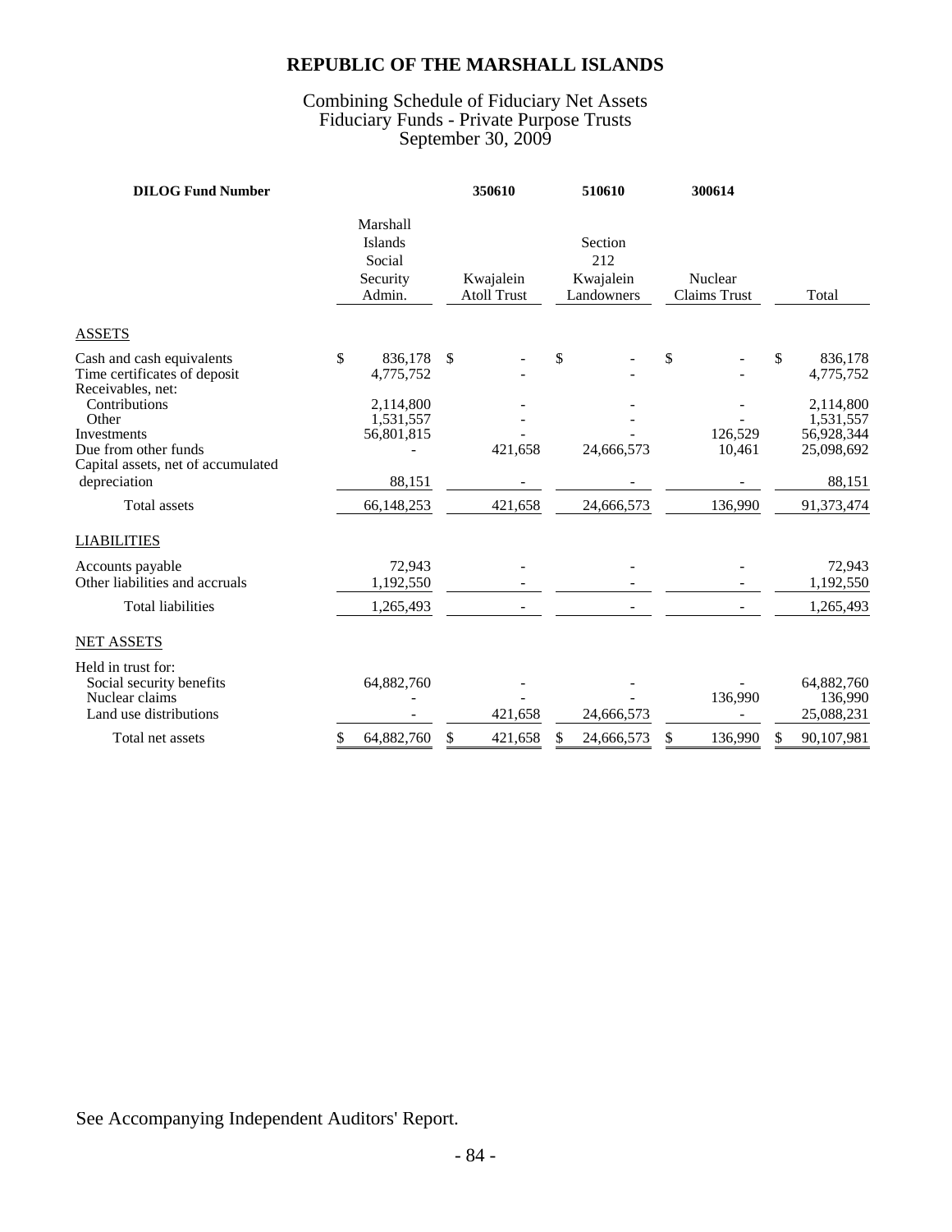# REPUBLIC OF THE MARSHALL ISLANDS

## Combining Schedule of Fiduciary Net Assets
## Fiduciary Funds - Private Purpose Trusts
## September 30, 2009

| DILOG Fund Number | | 350610 | 510610 | 300614 | |
|---|---|---|---|---|---|
| | Marshall Islands Social Security Admin. | Kwajalein Atoll Trust | Section 212 Kwajalein Landowners | Nuclear Claims Trust | Total |
| ASSETS | | | | | |
| Cash and cash equivalents | $ 836,178 | $ - | $ - | $ - | $ 836,178 |
| Time certificates of deposit | 4,775,752 | - | - | - | 4,775,752 |
| Receivables, net: | | | | | |
| Contributions | 2,114,800 | - | - | - | 2,114,800 |
| Other | 1,531,557 | - | - | - | 1,531,557 |
| Investments | 56,801,815 | - | - | 126,529 | 56,928,344 |
| Due from other funds | - | 421,658 | 24,666,573 | 10,461 | 25,098,692 |
| Capital assets, net of accumulated depreciation | 88,151 | - | - | - | 88,151 |
| Total assets | 66,148,253 | 421,658 | 24,666,573 | 136,990 | 91,373,474 |
| LIABILITIES | | | | | |
| Accounts payable | 72,943 | - | - | - | 72,943 |
| Other liabilities and accruals | 1,192,550 | - | - | - | 1,192,550 |
| Total liabilities | 1,265,493 | - | - | - | 1,265,493 |
| NET ASSETS | | | | | |
| Held in trust for: | | | | | |
| Social security benefits | 64,882,760 | - | - | - | 64,882,760 |
| Nuclear claims | - | - | - | 136,990 | 136,990 |
| Land use distributions | - | 421,658 | 24,666,573 | - | 25,088,231 |
| Total net assets | $ 64,882,760 | $ 421,658 | $ 24,666,573 | $ 136,990 | $ 90,107,981 |

See Accompanying Independent Auditors' Report.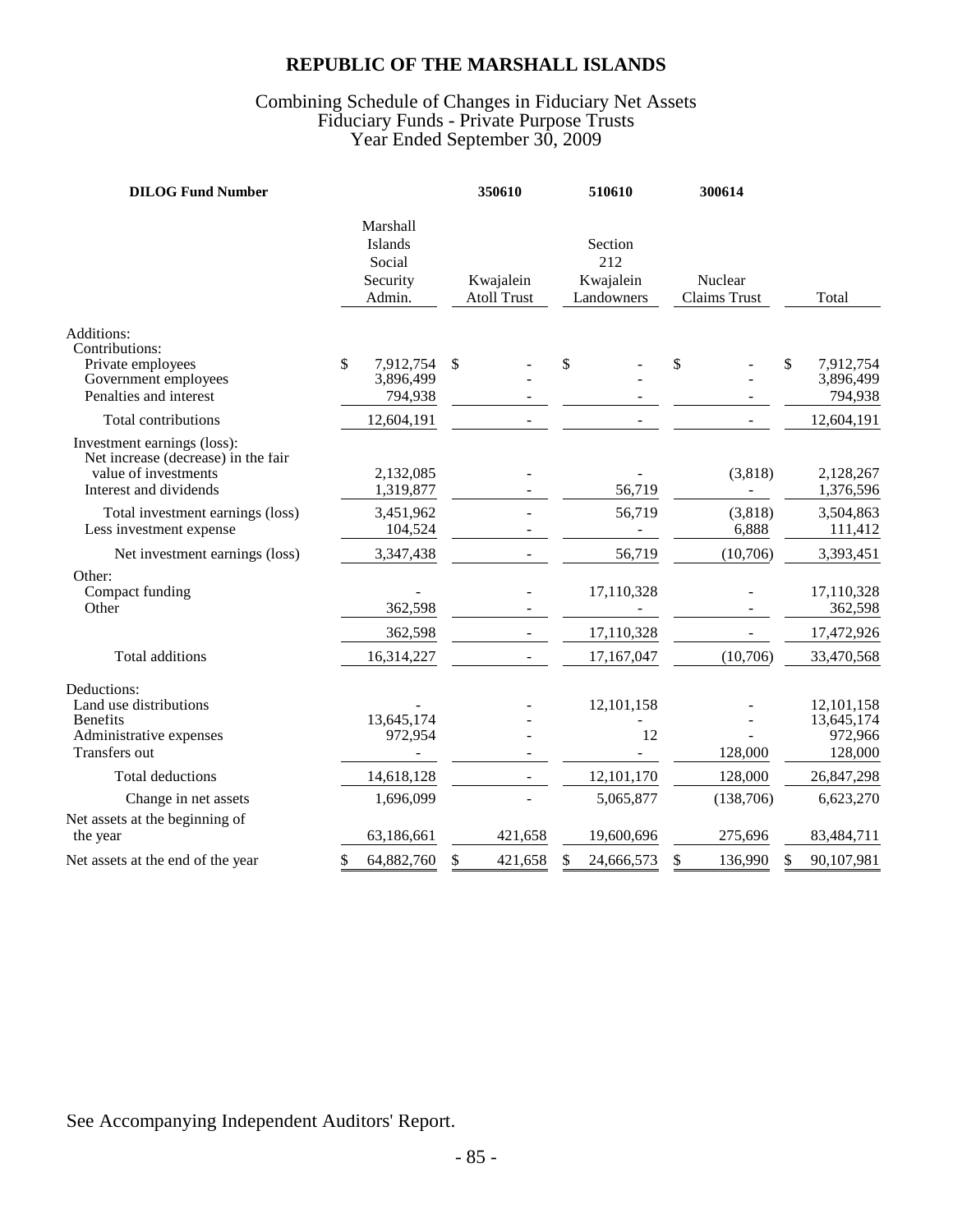# REPUBLIC OF THE MARSHALL ISLANDS

## Combining Schedule of Changes in Fiduciary Net Assets
## Fiduciary Funds - Private Purpose Trusts
## Year Ended September 30, 2009

| **DILOG Fund Number** | | **350610** | **510610** | **300614** | |
|---|---|---|---|---|---|
| | Marshall Islands Social Security Admin. | Kwajalein Atoll Trust | Section 212 Kwajalein Landowners | Nuclear Claims Trust | Total |
| Additions: | | | | | |
| Contributions: | | | | | |
| Private employees | $ 7,912,754 | $ - | $ - | $ - | $ 7,912,754 |
| Government employees | 3,896,499 | - | - | - | 3,896,499 |
| Penalties and interest | 794,938 | - | - | - | 794,938 |
| Total contributions | 12,604,191 | - | - | - | 12,604,191 |
| Investment earnings (loss): | | | | | |
| Net increase (decrease) in the fair value of investments | 2,132,085 | - | - | (3,818) | 2,128,267 |
| Interest and dividends | 1,319,877 | - | 56,719 | - | 1,376,596 |
| Total investment earnings (loss) | 3,451,962 | - | 56,719 | (3,818) | 3,504,863 |
| Less investment expense | 104,524 | - | - | 6,888 | 111,412 |
| Net investment earnings (loss) | 3,347,438 | - | 56,719 | (10,706) | 3,393,451 |
| Other: | | | | | |
| Compact funding | - | - | 17,110,328 | - | 17,110,328 |
| Other | 362,598 | - | - | - | 362,598 |
| | 362,598 | - | 17,110,328 | - | 17,472,926 |
| Total additions | 16,314,227 | - | 17,167,047 | (10,706) | 33,470,568 |
| Deductions: | | | | | |
| Land use distributions | - | - | 12,101,158 | - | 12,101,158 |
| Benefits | 13,645,174 | - | - | - | 13,645,174 |
| Administrative expenses | 972,954 | - | 12 | - | 972,966 |
| Transfers out | - | - | - | 128,000 | 128,000 |
| Total deductions | 14,618,128 | - | 12,101,170 | 128,000 | 26,847,298 |
| Change in net assets | 1,696,099 | - | 5,065,877 | (138,706) | 6,623,270 |
| Net assets at the beginning of the year | 63,186,661 | 421,658 | 19,600,696 | 275,696 | 83,484,711 |
| Net assets at the end of the year | $ 64,882,760 | $ 421,658 | $ 24,666,573 | $ 136,990 | $ 90,107,981 |

See Accompanying Independent Auditors' Report.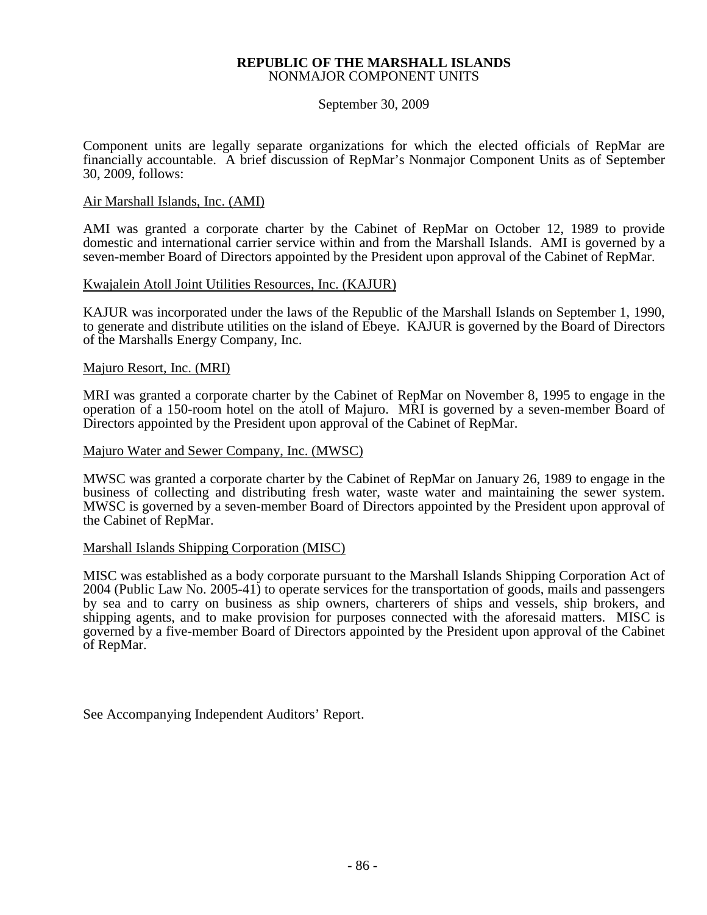**REPUBLIC OF THE MARSHALL ISLANDS**
NONMAJOR COMPONENT UNITS

September 30, 2009

Component units are legally separate organizations for which the elected officials of RepMar are financially accountable. A brief discussion of RepMar's Nonmajor Component Units as of September 30, 2009, follows:

Air Marshall Islands, Inc. (AMI)

AMI was granted a corporate charter by the Cabinet of RepMar on October 12, 1989 to provide domestic and international carrier service within and from the Marshall Islands. AMI is governed by a seven-member Board of Directors appointed by the President upon approval of the Cabinet of RepMar.

Kwajalein Atoll Joint Utilities Resources, Inc. (KAJUR)

KAJUR was incorporated under the laws of the Republic of the Marshall Islands on September 1, 1990, to generate and distribute utilities on the island of Ebeye. KAJUR is governed by the Board of Directors of the Marshalls Energy Company, Inc.

Majuro Resort, Inc. (MRI)

MRI was granted a corporate charter by the Cabinet of RepMar on November 8, 1995 to engage in the operation of a 150-room hotel on the atoll of Majuro. MRI is governed by a seven-member Board of Directors appointed by the President upon approval of the Cabinet of RepMar.

Majuro Water and Sewer Company, Inc. (MWSC)

MWSC was granted a corporate charter by the Cabinet of RepMar on January 26, 1989 to engage in the business of collecting and distributing fresh water, waste water and maintaining the sewer system. MWSC is governed by a seven-member Board of Directors appointed by the President upon approval of the Cabinet of RepMar.

Marshall Islands Shipping Corporation (MISC)

MISC was established as a body corporate pursuant to the Marshall Islands Shipping Corporation Act of 2004 (Public Law No. 2005-41) to operate services for the transportation of goods, mails and passengers by sea and to carry on business as ship owners, charterers of ships and vessels, ship brokers, and shipping agents, and to make provision for purposes connected with the aforesaid matters. MISC is governed by a five-member Board of Directors appointed by the President upon approval of the Cabinet of RepMar.

See Accompanying Independent Auditors' Report.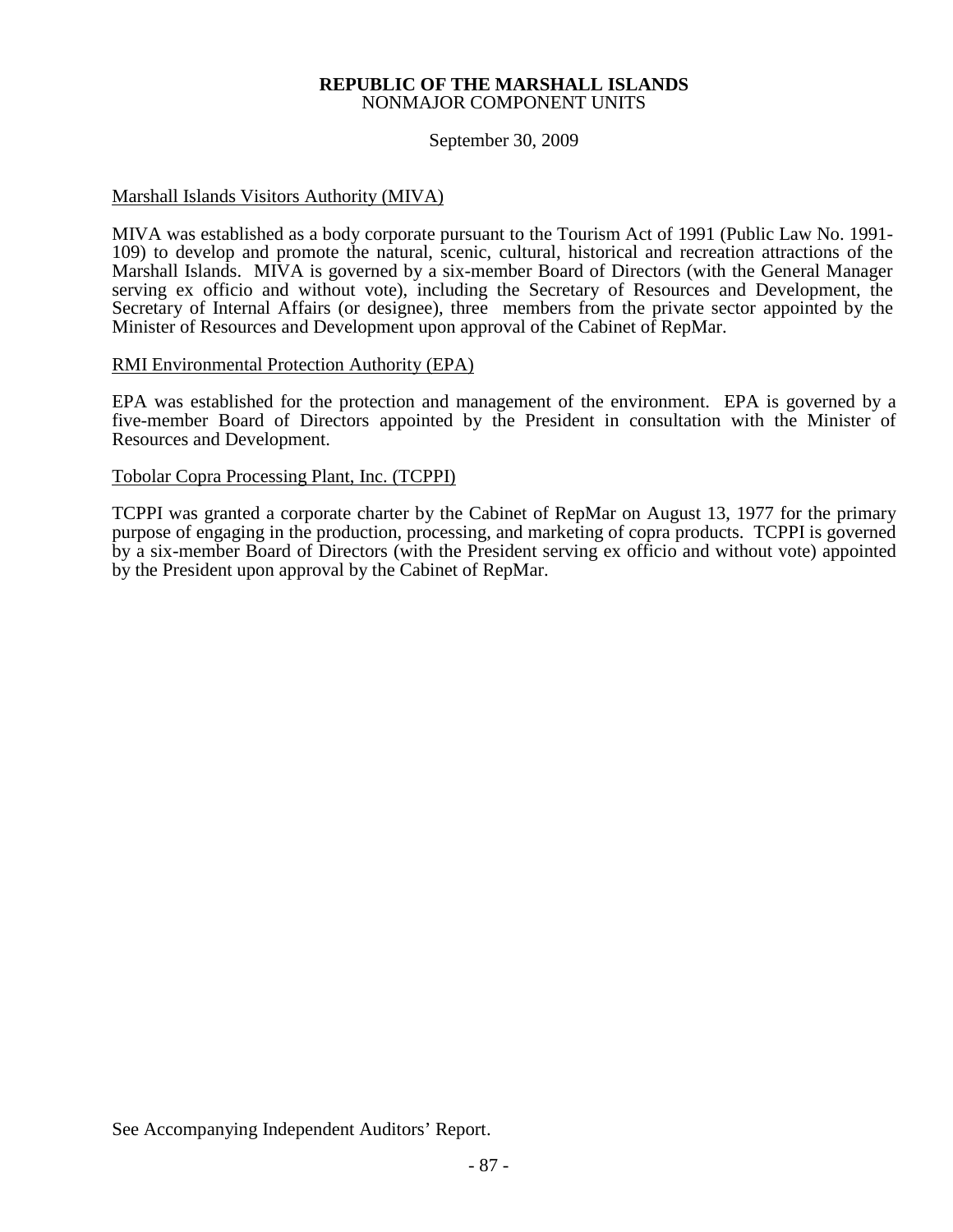**REPUBLIC OF THE MARSHALL ISLANDS**
NONMAJOR COMPONENT UNITS

September 30, 2009

Marshall Islands Visitors Authority (MIVA)

MIVA was established as a body corporate pursuant to the Tourism Act of 1991 (Public Law No. 1991-109) to develop and promote the natural, scenic, cultural, historical and recreation attractions of the Marshall Islands. MIVA is governed by a six-member Board of Directors (with the General Manager serving ex officio and without vote), including the Secretary of Resources and Development, the Secretary of Internal Affairs (or designee), three members from the private sector appointed by the Minister of Resources and Development upon approval of the Cabinet of RepMar.

RMI Environmental Protection Authority (EPA)

EPA was established for the protection and management of the environment. EPA is governed by a five-member Board of Directors appointed by the President in consultation with the Minister of Resources and Development.

Tobolar Copra Processing Plant, Inc. (TCPPI)

TCPPI was granted a corporate charter by the Cabinet of RepMar on August 13, 1977 for the primary purpose of engaging in the production, processing, and marketing of copra products. TCPPI is governed by a six-member Board of Directors (with the President serving ex officio and without vote) appointed by the President upon approval by the Cabinet of RepMar.

See Accompanying Independent Auditors' Report.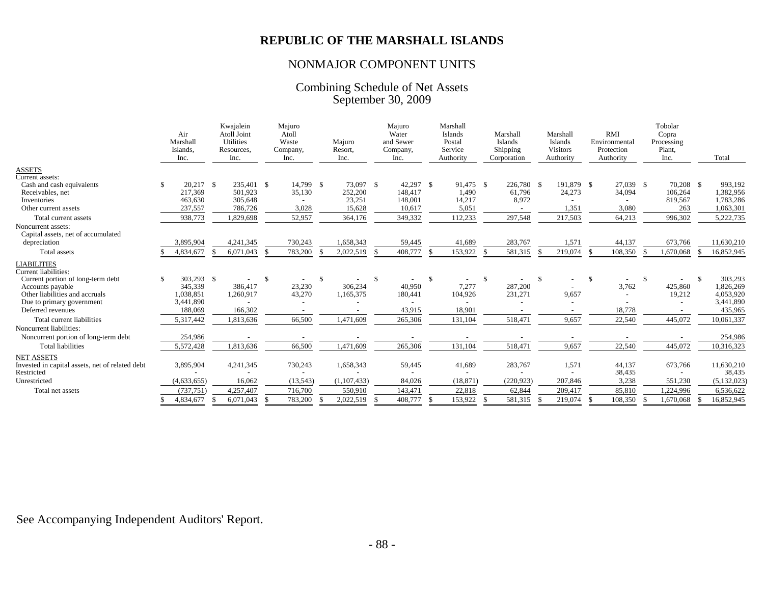# REPUBLIC OF THE MARSHALL ISLANDS

## NONMAJOR COMPONENT UNITS

### Combining Schedule of Net Assets
### September 30, 2009

| | Air Marshall Islands, Inc. | Kwajalein Atoll Joint Utilities Resources, Inc. | Majuro Atoll Waste Company, Inc. | Majuro Resort, Inc. | Majuro Water and Sewer Company, Inc. | Marshall Islands Postal Service Authority | Marshall Islands Shipping Corporation | Marshall Islands Visitors Authority | RMI Environmental Protection Authority | Tobolar Copra Processing Plant, Inc. | Total |
|---|---|---|---|---|---|---|---|---|---|---|---|
| ASSETS | | | | | | | | | | | |
| Current assets: | | | | | | | | | | | |
| Cash and cash equivalents | $ 20,217 | $ 235,401 | $ 14,799 | $ 73,097 | $ 42,297 | $ 91,475 | $ 226,780 | $ 191,879 | $ 27,039 | $ 70,208 | $ 993,192 |
| Receivables, net | 217,369 | 501,923 | 35,130 | 252,200 | 148,417 | 1,490 | 61,796 | 24,273 | 34,094 | 106,264 | 1,382,956 |
| Inventories | 463,630 | 305,648 | - | 23,251 | 148,001 | 14,217 | 8,972 | - | - | 819,567 | 1,783,286 |
| Other current assets | 237,557 | 786,726 | 3,028 | 15,628 | 10,617 | 5,051 | - | 1,351 | 3,080 | 263 | 1,063,301 |
| Total current assets | 938,773 | 1,829,698 | 52,957 | 364,176 | 349,332 | 112,233 | 297,548 | 217,503 | 64,213 | 996,302 | 5,222,735 |
| Noncurrent assets: | | | | | | | | | | | |
| Capital assets, net of accumulated depreciation | 3,895,904 | 4,241,345 | 730,243 | 1,658,343 | 59,445 | 41,689 | 283,767 | 1,571 | 44,137 | 673,766 | 11,630,210 |
| Total assets | $ 4,834,677 | $ 6,071,043 | $ 783,200 | $ 2,022,519 | $ 408,777 | $ 153,922 | $ 581,315 | $ 219,074 | $ 108,350 | $ 1,670,068 | $ 16,852,945 |
| LIABILITIES | | | | | | | | | | | |
| Current liabilities: | | | | | | | | | | | |
| Current portion of long-term debt | $ 303,293 | $ - | $ - | $ - | $ - | $ - | $ - | $ - | $ - | $ - | $ 303,293 |
| Accounts payable | 345,339 | 386,417 | 23,230 | 306,234 | 40,950 | 7,277 | 287,200 | - | 3,762 | 425,860 | 1,826,269 |
| Other liabilities and accruals | 1,038,851 | 1,260,917 | 43,270 | 1,165,375 | 180,441 | 104,926 | 231,271 | 9,657 | - | 19,212 | 4,053,920 |
| Due to primary government | 3,441,890 | - | - | - | - | - | - | - | - | - | 3,441,890 |
| Deferred revenues | 188,069 | 166,302 | - | - | 43,915 | 18,901 | - | - | 18,778 | - | 435,965 |
| Total current liabilities | 5,317,442 | 1,813,636 | 66,500 | 1,471,609 | 265,306 | 131,104 | 518,471 | 9,657 | 22,540 | 445,072 | 10,061,337 |
| Noncurrent liabilities: | | | | | | | | | | | |
| Noncurrent portion of long-term debt | 254,986 | - | - | - | - | - | - | - | - | - | 254,986 |
| Total liabilities | 5,572,428 | 1,813,636 | 66,500 | 1,471,609 | 265,306 | 131,104 | 518,471 | 9,657 | 22,540 | 445,072 | 10,316,323 |
| NET ASSETS | | | | | | | | | | | |
| Invested in capital assets, net of related debt | 3,895,904 | 4,241,345 | 730,243 | 1,658,343 | 59,445 | 41,689 | 283,767 | 1,571 | 44,137 | 673,766 | 11,630,210 |
| Restricted | - | - | - | - | - | - | - | - | 38,435 | - | 38,435 |
| Unrestricted | (4,633,655) | 16,062 | (13,543) | (1,107,433) | 84,026 | (18,871) | (220,923) | 207,846 | 3,238 | 551,230 | (5,132,023) |
| Total net assets | (737,751) | 4,257,407 | 716,700 | 550,910 | 143,471 | 22,818 | 62,844 | 209,417 | 85,810 | 1,224,996 | 6,536,622 |
| | $ 4,834,677 | $ 6,071,043 | $ 783,200 | $ 2,022,519 | $ 408,777 | $ 153,922 | $ 581,315 | $ 219,074 | $ 108,350 | $ 1,670,068 | $ 16,852,945 |

See Accompanying Independent Auditors' Report.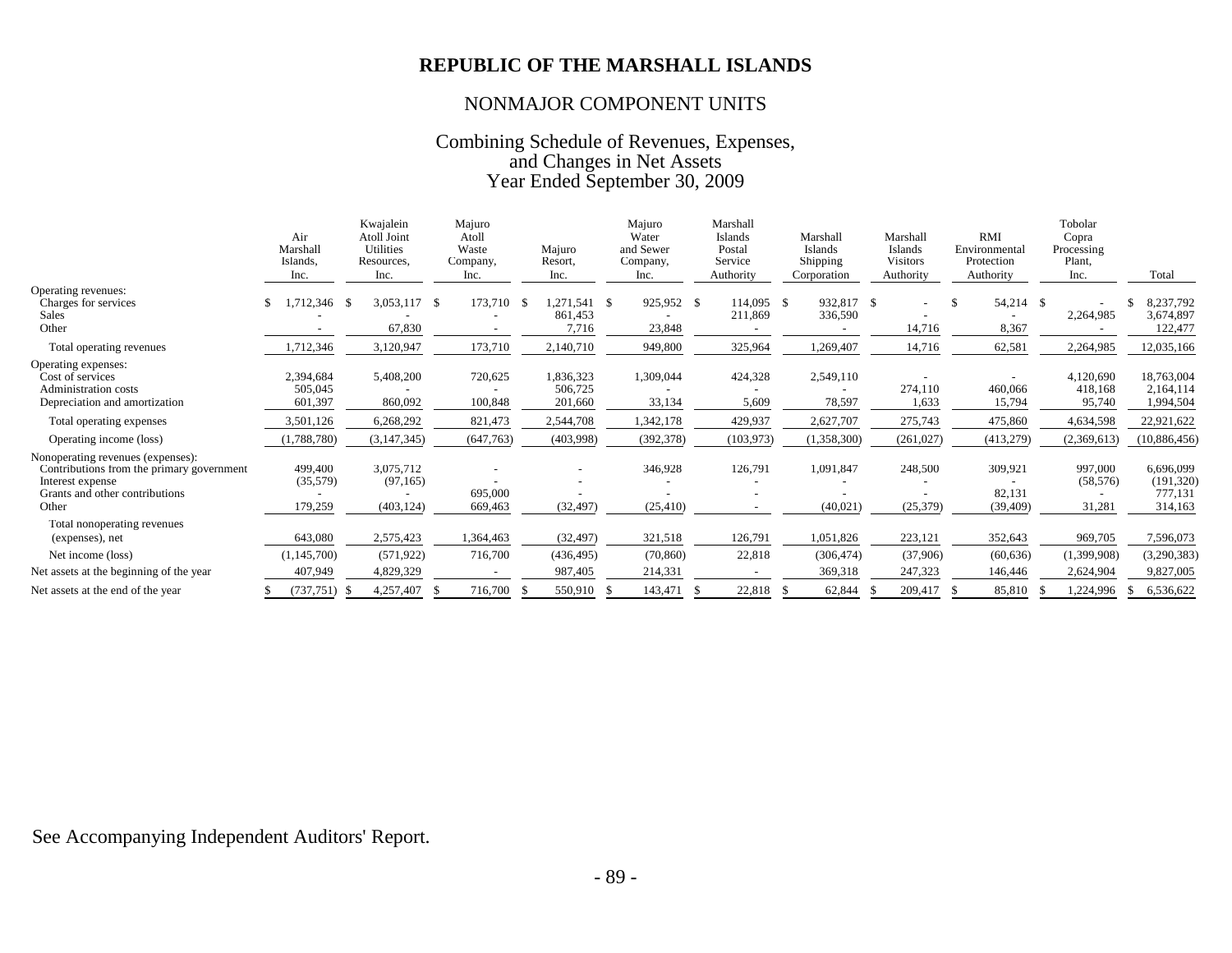# REPUBLIC OF THE MARSHALL ISLANDS

## NONMAJOR COMPONENT UNITS

### Combining Schedule of Revenues, Expenses, and Changes in Net Assets Year Ended September 30, 2009

| | Air Marshall Islands, Inc. | Kwajalein Atoll Joint Utilities Resources, Inc. | Majuro Atoll Waste Company, Inc. | Majuro Resort, Inc. | Majuro Water and Sewer Company, Inc. | Marshall Islands Postal Service Authority | Marshall Islands Shipping Corporation | Marshall Islands Visitors Authority | RMI Environmental Protection Authority | Tobolar Copra Processing Plant, Inc. | Total |
|---|---|---|---|---|---|---|---|---|---|---|---|
| Operating revenues: | | | | | | | | | | | |
| Charges for services | $ 1,712,346 | $ 3,053,117 | $ 173,710 | $ 1,271,541 | $ 925,952 | $ 114,095 | $ 932,817 | $ - | $ 54,214 | $ - | $ 8,237,792 |
| Sales | - | - | - | 861,453 | - | 211,869 | 336,590 | - | - | 2,264,985 | 3,674,897 |
| Other | - | 67,830 | - | 7,716 | 23,848 | - | - | 14,716 | 8,367 | - | 122,477 |
| Total operating revenues | 1,712,346 | 3,120,947 | 173,710 | 2,140,710 | 949,800 | 325,964 | 1,269,407 | 14,716 | 62,581 | 2,264,985 | 12,035,166 |
| Operating expenses: | | | | | | | | | | | |
| Cost of services | 2,394,684 | 5,408,200 | 720,625 | 1,836,323 | 1,309,044 | 424,328 | 2,549,110 | - | - | 4,120,690 | 18,763,004 |
| Administration costs | 505,045 | - | - | 506,725 | - | - | - | 274,110 | 460,066 | 418,168 | 2,164,114 |
| Depreciation and amortization | 601,397 | 860,092 | 100,848 | 201,660 | 33,134 | 5,609 | 78,597 | 1,633 | 15,794 | 95,740 | 1,994,504 |
| Total operating expenses | 3,501,126 | 6,268,292 | 821,473 | 2,544,708 | 1,342,178 | 429,937 | 2,627,707 | 275,743 | 475,860 | 4,634,598 | 22,921,622 |
| Operating income (loss) | (1,788,780) | (3,147,345) | (647,763) | (403,998) | (392,378) | (103,973) | (1,358,300) | (261,027) | (413,279) | (2,369,613) | (10,886,456) |
| Nonoperating revenues (expenses): | | | | | | | | | | | |
| Contributions from the primary government | 499,400 | 3,075,712 | - | - | 346,928 | 126,791 | 1,091,847 | 248,500 | 309,921 | 997,000 | 6,696,099 |
| Interest expense | (35,579) | (97,165) | - | - | - | - | - | - | - | (58,576) | (191,320) |
| Grants and other contributions | - | - | 695,000 | - | - | - | - | - | 82,131 | - | 777,131 |
| Other | 179,259 | (403,124) | 669,463 | (32,497) | (25,410) | - | (40,021) | (25,379) | (39,409) | 31,281 | 314,163 |
| Total nonoperating revenues (expenses), net | 643,080 | 2,575,423 | 1,364,463 | (32,497) | 321,518 | 126,791 | 1,051,826 | 223,121 | 352,643 | 969,705 | 7,596,073 |
| Net income (loss) | (1,145,700) | (571,922) | 716,700 | (436,495) | (70,860) | 22,818 | (306,474) | (37,906) | (60,636) | (1,399,908) | (3,290,383) |
| Net assets at the beginning of the year | 407,949 | 4,829,329 | - | 987,405 | 214,331 | - | 369,318 | 247,323 | 146,446 | 2,624,904 | 9,827,005 |
| Net assets at the end of the year | $ (737,751) | $ 4,257,407 | $ 716,700 | $ 550,910 | $ 143,471 | $ 22,818 | $ 62,844 | $ 209,417 | $ 85,810 | $ 1,224,996 | $ 6,536,622 |

See Accompanying Independent Auditors' Report.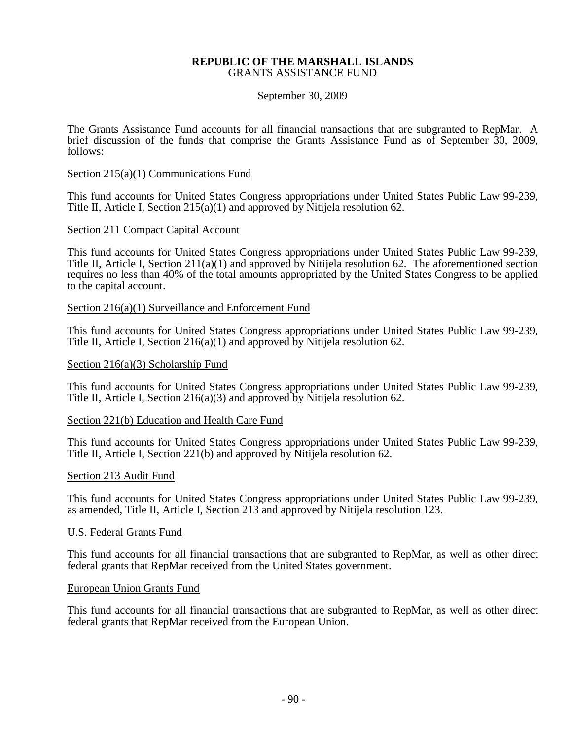**REPUBLIC OF THE MARSHALL ISLANDS**
GRANTS ASSISTANCE FUND

September 30, 2009

The Grants Assistance Fund accounts for all financial transactions that are subgranted to RepMar. A brief discussion of the funds that comprise the Grants Assistance Fund as of September 30, 2009, follows:

Section 215(a)(1) Communications Fund

This fund accounts for United States Congress appropriations under United States Public Law 99-239, Title II, Article I, Section 215(a)(1) and approved by Nitijela resolution 62.

Section 211 Compact Capital Account

This fund accounts for United States Congress appropriations under United States Public Law 99-239, Title II, Article I, Section 211(a)(1) and approved by Nitijela resolution 62. The aforementioned section requires no less than 40% of the total amounts appropriated by the United States Congress to be applied to the capital account.

Section 216(a)(1) Surveillance and Enforcement Fund

This fund accounts for United States Congress appropriations under United States Public Law 99-239, Title II, Article I, Section 216(a)(1) and approved by Nitijela resolution 62.

Section 216(a)(3) Scholarship Fund

This fund accounts for United States Congress appropriations under United States Public Law 99-239, Title II, Article I, Section 216(a)(3) and approved by Nitijela resolution 62.

Section 221(b) Education and Health Care Fund

This fund accounts for United States Congress appropriations under United States Public Law 99-239, Title II, Article I, Section 221(b) and approved by Nitijela resolution 62.

Section 213 Audit Fund

This fund accounts for United States Congress appropriations under United States Public Law 99-239, as amended, Title II, Article I, Section 213 and approved by Nitijela resolution 123.

U.S. Federal Grants Fund

This fund accounts for all financial transactions that are subgranted to RepMar, as well as other direct federal grants that RepMar received from the United States government.

European Union Grants Fund

This fund accounts for all financial transactions that are subgranted to RepMar, as well as other direct federal grants that RepMar received from the European Union.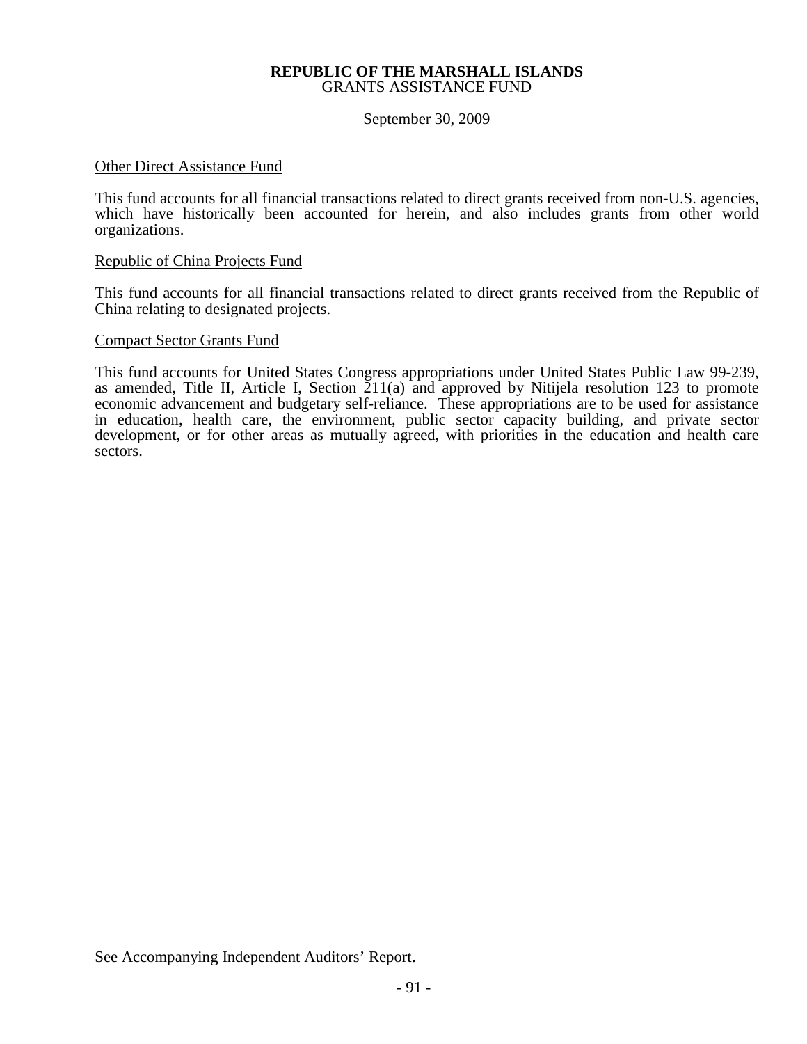**REPUBLIC OF THE MARSHALL ISLANDS**
GRANTS ASSISTANCE FUND

September 30, 2009

Other Direct Assistance Fund

This fund accounts for all financial transactions related to direct grants received from non-U.S. agencies, which have historically been accounted for herein, and also includes grants from other world organizations.

Republic of China Projects Fund

This fund accounts for all financial transactions related to direct grants received from the Republic of China relating to designated projects.

Compact Sector Grants Fund

This fund accounts for United States Congress appropriations under United States Public Law 99-239, as amended, Title II, Article I, Section 211(a) and approved by Nitijela resolution 123 to promote economic advancement and budgetary self-reliance. These appropriations are to be used for assistance in education, health care, the environment, public sector capacity building, and private sector development, or for other areas as mutually agreed, with priorities in the education and health care sectors.

See Accompanying Independent Auditors' Report.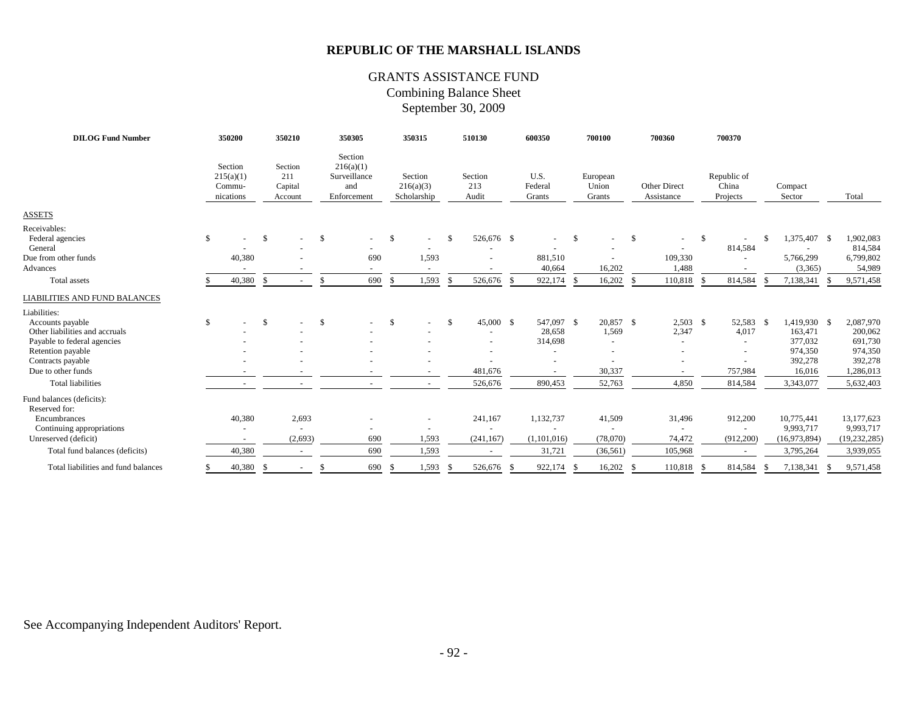# REPUBLIC OF THE MARSHALL ISLANDS

## GRANTS ASSISTANCE FUND
### Combining Balance Sheet
### September 30, 2009

| DILOG Fund Number | 350200 | 350210 | 350305 | 350315 | 510130 | 600350 | 700100 | 700360 | 700370 | | |
|---|---|---|---|---|---|---|---|---|---|---|---|
| | Section 215(a)(1) Commu-nications | Section 211 Capital Account | Section 216(a)(1) Surveillance and Enforcement | Section 216(a)(3) Scholarship | Section 213 Audit | U.S. Federal Grants | European Union Grants | Other Direct Assistance | Republic of China Projects | Compact Sector | Total |
| **ASSETS** | | | | | | | | | | | |
| Receivables: | | | | | | | | | | | |
| Federal agencies | $ - | $ - | $ - | $ - | $ 526,676 | $ - | $ - | $ - | $ - | $ 1,375,407 | $ 1,902,083 |
| General | - | - | - | - | - | - | - | - | 814,584 | - | 814,584 |
| Due from other funds | 40,380 | - | 690 | 1,593 | - | 881,510 | - | 109,330 | - | 5,766,299 | 6,799,802 |
| Advances | - | - | - | - | - | 40,664 | 16,202 | 1,488 | - | (3,365) | 54,989 |
| Total assets | $ 40,380 | $ - | $ 690 | $ 1,593 | $ 526,676 | $ 922,174 | $ 16,202 | $ 110,818 | $ 814,584 | $ 7,138,341 | $ 9,571,458 |
| **LIABILITIES AND FUND BALANCES** | | | | | | | | | | | |
| Liabilities: | | | | | | | | | | | |
| Accounts payable | $ - | $ - | $ - | $ - | $ 45,000 | $ 547,097 | $ 20,857 | $ 2,503 | $ 52,583 | $ 1,419,930 | $ 2,087,970 |
| Other liabilities and accruals | - | - | - | - | - | 28,658 | 1,569 | 2,347 | 4,017 | 163,471 | 200,062 |
| Payable to federal agencies | - | - | - | - | - | 314,698 | - | - | - | 377,032 | 691,730 |
| Retention payable | - | - | - | - | - | - | - | - | - | 974,350 | 974,350 |
| Contracts payable | - | - | - | - | - | - | - | - | - | 392,278 | 392,278 |
| Due to other funds | - | - | - | - | 481,676 | - | 30,337 | - | 757,984 | 16,016 | 1,286,013 |
| Total liabilities | - | - | - | - | 526,676 | 890,453 | 52,763 | 4,850 | 814,584 | 3,343,077 | 5,632,403 |
| Fund balances (deficits): | | | | | | | | | | | |
| Reserved for: | | | | | | | | | | | |
| Encumbrances | 40,380 | 2,693 | - | - | 241,167 | 1,132,737 | 41,509 | 31,496 | 912,200 | 10,775,441 | 13,177,623 |
| Continuing appropriations | - | - | - | - | - | - | - | - | - | 9,993,717 | 9,993,717 |
| Unreserved (deficit) | - | (2,693) | 690 | 1,593 | (241,167) | (1,101,016) | (78,070) | 74,472 | (912,200) | (16,973,894) | (19,232,285) |
| Total fund balances (deficits) | 40,380 | - | 690 | 1,593 | - | 31,721 | (36,561) | 105,968 | - | 3,795,264 | 3,939,055 |
| Total liabilities and fund balances | $ 40,380 | $ - | $ 690 | $ 1,593 | $ 526,676 | $ 922,174 | $ 16,202 | $ 110,818 | $ 814,584 | $ 7,138,341 | $ 9,571,458 |

See Accompanying Independent Auditors' Report.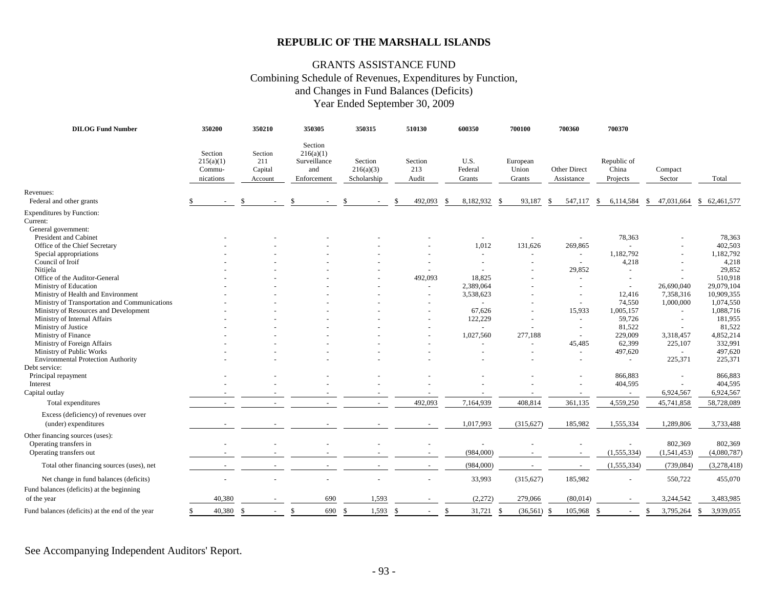# REPUBLIC OF THE MARSHALL ISLANDS

## GRANTS ASSISTANCE FUND
## Combining Schedule of Revenues, Expenditures by Function, and Changes in Fund Balances (Deficits)
## Year Ended September 30, 2009

| DILOG Fund Number | 350200 | 350210 | 350305 | 350315 | 510130 | 600350 | 700100 | 700360 | 700370 | | |
|---|---|---|---|---|---|---|---|---|---|---|---|
| | Section 215(a)(1) Commu-nications | Section 211 Capital Account | Section 216(a)(1) Surveillance and Enforcement | Section 216(a)(3) Scholarship | Section 213 Audit | U.S. Federal Grants | European Union Grants | Other Direct Assistance | Republic of China Projects | Compact Sector | Total |
| Revenues: | | | | | | | | | | | |
| Federal and other grants | $ - | $ - | $ - | $ - | $ 492,093 | $ 8,182,932 | $ 93,187 | $ 547,117 | $ 6,114,584 | $ 47,031,664 | $ 62,461,577 |
| Expenditures by Function: | | | | | | | | | | | |
| Current: | | | | | | | | | | | |
| General government: | | | | | | | | | | | |
| President and Cabinet | - | - | - | - | - | - | - | - | 78,363 | - | 78,363 |
| Office of the Chief Secretary | - | - | - | - | - | 1,012 | 131,626 | 269,865 | - | - | 402,503 |
| Special appropriations | - | - | - | - | - | - | - | - | 1,182,792 | - | 1,182,792 |
| Council of Iroif | - | - | - | - | - | - | - | - | 4,218 | - | 4,218 |
| Nitijela | - | - | - | - | - | - | - | 29,852 | - | - | 29,852 |
| Office of the Auditor-General | - | - | - | - | 492,093 | 18,825 | - | - | - | - | 510,918 |
| Ministry of Education | - | - | - | - | - | 2,389,064 | - | - | - | 26,690,040 | 29,079,104 |
| Ministry of Health and Environment | - | - | - | - | - | 3,538,623 | - | - | 12,416 | 7,358,316 | 10,909,355 |
| Ministry of Transportation and Communications | - | - | - | - | - | - | - | - | 74,550 | 1,000,000 | 1,074,550 |
| Ministry of Resources and Development | - | - | - | - | - | 67,626 | - | 15,933 | 1,005,157 | - | 1,088,716 |
| Ministry of Internal Affairs | - | - | - | - | - | 122,229 | - | - | 59,726 | - | 181,955 |
| Ministry of Justice | - | - | - | - | - | - | - | - | 81,522 | - | 81,522 |
| Ministry of Finance | - | - | - | - | - | 1,027,560 | 277,188 | - | 229,009 | 3,318,457 | 4,852,214 |
| Ministry of Foreign Affairs | - | - | - | - | - | - | - | 45,485 | 62,399 | 225,107 | 332,991 |
| Ministry of Public Works | - | - | - | - | - | - | - | - | 497,620 | - | 497,620 |
| Environmental Protection Authority | - | - | - | - | - | - | - | - | - | 225,371 | 225,371 |
| Debt service: | | | | | | | | | | | |
| Principal repayment | - | - | - | - | - | - | - | - | 866,883 | - | 866,883 |
| Interest | - | - | - | - | - | - | - | - | 404,595 | - | 404,595 |
| Capital outlay | - | - | - | - | - | - | - | - | - | 6,924,567 | 6,924,567 |
| Total expenditures | - | - | - | - | 492,093 | 7,164,939 | 408,814 | 361,135 | 4,559,250 | 45,741,858 | 58,728,089 |
| Excess (deficiency) of revenues over (under) expenditures | - | - | - | - | - | 1,017,993 | (315,627) | 185,982 | 1,555,334 | 1,289,806 | 3,733,488 |
| Other financing sources (uses): | | | | | | | | | | | |
| Operating transfers in | - | - | - | - | - | - | - | - | - | 802,369 | 802,369 |
| Operating transfers out | - | - | - | - | - | (984,000) | - | - | (1,555,334) | (1,541,453) | (4,080,787) |
| Total other financing sources (uses), net | - | - | - | - | - | (984,000) | - | - | (1,555,334) | (739,084) | (3,278,418) |
| Net change in fund balances (deficits) | - | - | - | - | - | 33,993 | (315,627) | 185,982 | - | 550,722 | 455,070 |
| Fund balances (deficits) at the beginning of the year | 40,380 | - | 690 | 1,593 | - | (2,272) | 279,066 | (80,014) | - | 3,244,542 | 3,483,985 |
| Fund balances (deficits) at the end of the year | $ 40,380 | $ - | $ 690 | $ 1,593 | $ - | $ 31,721 | $ (36,561) | $ 105,968 | $ - | $ 3,795,264 | $ 3,939,055 |

See Accompanying Independent Auditors' Report.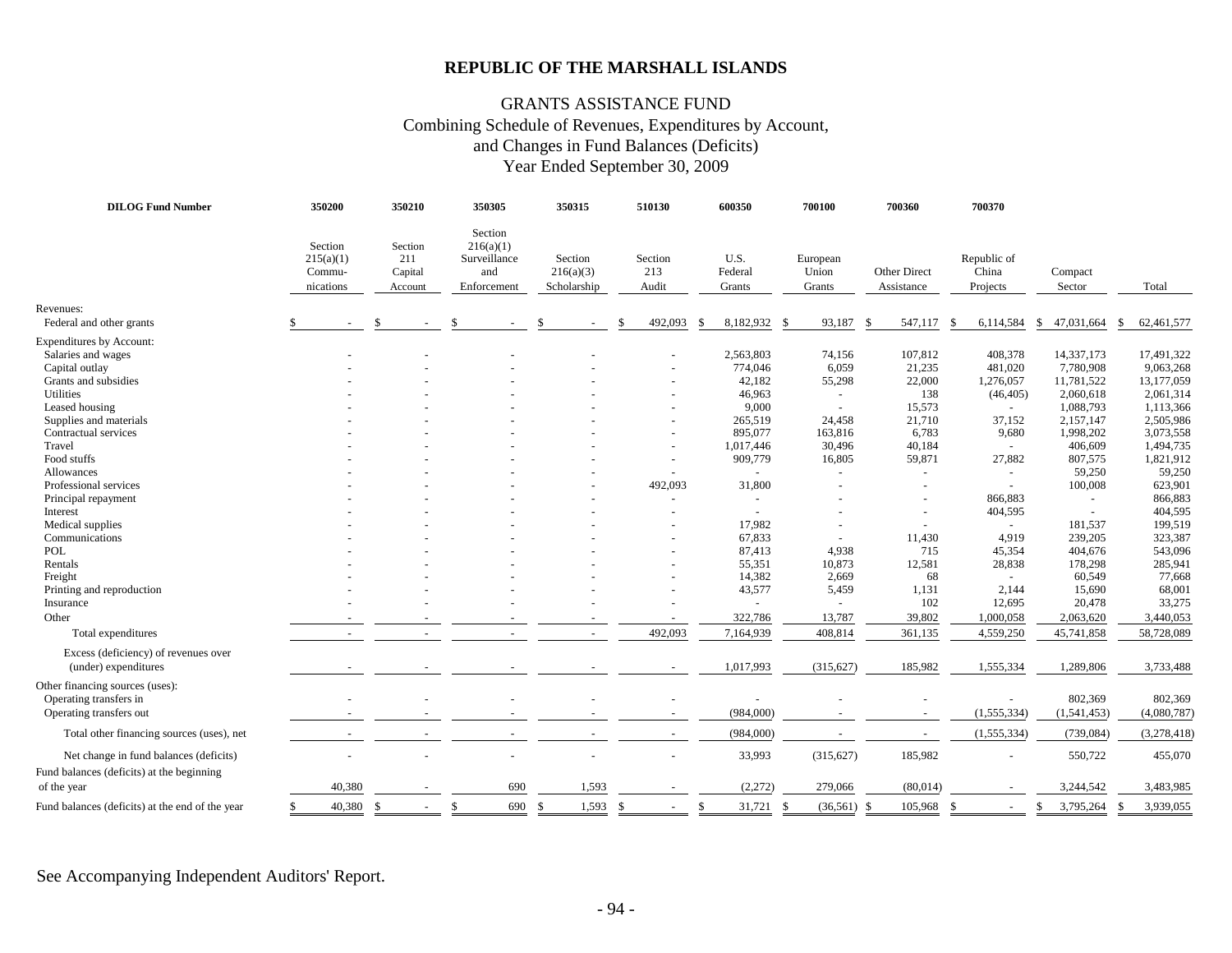# REPUBLIC OF THE MARSHALL ISLANDS

## GRANTS ASSISTANCE FUND
### Combining Schedule of Revenues, Expenditures by Account, and Changes in Fund Balances (Deficits)
### Year Ended September 30, 2009

| DILOG Fund Number | 350200 | 350210 | 350305 | 350315 | 510130 | 600350 | 700100 | 700360 | 700370 | | |
|---|---|---|---|---|---|---|---|---|---|---|---|
| | Section 215(a)(1) Commu-nications | Section 211 Capital Account | Section 216(a)(1) Surveillance and Enforcement | Section 216(a)(3) Scholarship | Section 213 Audit | U.S. Federal Grants | European Union Grants | Other Direct Assistance | Republic of China Projects | Compact Sector | Total |
| Revenues: | | | | | | | | | | | |
| Federal and other grants | $ - | $ - | $ - | $ - | $ 492,093 | $ 8,182,932 | $ 93,187 | $ 547,117 | $ 6,114,584 | $ 47,031,664 | $ 62,461,577 |
| Expenditures by Account: | | | | | | | | | | | |
| Salaries and wages | - | - | - | - | - | 2,563,803 | 74,156 | 107,812 | 408,378 | 14,337,173 | 17,491,322 |
| Capital outlay | - | - | - | - | - | 774,046 | 6,059 | 21,235 | 481,020 | 7,780,908 | 9,063,268 |
| Grants and subsidies | - | - | - | - | - | 42,182 | 55,298 | 22,000 | 1,276,057 | 11,781,522 | 13,177,059 |
| Utilities | - | - | - | - | - | 46,963 | - | 138 | (46,405) | 2,060,618 | 2,061,314 |
| Leased housing | - | - | - | - | - | 9,000 | - | 15,573 | - | 1,088,793 | 1,113,366 |
| Supplies and materials | - | - | - | - | - | 265,519 | 24,458 | 21,710 | 37,152 | 2,157,147 | 2,505,986 |
| Contractual services | - | - | - | - | - | 895,077 | 163,816 | 6,783 | 9,680 | 1,998,202 | 3,073,558 |
| Travel | - | - | - | - | - | 1,017,446 | 30,496 | 40,184 | - | 406,609 | 1,494,735 |
| Food stuffs | - | - | - | - | - | 909,779 | 16,805 | 59,871 | 27,882 | 807,575 | 1,821,912 |
| Allowances | - | - | - | - | - | - | - | - | - | 59,250 | 59,250 |
| Professional services | - | - | - | - | 492,093 | 31,800 | - | - | - | 100,008 | 623,901 |
| Principal repayment | - | - | - | - | - | - | - | - | 866,883 | - | 866,883 |
| Interest | - | - | - | - | - | - | - | - | 404,595 | - | 404,595 |
| Medical supplies | - | - | - | - | - | 17,982 | - | - | - | 181,537 | 199,519 |
| Communications | - | - | - | - | - | 67,833 | - | 11,430 | 4,919 | 239,205 | 323,387 |
| POL | - | - | - | - | - | 87,413 | 4,938 | 715 | 45,354 | 404,676 | 543,096 |
| Rentals | - | - | - | - | - | 55,351 | 10,873 | 12,581 | 28,838 | 178,298 | 285,941 |
| Freight | - | - | - | - | - | 14,382 | 2,669 | 68 | - | 60,549 | 77,668 |
| Printing and reproduction | - | - | - | - | - | 43,577 | 5,459 | 1,131 | 2,144 | 15,690 | 68,001 |
| Insurance | - | - | - | - | - | - | - | 102 | 12,695 | 20,478 | 33,275 |
| Other | - | - | - | - | - | 322,786 | 13,787 | 39,802 | 1,000,058 | 2,063,620 | 3,440,053 |
| Total expenditures | - | - | - | - | 492,093 | 7,164,939 | 408,814 | 361,135 | 4,559,250 | 45,741,858 | 58,728,089 |
| Excess (deficiency) of revenues over (under) expenditures | - | - | - | - | - | 1,017,993 | (315,627) | 185,982 | 1,555,334 | 1,289,806 | 3,733,488 |
| Other financing sources (uses): | | | | | | | | | | | |
| Operating transfers in | - | - | - | - | - | - | - | - | - | 802,369 | 802,369 |
| Operating transfers out | - | - | - | - | - | (984,000) | - | - | (1,555,334) | (1,541,453) | (4,080,787) |
| Total other financing sources (uses), net | - | - | - | - | - | (984,000) | - | - | (1,555,334) | (739,084) | (3,278,418) |
| Net change in fund balances (deficits) | - | - | - | - | - | 33,993 | (315,627) | 185,982 | - | 550,722 | 455,070 |
| Fund balances (deficits) at the beginning of the year | 40,380 | - | 690 | 1,593 | - | (2,272) | 279,066 | (80,014) | - | 3,244,542 | 3,483,985 |
| Fund balances (deficits) at the end of the year | $ 40,380 | $ - | $ 690 | $ 1,593 | $ - | $ 31,721 | $ (36,561) | $ 105,968 | $ - | $ 3,795,264 | $ 3,939,055 |

See Accompanying Independent Auditors' Report.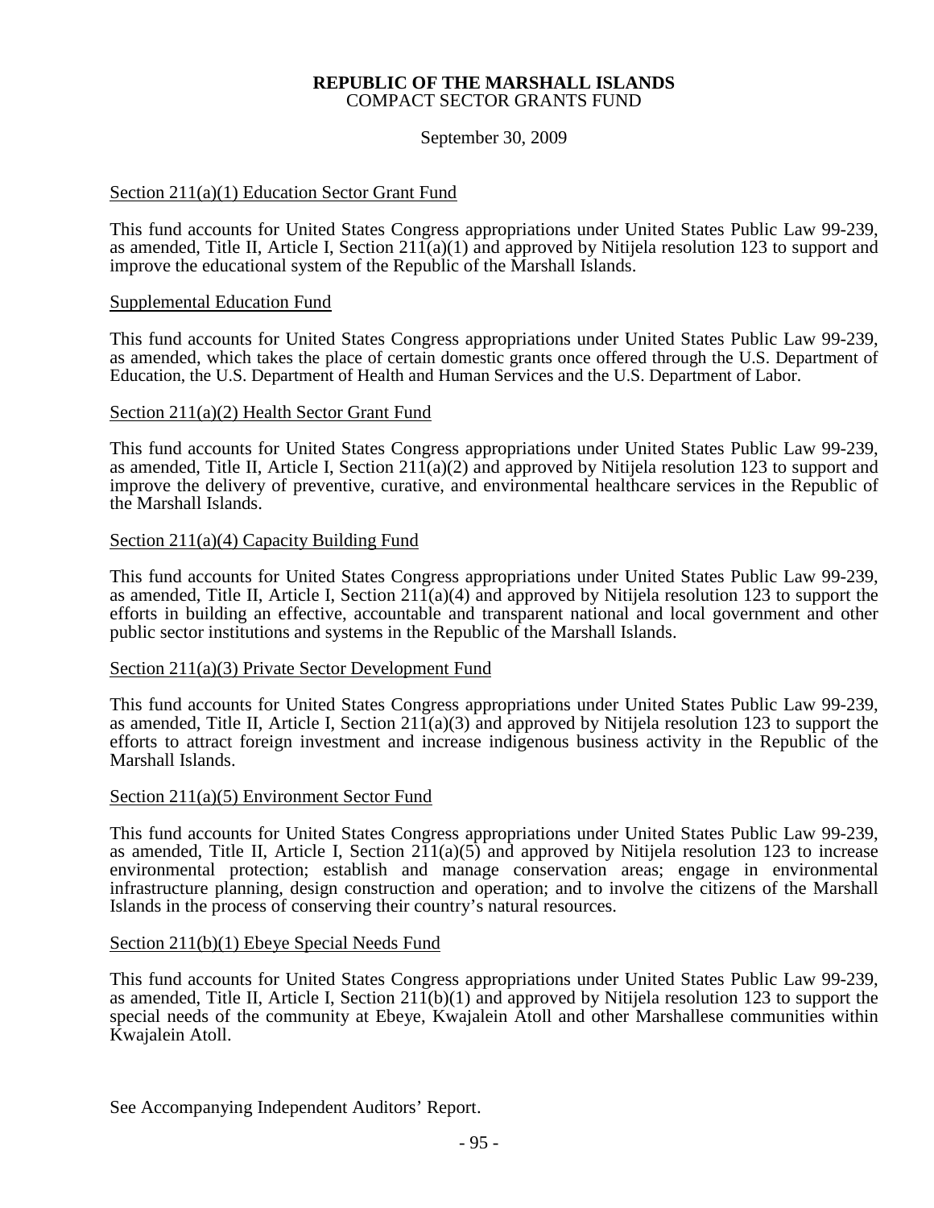**REPUBLIC OF THE MARSHALL ISLANDS**
COMPACT SECTOR GRANTS FUND

September 30, 2009

Section 211(a)(1) Education Sector Grant Fund

This fund accounts for United States Congress appropriations under United States Public Law 99-239, as amended, Title II, Article I, Section 211(a)(1) and approved by Nitijela resolution 123 to support and improve the educational system of the Republic of the Marshall Islands.

Supplemental Education Fund

This fund accounts for United States Congress appropriations under United States Public Law 99-239, as amended, which takes the place of certain domestic grants once offered through the U.S. Department of Education, the U.S. Department of Health and Human Services and the U.S. Department of Labor.

Section 211(a)(2) Health Sector Grant Fund

This fund accounts for United States Congress appropriations under United States Public Law 99-239, as amended, Title II, Article I, Section 211(a)(2) and approved by Nitijela resolution 123 to support and improve the delivery of preventive, curative, and environmental healthcare services in the Republic of the Marshall Islands.

Section 211(a)(4) Capacity Building Fund

This fund accounts for United States Congress appropriations under United States Public Law 99-239, as amended, Title II, Article I, Section 211(a)(4) and approved by Nitijela resolution 123 to support the efforts in building an effective, accountable and transparent national and local government and other public sector institutions and systems in the Republic of the Marshall Islands.

Section 211(a)(3) Private Sector Development Fund

This fund accounts for United States Congress appropriations under United States Public Law 99-239, as amended, Title II, Article I, Section 211(a)(3) and approved by Nitijela resolution 123 to support the efforts to attract foreign investment and increase indigenous business activity in the Republic of the Marshall Islands.

Section 211(a)(5) Environment Sector Fund

This fund accounts for United States Congress appropriations under United States Public Law 99-239, as amended, Title II, Article I, Section 211(a)(5) and approved by Nitijela resolution 123 to increase environmental protection; establish and manage conservation areas; engage in environmental infrastructure planning, design construction and operation; and to involve the citizens of the Marshall Islands in the process of conserving their country's natural resources.

Section 211(b)(1) Ebeye Special Needs Fund

This fund accounts for United States Congress appropriations under United States Public Law 99-239, as amended, Title II, Article I, Section 211(b)(1) and approved by Nitijela resolution 123 to support the special needs of the community at Ebeye, Kwajalein Atoll and other Marshallese communities within Kwajalein Atoll.

See Accompanying Independent Auditors' Report.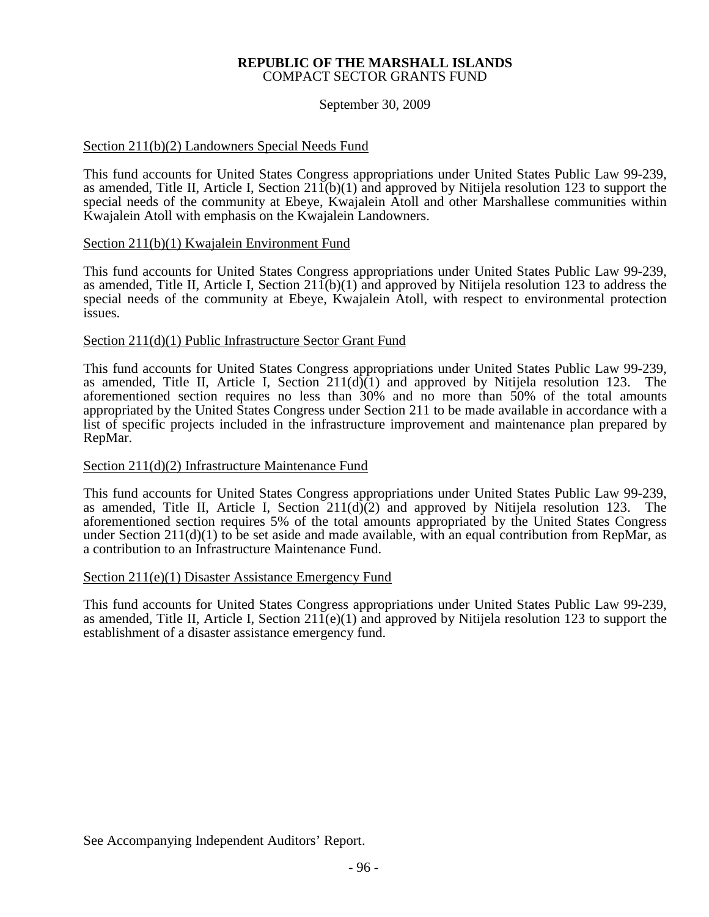**REPUBLIC OF THE MARSHALL ISLANDS**
COMPACT SECTOR GRANTS FUND

September 30, 2009

Section 211(b)(2) Landowners Special Needs Fund

This fund accounts for United States Congress appropriations under United States Public Law 99-239, as amended, Title II, Article I, Section 211(b)(1) and approved by Nitijela resolution 123 to support the special needs of the community at Ebeye, Kwajalein Atoll and other Marshallese communities within Kwajalein Atoll with emphasis on the Kwajalein Landowners.

Section 211(b)(1) Kwajalein Environment Fund

This fund accounts for United States Congress appropriations under United States Public Law 99-239, as amended, Title II, Article I, Section 211(b)(1) and approved by Nitijela resolution 123 to address the special needs of the community at Ebeye, Kwajalein Atoll, with respect to environmental protection issues.

Section 211(d)(1) Public Infrastructure Sector Grant Fund

This fund accounts for United States Congress appropriations under United States Public Law 99-239, as amended, Title II, Article I, Section 211(d)(1) and approved by Nitijela resolution 123. The aforementioned section requires no less than 30% and no more than 50% of the total amounts appropriated by the United States Congress under Section 211 to be made available in accordance with a list of specific projects included in the infrastructure improvement and maintenance plan prepared by RepMar.

Section 211(d)(2) Infrastructure Maintenance Fund

This fund accounts for United States Congress appropriations under United States Public Law 99-239, as amended, Title II, Article I, Section 211(d)(2) and approved by Nitijela resolution 123. The aforementioned section requires 5% of the total amounts appropriated by the United States Congress under Section 211(d)(1) to be set aside and made available, with an equal contribution from RepMar, as a contribution to an Infrastructure Maintenance Fund.

Section 211(e)(1) Disaster Assistance Emergency Fund

This fund accounts for United States Congress appropriations under United States Public Law 99-239, as amended, Title II, Article I, Section 211(e)(1) and approved by Nitijela resolution 123 to support the establishment of a disaster assistance emergency fund.

See Accompanying Independent Auditors' Report.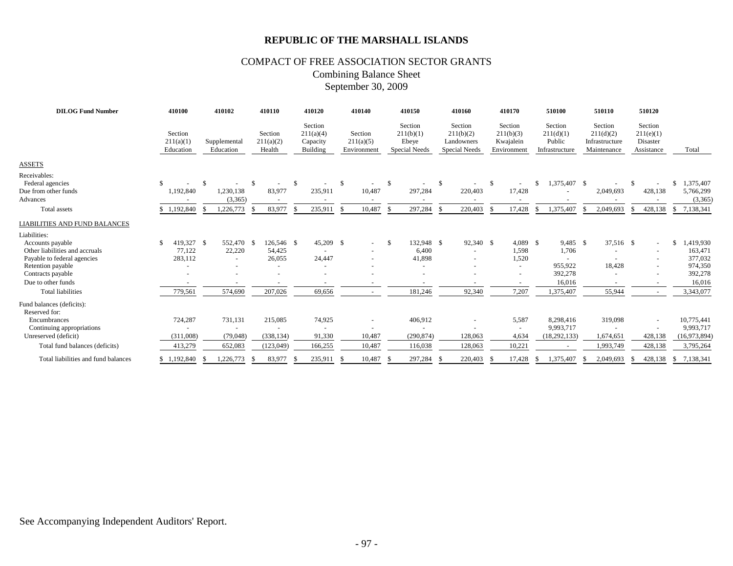# REPUBLIC OF THE MARSHALL ISLANDS

## COMPACT OF FREE ASSOCIATION SECTOR GRANTS

### Combining Balance Sheet

### September 30, 2009

| DILOG Fund Number | 410100 | 410102 | 410110 | 410120 | 410140 | 410150 | 410160 | 410170 | 510100 | 510110 | 510120 | |
|---|---|---|---|---|---|---|---|---|---|---|---|---|
| | Section 211(a)(1) Education | Supplemental Education | Section 211(a)(2) Health | Section 211(a)(4) Capacity Building | Section 211(a)(5) Environment | Section 211(b)(1) Ebeye Special Needs | Section 211(b)(2) Landowners Special Needs | Section 211(b)(3) Kwajalein Environment | Section 211(d)(1) Public Infrastructure | Section 211(d)(2) Infrastructure Maintenance | Section 211(e)(1) Disaster Assistance | Total |
| ASSETS | | | | | | | | | | | | |
| Receivables: | | | | | | | | | | | | |
| Federal agencies | $ - | $ - | $ - | $ - | $ - | $ - | $ - | $ - | $ 1,375,407 | $ - | $ - | $ 1,375,407 |
| Due from other funds | 1,192,840 | 1,230,138 | 83,977 | 235,911 | 10,487 | 297,284 | 220,403 | 17,428 | - | 2,049,693 | 428,138 | 5,766,299 |
| Advances | - | (3,365) | - | - | - | - | - | - | - | - | - | (3,365) |
| Total assets | $ 1,192,840 | $ 1,226,773 | $ 83,977 | $ 235,911 | $ 10,487 | $ 297,284 | $ 220,403 | $ 17,428 | $ 1,375,407 | $ 2,049,693 | $ 428,138 | $ 7,138,341 |
| LIABILITIES AND FUND BALANCES | | | | | | | | | | | | |
| Liabilities: | | | | | | | | | | | | |
| Accounts payable | $ 419,327 | $ 552,470 | $ 126,546 | $ 45,209 | $ - | $ 132,948 | $ 92,340 | $ 4,089 | $ 9,485 | $ 37,516 | $ - | $ 1,419,930 |
| Other liabilities and accruals | 77,122 | 22,220 | 54,425 | - | - | 6,400 | - | 1,598 | 1,706 | - | - | 163,471 |
| Payable to federal agencies | 283,112 | - | 26,055 | 24,447 | - | 41,898 | - | 1,520 | - | - | - | 377,032 |
| Retention payable | - | - | - | - | - | - | - | - | 955,922 | 18,428 | - | 974,350 |
| Contracts payable | - | - | - | - | - | - | - | - | 392,278 | - | - | 392,278 |
| Due to other funds | - | - | - | - | - | - | - | - | 16,016 | - | - | 16,016 |
| Total liabilities | 779,561 | 574,690 | 207,026 | 69,656 | - | 181,246 | 92,340 | 7,207 | 1,375,407 | 55,944 | - | 3,343,077 |
| Fund balances (deficits): | | | | | | | | | | | | |
| Reserved for: | | | | | | | | | | | | |
| Encumbrances | 724,287 | 731,131 | 215,085 | 74,925 | - | 406,912 | - | 5,587 | 8,298,416 | 319,098 | - | 10,775,441 |
| Continuing appropriations | - | - | - | - | - | - | - | - | 9,993,717 | - | - | 9,993,717 |
| Unreserved (deficit) | (311,008) | (79,048) | (338,134) | 91,330 | 10,487 | (290,874) | 128,063 | 4,634 | (18,292,133) | 1,674,651 | 428,138 | (16,973,894) |
| Total fund balances (deficits) | 413,279 | 652,083 | (123,049) | 166,255 | 10,487 | 116,038 | 128,063 | 10,221 | - | 1,993,749 | 428,138 | 3,795,264 |
| Total liabilities and fund balances | $ 1,192,840 | $ 1,226,773 | $ 83,977 | $ 235,911 | $ 10,487 | $ 297,284 | $ 220,403 | $ 17,428 | $ 1,375,407 | $ 2,049,693 | $ 428,138 | $ 7,138,341 |

See Accompanying Independent Auditors' Report.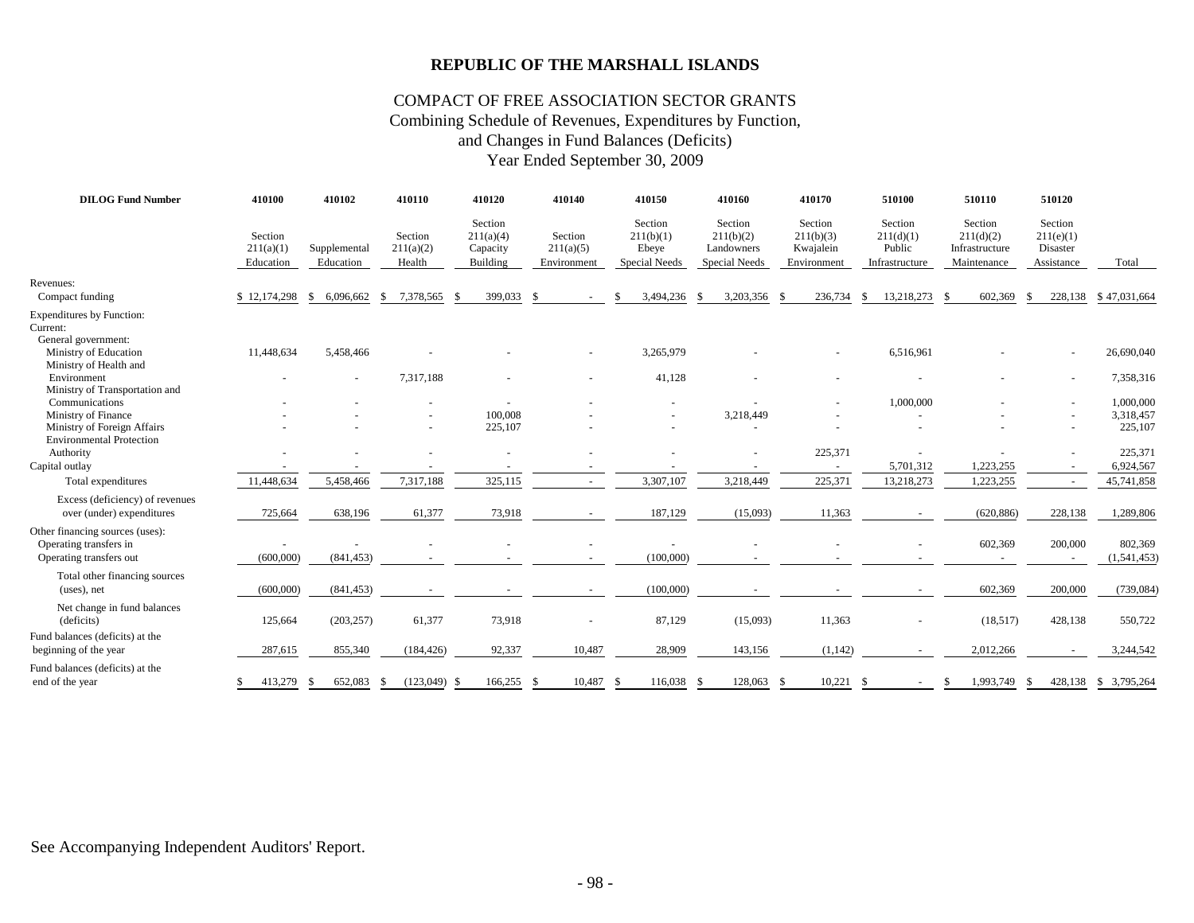# REPUBLIC OF THE MARSHALL ISLANDS

## COMPACT OF FREE ASSOCIATION SECTOR GRANTS
### Combining Schedule of Revenues, Expenditures by Function, and Changes in Fund Balances (Deficits)
### Year Ended September 30, 2009

| DILOG Fund Number | 410100 | 410102 | 410110 | 410120 | 410140 | 410150 | 410160 | 410170 | 510100 | 510110 | 510120 | |
|---|---|---|---|---|---|---|---|---|---|---|---|---|
| | Section 211(a)(1) Education | Supplemental Education | Section 211(a)(2) Health | Section 211(a)(4) Capacity Building | Section 211(a)(5) Environment | Section 211(b)(1) Ebeye Special Needs | Section 211(b)(2) Landowners Special Needs | Section 211(b)(3) Kwajalein Environment | Section 211(d)(1) Public Infrastructure | Section 211(d)(2) Infrastructure Maintenance | Section 211(e)(1) Disaster Assistance | Total |
| Revenues: | | | | | | | | | | | | |
| Compact funding | $ 12,174,298 | $ 6,096,662 | $ 7,378,565 | $ 399,033 | $ - | $ 3,494,236 | $ 3,203,356 | $ 236,734 | $ 13,218,273 | $ 602,369 | $ 228,138 | $ 47,031,664 |
| Expenditures by Function: | | | | | | | | | | | | |
| Current: | | | | | | | | | | | | |
| General government: | | | | | | | | | | | | |
| Ministry of Education | 11,448,634 | 5,458,466 | - | - | - | 3,265,979 | - | - | 6,516,961 | - | - | 26,690,040 |
| Ministry of Health and Environment | - | - | 7,317,188 | - | - | 41,128 | - | - | - | - | - | 7,358,316 |
| Ministry of Transportation and Communications | - | - | - | - | - | - | - | - | 1,000,000 | - | - | 1,000,000 |
| Ministry of Finance | - | - | - | 100,008 | - | - | 3,218,449 | - | - | - | - | 3,318,457 |
| Ministry of Foreign Affairs | - | - | - | 225,107 | - | - | - | - | - | - | - | 225,107 |
| Environmental Protection Authority | - | - | - | - | - | - | - | 225,371 | - | - | - | 225,371 |
| Capital outlay | - | - | - | - | - | - | - | - | 5,701,312 | 1,223,255 | - | 6,924,567 |
| Total expenditures | 11,448,634 | 5,458,466 | 7,317,188 | 325,115 | - | 3,307,107 | 3,218,449 | 225,371 | 13,218,273 | 1,223,255 | - | 45,741,858 |
| Excess (deficiency) of revenues over (under) expenditures | 725,664 | 638,196 | 61,377 | 73,918 | - | 187,129 | (15,093) | 11,363 | - | (620,886) | 228,138 | 1,289,806 |
| Other financing sources (uses): | | | | | | | | | | | | |
| Operating transfers in | - | - | - | - | - | - | - | - | - | 602,369 | 200,000 | 802,369 |
| Operating transfers out | (600,000) | (841,453) | - | - | - | (100,000) | - | - | - | - | - | (1,541,453) |
| Total other financing sources (uses), net | (600,000) | (841,453) | - | - | - | (100,000) | - | - | - | 602,369 | 200,000 | (739,084) |
| Net change in fund balances (deficits) | 125,664 | (203,257) | 61,377 | 73,918 | - | 87,129 | (15,093) | 11,363 | - | (18,517) | 428,138 | 550,722 |
| Fund balances (deficits) at the beginning of the year | 287,615 | 855,340 | (184,426) | 92,337 | 10,487 | 28,909 | 143,156 | (1,142) | - | 2,012,266 | - | 3,244,542 |
| Fund balances (deficits) at the end of the year | $ 413,279 | $ 652,083 | $ (123,049) | $ 166,255 | $ 10,487 | $ 116,038 | $ 128,063 | $ 10,221 | $ - | $ 1,993,749 | $ 428,138 | $ 3,795,264 |

See Accompanying Independent Auditors' Report.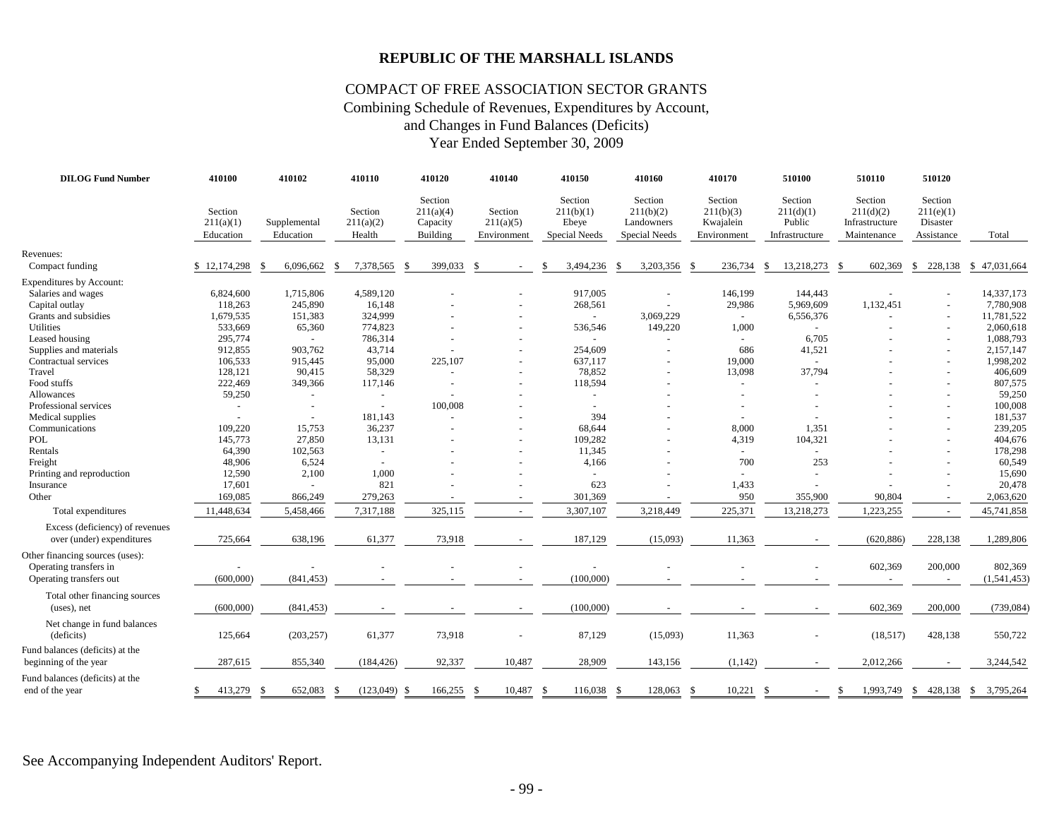**REPUBLIC OF THE MARSHALL ISLANDS**

COMPACT OF FREE ASSOCIATION SECTOR GRANTS
Combining Schedule of Revenues, Expenditures by Account, and Changes in Fund Balances (Deficits)
Year Ended September 30, 2009

| DILOG Fund Number | 410100 | 410102 | 410110 | 410120 | 410140 | 410150 | 410160 | 410170 | 510100 | 510110 | 510120 | |
|---|---|---|---|---|---|---|---|---|---|---|---|---|
| | Section 211(a)(1) Education | Supplemental Education | Section 211(a)(2) Health | Section 211(a)(4) Capacity Building | Section 211(a)(5) Environment | Section 211(b)(1) Ebeye Special Needs | Section 211(b)(2) Landowners Special Needs | Section 211(b)(3) Kwajalein Environment | Section 211(d)(1) Public Infrastructure | Section 211(d)(2) Infrastructure Maintenance | Section 211(e)(1) Disaster Assistance | Total |
| Revenues: | | | | | | | | | | | | |
| Compact funding | $ 12,174,298 | $ 6,096,662 | $ 7,378,565 | $ 399,033 | $ - | $ 3,494,236 | $ 3,203,356 | $ 236,734 | $ 13,218,273 | $ 602,369 | $ 228,138 | $ 47,031,664 |
| Expenditures by Account: | | | | | | | | | | | | |
| Salaries and wages | 6,824,600 | 1,715,806 | 4,589,120 | - | - | 917,005 | - | 146,199 | 144,443 | - | - | 14,337,173 |
| Capital outlay | 118,263 | 245,890 | 16,148 | - | - | 268,561 | - | 29,986 | 5,969,609 | 1,132,451 | - | 7,780,908 |
| Grants and subsidies | 1,679,535 | 151,383 | 324,999 | - | - | - | 3,069,229 | - | 6,556,376 | - | - | 11,781,522 |
| Utilities | 533,669 | 65,360 | 774,823 | - | - | 536,546 | 149,220 | 1,000 | - | - | - | 2,060,618 |
| Leased housing | 295,774 | - | 786,314 | - | - | - | - | - | 6,705 | - | - | 1,088,793 |
| Supplies and materials | 912,855 | 903,762 | 43,714 | - | - | 254,609 | - | 686 | 41,521 | - | - | 2,157,147 |
| Contractual services | 106,533 | 915,445 | 95,000 | 225,107 | - | 637,117 | - | 19,000 | - | - | - | 1,998,202 |
| Travel | 128,121 | 90,415 | 58,329 | - | - | 78,852 | - | 13,098 | 37,794 | - | - | 406,609 |
| Food stuffs | 222,469 | 349,366 | 117,146 | - | - | 118,594 | - | - | - | - | - | 807,575 |
| Allowances | 59,250 | - | - | - | - | - | - | - | - | - | - | 59,250 |
| Professional services | - | - | - | 100,008 | - | - | - | - | - | - | - | 100,008 |
| Medical supplies | - | - | 181,143 | - | - | 394 | - | - | - | - | - | 181,537 |
| Communications | 109,220 | 15,753 | 36,237 | - | - | 68,644 | - | 8,000 | 1,351 | - | - | 239,205 |
| POL | 145,773 | 27,850 | 13,131 | - | - | 109,282 | - | 4,319 | 104,321 | - | - | 404,676 |
| Rentals | 64,390 | 102,563 | - | - | - | 11,345 | - | - | - | - | - | 178,298 |
| Freight | 48,906 | 6,524 | - | - | - | 4,166 | - | 700 | 253 | - | - | 60,549 |
| Printing and reproduction | 12,590 | 2,100 | 1,000 | - | - | - | - | - | - | - | - | 15,690 |
| Insurance | 17,601 | - | 821 | - | - | 623 | - | 1,433 | - | - | - | 20,478 |
| Other | 169,085 | 866,249 | 279,263 | - | - | 301,369 | - | 950 | 355,900 | 90,804 | - | 2,063,620 |
| Total expenditures | 11,448,634 | 5,458,466 | 7,317,188 | 325,115 | - | 3,307,107 | 3,218,449 | 225,371 | 13,218,273 | 1,223,255 | - | 45,741,858 |
| Excess (deficiency) of revenues over (under) expenditures | 725,664 | 638,196 | 61,377 | 73,918 | - | 187,129 | (15,093) | 11,363 | - | (620,886) | 228,138 | 1,289,806 |
| Other financing sources (uses): | | | | | | | | | | | | |
| Operating transfers in | - | - | - | - | - | - | - | - | - | 602,369 | 200,000 | 802,369 |
| Operating transfers out | (600,000) | (841,453) | - | - | - | (100,000) | - | - | - | - | - | (1,541,453) |
| Total other financing sources (uses), net | (600,000) | (841,453) | - | - | - | (100,000) | - | - | - | 602,369 | 200,000 | (739,084) |
| Net change in fund balances (deficits) | 125,664 | (203,257) | 61,377 | 73,918 | - | 87,129 | (15,093) | 11,363 | - | (18,517) | 428,138 | 550,722 |
| Fund balances (deficits) at the beginning of the year | 287,615 | 855,340 | (184,426) | 92,337 | 10,487 | 28,909 | 143,156 | (1,142) | - | 2,012,266 | - | 3,244,542 |
| Fund balances (deficits) at the end of the year | $ 413,279 | $ 652,083 | $ (123,049) | $ 166,255 | $ 10,487 | $ 116,038 | $ 128,063 | $ 10,221 | $ - | $ 1,993,749 | $ 428,138 | $ 3,795,264 |

See Accompanying Independent Auditors' Report.